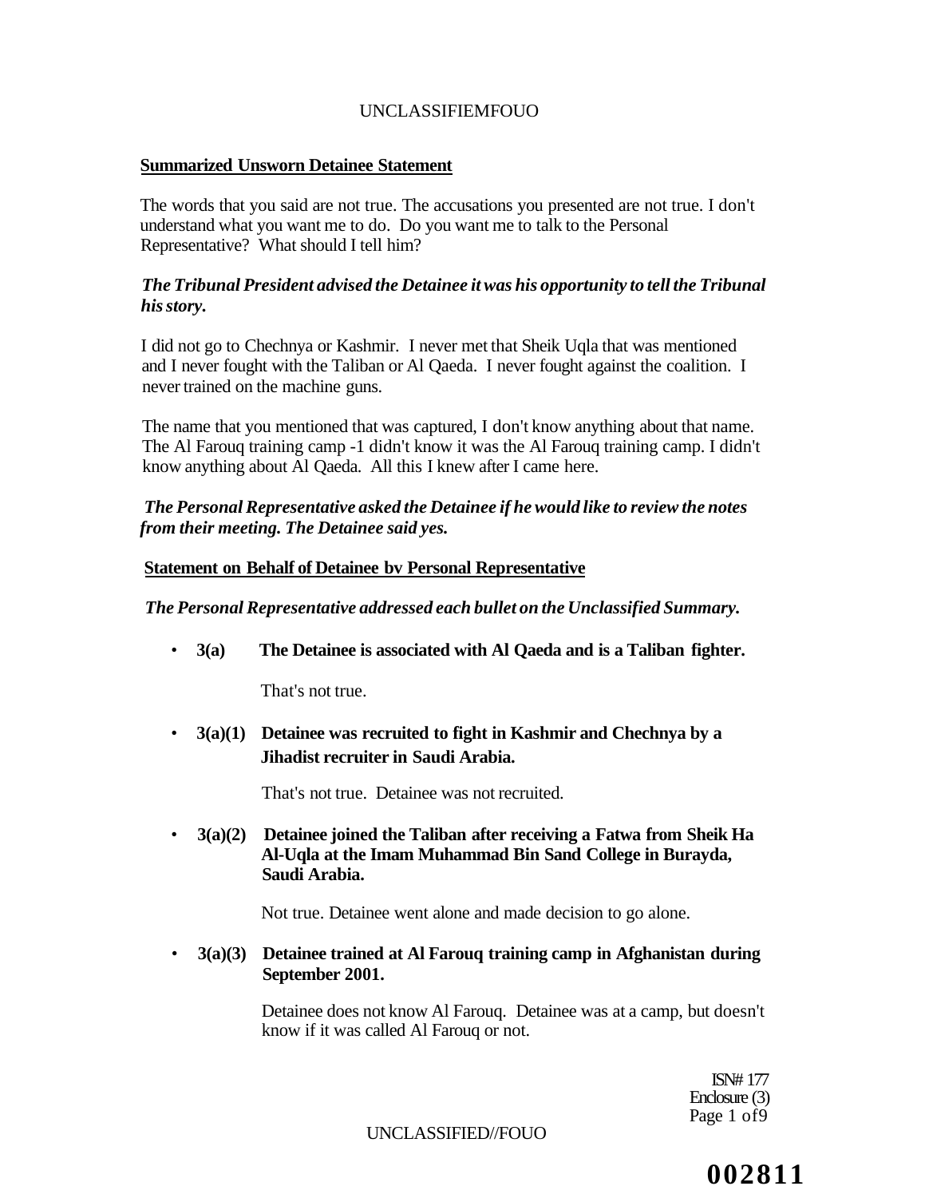**Summarized Unsworn Detainee Statement**

The words that you said are not true. The accusations you presented are not true. I don't understand what you want me to do. Do you want me to talk to the Personal Representative? What should I tell him?

***The Tribunal President advised the Detainee it was his opportunity to tell the Tribunal his story.***

I did not go to Chechnya or Kashmir. I never met that Sheik Uqla that was mentioned and I never fought with the Taliban or Al Qaeda. I never fought against the coalition. I never trained on the machine guns.

The name that you mentioned that was captured, I don't know anything about that name. The Al Farouq training camp -1 didn't know it was the Al Farouq training camp. I didn't know anything about Al Qaeda. All this I knew after I came here.

***The Personal Representative asked the Detainee if he would like to review the notes from their meeting. The Detainee said yes.***

**Statement on Behalf of Detainee bv Personal Representative**

***The Personal Representative addressed each bullet on the Unclassified Summary.***

- **3(a) The Detainee is associated with Al Qaeda and is a Taliban fighter.**

  That's not true.

- **3(a)(1) Detainee was recruited to fight in Kashmir and Chechnya by a Jihadist recruiter in Saudi Arabia.**

  That's not true. Detainee was not recruited.

- **3(a)(2) Detainee joined the Taliban after receiving a Fatwa from Sheik Ha Al-Uqla at the Imam Muhammad Bin Sand College in Burayda, Saudi Arabia.**

  Not true. Detainee went alone and made decision to go alone.

- **3(a)(3) Detainee trained at Al Farouq training camp in Afghanistan during September 2001.**

  Detainee does not know Al Farouq. Detainee was at a camp, but doesn't know if it was called Al Farouq or not.

ISN# 177
Enclosure (3)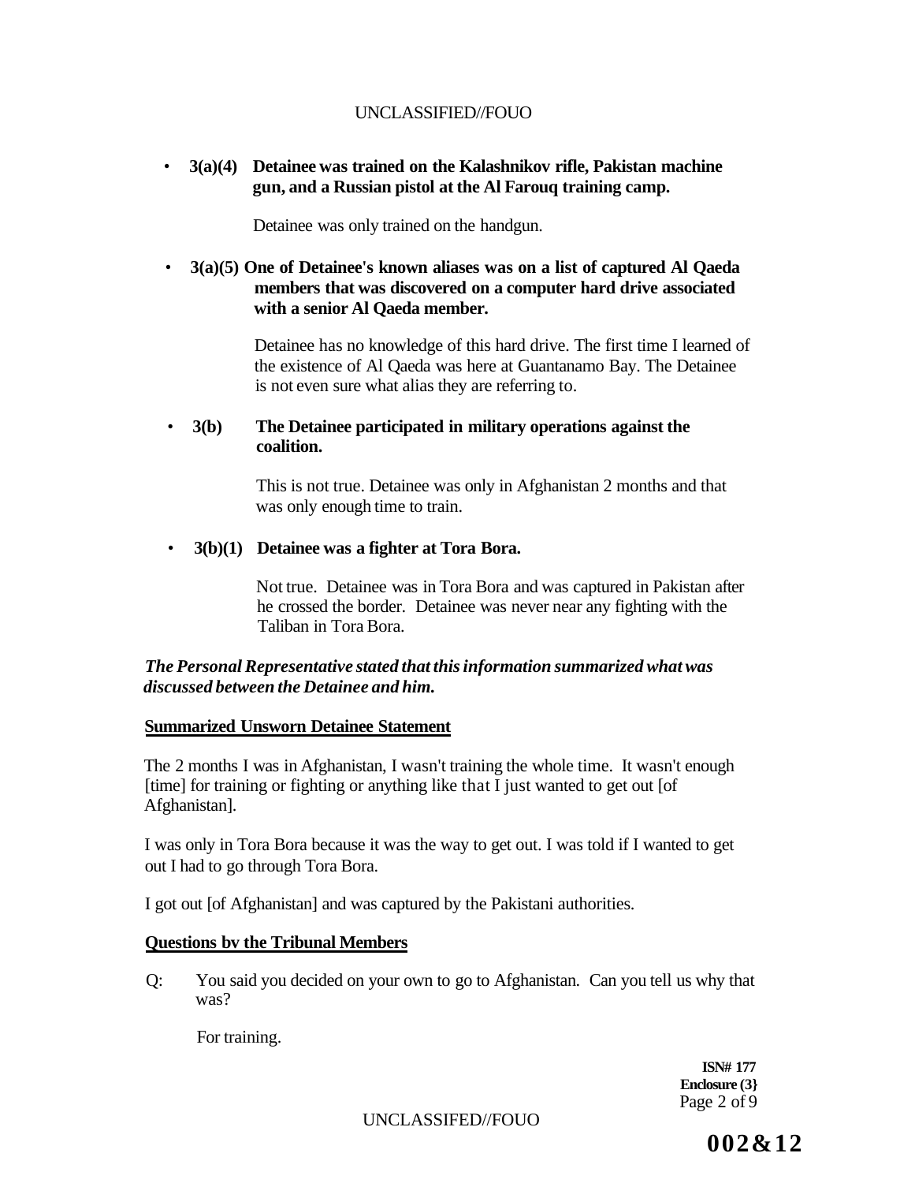- **3(a)(4) Detainee was trained on the Kalashnikov rifle, Pakistan machine gun, and a Russian pistol at the Al Farouq training camp.**

  Detainee was only trained on the handgun.

- **3(a)(5) One of Detainee's known aliases was on a list of captured Al Qaeda members that was discovered on a computer hard drive associated with a senior Al Qaeda member.**

  Detainee has no knowledge of this hard drive. The first time I learned of the existence of Al Qaeda was here at Guantanamo Bay. The Detainee is not even sure what alias they are referring to.

- **3(b) The Detainee participated in military operations against the coalition.**

  This is not true. Detainee was only in Afghanistan 2 months and that was only enough time to train.

- **3(b)(1) Detainee was a fighter at Tora Bora.**

  Not true. Detainee was in Tora Bora and was captured in Pakistan after he crossed the border. Detainee was never near any fighting with the Taliban in Tora Bora.

***The Personal Representative stated that this information summarized what was discussed between the Detainee and him.***

**Summarized Unsworn Detainee Statement**

The 2 months I was in Afghanistan, I wasn't training the whole time. It wasn't enough [time] for training or fighting or anything like that I just wanted to get out [of Afghanistan].

I was only in Tora Bora because it was the way to get out. I was told if I wanted to get out I had to go through Tora Bora.

I got out [of Afghanistan] and was captured by the Pakistani authorities.

**Questions bv the Tribunal Members**

Q: You said you decided on your own to go to Afghanistan. Can you tell us why that was?

For training.

**ISN# 177**
**Enclosure (3}**

**002&12**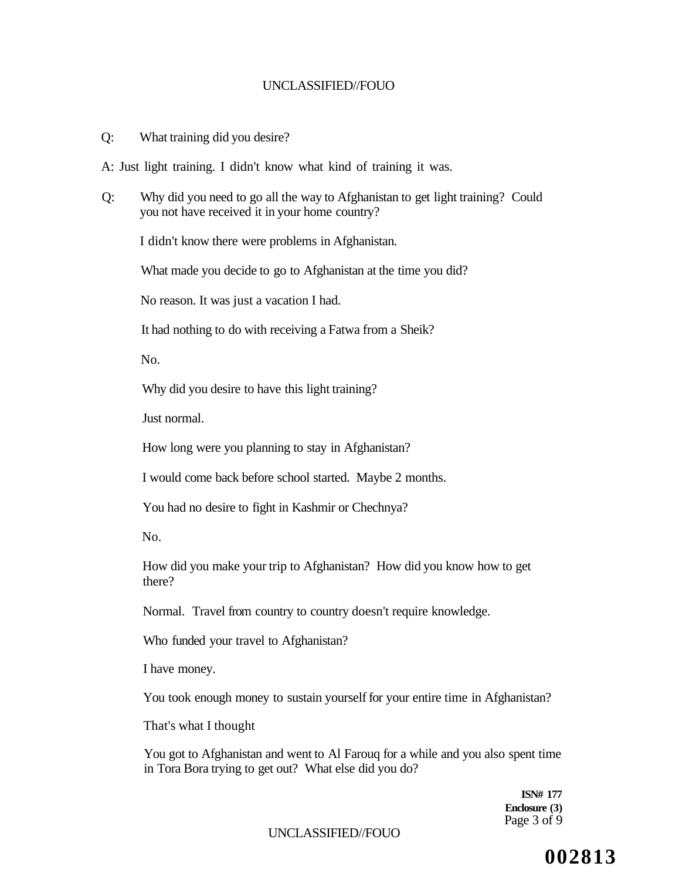Q: What training did you desire?

A: Just light training. I didn't know what kind of training it was.

Q: Why did you need to go all the way to Afghanistan to get light training? Could you not have received it in your home country?

I didn't know there were problems in Afghanistan.

What made you decide to go to Afghanistan at the time you did?

No reason. It was just a vacation I had.

It had nothing to do with receiving a Fatwa from a Sheik?

No.

Why did you desire to have this light training?

Just normal.

How long were you planning to stay in Afghanistan?

I would come back before school started. Maybe 2 months.

You had no desire to fight in Kashmir or Chechnya?

No.

How did you make your trip to Afghanistan? How did you know how to get there?

Normal. Travel from country to country doesn't require knowledge.

Who funded your travel to Afghanistan?

I have money.

You took enough money to sustain yourself for your entire time in Afghanistan?

That's what I thought

You got to Afghanistan and went to Al Farouq for a while and you also spent time in Tora Bora trying to get out? What else did you do?

**ISN# 177**
**Enclosure (3)**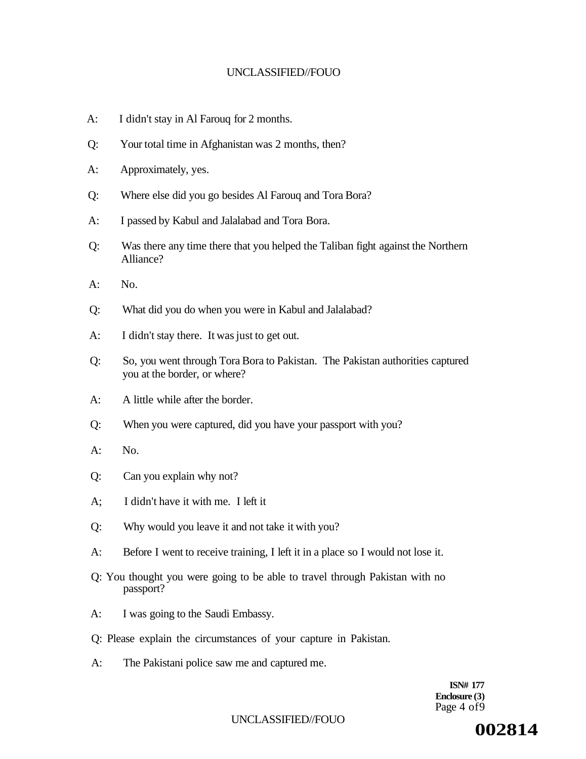A: I didn't stay in Al Farouq for 2 months.

Q: Your total time in Afghanistan was 2 months, then?

A: Approximately, yes.

Q: Where else did you go besides Al Farouq and Tora Bora?

A: I passed by Kabul and Jalalabad and Tora Bora.

Q: Was there any time there that you helped the Taliban fight against the Northern Alliance?

A: No.

Q: What did you do when you were in Kabul and Jalalabad?

A: I didn't stay there. It was just to get out.

Q: So, you went through Tora Bora to Pakistan. The Pakistan authorities captured you at the border, or where?

A: A little while after the border.

Q: When you were captured, did you have your passport with you?

A: No.

Q: Can you explain why not?

A; I didn't have it with me. I left it

Q: Why would you leave it and not take it with you?

A: Before I went to receive training, I left it in a place so I would not lose it.

Q: You thought you were going to be able to travel through Pakistan with no passport?

A: I was going to the Saudi Embassy.

Q: Please explain the circumstances of your capture in Pakistan.

A: The Pakistani police saw me and captured me.

**ISN# 177**
**Enclosure (3)**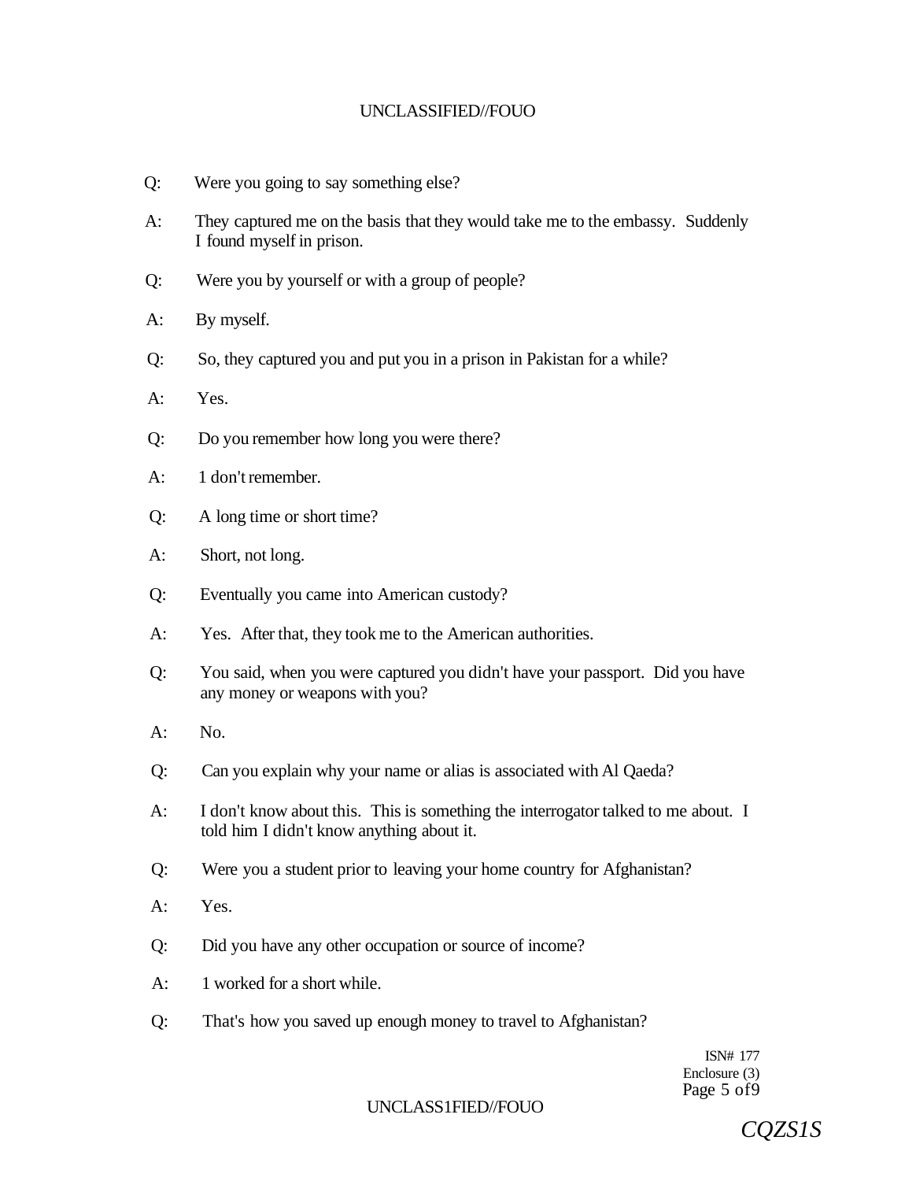Q: Were you going to say something else?

A: They captured me on the basis that they would take me to the embassy. Suddenly I found myself in prison.

Q: Were you by yourself or with a group of people?

A: By myself.

Q: So, they captured you and put you in a prison in Pakistan for a while?

A: Yes.

Q: Do you remember how long you were there?

A: 1 don't remember.

Q: A long time or short time?

A: Short, not long.

Q: Eventually you came into American custody?

A: Yes. After that, they took me to the American authorities.

Q: You said, when you were captured you didn't have your passport. Did you have any money or weapons with you?

A: No.

Q: Can you explain why your name or alias is associated with Al Qaeda?

A: I don't know about this. This is something the interrogator talked to me about. I told him I didn't know anything about it.

Q: Were you a student prior to leaving your home country for Afghanistan?

A: Yes.

Q: Did you have any other occupation or source of income?

A: 1 worked for a short while.

Q: That's how you saved up enough money to travel to Afghanistan?

ISN# 177
Enclosure (3)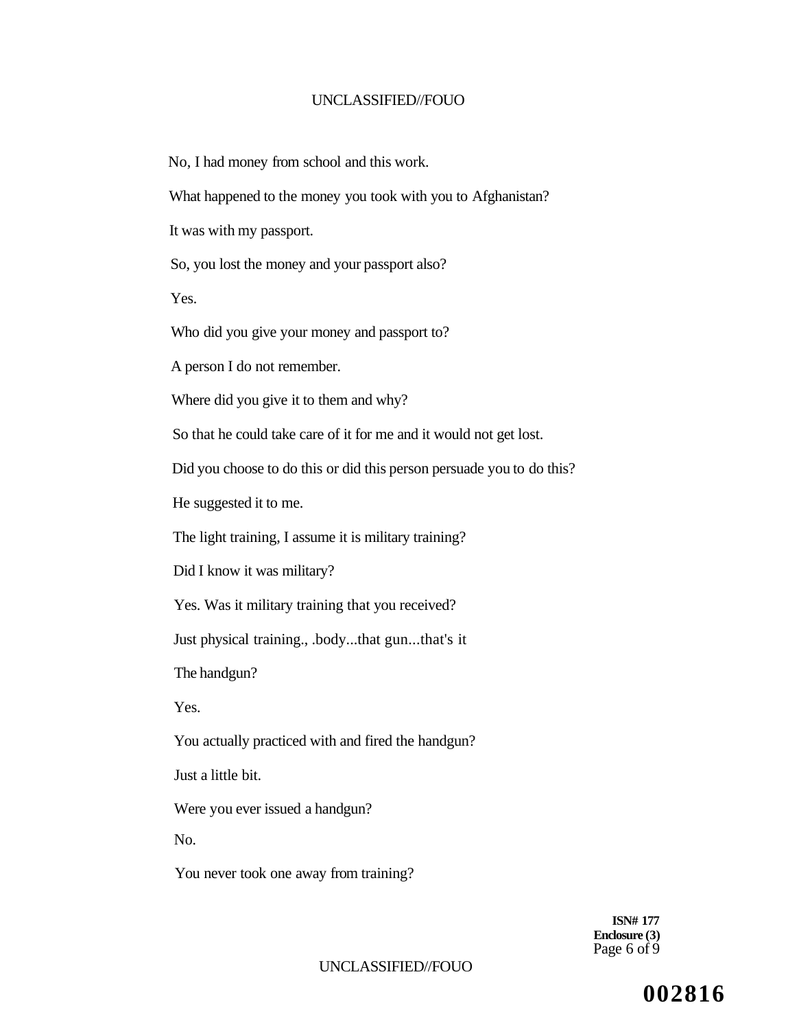No, I had money from school and this work.

What happened to the money you took with you to Afghanistan?

It was with my passport.

So, you lost the money and your passport also?

Yes.

Who did you give your money and passport to?

A person I do not remember.

Where did you give it to them and why?

So that he could take care of it for me and it would not get lost.

Did you choose to do this or did this person persuade you to do this?

He suggested it to me.

The light training, I assume it is military training?

Did I know it was military?

Yes. Was it military training that you received?

Just physical training., .body...that gun...that's it

The handgun?

Yes.

You actually practiced with and fired the handgun?

Just a little bit.

Were you ever issued a handgun?

No.

You never took one away from training?

**ISN# 177**
**Enclosure (3)**

**002816**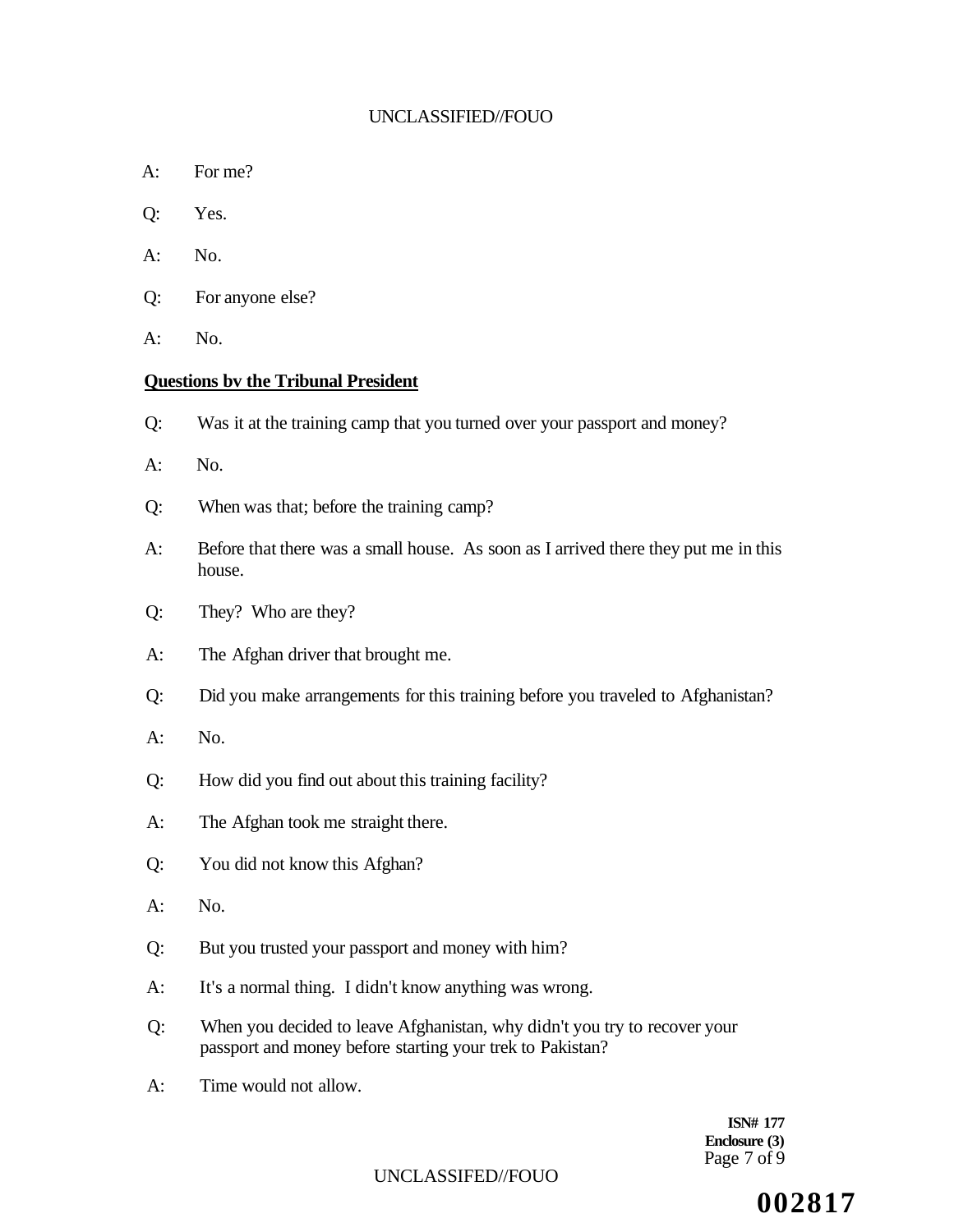A: For me?

Q: Yes.

A: No.

Q: For anyone else?

A: No.

**Questions bv the Tribunal President**

Q: Was it at the training camp that you turned over your passport and money?

A: No.

Q: When was that; before the training camp?

A: Before that there was a small house. As soon as I arrived there they put me in this house.

Q: They? Who are they?

A: The Afghan driver that brought me.

Q: Did you make arrangements for this training before you traveled to Afghanistan?

A: No.

Q: How did you find out about this training facility?

A: The Afghan took me straight there.

Q: You did not know this Afghan?

A: No.

Q: But you trusted your passport and money with him?

A: It's a normal thing. I didn't know anything was wrong.

Q: When you decided to leave Afghanistan, why didn't you try to recover your passport and money before starting your trek to Pakistan?

A: Time would not allow.

**ISN# 177**
**Enclosure (3)**

**002817**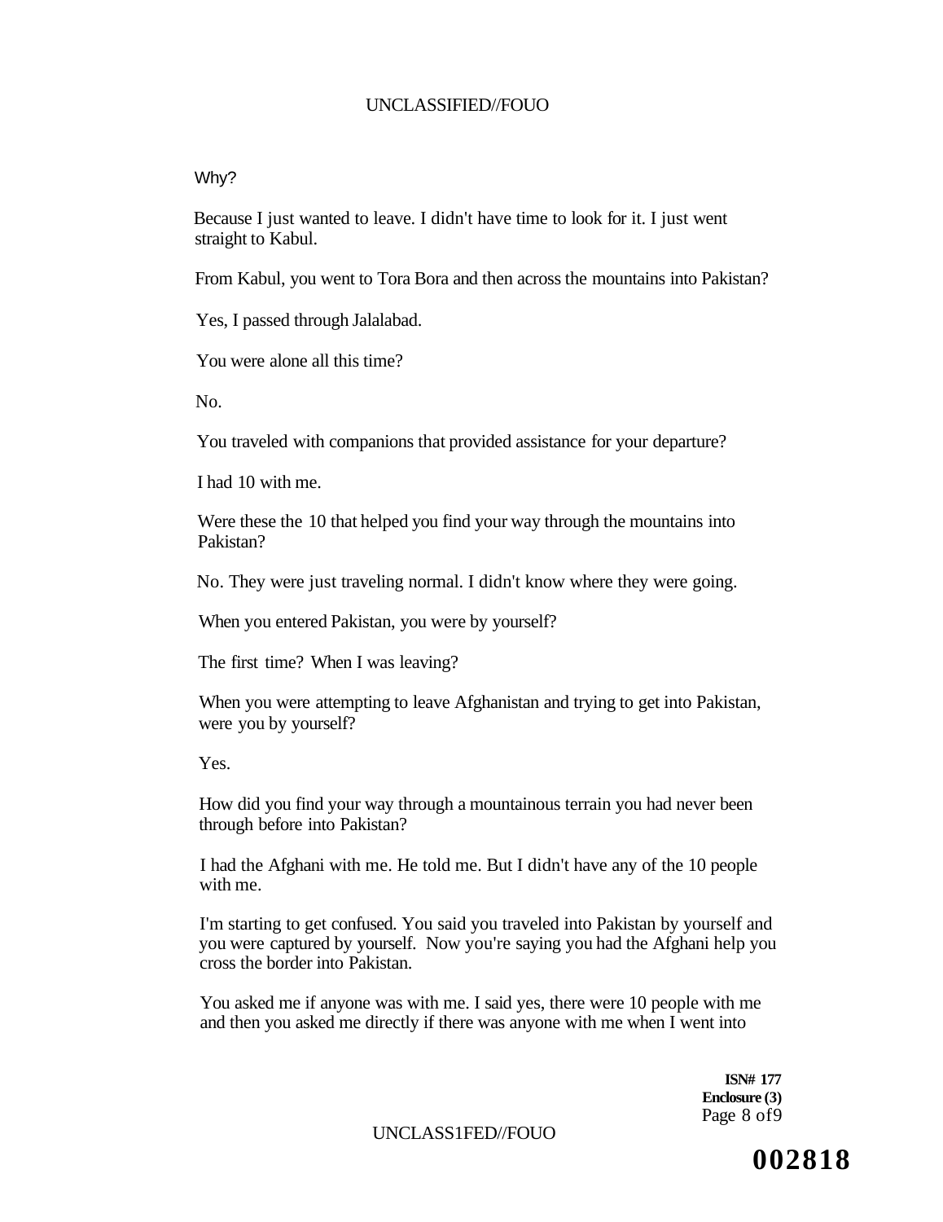Why?

Because I just wanted to leave. I didn't have time to look for it. I just went straight to Kabul.

From Kabul, you went to Tora Bora and then across the mountains into Pakistan?

Yes, I passed through Jalalabad.

You were alone all this time?

No.

You traveled with companions that provided assistance for your departure?

I had 10 with me.

Were these the 10 that helped you find your way through the mountains into Pakistan?

No. They were just traveling normal. I didn't know where they were going.

When you entered Pakistan, you were by yourself?

The first time? When I was leaving?

When you were attempting to leave Afghanistan and trying to get into Pakistan, were you by yourself?

Yes.

How did you find your way through a mountainous terrain you had never been through before into Pakistan?

I had the Afghani with me. He told me. But I didn't have any of the 10 people with me.

I'm starting to get confused. You said you traveled into Pakistan by yourself and you were captured by yourself. Now you're saying you had the Afghani help you cross the border into Pakistan.

You asked me if anyone was with me. I said yes, there were 10 people with me and then you asked me directly if there was anyone with me when I went into

**ISN# 177**
**Enclosure (3)**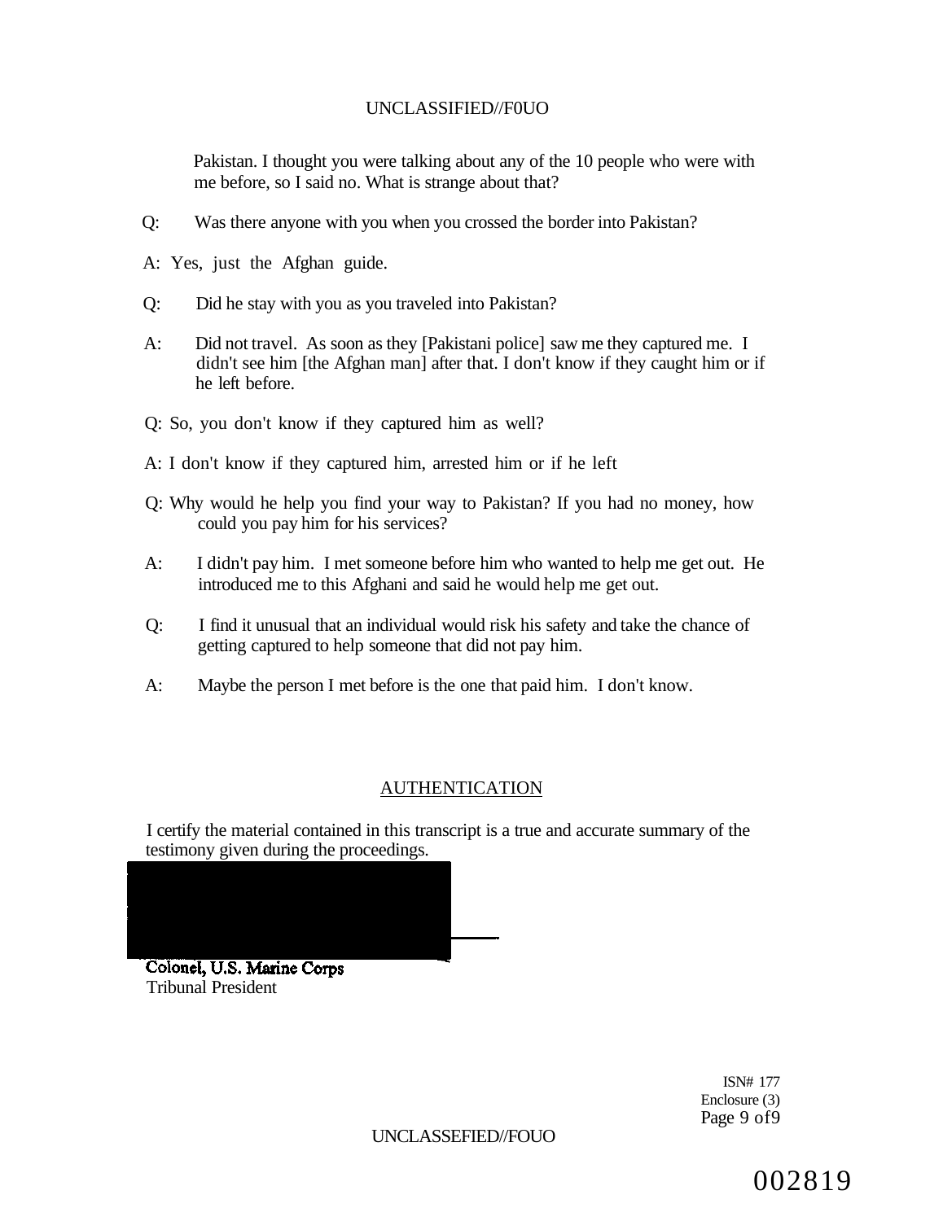Pakistan. I thought you were talking about any of the 10 people who were with me before, so I said no. What is strange about that?

Q: Was there anyone with you when you crossed the border into Pakistan?

A: Yes, just the Afghan guide.

Q: Did he stay with you as you traveled into Pakistan?

A: Did not travel. As soon as they [Pakistani police] saw me they captured me. I didn't see him [the Afghan man] after that. I don't know if they caught him or if he left before.

Q: So, you don't know if they captured him as well?

A: I don't know if they captured him, arrested him or if he left

Q: Why would he help you find your way to Pakistan? If you had no money, how could you pay him for his services?

A: I didn't pay him. I met someone before him who wanted to help me get out. He introduced me to this Afghani and said he would help me get out.

Q: I find it unusual that an individual would risk his safety and take the chance of getting captured to help someone that did not pay him.

A: Maybe the person I met before is the one that paid him. I don't know.

## AUTHENTICATION

I certify the material contained in this transcript is a true and accurate summary of the testimony given during the proceedings.

Colonel, U.S. Marine Corps
Tribunal President

ISN# 177
Enclosure (3)

002819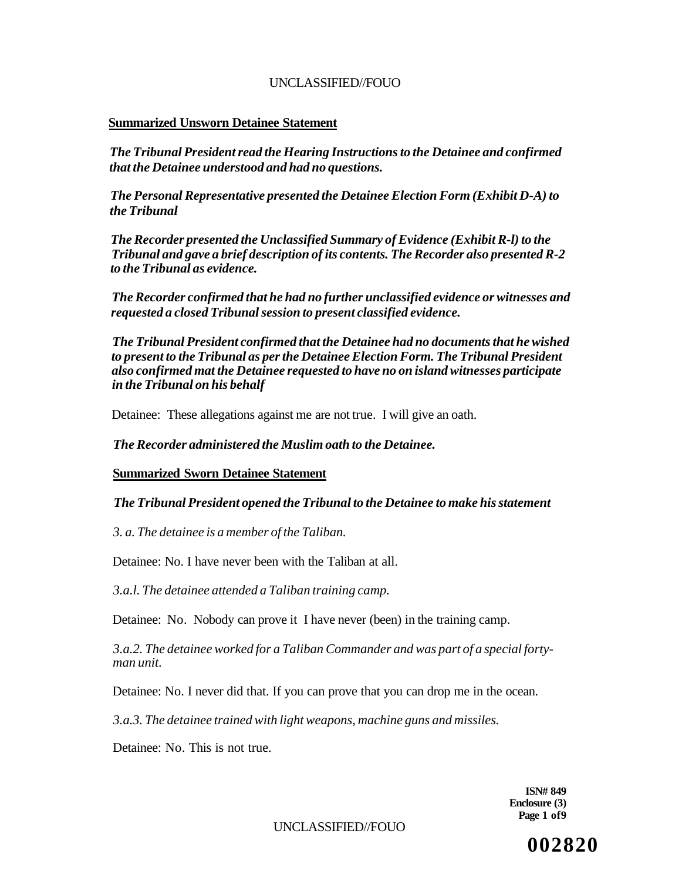**Summarized Unsworn Detainee Statement**

*The Tribunal President read the Hearing Instructions to the Detainee and confirmed that the Detainee understood and had no questions.*

*The Personal Representative presented the Detainee Election Form (Exhibit D-A) to the Tribunal*

*The Recorder presented the Unclassified Summary of Evidence (Exhibit R-l) to the Tribunal and gave a brief description of its contents. The Recorder also presented R-2 to the Tribunal as evidence.*

*The Recorder confirmed that he had no further unclassified evidence or witnesses and requested a closed Tribunal session to present classified evidence.*

*The Tribunal President confirmed that the Detainee had no documents that he wished to present to the Tribunal as per the Detainee Election Form. The Tribunal President also confirmed mat the Detainee requested to have no on island witnesses participate in the Tribunal on his behalf*

Detainee: These allegations against me are not true. I will give an oath.

*The Recorder administered the Muslim oath to the Detainee.*

**Summarized Sworn Detainee Statement**

*The Tribunal President opened the Tribunal to the Detainee to make his statement*

*3. a. The detainee is a member of the Taliban.*

Detainee: No. I have never been with the Taliban at all.

*3.a.l. The detainee attended a Taliban training camp.*

Detainee: No. Nobody can prove it I have never (been) in the training camp.

*3.a.2. The detainee worked for a Taliban Commander and was part of a special forty-man unit.*

Detainee: No. I never did that. If you can prove that you can drop me in the ocean.

*3.a.3. The detainee trained with light weapons, machine guns and missiles.*

Detainee: No. This is not true.

**ISN# 849**
**Enclosure (3)**

**002820**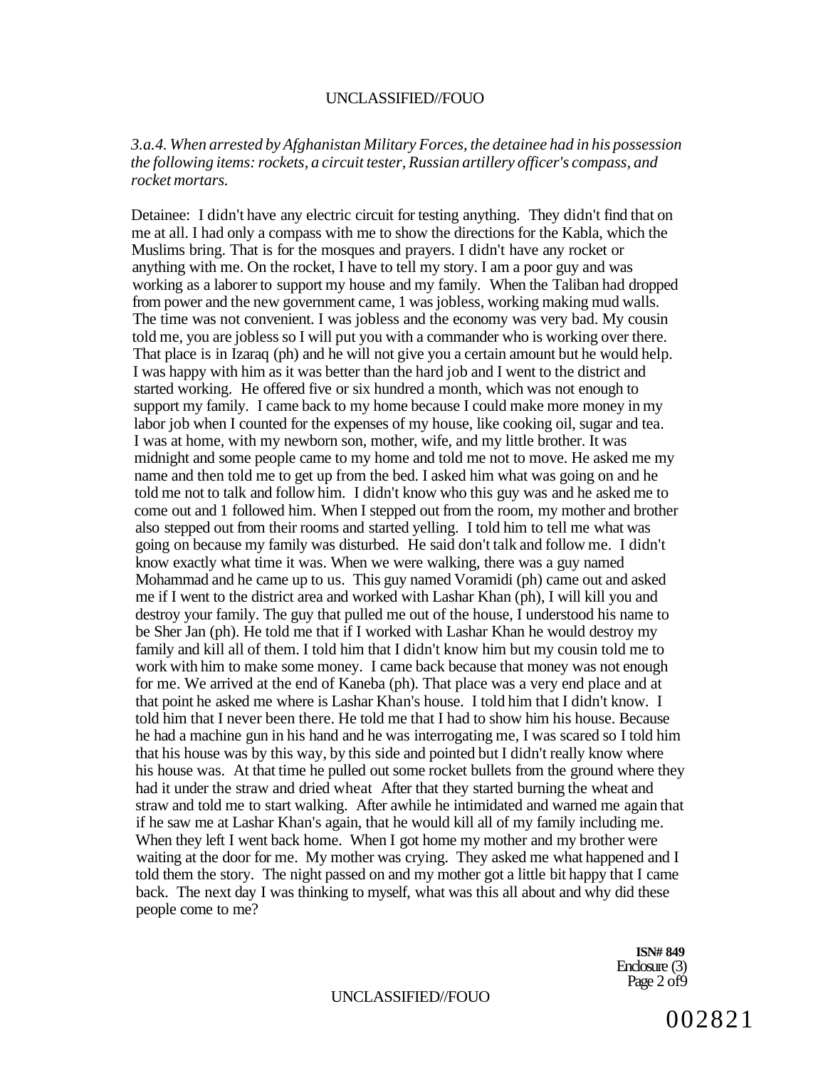*3.a.4. When arrested by Afghanistan Military Forces, the detainee had in his possession the following items: rockets, a circuit tester, Russian artillery officer's compass, and rocket mortars.*

Detainee: I didn't have any electric circuit for testing anything. They didn't find that on me at all. I had only a compass with me to show the directions for the Kabla, which the Muslims bring. That is for the mosques and prayers. I didn't have any rocket or anything with me. On the rocket, I have to tell my story. I am a poor guy and was working as a laborer to support my house and my family. When the Taliban had dropped from power and the new government came, 1 was jobless, working making mud walls. The time was not convenient. I was jobless and the economy was very bad. My cousin told me, you are jobless so I will put you with a commander who is working over there. That place is in Izaraq (ph) and he will not give you a certain amount but he would help. I was happy with him as it was better than the hard job and I went to the district and started working. He offered five or six hundred a month, which was not enough to support my family. I came back to my home because I could make more money in my labor job when I counted for the expenses of my house, like cooking oil, sugar and tea. I was at home, with my newborn son, mother, wife, and my little brother. It was midnight and some people came to my home and told me not to move. He asked me my name and then told me to get up from the bed. I asked him what was going on and he told me not to talk and follow him. I didn't know who this guy was and he asked me to come out and 1 followed him. When I stepped out from the room, my mother and brother also stepped out from their rooms and started yelling. I told him to tell me what was going on because my family was disturbed. He said don't talk and follow me. I didn't know exactly what time it was. When we were walking, there was a guy named Mohammad and he came up to us. This guy named Voramidi (ph) came out and asked me if I went to the district area and worked with Lashar Khan (ph), I will kill you and destroy your family. The guy that pulled me out of the house, I understood his name to be Sher Jan (ph). He told me that if I worked with Lashar Khan he would destroy my family and kill all of them. I told him that I didn't know him but my cousin told me to work with him to make some money. I came back because that money was not enough for me. We arrived at the end of Kaneba (ph). That place was a very end place and at that point he asked me where is Lashar Khan's house. I told him that I didn't know. I told him that I never been there. He told me that I had to show him his house. Because he had a machine gun in his hand and he was interrogating me, I was scared so I told him that his house was by this way, by this side and pointed but I didn't really know where his house was. At that time he pulled out some rocket bullets from the ground where they had it under the straw and dried wheat After that they started burning the wheat and straw and told me to start walking. After awhile he intimidated and warned me again that if he saw me at Lashar Khan's again, that he would kill all of my family including me. When they left I went back home. When I got home my mother and my brother were waiting at the door for me. My mother was crying. They asked me what happened and I told them the story. The night passed on and my mother got a little bit happy that I came back. The next day I was thinking to myself, what was this all about and why did these people come to me?

**ISN# 849**
Enclosure (3)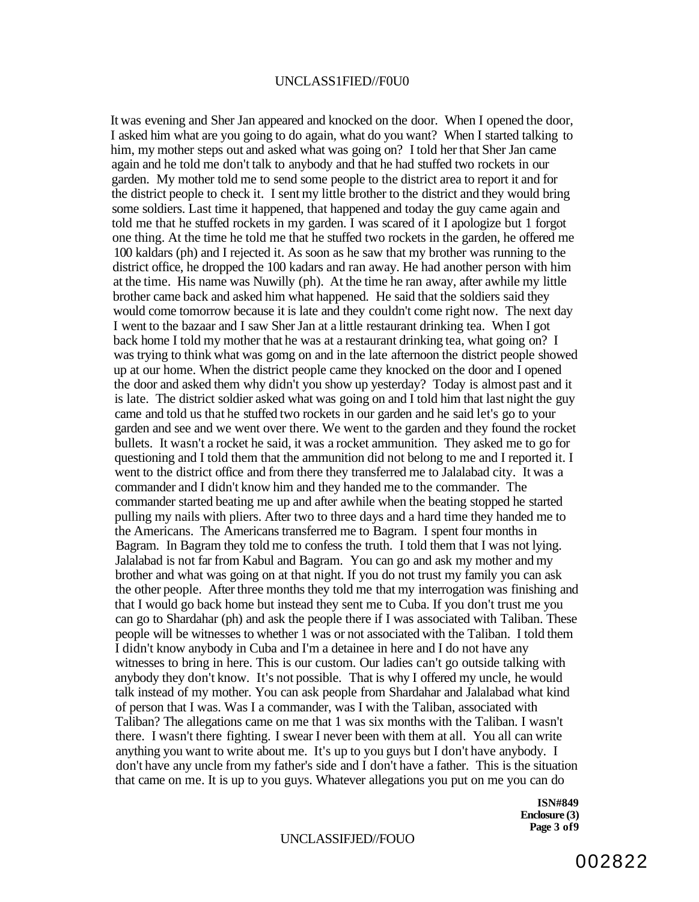It was evening and Sher Jan appeared and knocked on the door. When I opened the door, I asked him what are you going to do again, what do you want? When I started talking to him, my mother steps out and asked what was going on? I told her that Sher Jan came again and he told me don't talk to anybody and that he had stuffed two rockets in our garden. My mother told me to send some people to the district area to report it and for the district people to check it. I sent my little brother to the district and they would bring some soldiers. Last time it happened, that happened and today the guy came again and told me that he stuffed rockets in my garden. I was scared of it I apologize but 1 forgot one thing. At the time he told me that he stuffed two rockets in the garden, he offered me 100 kaldars (ph) and I rejected it. As soon as he saw that my brother was running to the district office, he dropped the 100 kadars and ran away. He had another person with him at the time. His name was Nuwilly (ph). At the time he ran away, after awhile my little brother came back and asked him what happened. He said that the soldiers said they would come tomorrow because it is late and they couldn't come right now. The next day I went to the bazaar and I saw Sher Jan at a little restaurant drinking tea. When I got back home I told my mother that he was at a restaurant drinking tea, what going on? I was trying to think what was gomg on and in the late afternoon the district people showed up at our home. When the district people came they knocked on the door and I opened the door and asked them why didn't you show up yesterday? Today is almost past and it is late. The district soldier asked what was going on and I told him that last night the guy came and told us that he stuffed two rockets in our garden and he said let's go to your garden and see and we went over there. We went to the garden and they found the rocket bullets. It wasn't a rocket he said, it was a rocket ammunition. They asked me to go for questioning and I told them that the ammunition did not belong to me and I reported it. I went to the district office and from there they transferred me to Jalalabad city. It was a commander and I didn't know him and they handed me to the commander. The commander started beating me up and after awhile when the beating stopped he started pulling my nails with pliers. After two to three days and a hard time they handed me to the Americans. The Americans transferred me to Bagram. I spent four months in Bagram. In Bagram they told me to confess the truth. I told them that I was not lying. Jalalabad is not far from Kabul and Bagram. You can go and ask my mother and my brother and what was going on at that night. If you do not trust my family you can ask the other people. After three months they told me that my interrogation was finishing and that I would go back home but instead they sent me to Cuba. If you don't trust me you can go to Shardahar (ph) and ask the people there if I was associated with Taliban. These people will be witnesses to whether 1 was or not associated with the Taliban. I told them I didn't know anybody in Cuba and I'm a detainee in here and I do not have any witnesses to bring in here. This is our custom. Our ladies can't go outside talking with anybody they don't know. It's not possible. That is why I offered my uncle, he would talk instead of my mother. You can ask people from Shardahar and Jalalabad what kind of person that I was. Was I a commander, was I with the Taliban, associated with Taliban? The allegations came on me that 1 was six months with the Taliban. I wasn't there. I wasn't there fighting. I swear I never been with them at all. You all can write anything you want to write about me. It's up to you guys but I don't have anybody. I don't have any uncle from my father's side and I don't have a father. This is the situation that came on me. It is up to you guys. Whatever allegations you put on me you can do

**ISN#849**
**Enclosure (3)**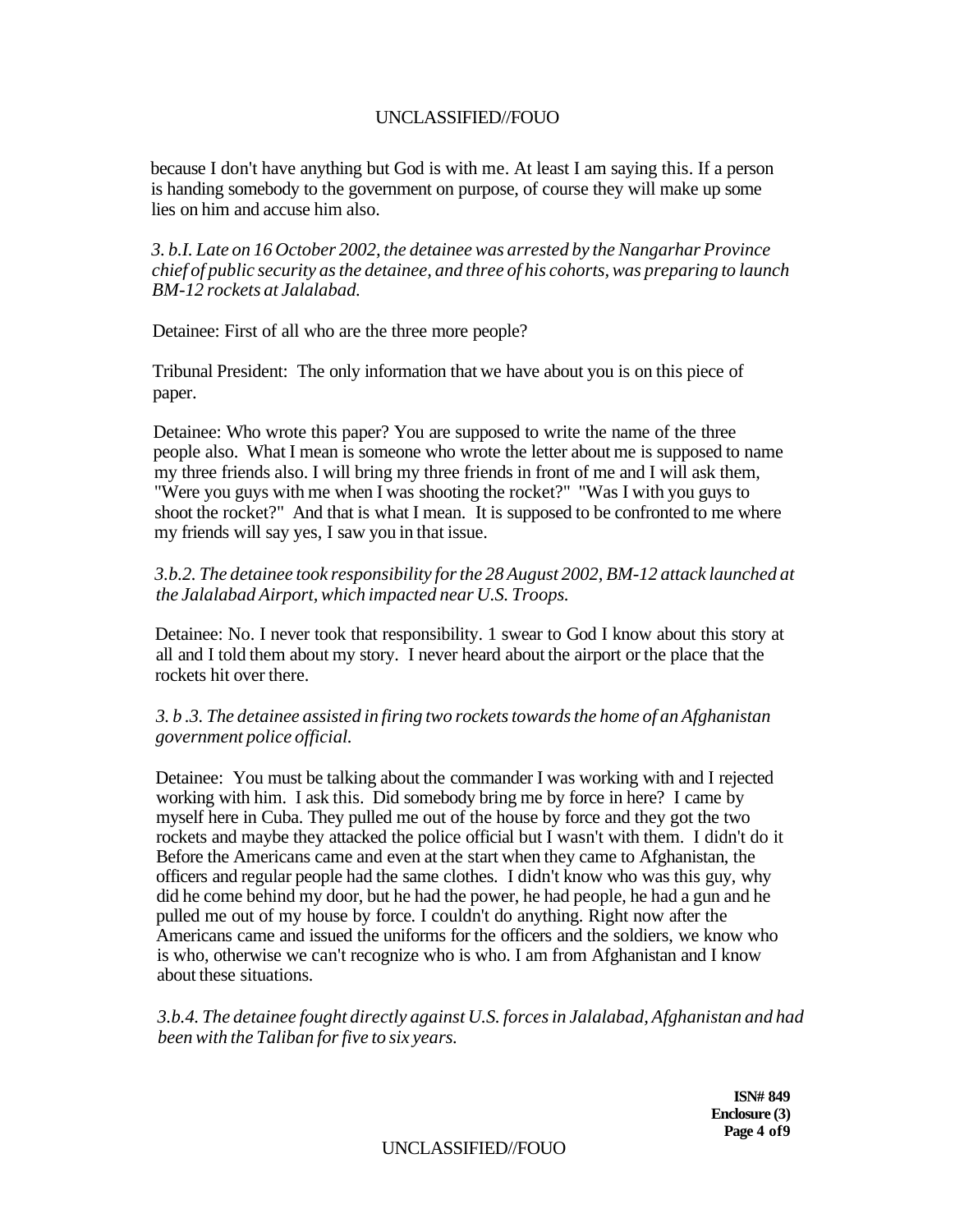because I don't have anything but God is with me. At least I am saying this. If a person is handing somebody to the government on purpose, of course they will make up some lies on him and accuse him also.

*3. b.I. Late on 16 October 2002, the detainee was arrested by the Nangarhar Province chief of public security as the detainee, and three of his cohorts, was preparing to launch BM-12 rockets at Jalalabad.*

Detainee: First of all who are the three more people?

Tribunal President: The only information that we have about you is on this piece of paper.

Detainee: Who wrote this paper? You are supposed to write the name of the three people also. What I mean is someone who wrote the letter about me is supposed to name my three friends also. I will bring my three friends in front of me and I will ask them, "Were you guys with me when I was shooting the rocket?" "Was I with you guys to shoot the rocket?" And that is what I mean. It is supposed to be confronted to me where my friends will say yes, I saw you in that issue.

*3.b.2. The detainee took responsibility for the 28 August 2002, BM-12 attack launched at the Jalalabad Airport, which impacted near U.S. Troops.*

Detainee: No. I never took that responsibility. 1 swear to God I know about this story at all and I told them about my story. I never heard about the airport or the place that the rockets hit over there.

*3. b .3. The detainee assisted in firing two rockets towards the home of an Afghanistan government police official.*

Detainee: You must be talking about the commander I was working with and I rejected working with him. I ask this. Did somebody bring me by force in here? I came by myself here in Cuba. They pulled me out of the house by force and they got the two rockets and maybe they attacked the police official but I wasn't with them. I didn't do it Before the Americans came and even at the start when they came to Afghanistan, the officers and regular people had the same clothes. I didn't know who was this guy, why did he come behind my door, but he had the power, he had people, he had a gun and he pulled me out of my house by force. I couldn't do anything. Right now after the Americans came and issued the uniforms for the officers and the soldiers, we know who is who, otherwise we can't recognize who is who. I am from Afghanistan and I know about these situations.

*3.b.4. The detainee fought directly against U.S. forces in Jalalabad, Afghanistan and had been with the Taliban for five to six years.*

**ISN# 849**
**Enclosure (3)**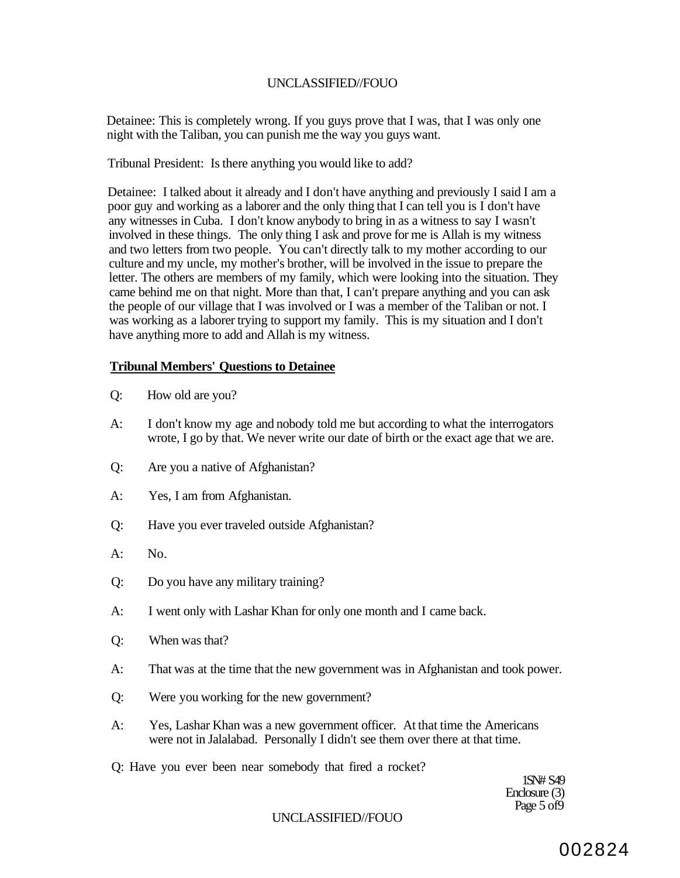Detainee: This is completely wrong. If you guys prove that I was, that I was only one night with the Taliban, you can punish me the way you guys want.

Tribunal President: Is there anything you would like to add?

Detainee: I talked about it already and I don't have anything and previously I said I am a poor guy and working as a laborer and the only thing that I can tell you is I don't have any witnesses in Cuba. I don't know anybody to bring in as a witness to say I wasn't involved in these things. The only thing I ask and prove for me is Allah is my witness and two letters from two people. You can't directly talk to my mother according to our culture and my uncle, my mother's brother, will be involved in the issue to prepare the letter. The others are members of my family, which were looking into the situation. They came behind me on that night. More than that, I can't prepare anything and you can ask the people of our village that I was involved or I was a member of the Taliban or not. I was working as a laborer trying to support my family. This is my situation and I don't have anything more to add and Allah is my witness.

**Tribunal Members' Questions to Detainee**

Q: How old are you?

A: I don't know my age and nobody told me but according to what the interrogators wrote, I go by that. We never write our date of birth or the exact age that we are.

Q: Are you a native of Afghanistan?

A: Yes, I am from Afghanistan.

Q: Have you ever traveled outside Afghanistan?

A: No.

Q: Do you have any military training?

A: I went only with Lashar Khan for only one month and I came back.

Q: When was that?

A: That was at the time that the new government was in Afghanistan and took power.

Q: Were you working for the new government?

A: Yes, Lashar Khan was a new government officer. At that time the Americans were not in Jalalabad. Personally I didn't see them over there at that time.

Q: Have you ever been near somebody that fired a rocket?

ISN# S49
Enclosure (3)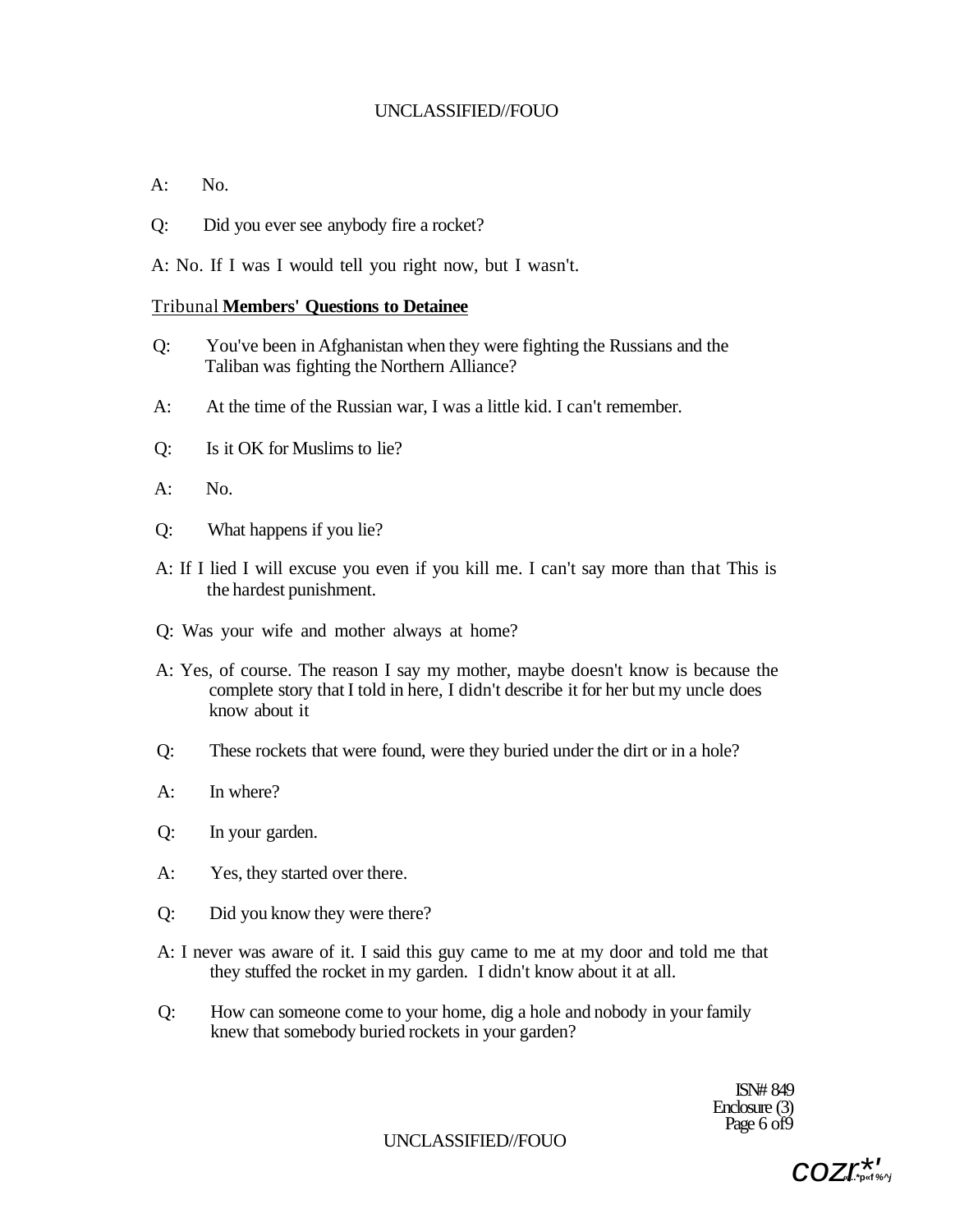A: No.

Q: Did you ever see anybody fire a rocket?

A: No. If I was I would tell you right now, but I wasn't.

Tribunal **Members' Questions to Detainee**

Q: You've been in Afghanistan when they were fighting the Russians and the Taliban was fighting the Northern Alliance?

A: At the time of the Russian war, I was a little kid. I can't remember.

Q: Is it OK for Muslims to lie?

A: No.

Q: What happens if you lie?

A: If I lied I will excuse you even if you kill me. I can't say more than that This is the hardest punishment.

Q: Was your wife and mother always at home?

A: Yes, of course. The reason I say my mother, maybe doesn't know is because the complete story that I told in here, I didn't describe it for her but my uncle does know about it

Q: These rockets that were found, were they buried under the dirt or in a hole?

A: In where?

Q: In your garden.

A: Yes, they started over there.

Q: Did you know they were there?

A: I never was aware of it. I said this guy came to me at my door and told me that they stuffed the rocket in my garden. I didn't know about it at all.

Q: How can someone come to your home, dig a hole and nobody in your family knew that somebody buried rockets in your garden?

ISN# 849
Enclosure (3)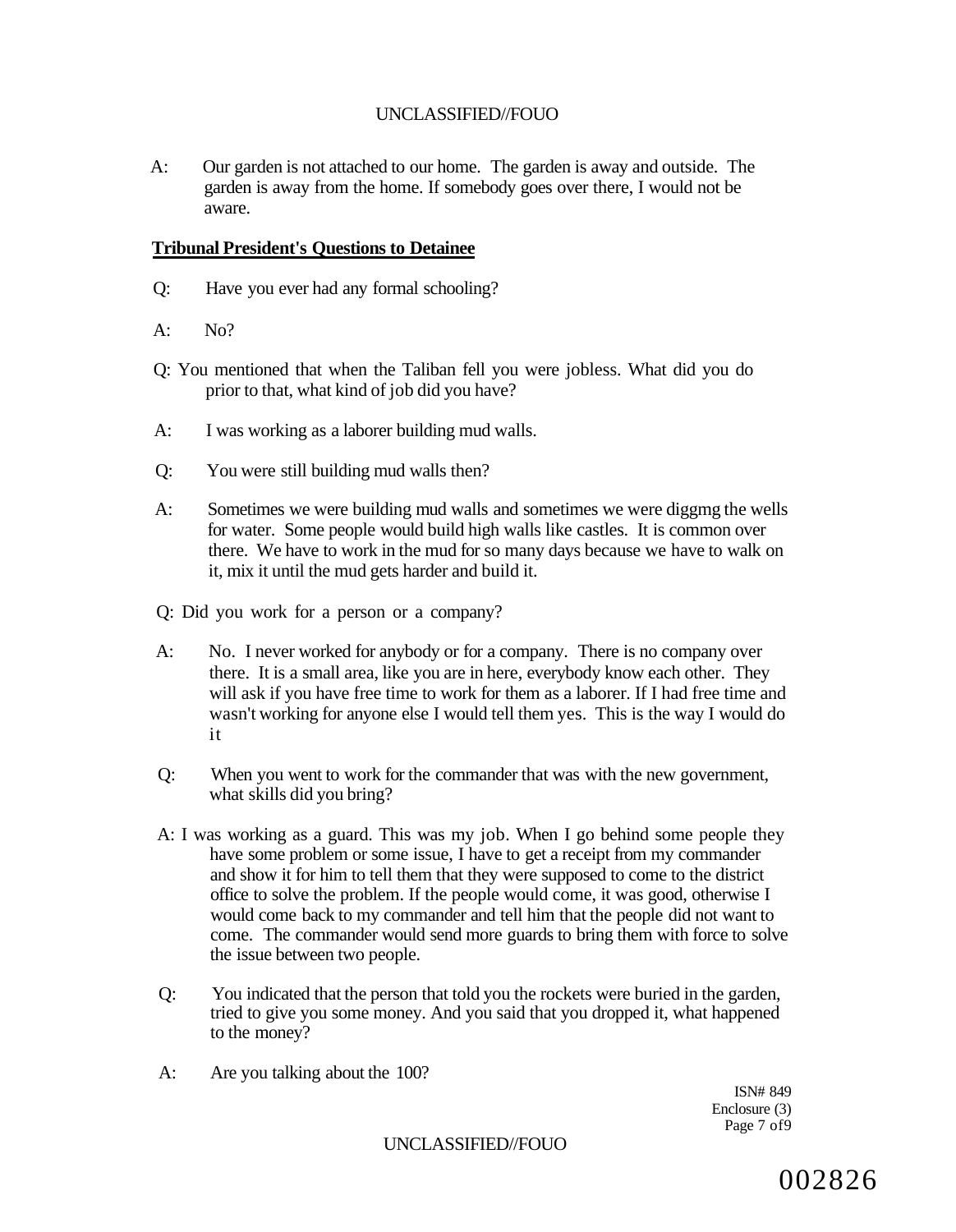A: Our garden is not attached to our home. The garden is away and outside. The garden is away from the home. If somebody goes over there, I would not be aware.

**Tribunal President's Questions to Detainee**

Q: Have you ever had any formal schooling?

A: No?

Q: You mentioned that when the Taliban fell you were jobless. What did you do prior to that, what kind of job did you have?

A: I was working as a laborer building mud walls.

Q: You were still building mud walls then?

A: Sometimes we were building mud walls and sometimes we were diggmg the wells for water. Some people would build high walls like castles. It is common over there. We have to work in the mud for so many days because we have to walk on it, mix it until the mud gets harder and build it.

Q: Did you work for a person or a company?

A: No. I never worked for anybody or for a company. There is no company over there. It is a small area, like you are in here, everybody know each other. They will ask if you have free time to work for them as a laborer. If I had free time and wasn't working for anyone else I would tell them yes. This is the way I would do it

Q: When you went to work for the commander that was with the new government, what skills did you bring?

A: I was working as a guard. This was my job. When I go behind some people they have some problem or some issue, I have to get a receipt from my commander and show it for him to tell them that they were supposed to come to the district office to solve the problem. If the people would come, it was good, otherwise I would come back to my commander and tell him that the people did not want to come. The commander would send more guards to bring them with force to solve the issue between two people.

Q: You indicated that the person that told you the rockets were buried in the garden, tried to give you some money. And you said that you dropped it, what happened to the money?

A: Are you talking about the 100?

ISN# 849
Enclosure (3)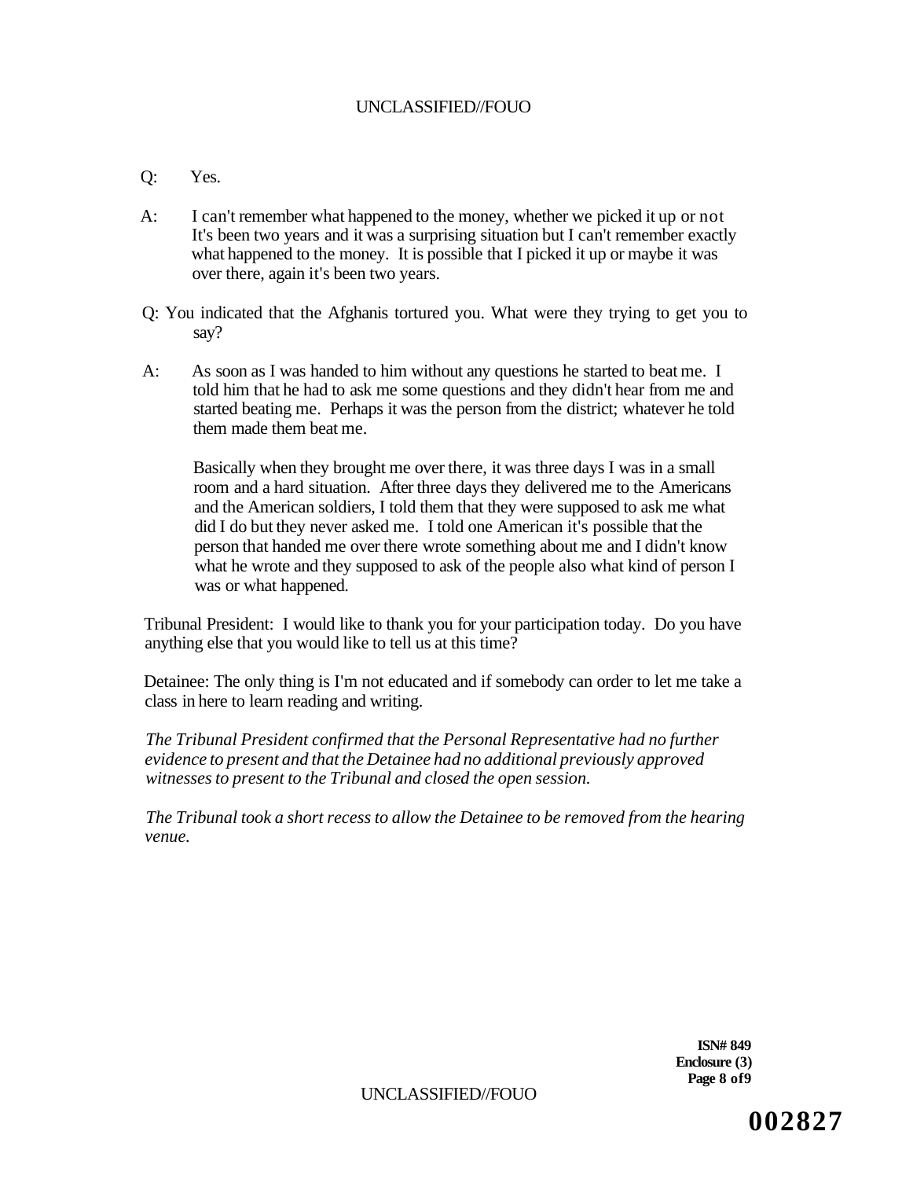Q: Yes.

A: I can't remember what happened to the money, whether we picked it up or not It's been two years and it was a surprising situation but I can't remember exactly what happened to the money. It is possible that I picked it up or maybe it was over there, again it's been two years.

Q: You indicated that the Afghanis tortured you. What were they trying to get you to say?

A: As soon as I was handed to him without any questions he started to beat me. I told him that he had to ask me some questions and they didn't hear from me and started beating me. Perhaps it was the person from the district; whatever he told them made them beat me.

Basically when they brought me over there, it was three days I was in a small room and a hard situation. After three days they delivered me to the Americans and the American soldiers, I told them that they were supposed to ask me what did I do but they never asked me. I told one American it's possible that the person that handed me over there wrote something about me and I didn't know what he wrote and they supposed to ask of the people also what kind of person I was or what happened.

Tribunal President: I would like to thank you for your participation today. Do you have anything else that you would like to tell us at this time?

Detainee: The only thing is I'm not educated and if somebody can order to let me take a class in here to learn reading and writing.

*The Tribunal President confirmed that the Personal Representative had no further evidence to present and that the Detainee had no additional previously approved witnesses to present to the Tribunal and closed the open session.*

*The Tribunal took a short recess to allow the Detainee to be removed from the hearing venue.*

**ISN# 849**
**Enclosure (3)**
**Page 8 of 9**

**002827**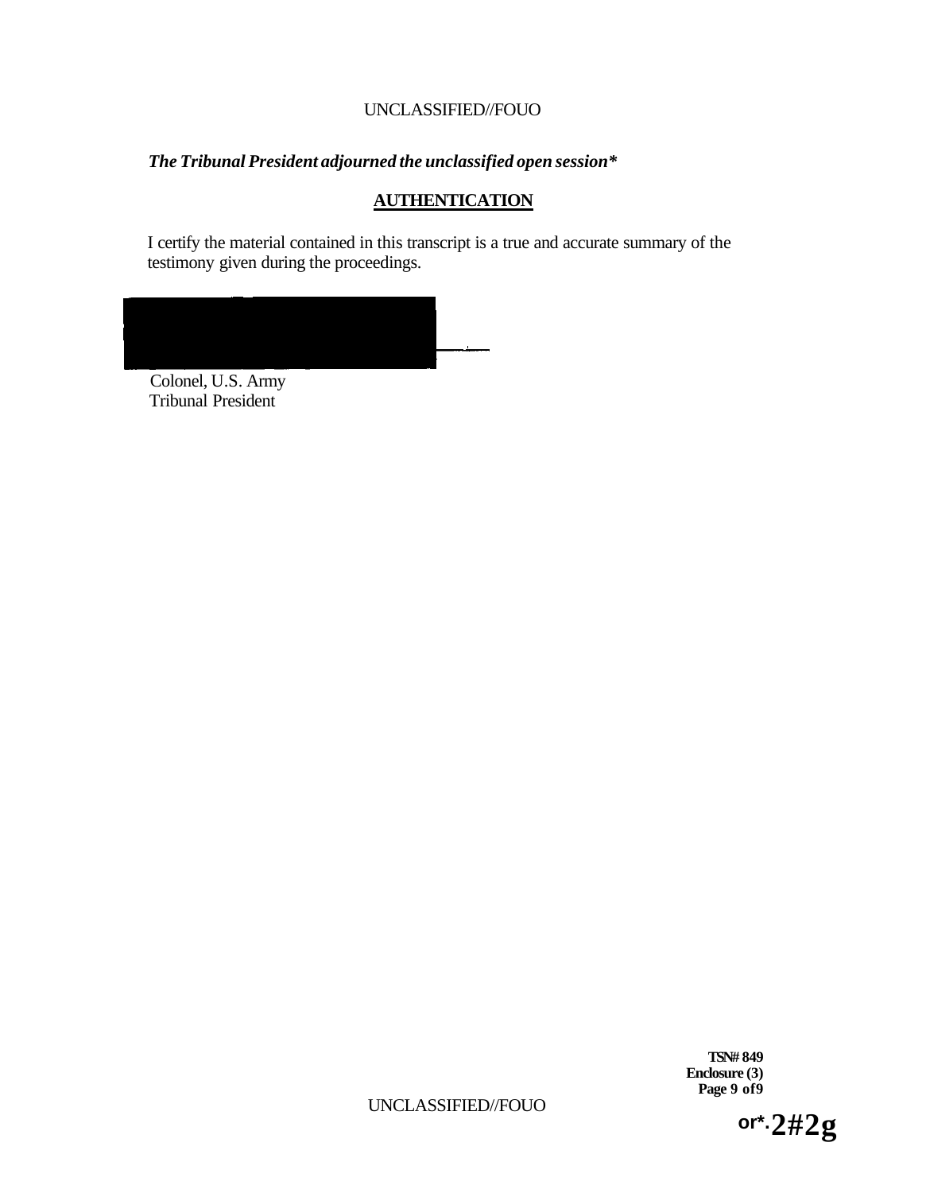*The Tribunal President adjourned the unclassified open session**

## AUTHENTICATION

I certify the material contained in this transcript is a true and accurate summary of the testimony given during the proceedings.

Colonel, U.S. Army
Tribunal President

**TSN# 849**
**Enclosure (3)**

**or*.2#2g**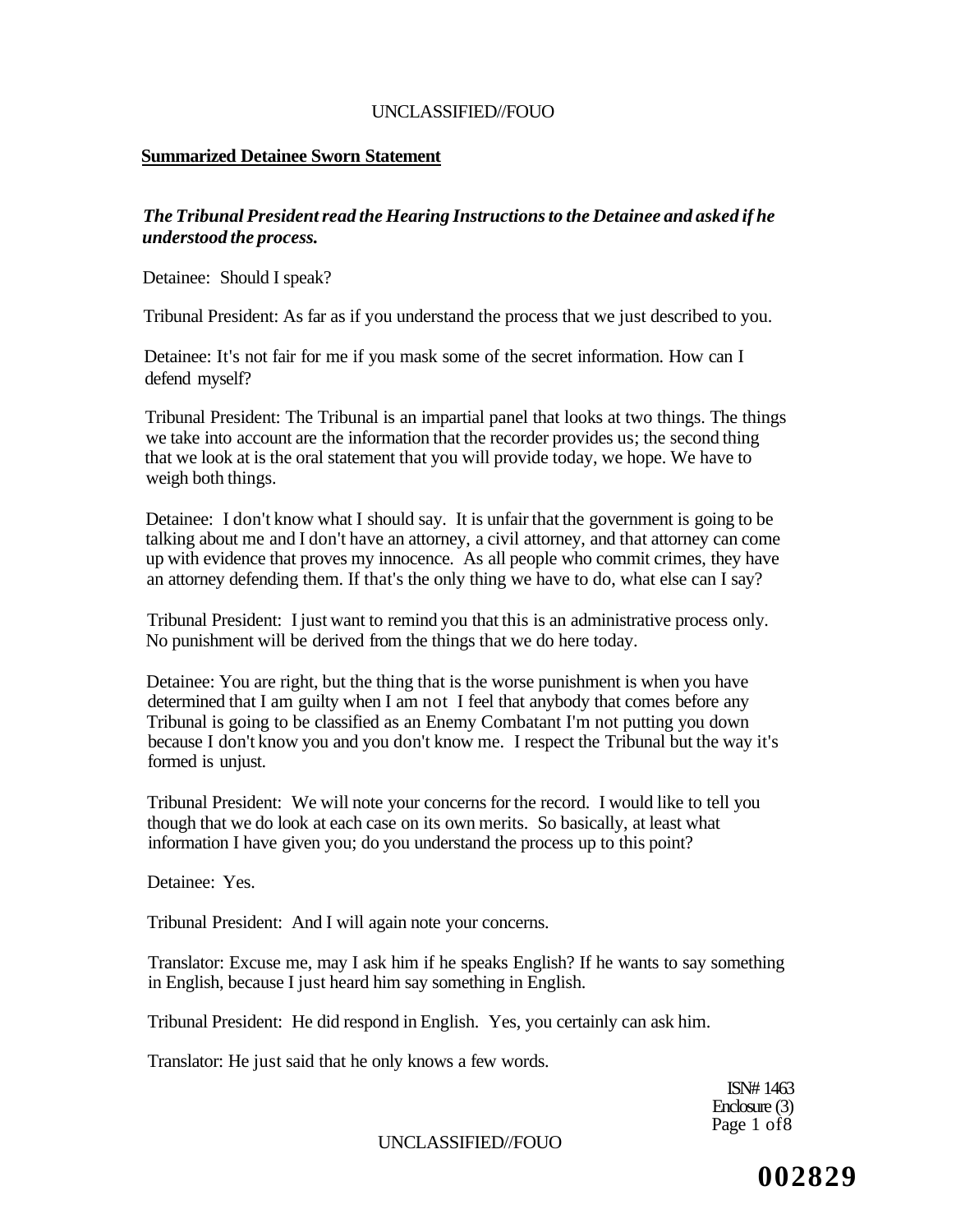**Summarized Detainee Sworn Statement**

***The Tribunal President read the Hearing Instructions to the Detainee and asked if he understood the process.***

Detainee: Should I speak?

Tribunal President: As far as if you understand the process that we just described to you.

Detainee: It's not fair for me if you mask some of the secret information. How can I defend myself?

Tribunal President: The Tribunal is an impartial panel that looks at two things. The things we take into account are the information that the recorder provides us; the second thing that we look at is the oral statement that you will provide today, we hope. We have to weigh both things.

Detainee: I don't know what I should say. It is unfair that the government is going to be talking about me and I don't have an attorney, a civil attorney, and that attorney can come up with evidence that proves my innocence. As all people who commit crimes, they have an attorney defending them. If that's the only thing we have to do, what else can I say?

Tribunal President: I just want to remind you that this is an administrative process only. No punishment will be derived from the things that we do here today.

Detainee: You are right, but the thing that is the worse punishment is when you have determined that I am guilty when I am not I feel that anybody that comes before any Tribunal is going to be classified as an Enemy Combatant I'm not putting you down because I don't know you and you don't know me. I respect the Tribunal but the way it's formed is unjust.

Tribunal President: We will note your concerns for the record. I would like to tell you though that we do look at each case on its own merits. So basically, at least what information I have given you; do you understand the process up to this point?

Detainee: Yes.

Tribunal President: And I will again note your concerns.

Translator: Excuse me, may I ask him if he speaks English? If he wants to say something in English, because I just heard him say something in English.

Tribunal President: He did respond in English. Yes, you certainly can ask him.

Translator: He just said that he only knows a few words.

ISN# 1463
Enclosure (3)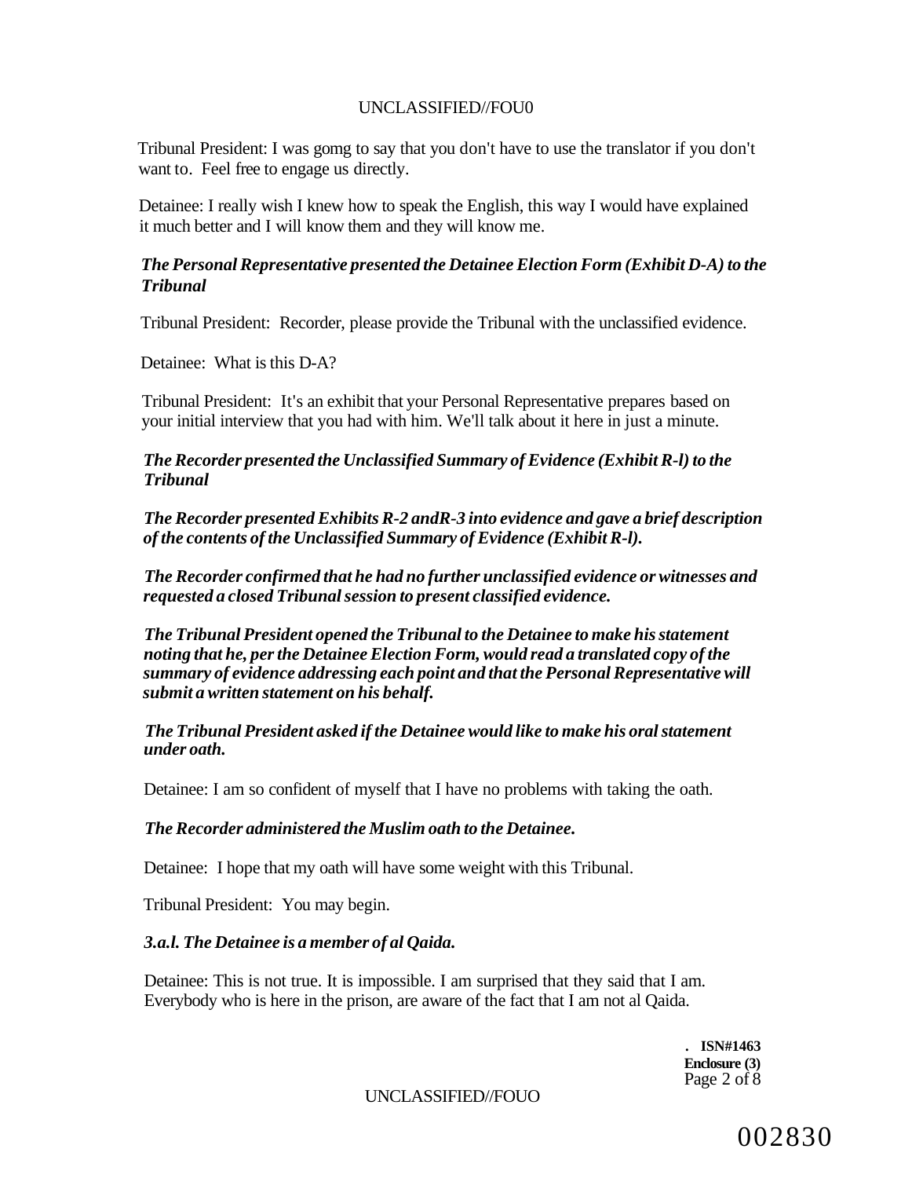Tribunal President: I was gomg to say that you don't have to use the translator if you don't want to. Feel free to engage us directly.

Detainee: I really wish I knew how to speak the English, this way I would have explained it much better and I will know them and they will know me.

***The Personal Representative presented the Detainee Election Form (Exhibit D-A) to the Tribunal***

Tribunal President: Recorder, please provide the Tribunal with the unclassified evidence.

Detainee: What is this D-A?

Tribunal President: It's an exhibit that your Personal Representative prepares based on your initial interview that you had with him. We'll talk about it here in just a minute.

***The Recorder presented the Unclassified Summary of Evidence (Exhibit R-l) to the Tribunal***

***The Recorder presented Exhibits R-2 andR-3 into evidence and gave a brief description of the contents of the Unclassified Summary of Evidence (Exhibit R-l).***

***The Recorder confirmed that he had no further unclassified evidence or witnesses and requested a closed Tribunal session to present classified evidence.***

***The Tribunal President opened the Tribunal to the Detainee to make his statement noting that he, per the Detainee Election Form, would read a translated copy of the summary of evidence addressing each point and that the Personal Representative will submit a written statement on his behalf.***

***The Tribunal President asked if the Detainee would like to make his oral statement under oath.***

Detainee: I am so confident of myself that I have no problems with taking the oath.

***The Recorder administered the Muslim oath to the Detainee.***

Detainee: I hope that my oath will have some weight with this Tribunal.

Tribunal President: You may begin.

***3.a.l. The Detainee is a member of al Qaida.***

Detainee: This is not true. It is impossible. I am surprised that they said that I am. Everybody who is here in the prison, are aware of the fact that I am not al Qaida.

**ISN#1463**
**Enclosure (3)**

002830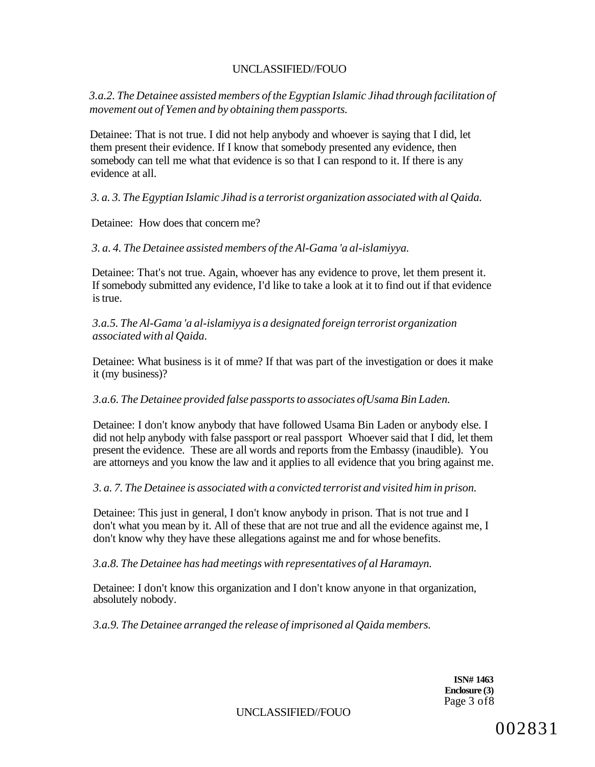*3.a.2. The Detainee assisted members of the Egyptian Islamic Jihad through facilitation of movement out of Yemen and by obtaining them passports.*

Detainee: That is not true. I did not help anybody and whoever is saying that I did, let them present their evidence. If I know that somebody presented any evidence, then somebody can tell me what that evidence is so that I can respond to it. If there is any evidence at all.

*3. a. 3. The Egyptian Islamic Jihad is a terrorist organization associated with al Qaida.*

Detainee: How does that concern me?

*3. a. 4. The Detainee assisted members of the Al-Gama 'a al-islamiyya.*

Detainee: That's not true. Again, whoever has any evidence to prove, let them present it. If somebody submitted any evidence, I'd like to take a look at it to find out if that evidence is true.

*3.a.5. The Al-Gama 'a al-islamiyya is a designated foreign terrorist organization associated with al Qaida.*

Detainee: What business is it of mme? If that was part of the investigation or does it make it (my business)?

*3.a.6. The Detainee provided false passports to associates ofUsama Bin Laden.*

Detainee: I don't know anybody that have followed Usama Bin Laden or anybody else. I did not help anybody with false passport or real passport Whoever said that I did, let them present the evidence. These are all words and reports from the Embassy (inaudible). You are attorneys and you know the law and it applies to all evidence that you bring against me.

*3. a. 7. The Detainee is associated with a convicted terrorist and visited him in prison.*

Detainee: This just in general, I don't know anybody in prison. That is not true and I don't what you mean by it. All of these that are not true and all the evidence against me, I don't know why they have these allegations against me and for whose benefits.

*3.a.8. The Detainee has had meetings with representatives of al Haramayn.*

Detainee: I don't know this organization and I don't know anyone in that organization, absolutely nobody.

*3.a.9. The Detainee arranged the release of imprisoned al Qaida members.*

**ISN# 1463**
**Enclosure (3)**

002831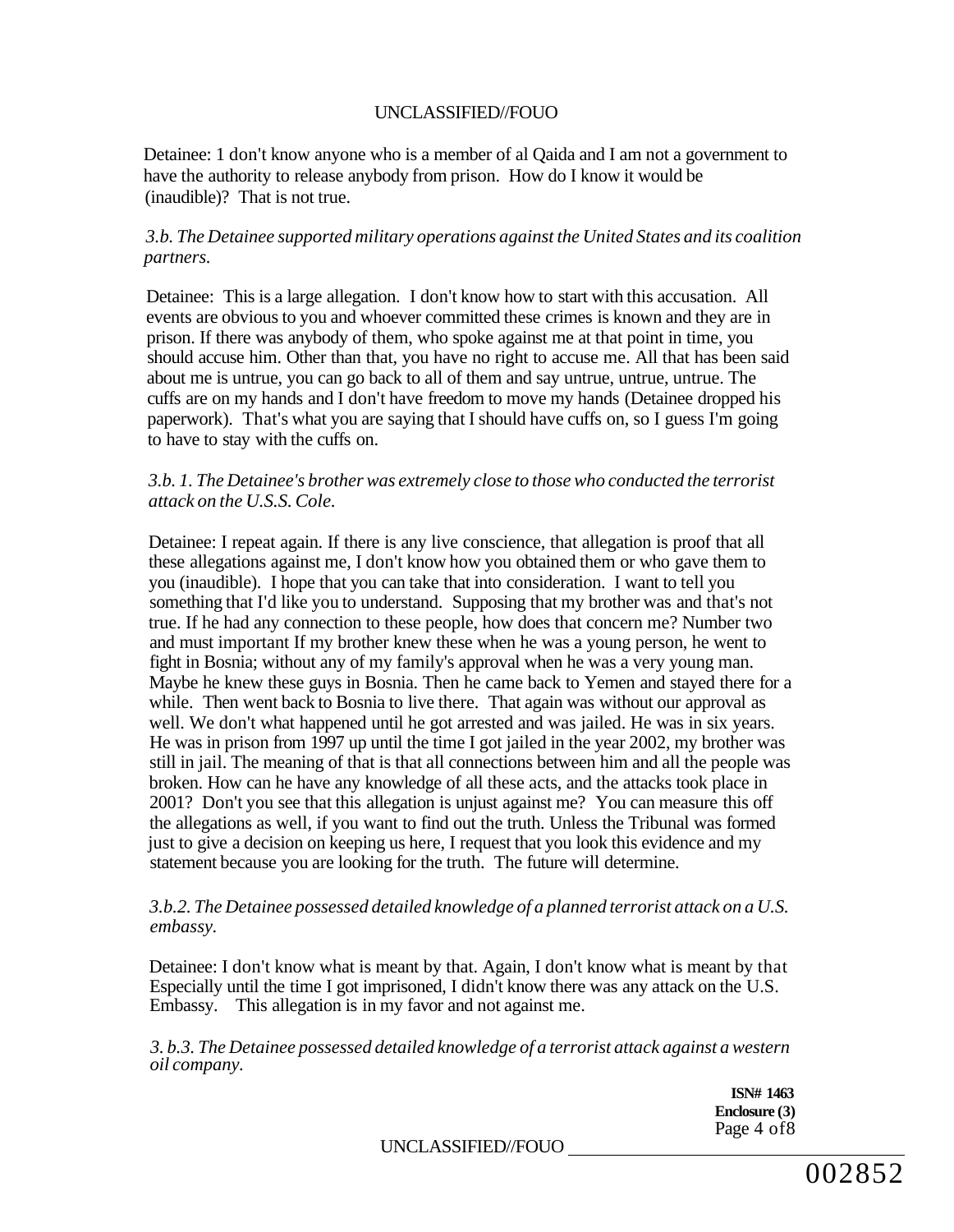Detainee: 1 don't know anyone who is a member of al Qaida and I am not a government to have the authority to release anybody from prison. How do I know it would be (inaudible)? That is not true.

*3.b. The Detainee supported military operations against the United States and its coalition partners.*

Detainee: This is a large allegation. I don't know how to start with this accusation. All events are obvious to you and whoever committed these crimes is known and they are in prison. If there was anybody of them, who spoke against me at that point in time, you should accuse him. Other than that, you have no right to accuse me. All that has been said about me is untrue, you can go back to all of them and say untrue, untrue, untrue. The cuffs are on my hands and I don't have freedom to move my hands (Detainee dropped his paperwork). That's what you are saying that I should have cuffs on, so I guess I'm going to have to stay with the cuffs on.

*3.b. 1. The Detainee's brother was extremely close to those who conducted the terrorist attack on the U.S.S. Cole.*

Detainee: I repeat again. If there is any live conscience, that allegation is proof that all these allegations against me, I don't know how you obtained them or who gave them to you (inaudible). I hope that you can take that into consideration. I want to tell you something that I'd like you to understand. Supposing that my brother was and that's not true. If he had any connection to these people, how does that concern me? Number two and must important If my brother knew these when he was a young person, he went to fight in Bosnia; without any of my family's approval when he was a very young man. Maybe he knew these guys in Bosnia. Then he came back to Yemen and stayed there for a while. Then went back to Bosnia to live there. That again was without our approval as well. We don't what happened until he got arrested and was jailed. He was in six years. He was in prison from 1997 up until the time I got jailed in the year 2002, my brother was still in jail. The meaning of that is that all connections between him and all the people was broken. How can he have any knowledge of all these acts, and the attacks took place in 2001? Don't you see that this allegation is unjust against me? You can measure this off the allegations as well, if you want to find out the truth. Unless the Tribunal was formed just to give a decision on keeping us here, I request that you look this evidence and my statement because you are looking for the truth. The future will determine.

*3.b.2. The Detainee possessed detailed knowledge of a planned terrorist attack on a U.S. embassy.*

Detainee: I don't know what is meant by that. Again, I don't know what is meant by that Especially until the time I got imprisoned, I didn't know there was any attack on the U.S. Embassy. This allegation is in my favor and not against me.

*3. b.3. The Detainee possessed detailed knowledge of a terrorist attack against a western oil company.*

**ISN# 1463**
**Enclosure (3)**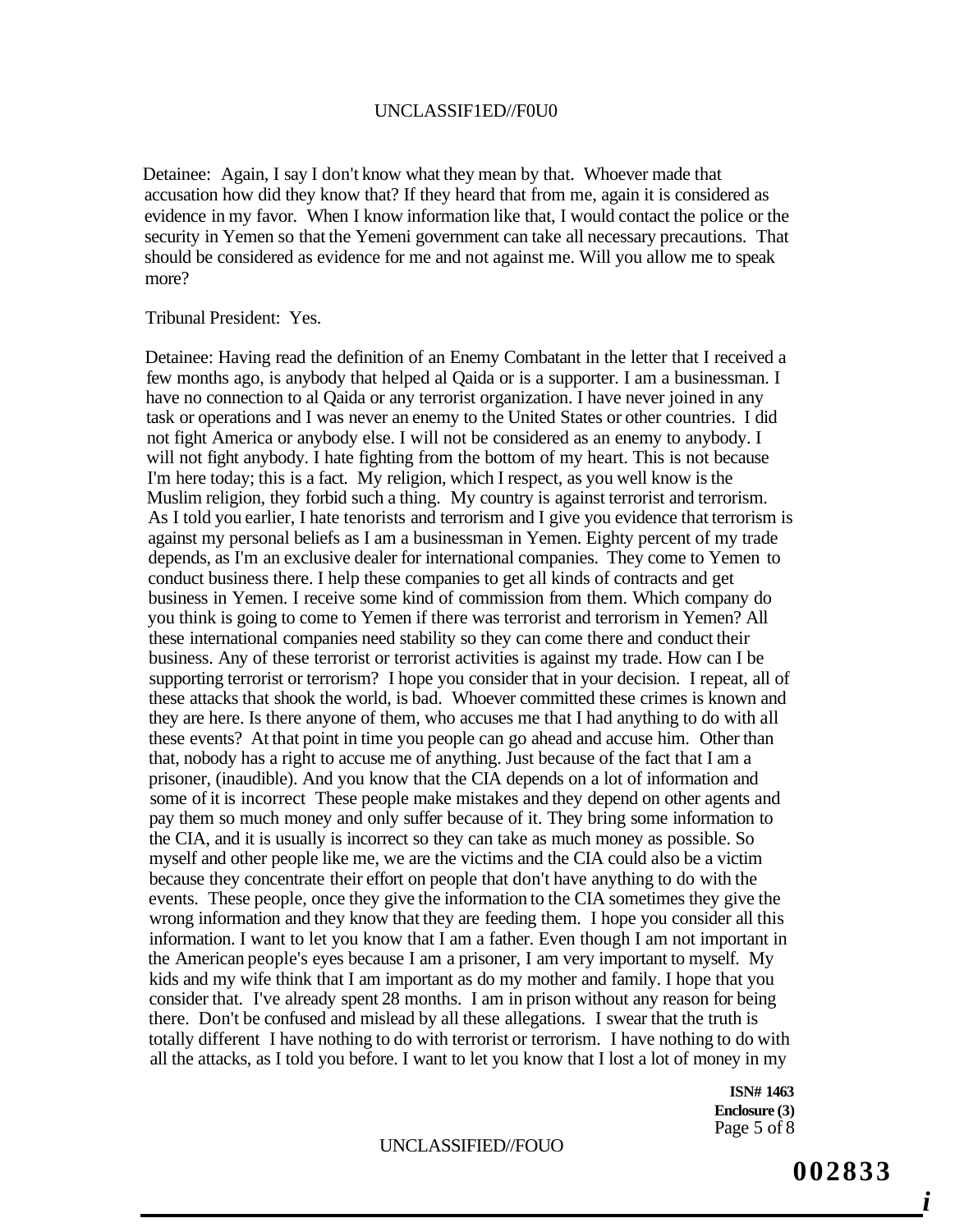Detainee: Again, I say I don't know what they mean by that. Whoever made that accusation how did they know that? If they heard that from me, again it is considered as evidence in my favor. When I know information like that, I would contact the police or the security in Yemen so that the Yemeni government can take all necessary precautions. That should be considered as evidence for me and not against me. Will you allow me to speak more?

Tribunal President: Yes.

Detainee: Having read the definition of an Enemy Combatant in the letter that I received a few months ago, is anybody that helped al Qaida or is a supporter. I am a businessman. I have no connection to al Qaida or any terrorist organization. I have never joined in any task or operations and I was never an enemy to the United States or other countries. I did not fight America or anybody else. I will not be considered as an enemy to anybody. I will not fight anybody. I hate fighting from the bottom of my heart. This is not because I'm here today; this is a fact. My religion, which I respect, as you well know is the Muslim religion, they forbid such a thing. My country is against terrorist and terrorism. As I told you earlier, I hate tenorists and terrorism and I give you evidence that terrorism is against my personal beliefs as I am a businessman in Yemen. Eighty percent of my trade depends, as I'm an exclusive dealer for international companies. They come to Yemen to conduct business there. I help these companies to get all kinds of contracts and get business in Yemen. I receive some kind of commission from them. Which company do you think is going to come to Yemen if there was terrorist and terrorism in Yemen? All these international companies need stability so they can come there and conduct their business. Any of these terrorist or terrorist activities is against my trade. How can I be supporting terrorist or terrorism? I hope you consider that in your decision. I repeat, all of these attacks that shook the world, is bad. Whoever committed these crimes is known and they are here. Is there anyone of them, who accuses me that I had anything to do with all these events? At that point in time you people can go ahead and accuse him. Other than that, nobody has a right to accuse me of anything. Just because of the fact that I am a prisoner, (inaudible). And you know that the CIA depends on a lot of information and some of it is incorrect These people make mistakes and they depend on other agents and pay them so much money and only suffer because of it. They bring some information to the CIA, and it is usually is incorrect so they can take as much money as possible. So myself and other people like me, we are the victims and the CIA could also be a victim because they concentrate their effort on people that don't have anything to do with the events. These people, once they give the information to the CIA sometimes they give the wrong information and they know that they are feeding them. I hope you consider all this information. I want to let you know that I am a father. Even though I am not important in the American people's eyes because I am a prisoner, I am very important to myself. My kids and my wife think that I am important as do my mother and family. I hope that you consider that. I've already spent 28 months. I am in prison without any reason for being there. Don't be confused and mislead by all these allegations. I swear that the truth is totally different I have nothing to do with terrorist or terrorism. I have nothing to do with all the attacks, as I told you before. I want to let you know that I lost a lot of money in my

**ISN# 1463**
**Enclosure (3)**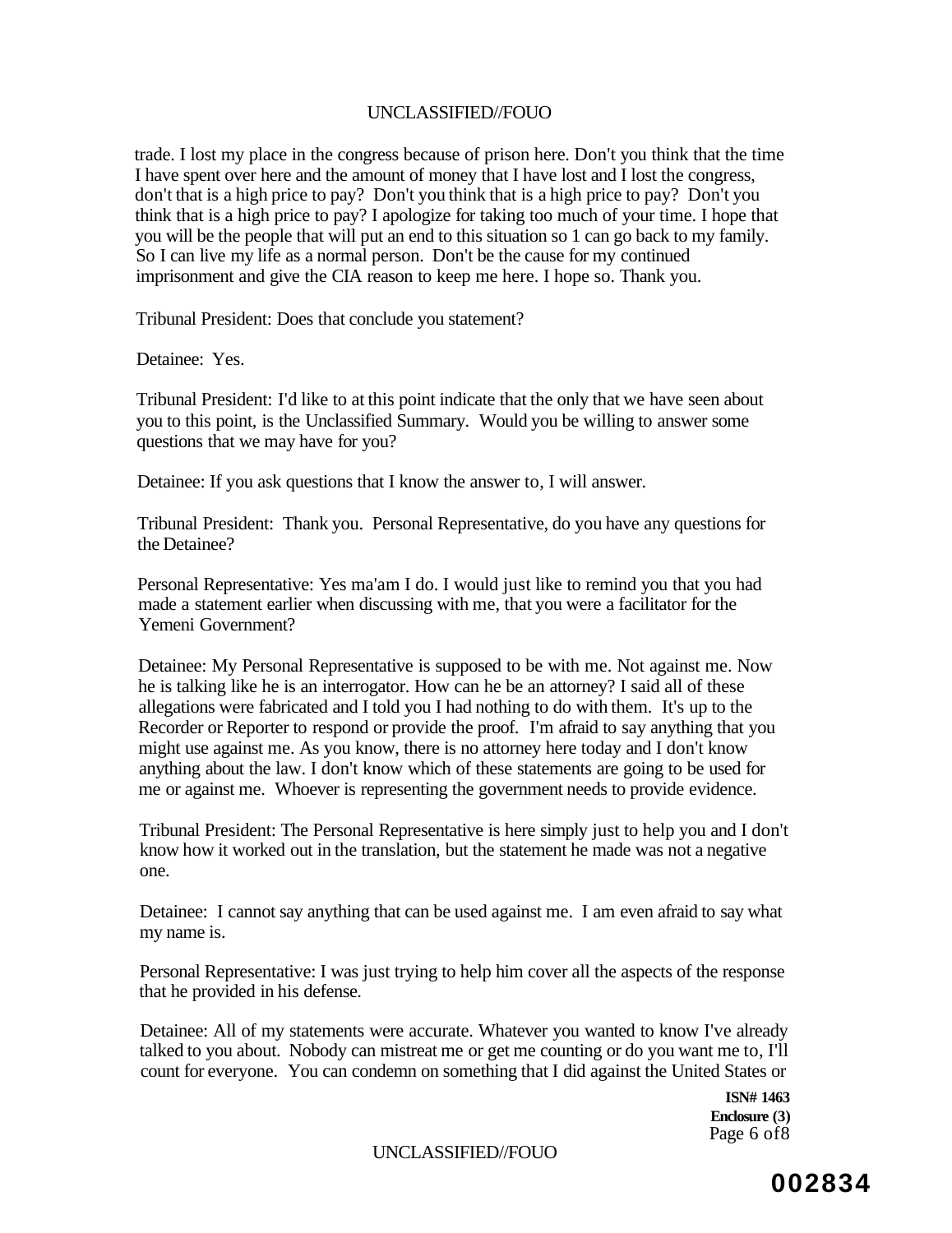trade. I lost my place in the congress because of prison here. Don't you think that the time I have spent over here and the amount of money that I have lost and I lost the congress, don't that is a high price to pay? Don't you think that is a high price to pay? Don't you think that is a high price to pay? I apologize for taking too much of your time. I hope that you will be the people that will put an end to this situation so 1 can go back to my family. So I can live my life as a normal person. Don't be the cause for my continued imprisonment and give the CIA reason to keep me here. I hope so. Thank you.

Tribunal President: Does that conclude you statement?

Detainee: Yes.

Tribunal President: I'd like to at this point indicate that the only that we have seen about you to this point, is the Unclassified Summary. Would you be willing to answer some questions that we may have for you?

Detainee: If you ask questions that I know the answer to, I will answer.

Tribunal President: Thank you. Personal Representative, do you have any questions for the Detainee?

Personal Representative: Yes ma'am I do. I would just like to remind you that you had made a statement earlier when discussing with me, that you were a facilitator for the Yemeni Government?

Detainee: My Personal Representative is supposed to be with me. Not against me. Now he is talking like he is an interrogator. How can he be an attorney? I said all of these allegations were fabricated and I told you I had nothing to do with them. It's up to the Recorder or Reporter to respond or provide the proof. I'm afraid to say anything that you might use against me. As you know, there is no attorney here today and I don't know anything about the law. I don't know which of these statements are going to be used for me or against me. Whoever is representing the government needs to provide evidence.

Tribunal President: The Personal Representative is here simply just to help you and I don't know how it worked out in the translation, but the statement he made was not a negative one.

Detainee: I cannot say anything that can be used against me. I am even afraid to say what my name is.

Personal Representative: I was just trying to help him cover all the aspects of the response that he provided in his defense.

Detainee: All of my statements were accurate. Whatever you wanted to know I've already talked to you about. Nobody can mistreat me or get me counting or do you want me to, I'll count for everyone. You can condemn on something that I did against the United States or

**ISN# 1463**
**Enclosure (3)**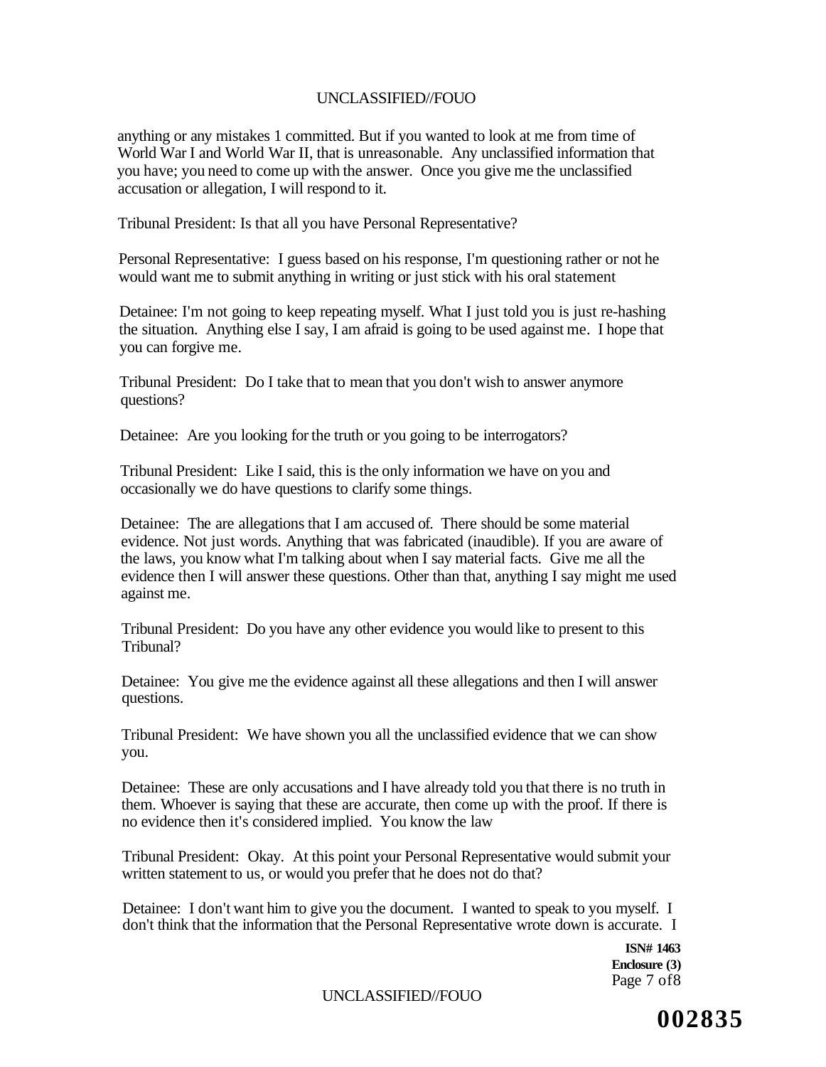anything or any mistakes 1 committed. But if you wanted to look at me from time of World War I and World War II, that is unreasonable. Any unclassified information that you have; you need to come up with the answer. Once you give me the unclassified accusation or allegation, I will respond to it.

Tribunal President: Is that all you have Personal Representative?

Personal Representative: I guess based on his response, I'm questioning rather or not he would want me to submit anything in writing or just stick with his oral statement

Detainee: I'm not going to keep repeating myself. What I just told you is just re-hashing the situation. Anything else I say, I am afraid is going to be used against me. I hope that you can forgive me.

Tribunal President: Do I take that to mean that you don't wish to answer anymore questions?

Detainee: Are you looking for the truth or you going to be interrogators?

Tribunal President: Like I said, this is the only information we have on you and occasionally we do have questions to clarify some things.

Detainee: The are allegations that I am accused of. There should be some material evidence. Not just words. Anything that was fabricated (inaudible). If you are aware of the laws, you know what I'm talking about when I say material facts. Give me all the evidence then I will answer these questions. Other than that, anything I say might me used against me.

Tribunal President: Do you have any other evidence you would like to present to this Tribunal?

Detainee: You give me the evidence against all these allegations and then I will answer questions.

Tribunal President: We have shown you all the unclassified evidence that we can show you.

Detainee: These are only accusations and I have already told you that there is no truth in them. Whoever is saying that these are accurate, then come up with the proof. If there is no evidence then it's considered implied. You know the law

Tribunal President: Okay. At this point your Personal Representative would submit your written statement to us, or would you prefer that he does not do that?

Detainee: I don't want him to give you the document. I wanted to speak to you myself. I don't think that the information that the Personal Representative wrote down is accurate. I

**ISN# 1463**
**Enclosure (3)**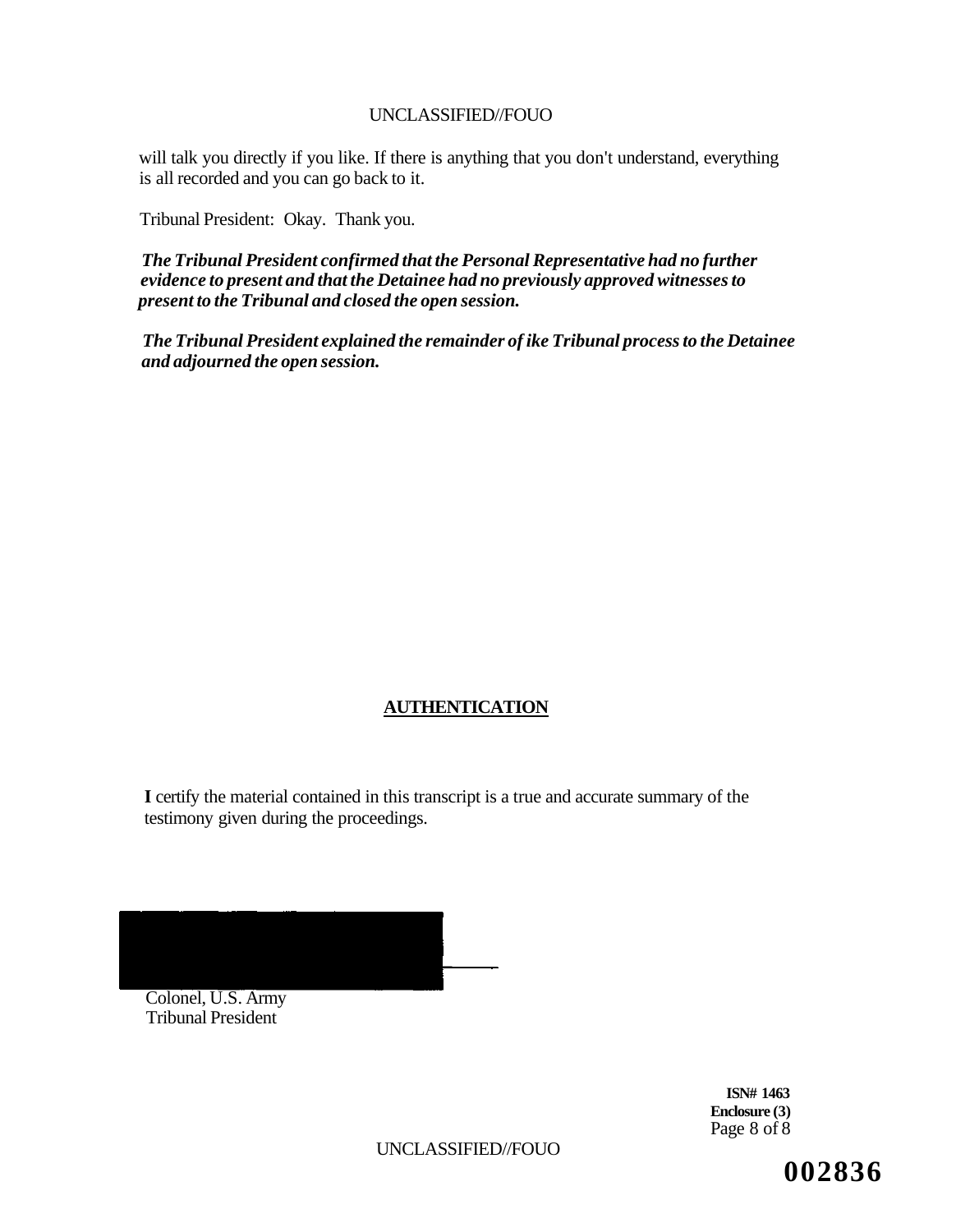will talk you directly if you like. If there is anything that you don't understand, everything is all recorded and you can go back to it.

Tribunal President: Okay. Thank you.

***The Tribunal President confirmed that the Personal Representative had no further evidence to present and that the Detainee had no previously approved witnesses to present to the Tribunal and closed the open session.***

***The Tribunal President explained the remainder of ike Tribunal process to the Detainee and adjourned the open session.***

## AUTHENTICATION

**I** certify the material contained in this transcript is a true and accurate summary of the testimony given during the proceedings.

Colonel, U.S. Army
Tribunal President

**ISN# 1463**
**Enclosure (3)**

**002836**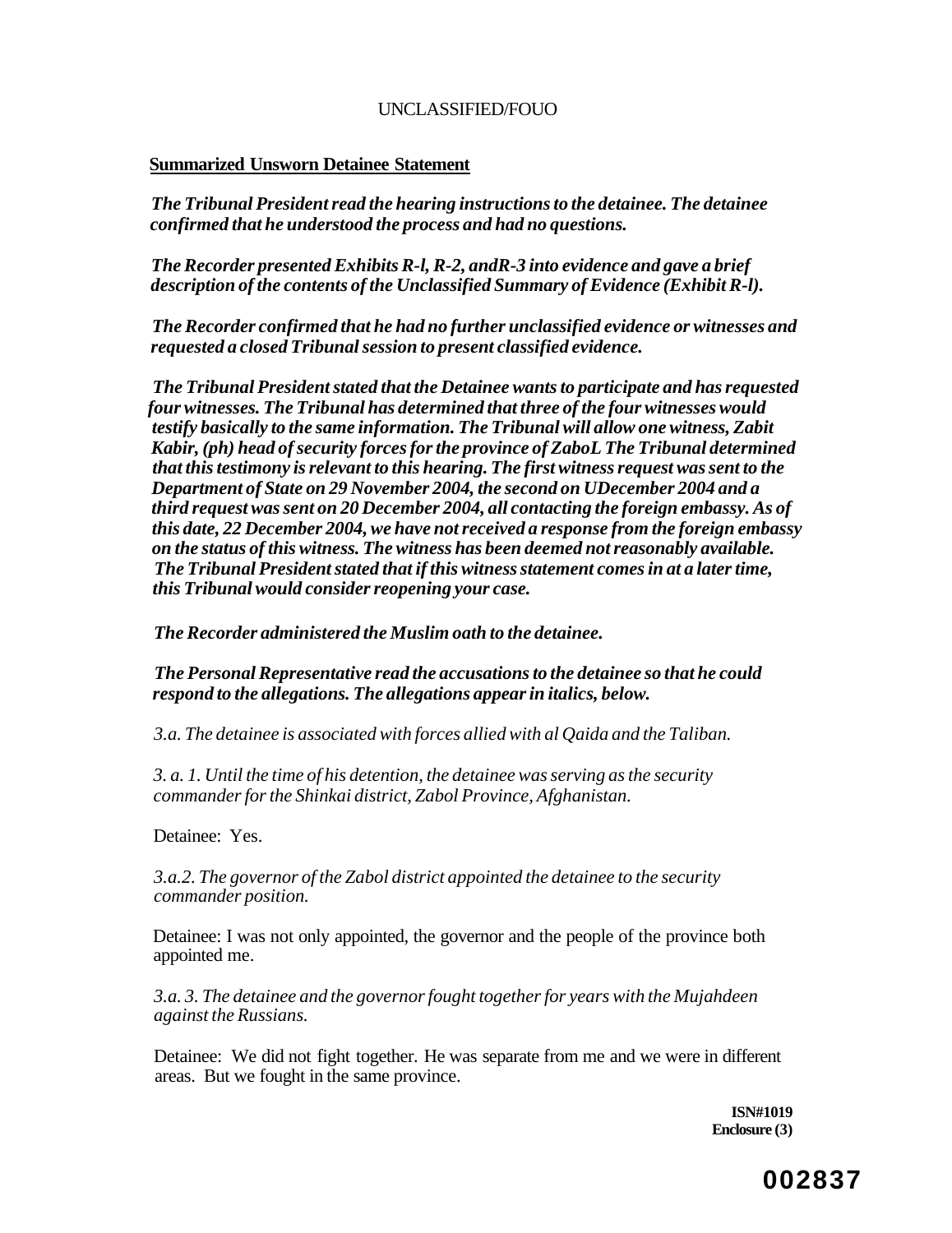UNCLASSIFIED/FOUO

**Summarized Unsworn Detainee Statement**

***The Tribunal President read the hearing instructions to the detainee. The detainee confirmed that he understood the process and had no questions.***

***The Recorder presented Exhibits R-l, R-2, andR-3 into evidence and gave a brief description of the contents of the Unclassified Summary of Evidence (Exhibit R-l).***

***The Recorder confirmed that he had no further unclassified evidence or witnesses and requested a closed Tribunal session to present classified evidence.***

***The Tribunal President stated that the Detainee wants to participate and has requested four witnesses. The Tribunal has determined that three of the four witnesses would testify basically to the same information. The Tribunal will allow one witness, Zabit Kabir, (ph) head of security forces for the province of ZaboL The Tribunal determined that this testimony is relevant to this hearing. The first witness request was sent to the Department of State on 29 November 2004, the second on UDecember 2004 and a third request was sent on 20 December 2004, all contacting the foreign embassy. As of this date, 22 December 2004, we have not received a response from the foreign embassy on the status of this witness. The witness has been deemed not reasonably available. The Tribunal President stated that if this witness statement comes in at a later time, this Tribunal would consider reopening your case.***

***The Recorder administered the Muslim oath to the detainee.***

***The Personal Representative read the accusations to the detainee so that he could respond to the allegations. The allegations appear in italics, below.***

*3.a. The detainee is associated with forces allied with al Qaida and the Taliban.*

*3. a. 1. Until the time of his detention, the detainee was serving as the security commander for the Shinkai district, Zabol Province, Afghanistan.*

Detainee: Yes.

*3.a.2. The governor of the Zabol district appointed the detainee to the security commander position.*

Detainee: I was not only appointed, the governor and the people of the province both appointed me.

*3.a. 3. The detainee and the governor fought together for years with the Mujahdeen against the Russians.*

Detainee: We did not fight together. He was separate from me and we were in different areas. But we fought in the same province.

**ISN#1019**
**Enclosure (3)**

**002837**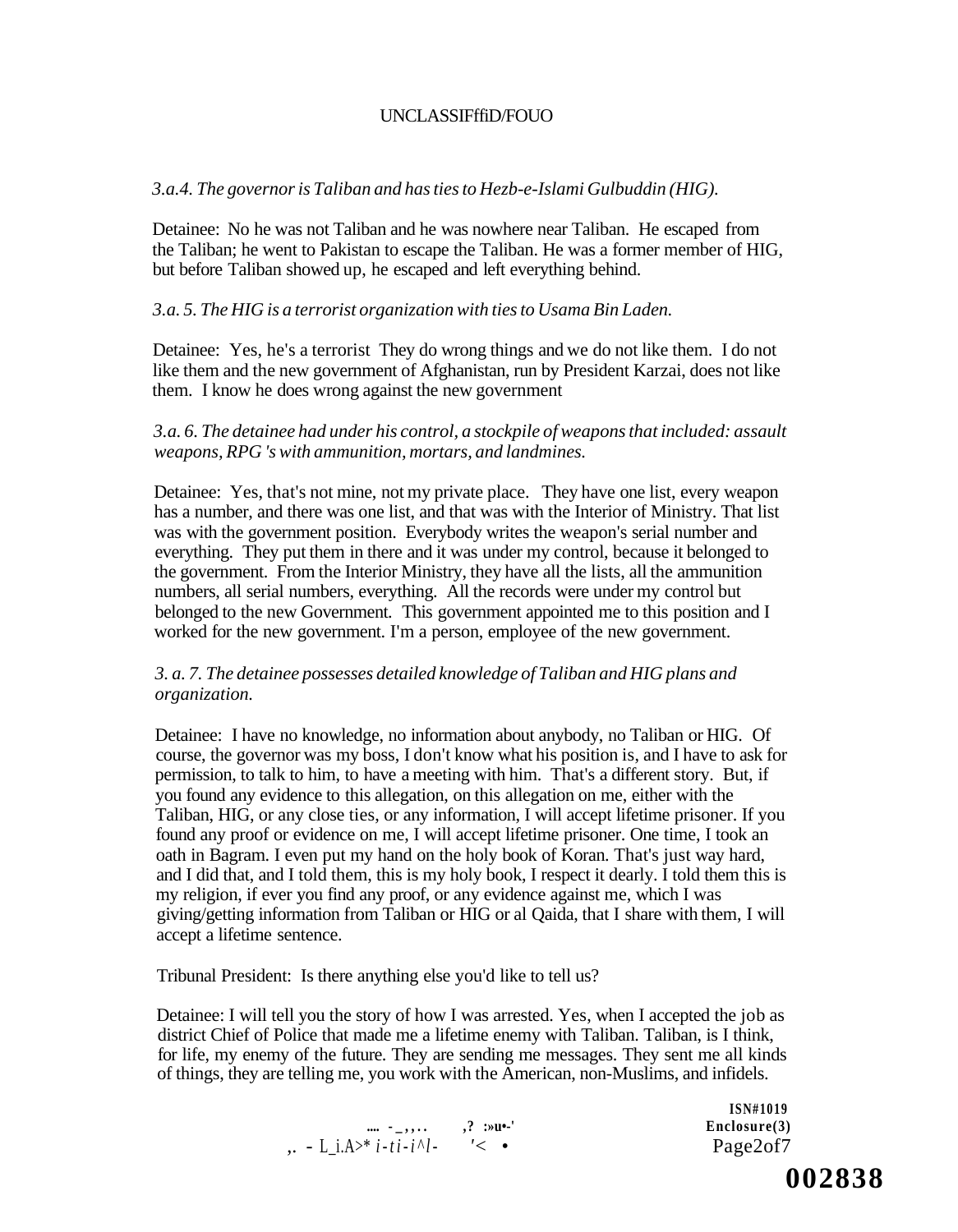*3.a.4. The governor is Taliban and has ties to Hezb-e-Islami Gulbuddin (HIG).*

Detainee: No he was not Taliban and he was nowhere near Taliban. He escaped from the Taliban; he went to Pakistan to escape the Taliban. He was a former member of HIG, but before Taliban showed up, he escaped and left everything behind.

*3.a. 5. The HIG is a terrorist organization with ties to Usama Bin Laden.*

Detainee: Yes, he's a terrorist They do wrong things and we do not like them. I do not like them and the new government of Afghanistan, run by President Karzai, does not like them. I know he does wrong against the new government

*3.a. 6. The detainee had under his control, a stockpile of weapons that included: assault weapons, RPG 's with ammunition, mortars, and landmines.*

Detainee: Yes, that's not mine, not my private place. They have one list, every weapon has a number, and there was one list, and that was with the Interior of Ministry. That list was with the government position. Everybody writes the weapon's serial number and everything. They put them in there and it was under my control, because it belonged to the government. From the Interior Ministry, they have all the lists, all the ammunition numbers, all serial numbers, everything. All the records were under my control but belonged to the new Government. This government appointed me to this position and I worked for the new government. I'm a person, employee of the new government.

*3. a. 7. The detainee possesses detailed knowledge of Taliban and HIG plans and organization.*

Detainee: I have no knowledge, no information about anybody, no Taliban or HIG. Of course, the governor was my boss, I don't know what his position is, and I have to ask for permission, to talk to him, to have a meeting with him. That's a different story. But, if you found any evidence to this allegation, on this allegation on me, either with the Taliban, HIG, or any close ties, or any information, I will accept lifetime prisoner. If you found any proof or evidence on me, I will accept lifetime prisoner. One time, I took an oath in Bagram. I even put my hand on the holy book of Koran. That's just way hard, and I did that, and I told them, this is my holy book, I respect it dearly. I told them this is my religion, if ever you find any proof, or any evidence against me, which I was giving/getting information from Taliban or HIG or al Qaida, that I share with them, I will accept a lifetime sentence.

Tribunal President: Is there anything else you'd like to tell us?

Detainee: I will tell you the story of how I was arrested. Yes, when I accepted the job as district Chief of Police that made me a lifetime enemy with Taliban. Taliban, is I think, for life, my enemy of the future. They are sending me messages. They sent me all kinds of things, they are telling me, you work with the American, non-Muslims, and infidels.

ISN#1019
Enclosure(3)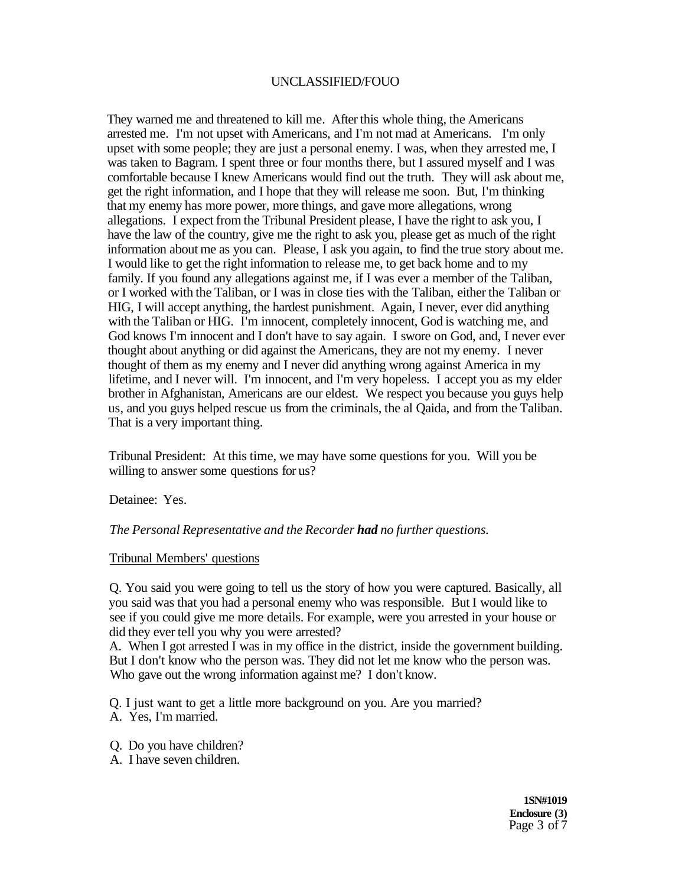They warned me and threatened to kill me. After this whole thing, the Americans arrested me. I'm not upset with Americans, and I'm not mad at Americans. I'm only upset with some people; they are just a personal enemy. I was, when they arrested me, I was taken to Bagram. I spent three or four months there, but I assured myself and I was comfortable because I knew Americans would find out the truth. They will ask about me, get the right information, and I hope that they will release me soon. But, I'm thinking that my enemy has more power, more things, and gave more allegations, wrong allegations. I expect from the Tribunal President please, I have the right to ask you, I have the law of the country, give me the right to ask you, please get as much of the right information about me as you can. Please, I ask you again, to find the true story about me. I would like to get the right information to release me, to get back home and to my family. If you found any allegations against me, if I was ever a member of the Taliban, or I worked with the Taliban, or I was in close ties with the Taliban, either the Taliban or HIG, I will accept anything, the hardest punishment. Again, I never, ever did anything with the Taliban or HIG. I'm innocent, completely innocent, God is watching me, and God knows I'm innocent and I don't have to say again. I swore on God, and, I never ever thought about anything or did against the Americans, they are not my enemy. I never thought of them as my enemy and I never did anything wrong against America in my lifetime, and I never will. I'm innocent, and I'm very hopeless. I accept you as my elder brother in Afghanistan, Americans are our eldest. We respect you because you guys help us, and you guys helped rescue us from the criminals, the al Qaida, and from the Taliban. That is a very important thing.

Tribunal President: At this time, we may have some questions for you. Will you be willing to answer some questions for us?

Detainee: Yes.

*The Personal Representative and the Recorder **had** no further questions.*

Tribunal Members' questions

Q. You said you were going to tell us the story of how you were captured. Basically, all you said was that you had a personal enemy who was responsible. But I would like to see if you could give me more details. For example, were you arrested in your house or did they ever tell you why you were arrested?
A. When I got arrested I was in my office in the district, inside the government building. But I don't know who the person was. They did not let me know who the person was. Who gave out the wrong information against me? I don't know.

Q. I just want to get a little more background on you. Are you married?
A. Yes, I'm married.

Q. Do you have children?
A. I have seven children.

**1SN#1019**
**Enclosure (3)**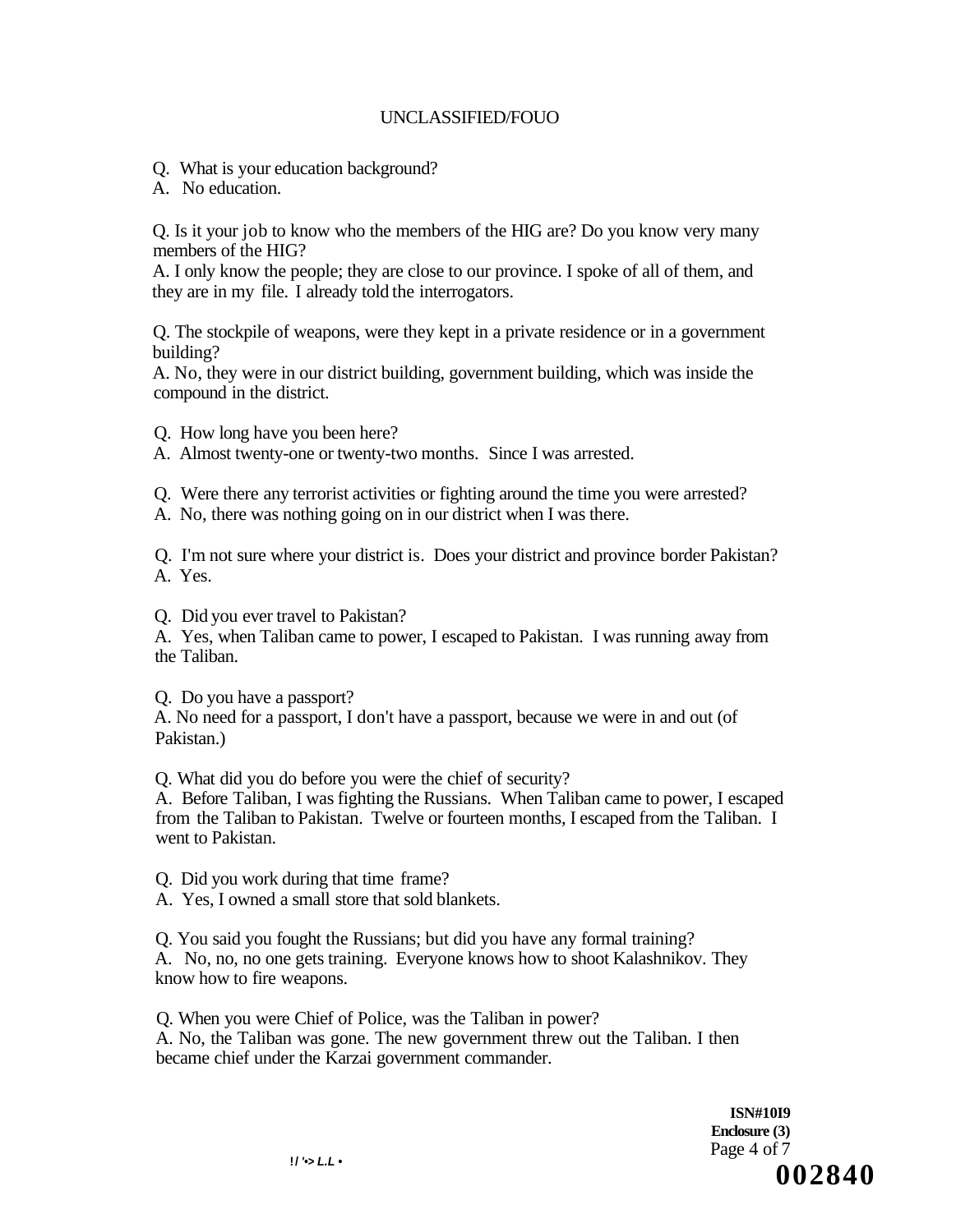Q. What is your education background?
A. No education.

Q. Is it your job to know who the members of the HIG are? Do you know very many members of the HIG?
A. I only know the people; they are close to our province. I spoke of all of them, and they are in my file. I already told the interrogators.

Q. The stockpile of weapons, were they kept in a private residence or in a government building?
A. No, they were in our district building, government building, which was inside the compound in the district.

Q. How long have you been here?
A. Almost twenty-one or twenty-two months. Since I was arrested.

Q. Were there any terrorist activities or fighting around the time you were arrested?
A. No, there was nothing going on in our district when I was there.

Q. I'm not sure where your district is. Does your district and province border Pakistan?
A. Yes.

Q. Did you ever travel to Pakistan?
A. Yes, when Taliban came to power, I escaped to Pakistan. I was running away from the Taliban.

Q. Do you have a passport?
A. No need for a passport, I don't have a passport, because we were in and out (of Pakistan.)

Q. What did you do before you were the chief of security?
A. Before Taliban, I was fighting the Russians. When Taliban came to power, I escaped from the Taliban to Pakistan. Twelve or fourteen months, I escaped from the Taliban. I went to Pakistan.

Q. Did you work during that time frame?
A. Yes, I owned a small store that sold blankets.

Q. You said you fought the Russians; but did you have any formal training?
A. No, no, no one gets training. Everyone knows how to shoot Kalashnikov. They know how to fire weapons.

Q. When you were Chief of Police, was the Taliban in power?
A. No, the Taliban was gone. The new government threw out the Taliban. I then became chief under the Karzai government commander.

**ISN#10I9**
**Enclosure (3)**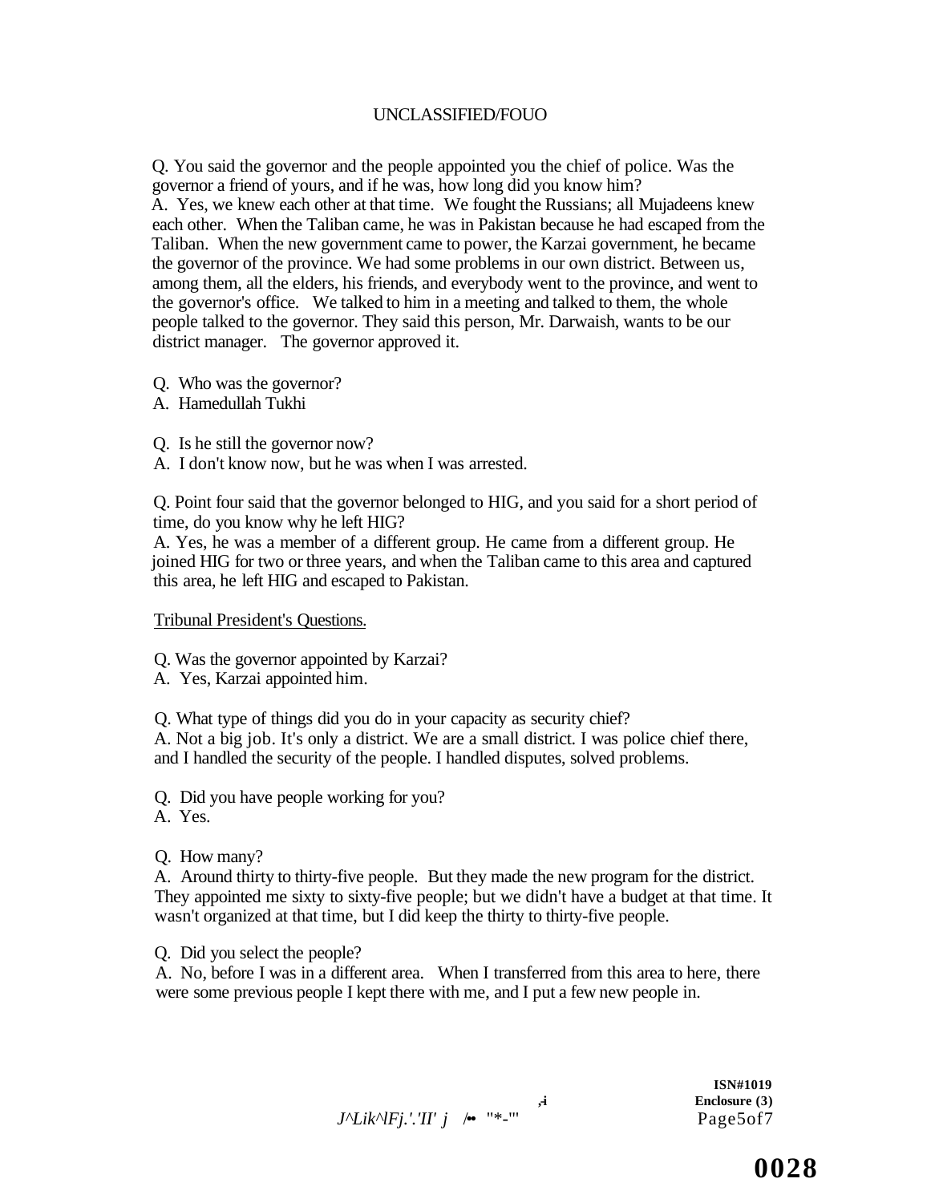Q. You said the governor and the people appointed you the chief of police. Was the governor a friend of yours, and if he was, how long did you know him?
A. Yes, we knew each other at that time. We fought the Russians; all Mujadeens knew each other. When the Taliban came, he was in Pakistan because he had escaped from the Taliban. When the new government came to power, the Karzai government, he became the governor of the province. We had some problems in our own district. Between us, among them, all the elders, his friends, and everybody went to the province, and went to the governor's office. We talked to him in a meeting and talked to them, the whole people talked to the governor. They said this person, Mr. Darwaish, wants to be our district manager. The governor approved it.

Q. Who was the governor?
A. Hamedullah Tukhi

Q. Is he still the governor now?
A. I don't know now, but he was when I was arrested.

Q. Point four said that the governor belonged to HIG, and you said for a short period of time, do you know why he left HIG?
A. Yes, he was a member of a different group. He came from a different group. He joined HIG for two or three years, and when the Taliban came to this area and captured this area, he left HIG and escaped to Pakistan.

Tribunal President's Questions.

Q. Was the governor appointed by Karzai?
A. Yes, Karzai appointed him.

Q. What type of things did you do in your capacity as security chief?
A. Not a big job. It's only a district. We are a small district. I was police chief there, and I handled the security of the people. I handled disputes, solved problems.

Q. Did you have people working for you?
A. Yes.

Q. How many?
A. Around thirty to thirty-five people. But they made the new program for the district. They appointed me sixty to sixty-five people; but we didn't have a budget at that time. It wasn't organized at that time, but I did keep the thirty to thirty-five people.

Q. Did you select the people?
A. No, before I was in a different area. When I transferred from this area to here, there were some previous people I kept there with me, and I put a few new people in.

ISN#1019
Enclosure (3)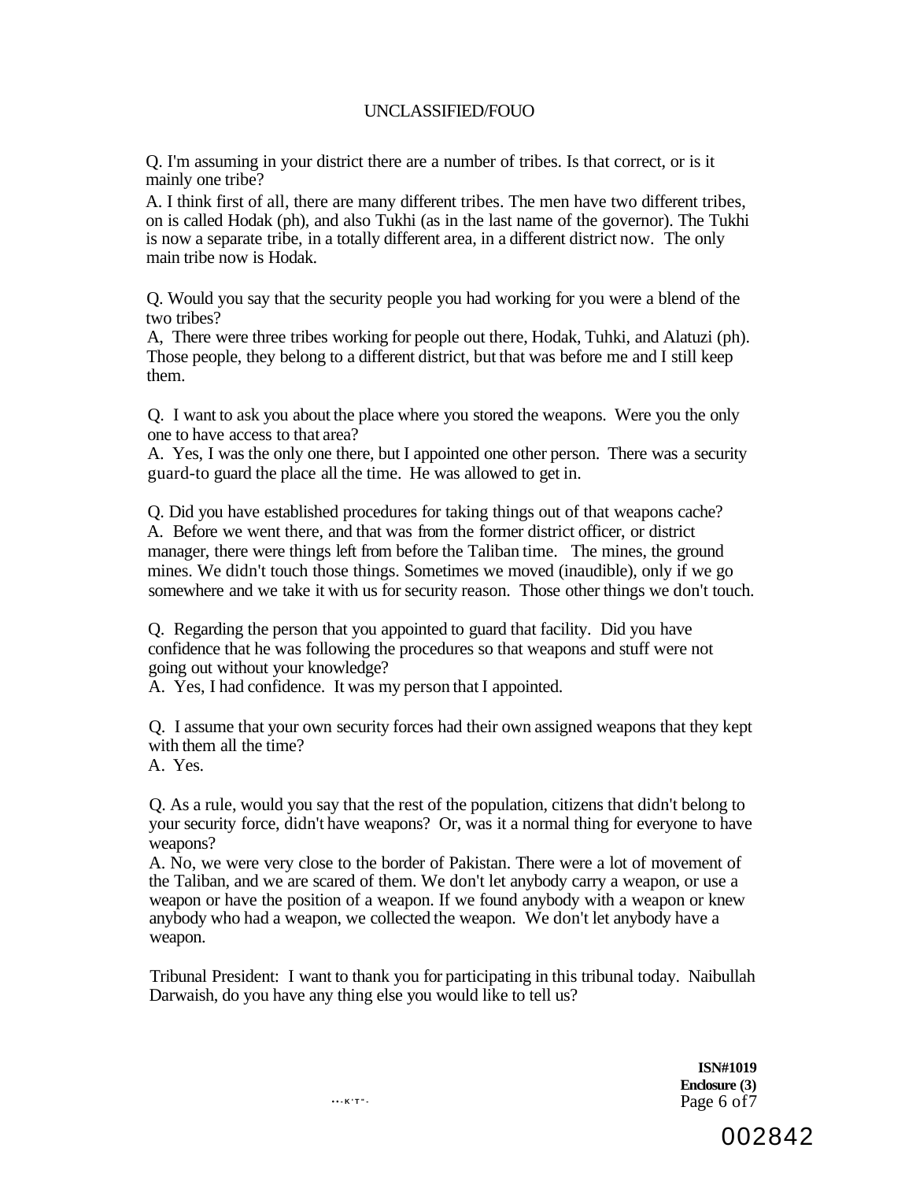Q. I'm assuming in your district there are a number of tribes. Is that correct, or is it mainly one tribe?

A. I think first of all, there are many different tribes. The men have two different tribes, on is called Hodak (ph), and also Tukhi (as in the last name of the governor). The Tukhi is now a separate tribe, in a totally different area, in a different district now. The only main tribe now is Hodak.

Q. Would you say that the security people you had working for you were a blend of the two tribes?

A, There were three tribes working for people out there, Hodak, Tuhki, and Alatuzi (ph). Those people, they belong to a different district, but that was before me and I still keep them.

Q. I want to ask you about the place where you stored the weapons. Were you the only one to have access to that area?

A. Yes, I was the only one there, but I appointed one other person. There was a security guard-to guard the place all the time. He was allowed to get in.

Q. Did you have established procedures for taking things out of that weapons cache?

A. Before we went there, and that was from the former district officer, or district manager, there were things left from before the Taliban time. The mines, the ground mines. We didn't touch those things. Sometimes we moved (inaudible), only if we go somewhere and we take it with us for security reason. Those other things we don't touch.

Q. Regarding the person that you appointed to guard that facility. Did you have confidence that he was following the procedures so that weapons and stuff were not going out without your knowledge?

A. Yes, I had confidence. It was my person that I appointed.

Q. I assume that your own security forces had their own assigned weapons that they kept with them all the time?

A. Yes.

Q. As a rule, would you say that the rest of the population, citizens that didn't belong to your security force, didn't have weapons? Or, was it a normal thing for everyone to have weapons?

A. No, we were very close to the border of Pakistan. There were a lot of movement of the Taliban, and we are scared of them. We don't let anybody carry a weapon, or use a weapon or have the position of a weapon. If we found anybody with a weapon or knew anybody who had a weapon, we collected the weapon. We don't let anybody have a weapon.

Tribunal President: I want to thank you for participating in this tribunal today. Naibullah Darwaish, do you have any thing else you would like to tell us?

**ISN#1019**
**Enclosure (3)**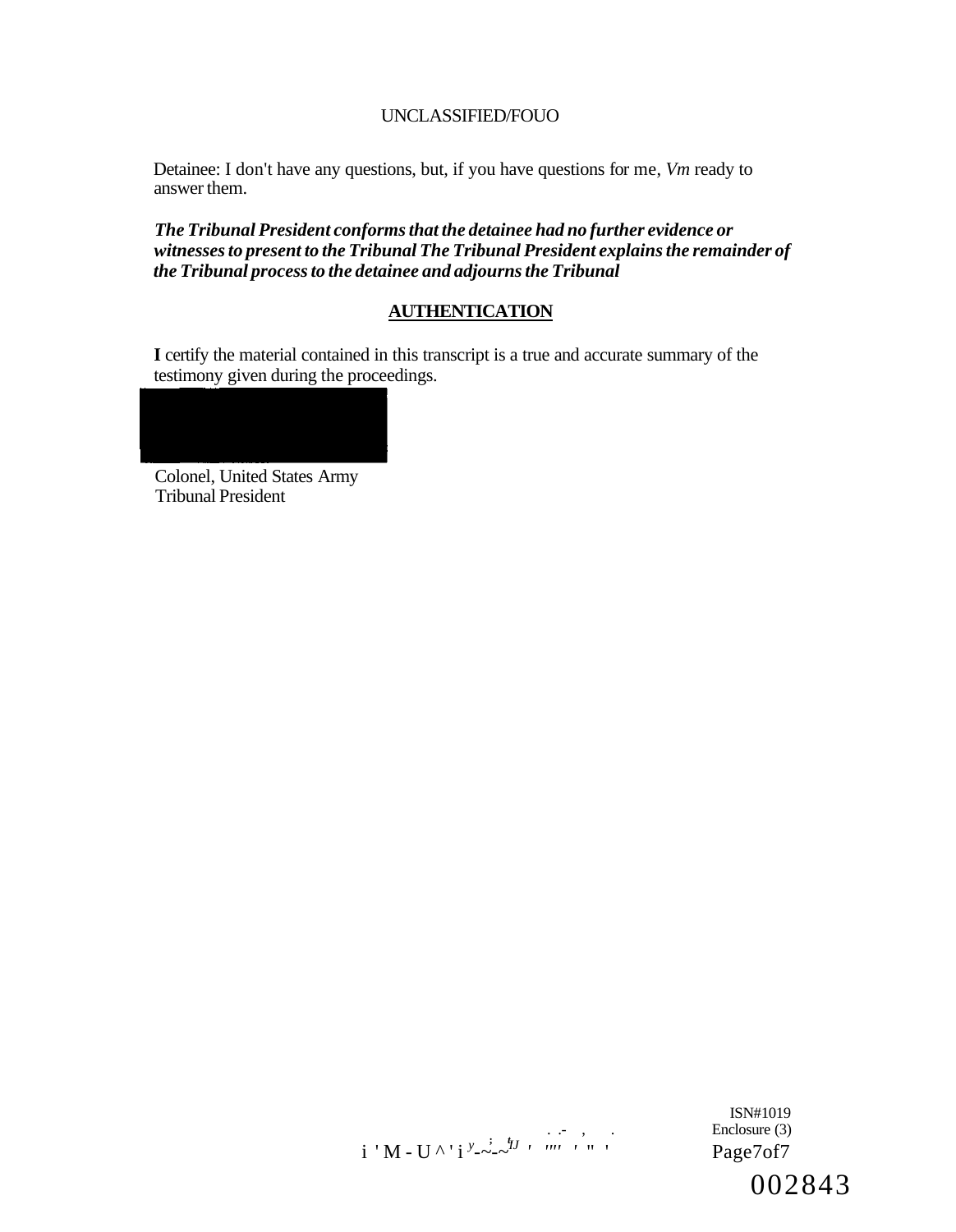Detainee: I don't have any questions, but, if you have questions for me, *Vm* ready to answer them.

***The Tribunal President conforms that the detainee had no further evidence or witnesses to present to the Tribunal The Tribunal President explains the remainder of the Tribunal process to the detainee and adjourns the Tribunal***

## AUTHENTICATION

**I** certify the material contained in this transcript is a true and accurate summary of the testimony given during the proceedings.

Colonel, United States Army
Tribunal President

ISN#1019
Enclosure (3)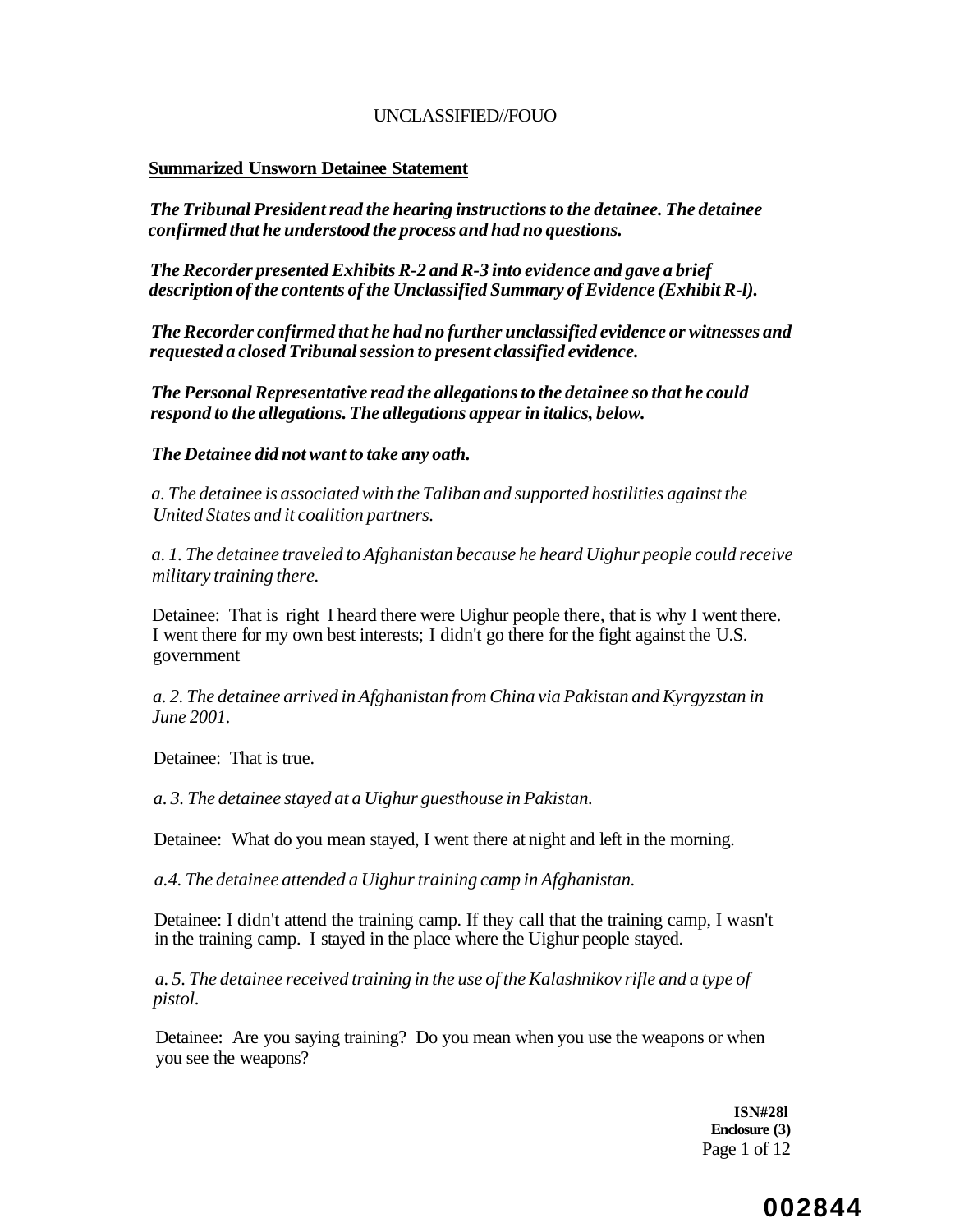UNCLASSIFIED//FOUO

**Summarized Unsworn Detainee Statement**

***The Tribunal President read the hearing instructions to the detainee. The detainee confirmed that he understood the process and had no questions.***

***The Recorder presented Exhibits R-2 and R-3 into evidence and gave a brief description of the contents of the Unclassified Summary of Evidence (Exhibit R-l).***

***The Recorder confirmed that he had no further unclassified evidence or witnesses and requested a closed Tribunal session to present classified evidence.***

***The Personal Representative read the allegations to the detainee so that he could respond to the allegations. The allegations appear in italics, below.***

***The Detainee did not want to take any oath.***

*a. The detainee is associated with the Taliban and supported hostilities against the United States and it coalition partners.*

*a. 1. The detainee traveled to Afghanistan because he heard Uighur people could receive military training there.*

Detainee: That is right I heard there were Uighur people there, that is why I went there. I went there for my own best interests; I didn't go there for the fight against the U.S. government

*a. 2. The detainee arrived in Afghanistan from China via Pakistan and Kyrgyzstan in June 2001.*

Detainee: That is true.

*a. 3. The detainee stayed at a Uighur guesthouse in Pakistan.*

Detainee: What do you mean stayed, I went there at night and left in the morning.

*a.4. The detainee attended a Uighur training camp in Afghanistan.*

Detainee: I didn't attend the training camp. If they call that the training camp, I wasn't in the training camp. I stayed in the place where the Uighur people stayed.

*a. 5. The detainee received training in the use of the Kalashnikov rifle and a type of pistol.*

Detainee: Are you saying training? Do you mean when you use the weapons or when you see the weapons?

**ISN#28l**
**Enclosure (3)**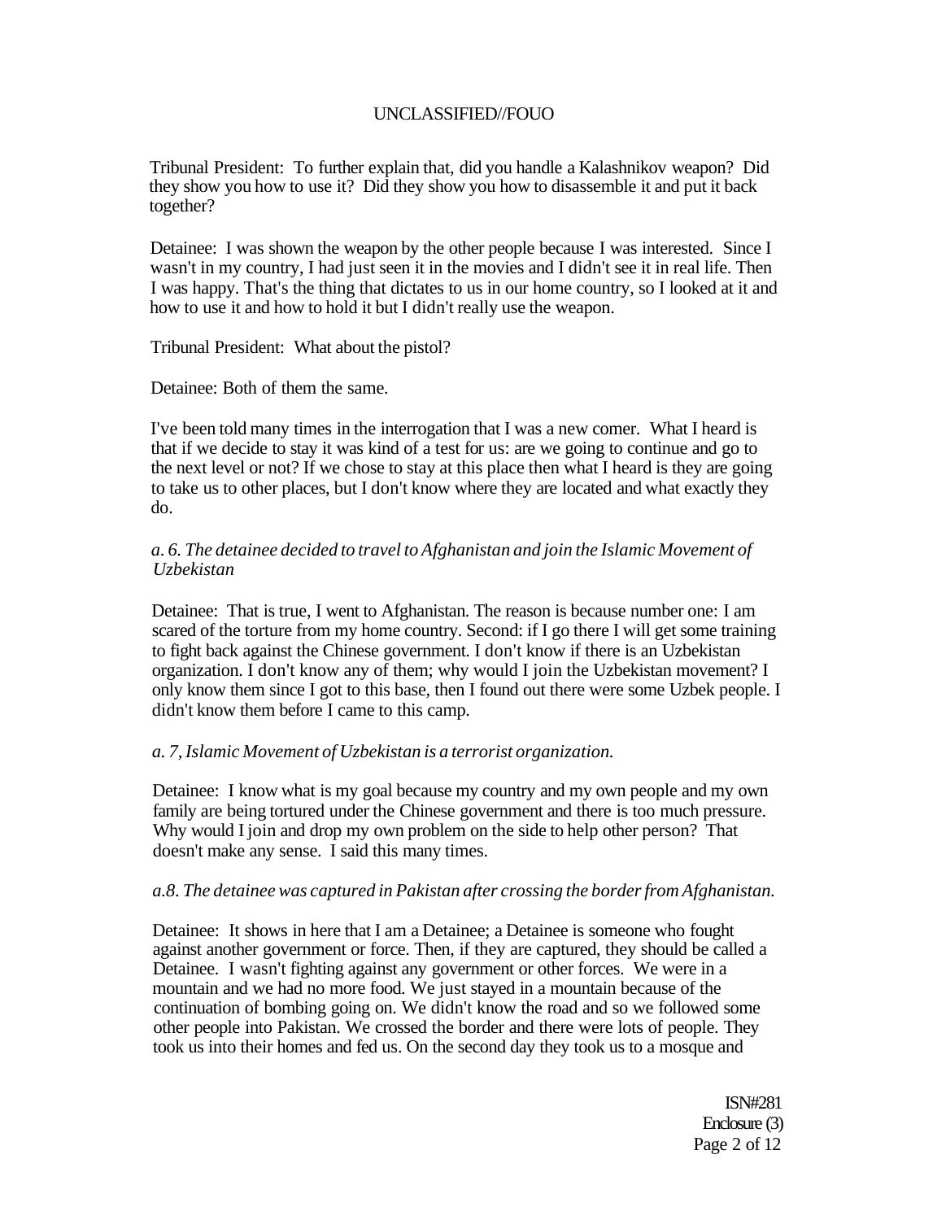Tribunal President: To further explain that, did you handle a Kalashnikov weapon? Did they show you how to use it? Did they show you how to disassemble it and put it back together?

Detainee: I was shown the weapon by the other people because I was interested. Since I wasn't in my country, I had just seen it in the movies and I didn't see it in real life. Then I was happy. That's the thing that dictates to us in our home country, so I looked at it and how to use it and how to hold it but I didn't really use the weapon.

Tribunal President: What about the pistol?

Detainee: Both of them the same.

I've been told many times in the interrogation that I was a new comer. What I heard is that if we decide to stay it was kind of a test for us: are we going to continue and go to the next level or not? If we chose to stay at this place then what I heard is they are going to take us to other places, but I don't know where they are located and what exactly they do.

*a. 6. The detainee decided to travel to Afghanistan and join the Islamic Movement of Uzbekistan*

Detainee: That is true, I went to Afghanistan. The reason is because number one: I am scared of the torture from my home country. Second: if I go there I will get some training to fight back against the Chinese government. I don't know if there is an Uzbekistan organization. I don't know any of them; why would I join the Uzbekistan movement? I only know them since I got to this base, then I found out there were some Uzbek people. I didn't know them before I came to this camp.

*a. 7, Islamic Movement of Uzbekistan is a terrorist organization.*

Detainee: I know what is my goal because my country and my own people and my own family are being tortured under the Chinese government and there is too much pressure. Why would I join and drop my own problem on the side to help other person? That doesn't make any sense. I said this many times.

*a.8. The detainee was captured in Pakistan after crossing the border from Afghanistan.*

Detainee: It shows in here that I am a Detainee; a Detainee is someone who fought against another government or force. Then, if they are captured, they should be called a Detainee. I wasn't fighting against any government or other forces. We were in a mountain and we had no more food. We just stayed in a mountain because of the continuation of bombing going on. We didn't know the road and so we followed some other people into Pakistan. We crossed the border and there were lots of people. They took us into their homes and fed us. On the second day they took us to a mosque and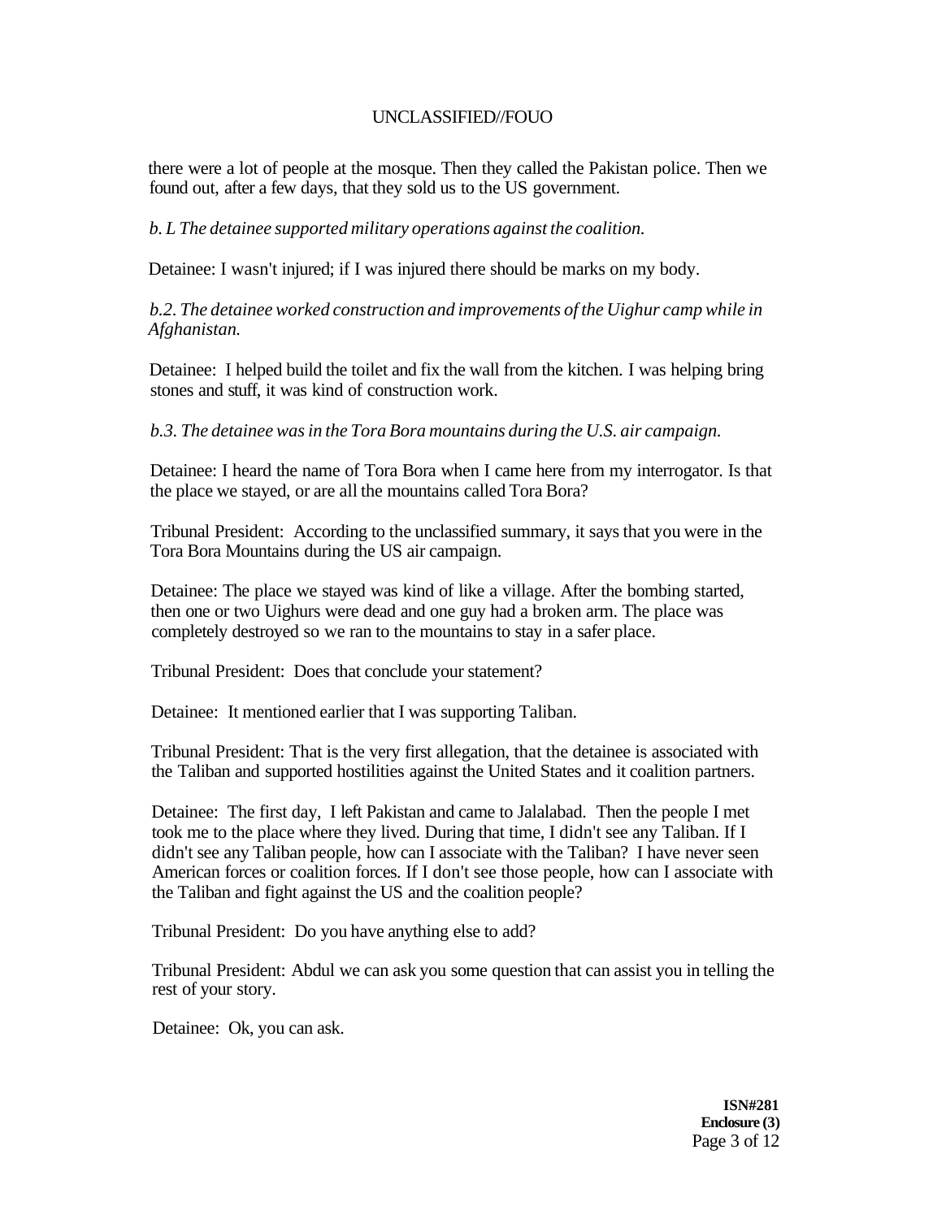there were a lot of people at the mosque. Then they called the Pakistan police. Then we found out, after a few days, that they sold us to the US government.

*b. L The detainee supported military operations against the coalition.*

Detainee: I wasn't injured; if I was injured there should be marks on my body.

*b.2. The detainee worked construction and improvements of the Uighur camp while in Afghanistan.*

Detainee: I helped build the toilet and fix the wall from the kitchen. I was helping bring stones and stuff, it was kind of construction work.

*b.3. The detainee was in the Tora Bora mountains during the U.S. air campaign.*

Detainee: I heard the name of Tora Bora when I came here from my interrogator. Is that the place we stayed, or are all the mountains called Tora Bora?

Tribunal President: According to the unclassified summary, it says that you were in the Tora Bora Mountains during the US air campaign.

Detainee: The place we stayed was kind of like a village. After the bombing started, then one or two Uighurs were dead and one guy had a broken arm. The place was completely destroyed so we ran to the mountains to stay in a safer place.

Tribunal President: Does that conclude your statement?

Detainee: It mentioned earlier that I was supporting Taliban.

Tribunal President: That is the very first allegation, that the detainee is associated with the Taliban and supported hostilities against the United States and it coalition partners.

Detainee: The first day, I left Pakistan and came to Jalalabad. Then the people I met took me to the place where they lived. During that time, I didn't see any Taliban. If I didn't see any Taliban people, how can I associate with the Taliban? I have never seen American forces or coalition forces. If I don't see those people, how can I associate with the Taliban and fight against the US and the coalition people?

Tribunal President: Do you have anything else to add?

Tribunal President: Abdul we can ask you some question that can assist you in telling the rest of your story.

Detainee: Ok, you can ask.

**ISN#281**
**Enclosure (3)**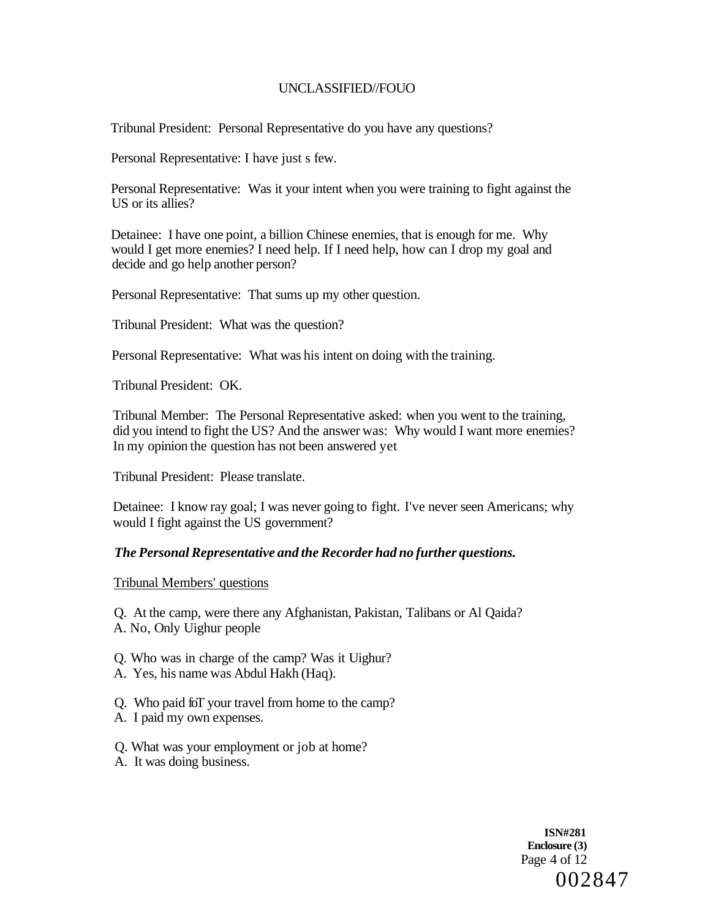Tribunal President: Personal Representative do you have any questions?

Personal Representative: I have just s few.

Personal Representative: Was it your intent when you were training to fight against the US or its allies?

Detainee: I have one point, a billion Chinese enemies, that is enough for me. Why would I get more enemies? I need help. If I need help, how can I drop my goal and decide and go help another person?

Personal Representative: That sums up my other question.

Tribunal President: What was the question?

Personal Representative: What was his intent on doing with the training.

Tribunal President: OK.

Tribunal Member: The Personal Representative asked: when you went to the training, did you intend to fight the US? And the answer was: Why would I want more enemies? In my opinion the question has not been answered yet

Tribunal President: Please translate.

Detainee: I know ray goal; I was never going to fight. I've never seen Americans; why would I fight against the US government?

***The Personal Representative and the Recorder had no further questions.***

Tribunal Members' questions

Q. At the camp, were there any Afghanistan, Pakistan, Talibans or Al Qaida?
A. No, Only Uighur people

Q. Who was in charge of the camp? Was it Uighur?
A. Yes, his name was Abdul Hakh (Haq).

Q. Who paid foT your travel from home to the camp?
A. I paid my own expenses.

Q. What was your employment or job at home?
A. It was doing business.

**ISN#281**
**Enclosure (3)**

002847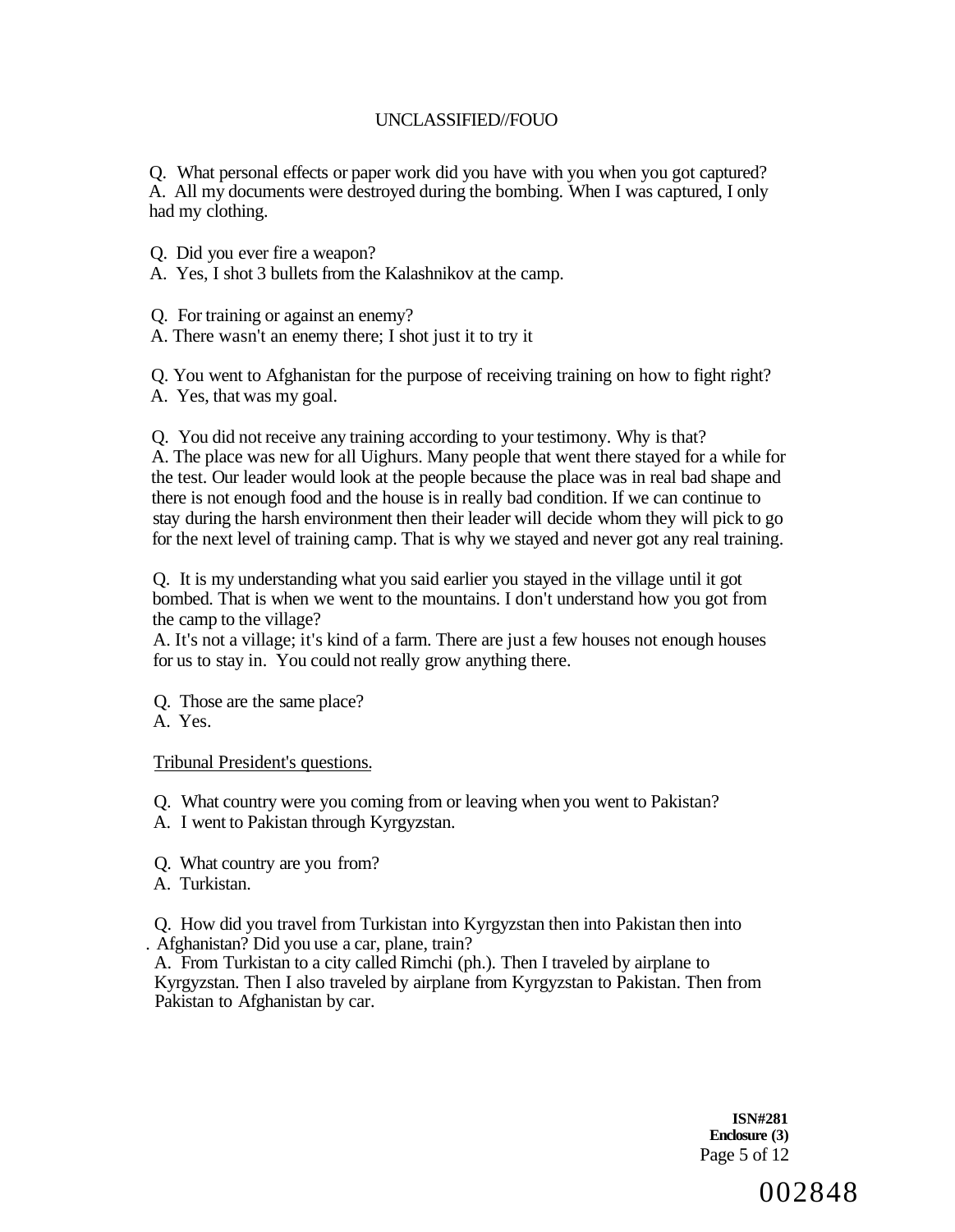Q. What personal effects or paper work did you have with you when you got captured?
A. All my documents were destroyed during the bombing. When I was captured, I only had my clothing.

Q. Did you ever fire a weapon?
A. Yes, I shot 3 bullets from the Kalashnikov at the camp.

Q. For training or against an enemy?
A. There wasn't an enemy there; I shot just it to try it

Q. You went to Afghanistan for the purpose of receiving training on how to fight right?
A. Yes, that was my goal.

Q. You did not receive any training according to your testimony. Why is that?
A. The place was new for all Uighurs. Many people that went there stayed for a while for the test. Our leader would look at the people because the place was in real bad shape and there is not enough food and the house is in really bad condition. If we can continue to stay during the harsh environment then their leader will decide whom they will pick to go for the next level of training camp. That is why we stayed and never got any real training.

Q. It is my understanding what you said earlier you stayed in the village until it got bombed. That is when we went to the mountains. I don't understand how you got from the camp to the village?
A. It's not a village; it's kind of a farm. There are just a few houses not enough houses for us to stay in. You could not really grow anything there.

Q. Those are the same place?
A. Yes.

<u>Tribunal President's questions.</u>

Q. What country were you coming from or leaving when you went to Pakistan?
A. I went to Pakistan through Kyrgyzstan.

Q. What country are you from?
A. Turkistan.

Q. How did you travel from Turkistan into Kyrgyzstan then into Pakistan then into Afghanistan? Did you use a car, plane, train?
A. From Turkistan to a city called Rimchi (ph.). Then I traveled by airplane to Kyrgyzstan. Then I also traveled by airplane from Kyrgyzstan to Pakistan. Then from Pakistan to Afghanistan by car.

**ISN#281**
**Enclosure (3)**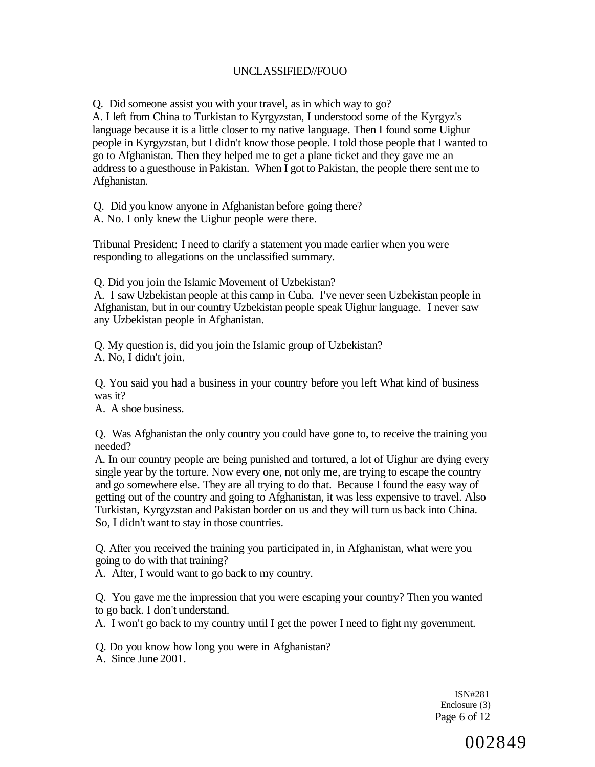Q. Did someone assist you with your travel, as in which way to go?
A. I left from China to Turkistan to Kyrgyzstan, I understood some of the Kyrgyz's language because it is a little closer to my native language. Then I found some Uighur people in Kyrgyzstan, but I didn't know those people. I told those people that I wanted to go to Afghanistan. Then they helped me to get a plane ticket and they gave me an address to a guesthouse in Pakistan. When I got to Pakistan, the people there sent me to Afghanistan.

Q. Did you know anyone in Afghanistan before going there?
A. No. I only knew the Uighur people were there.

Tribunal President: I need to clarify a statement you made earlier when you were responding to allegations on the unclassified summary.

Q. Did you join the Islamic Movement of Uzbekistan?
A. I saw Uzbekistan people at this camp in Cuba. I've never seen Uzbekistan people in Afghanistan, but in our country Uzbekistan people speak Uighur language. I never saw any Uzbekistan people in Afghanistan.

Q. My question is, did you join the Islamic group of Uzbekistan?
A. No, I didn't join.

Q. You said you had a business in your country before you left What kind of business was it?
A. A shoe business.

Q. Was Afghanistan the only country you could have gone to, to receive the training you needed?
A. In our country people are being punished and tortured, a lot of Uighur are dying every single year by the torture. Now every one, not only me, are trying to escape the country and go somewhere else. They are all trying to do that. Because I found the easy way of getting out of the country and going to Afghanistan, it was less expensive to travel. Also Turkistan, Kyrgyzstan and Pakistan border on us and they will turn us back into China. So, I didn't want to stay in those countries.

Q. After you received the training you participated in, in Afghanistan, what were you going to do with that training?
A. After, I would want to go back to my country.

Q. You gave me the impression that you were escaping your country? Then you wanted to go back. I don't understand.
A. I won't go back to my country until I get the power I need to fight my government.

Q. Do you know how long you were in Afghanistan?
A. Since June 2001.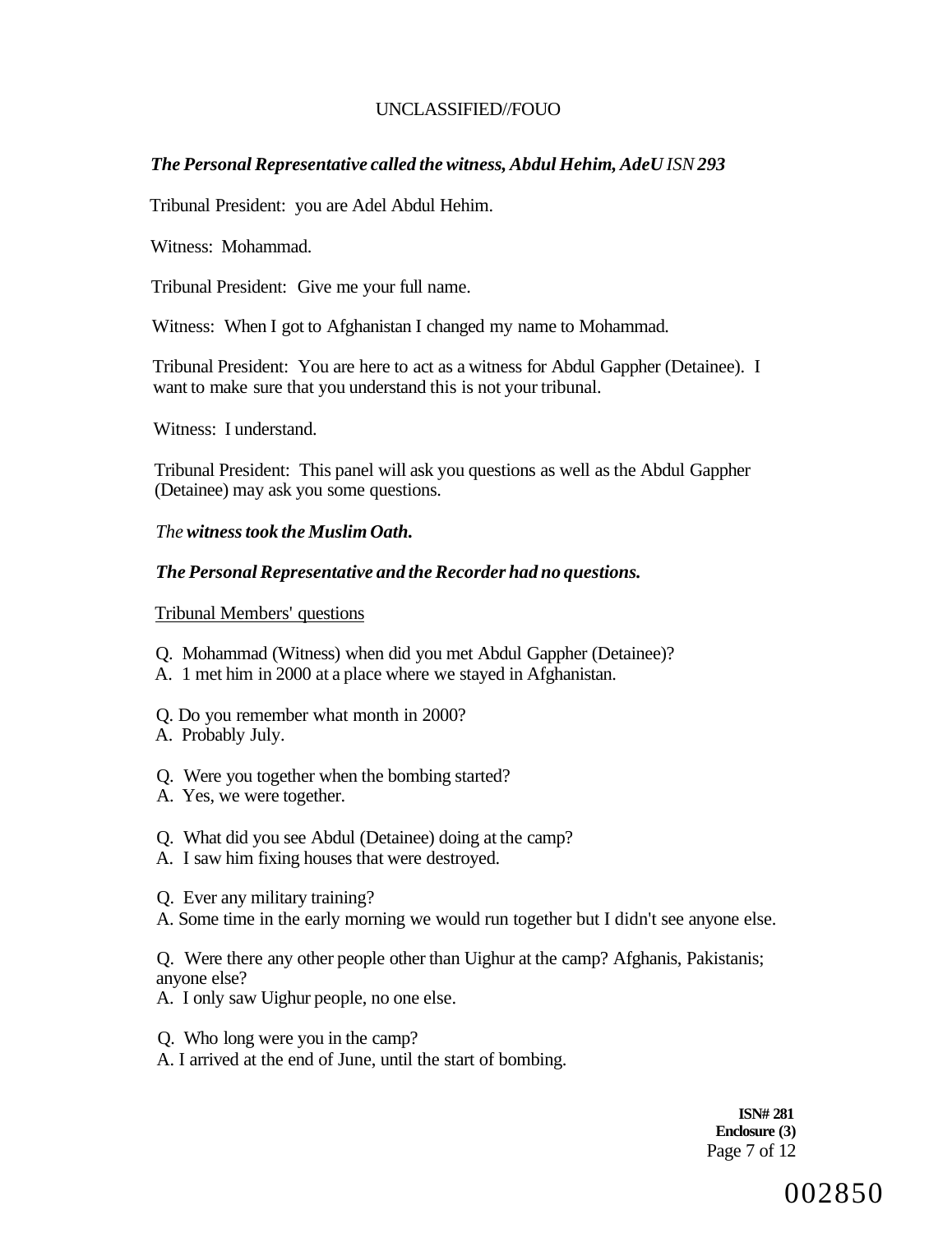*The Personal Representative called the witness, Abdul Hehim, AdeU ISN 293*

Tribunal President: you are Adel Abdul Hehim.

Witness: Mohammad.

Tribunal President: Give me your full name.

Witness: When I got to Afghanistan I changed my name to Mohammad.

Tribunal President: You are here to act as a witness for Abdul Gappher (Detainee). I want to make sure that you understand this is not your tribunal.

Witness: I understand.

Tribunal President: This panel will ask you questions as well as the Abdul Gappher (Detainee) may ask you some questions.

*The **witness took the Muslim Oath.***

***The Personal Representative and the Recorder had no questions.***

Tribunal Members' questions

Q. Mohammad (Witness) when did you met Abdul Gappher (Detainee)?
A. 1 met him in 2000 at a place where we stayed in Afghanistan.

Q. Do you remember what month in 2000?
A. Probably July.

Q. Were you together when the bombing started?
A. Yes, we were together.

Q. What did you see Abdul (Detainee) doing at the camp?
A. I saw him fixing houses that were destroyed.

Q. Ever any military training?
A. Some time in the early morning we would run together but I didn't see anyone else.

Q. Were there any other people other than Uighur at the camp? Afghanis, Pakistanis; anyone else?
A. I only saw Uighur people, no one else.

Q. Who long were you in the camp?
A. I arrived at the end of June, until the start of bombing.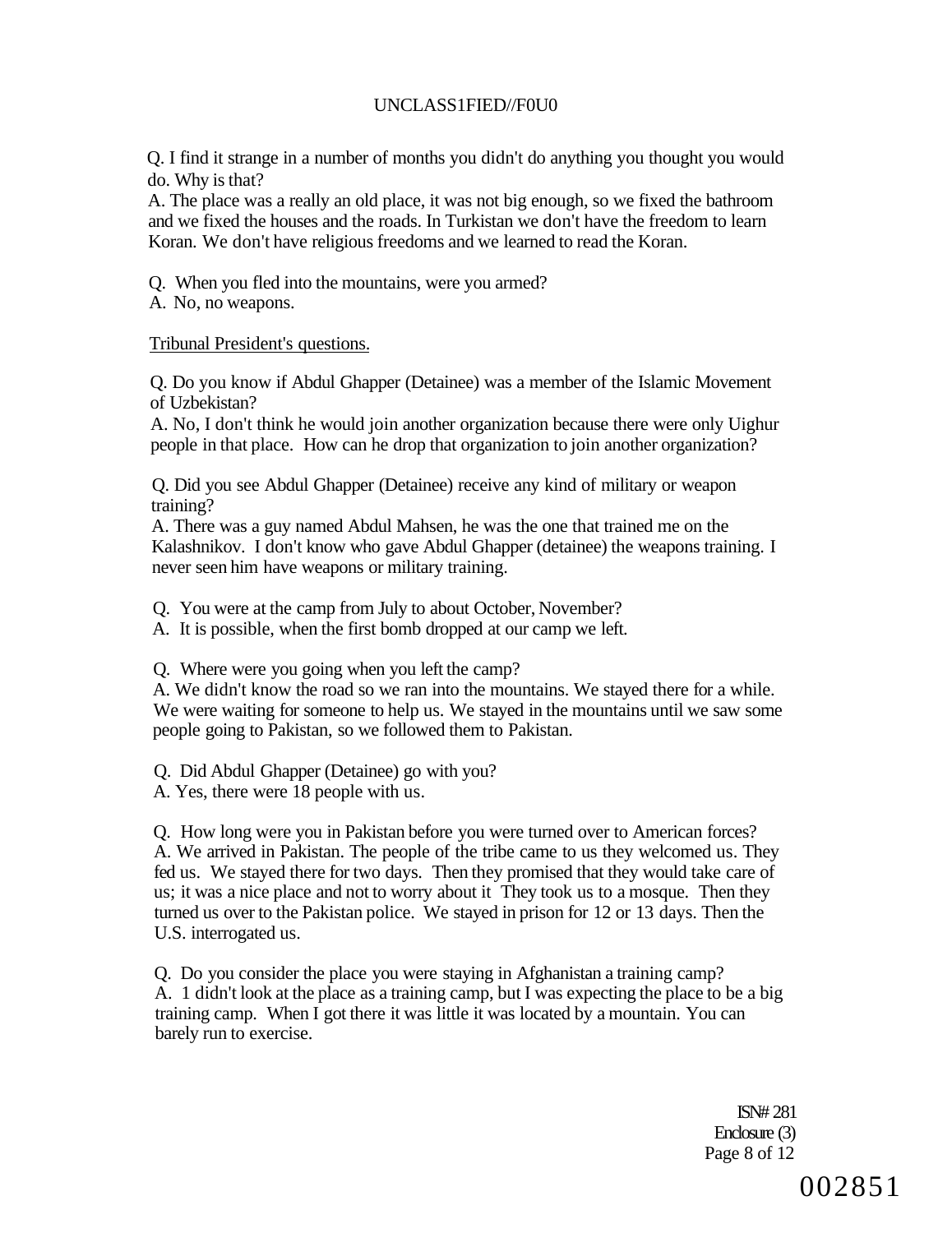Q. I find it strange in a number of months you didn't do anything you thought you would do. Why is that?
A. The place was a really an old place, it was not big enough, so we fixed the bathroom and we fixed the houses and the roads. In Turkistan we don't have the freedom to learn Koran. We don't have religious freedoms and we learned to read the Koran.

Q. When you fled into the mountains, were you armed?
A. No, no weapons.

Tribunal President's questions.

Q. Do you know if Abdul Ghapper (Detainee) was a member of the Islamic Movement of Uzbekistan?
A. No, I don't think he would join another organization because there were only Uighur people in that place. How can he drop that organization to join another organization?

Q. Did you see Abdul Ghapper (Detainee) receive any kind of military or weapon training?
A. There was a guy named Abdul Mahsen, he was the one that trained me on the Kalashnikov. I don't know who gave Abdul Ghapper (detainee) the weapons training. I never seen him have weapons or military training.

Q. You were at the camp from July to about October, November?
A. It is possible, when the first bomb dropped at our camp we left.

Q. Where were you going when you left the camp?
A. We didn't know the road so we ran into the mountains. We stayed there for a while. We were waiting for someone to help us. We stayed in the mountains until we saw some people going to Pakistan, so we followed them to Pakistan.

Q. Did Abdul Ghapper (Detainee) go with you?
A. Yes, there were 18 people with us.

Q. How long were you in Pakistan before you were turned over to American forces?
A. We arrived in Pakistan. The people of the tribe came to us they welcomed us. They fed us. We stayed there for two days. Then they promised that they would take care of us; it was a nice place and not to worry about it They took us to a mosque. Then they turned us over to the Pakistan police. We stayed in prison for 12 or 13 days. Then the U.S. interrogated us.

Q. Do you consider the place you were staying in Afghanistan a training camp?
A. 1 didn't look at the place as a training camp, but I was expecting the place to be a big training camp. When I got there it was little it was located by a mountain. You can barely run to exercise.

ISN# 281
Enclosure (3)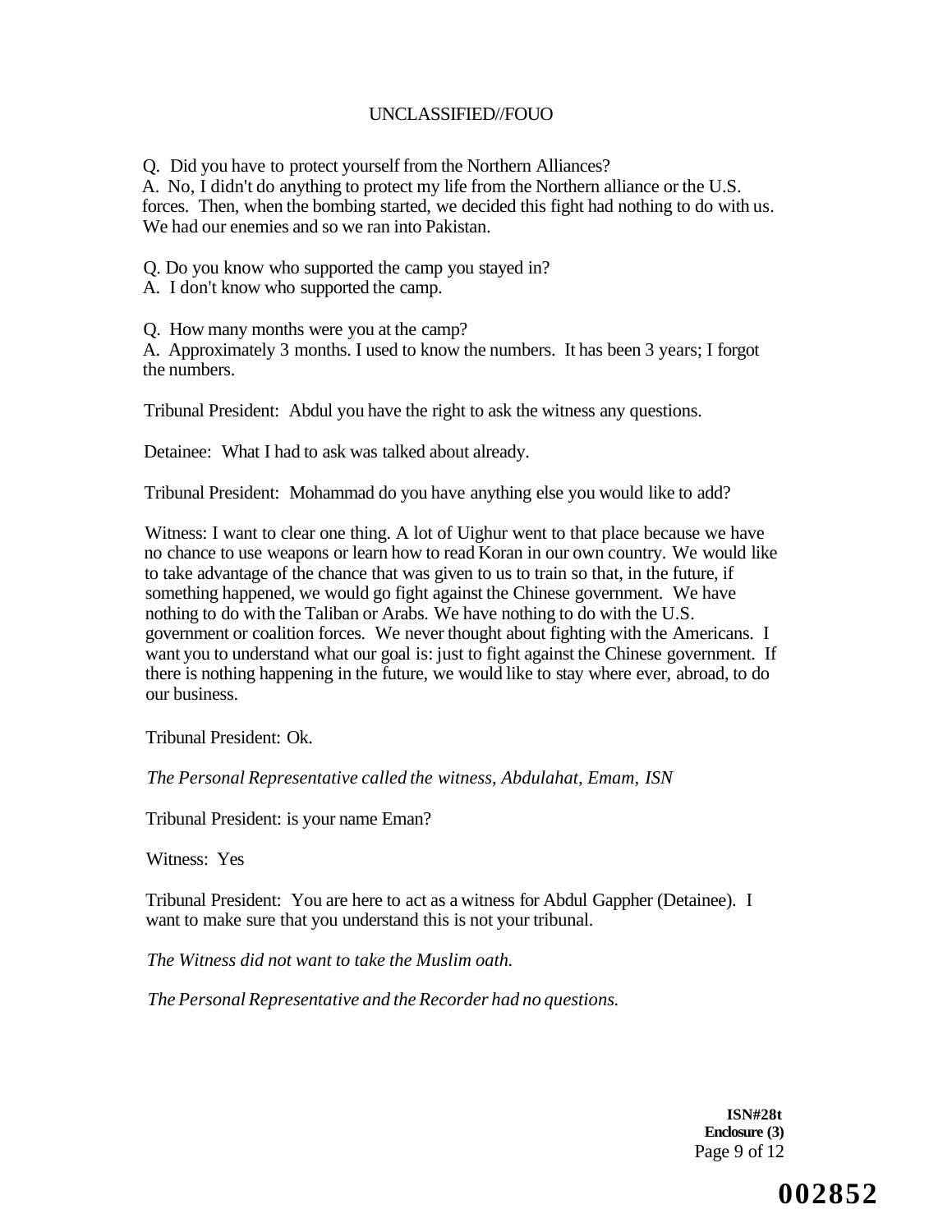Q. Did you have to protect yourself from the Northern Alliances?
A. No, I didn't do anything to protect my life from the Northern alliance or the U.S. forces. Then, when the bombing started, we decided this fight had nothing to do with us. We had our enemies and so we ran into Pakistan.

Q. Do you know who supported the camp you stayed in?
A. I don't know who supported the camp.

Q. How many months were you at the camp?
A. Approximately 3 months. I used to know the numbers. It has been 3 years; I forgot the numbers.

Tribunal President: Abdul you have the right to ask the witness any questions.

Detainee: What I had to ask was talked about already.

Tribunal President: Mohammad do you have anything else you would like to add?

Witness: I want to clear one thing. A lot of Uighur went to that place because we have no chance to use weapons or learn how to read Koran in our own country. We would like to take advantage of the chance that was given to us to train so that, in the future, if something happened, we would go fight against the Chinese government. We have nothing to do with the Taliban or Arabs. We have nothing to do with the U.S. government or coalition forces. We never thought about fighting with the Americans. I want you to understand what our goal is: just to fight against the Chinese government. If there is nothing happening in the future, we would like to stay where ever, abroad, to do our business.

Tribunal President: Ok.

*The Personal Representative called the witness, Abdulahat, Emam, ISN*

Tribunal President: is your name Eman?

Witness: Yes

Tribunal President: You are here to act as a witness for Abdul Gappher (Detainee). I want to make sure that you understand this is not your tribunal.

*The Witness did not want to take the Muslim oath.*

*The Personal Representative and the Recorder had no questions.*

**ISN#28t**
**Enclosure (3)**

002852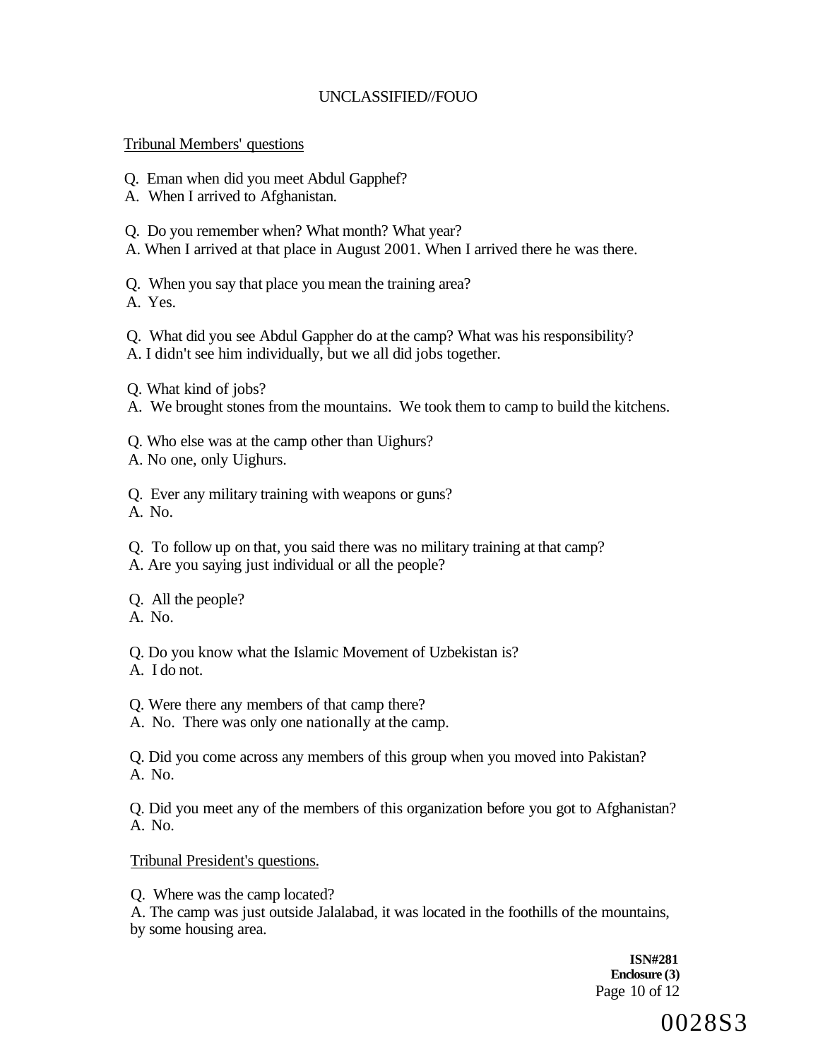UNCLASSIFIED//FOUO

Tribunal Members' questions

Q. Eman when did you meet Abdul Gapphef?
A. When I arrived to Afghanistan.

Q. Do you remember when? What month? What year?
A. When I arrived at that place in August 2001. When I arrived there he was there.

Q. When you say that place you mean the training area?
A. Yes.

Q. What did you see Abdul Gappher do at the camp? What was his responsibility?
A. I didn't see him individually, but we all did jobs together.

Q. What kind of jobs?
A. We brought stones from the mountains. We took them to camp to build the kitchens.

Q. Who else was at the camp other than Uighurs?
A. No one, only Uighurs.

Q. Ever any military training with weapons or guns?
A. No.

Q. To follow up on that, you said there was no military training at that camp?
A. Are you saying just individual or all the people?

Q. All the people?
A. No.

Q. Do you know what the Islamic Movement of Uzbekistan is?
A. I do not.

Q. Were there any members of that camp there?
A. No. There was only one nationally at the camp.

Q. Did you come across any members of this group when you moved into Pakistan?
A. No.

Q. Did you meet any of the members of this organization before you got to Afghanistan?
A. No.

Tribunal President's questions.

Q. Where was the camp located?
A. The camp was just outside Jalalabad, it was located in the foothills of the mountains, by some housing area.

ISN#281
Enclosure (3)

0028S3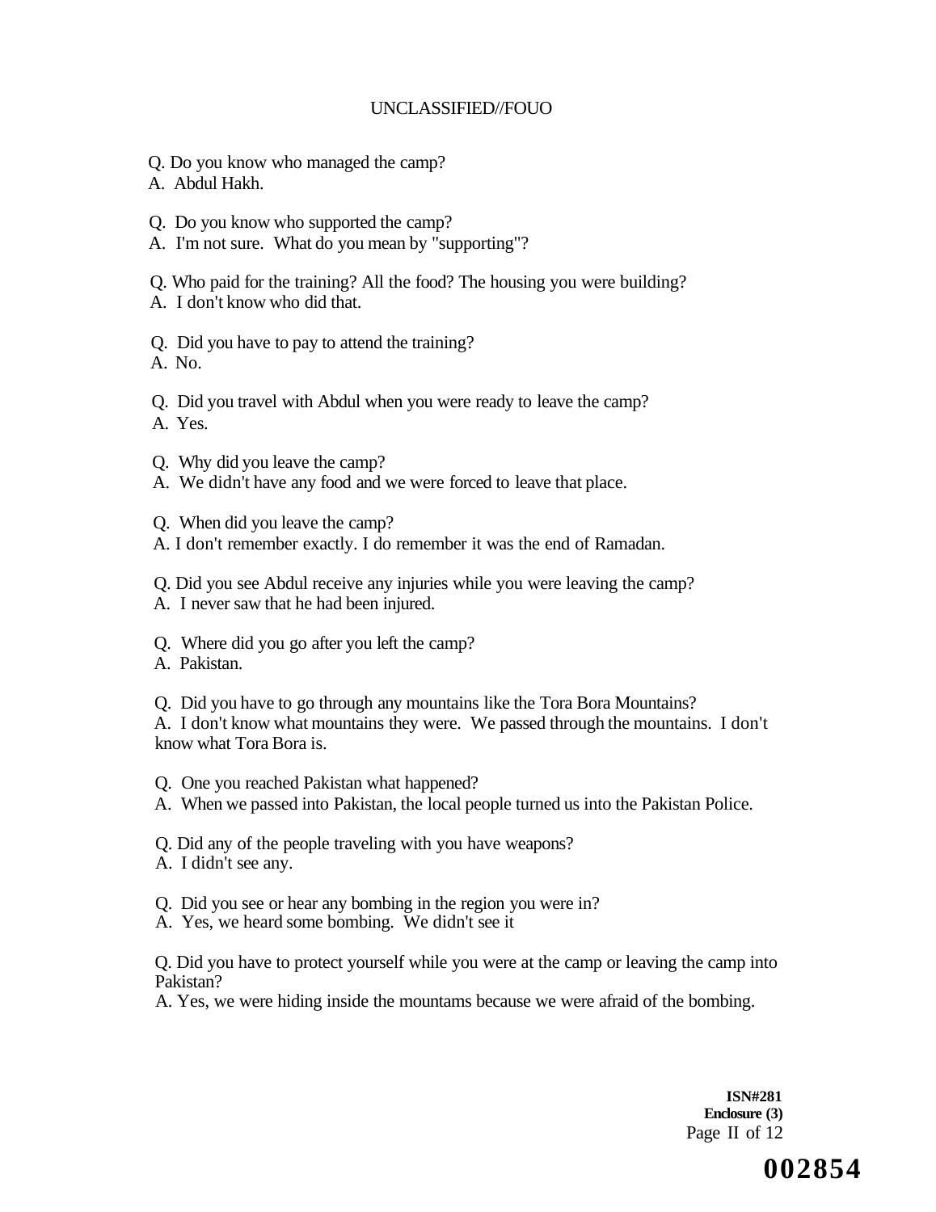Q. Do you know who managed the camp?
A. Abdul Hakh.

Q. Do you know who supported the camp?
A. I'm not sure. What do you mean by "supporting"?

Q. Who paid for the training? All the food? The housing you were building?
A. I don't know who did that.

Q. Did you have to pay to attend the training?
A. No.

Q. Did you travel with Abdul when you were ready to leave the camp?
A. Yes.

Q. Why did you leave the camp?
A. We didn't have any food and we were forced to leave that place.

Q. When did you leave the camp?
A. I don't remember exactly. I do remember it was the end of Ramadan.

Q. Did you see Abdul receive any injuries while you were leaving the camp?
A. I never saw that he had been injured.

Q. Where did you go after you left the camp?
A. Pakistan.

Q. Did you have to go through any mountains like the Tora Bora Mountains?
A. I don't know what mountains they were. We passed through the mountains. I don't know what Tora Bora is.

Q. One you reached Pakistan what happened?
A. When we passed into Pakistan, the local people turned us into the Pakistan Police.

Q. Did any of the people traveling with you have weapons?
A. I didn't see any.

Q. Did you see or hear any bombing in the region you were in?
A. Yes, we heard some bombing. We didn't see it

Q. Did you have to protect yourself while you were at the camp or leaving the camp into Pakistan?
A. Yes, we were hiding inside the mountams because we were afraid of the bombing.

**ISN#281**
**Enclosure (3)**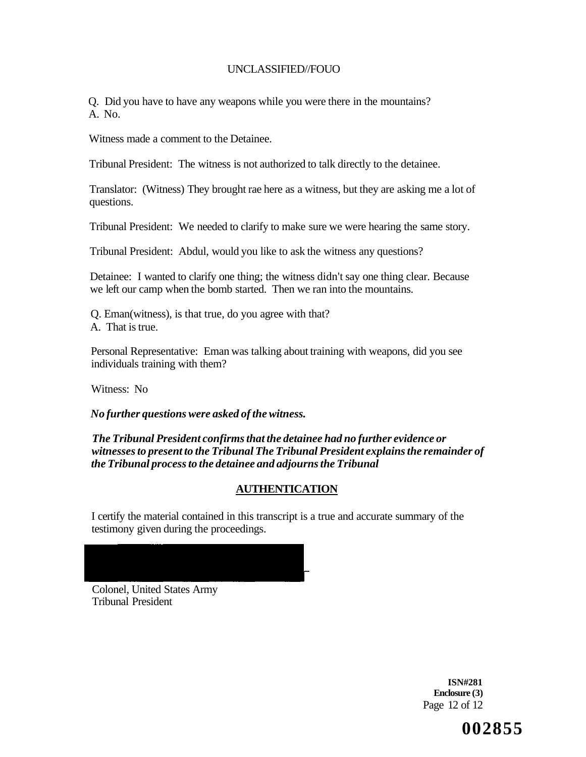Q. Did you have to have any weapons while you were there in the mountains?
A. No.

Witness made a comment to the Detainee.

Tribunal President: The witness is not authorized to talk directly to the detainee.

Translator: (Witness) They brought rae here as a witness, but they are asking me a lot of questions.

Tribunal President: We needed to clarify to make sure we were hearing the same story.

Tribunal President: Abdul, would you like to ask the witness any questions?

Detainee: I wanted to clarify one thing; the witness didn't say one thing clear. Because we left our camp when the bomb started. Then we ran into the mountains.

Q. Eman(witness), is that true, do you agree with that?
A. That is true.

Personal Representative: Eman was talking about training with weapons, did you see individuals training with them?

Witness: No

***No further questions were asked of the witness.***

***The Tribunal President confirms that the detainee had no further evidence or witnesses to present to the Tribunal The Tribunal President explains the remainder of the Tribunal process to the detainee and adjourns the Tribunal***

## AUTHENTICATION

I certify the material contained in this transcript is a true and accurate summary of the testimony given during the proceedings.

Colonel, United States Army
Tribunal President

**ISN#281**
**Enclosure (3)**

**002855**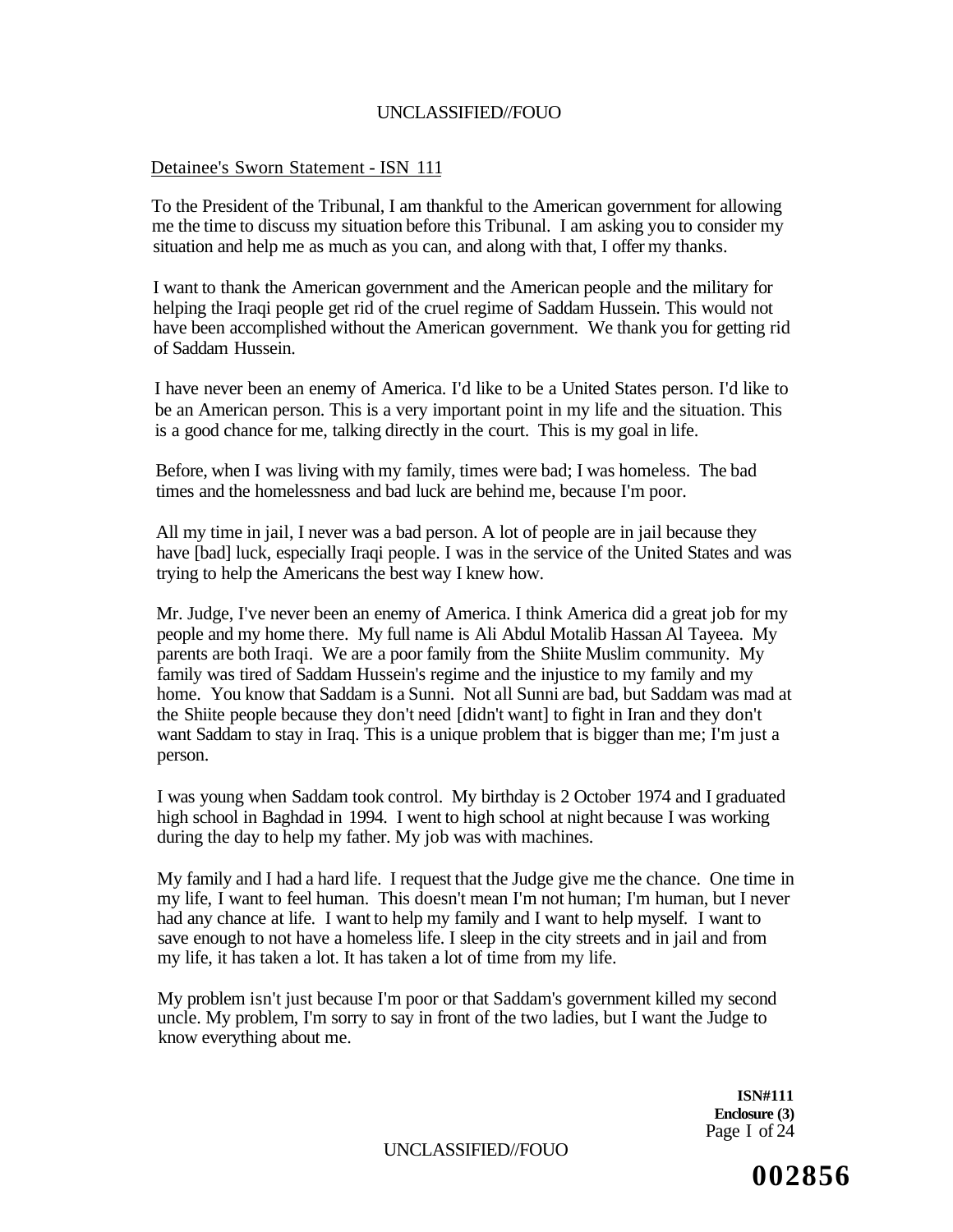## Detainee's Sworn Statement - ISN 111

To the President of the Tribunal, I am thankful to the American government for allowing me the time to discuss my situation before this Tribunal. I am asking you to consider my situation and help me as much as you can, and along with that, I offer my thanks.

I want to thank the American government and the American people and the military for helping the Iraqi people get rid of the cruel regime of Saddam Hussein. This would not have been accomplished without the American government. We thank you for getting rid of Saddam Hussein.

I have never been an enemy of America. I'd like to be a United States person. I'd like to be an American person. This is a very important point in my life and the situation. This is a good chance for me, talking directly in the court. This is my goal in life.

Before, when I was living with my family, times were bad; I was homeless. The bad times and the homelessness and bad luck are behind me, because I'm poor.

All my time in jail, I never was a bad person. A lot of people are in jail because they have [bad] luck, especially Iraqi people. I was in the service of the United States and was trying to help the Americans the best way I knew how.

Mr. Judge, I've never been an enemy of America. I think America did a great job for my people and my home there. My full name is Ali Abdul Motalib Hassan Al Tayeea. My parents are both Iraqi. We are a poor family from the Shiite Muslim community. My family was tired of Saddam Hussein's regime and the injustice to my family and my home. You know that Saddam is a Sunni. Not all Sunni are bad, but Saddam was mad at the Shiite people because they don't need [didn't want] to fight in Iran and they don't want Saddam to stay in Iraq. This is a unique problem that is bigger than me; I'm just a person.

I was young when Saddam took control. My birthday is 2 October 1974 and I graduated high school in Baghdad in 1994. I went to high school at night because I was working during the day to help my father. My job was with machines.

My family and I had a hard life. I request that the Judge give me the chance. One time in my life, I want to feel human. This doesn't mean I'm not human; I'm human, but I never had any chance at life. I want to help my family and I want to help myself. I want to save enough to not have a homeless life. I sleep in the city streets and in jail and from my life, it has taken a lot. It has taken a lot of time from my life.

My problem isn't just because I'm poor or that Saddam's government killed my second uncle. My problem, I'm sorry to say in front of the two ladies, but I want the Judge to know everything about me.

**ISN#111**
**Enclosure (3)**

002856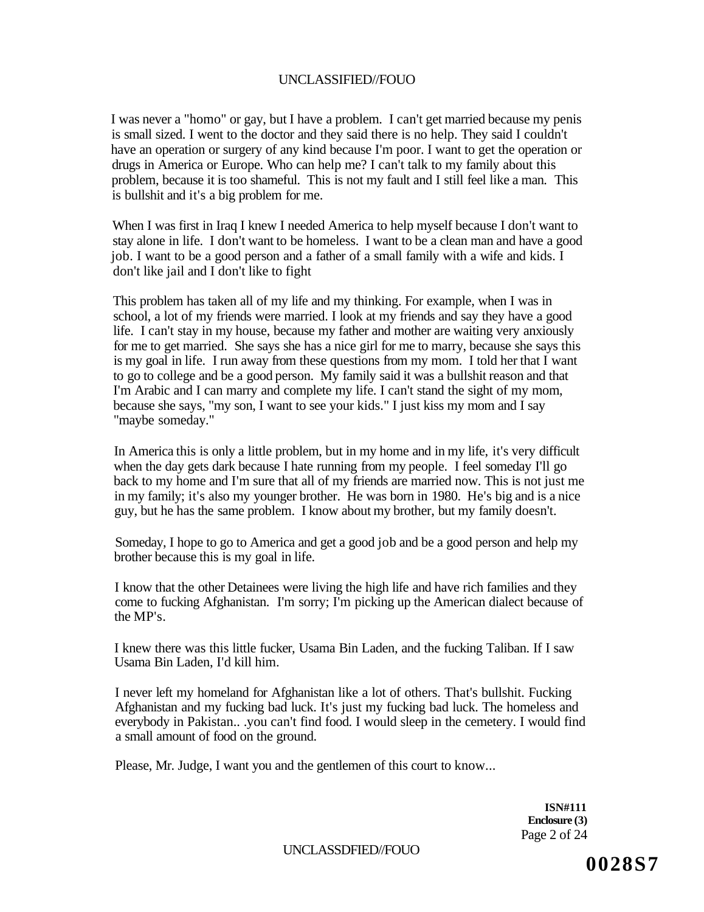I was never a "homo" or gay, but I have a problem. I can't get married because my penis is small sized. I went to the doctor and they said there is no help. They said I couldn't have an operation or surgery of any kind because I'm poor. I want to get the operation or drugs in America or Europe. Who can help me? I can't talk to my family about this problem, because it is too shameful. This is not my fault and I still feel like a man. This is bullshit and it's a big problem for me.

When I was first in Iraq I knew I needed America to help myself because I don't want to stay alone in life. I don't want to be homeless. I want to be a clean man and have a good job. I want to be a good person and a father of a small family with a wife and kids. I don't like jail and I don't like to fight

This problem has taken all of my life and my thinking. For example, when I was in school, a lot of my friends were married. I look at my friends and say they have a good life. I can't stay in my house, because my father and mother are waiting very anxiously for me to get married. She says she has a nice girl for me to marry, because she says this is my goal in life. I run away from these questions from my mom. I told her that I want to go to college and be a good person. My family said it was a bullshit reason and that I'm Arabic and I can marry and complete my life. I can't stand the sight of my mom, because she says, "my son, I want to see your kids." I just kiss my mom and I say "maybe someday."

In America this is only a little problem, but in my home and in my life, it's very difficult when the day gets dark because I hate running from my people. I feel someday I'll go back to my home and I'm sure that all of my friends are married now. This is not just me in my family; it's also my younger brother. He was born in 1980. He's big and is a nice guy, but he has the same problem. I know about my brother, but my family doesn't.

Someday, I hope to go to America and get a good job and be a good person and help my brother because this is my goal in life.

I know that the other Detainees were living the high life and have rich families and they come to fucking Afghanistan. I'm sorry; I'm picking up the American dialect because of the MP's.

I knew there was this little fucker, Usama Bin Laden, and the fucking Taliban. If I saw Usama Bin Laden, I'd kill him.

I never left my homeland for Afghanistan like a lot of others. That's bullshit. Fucking Afghanistan and my fucking bad luck. It's just my fucking bad luck. The homeless and everybody in Pakistan.. .you can't find food. I would sleep in the cemetery. I would find a small amount of food on the ground.

Please, Mr. Judge, I want you and the gentlemen of this court to know...

**ISN#111**
**Enclosure (3)**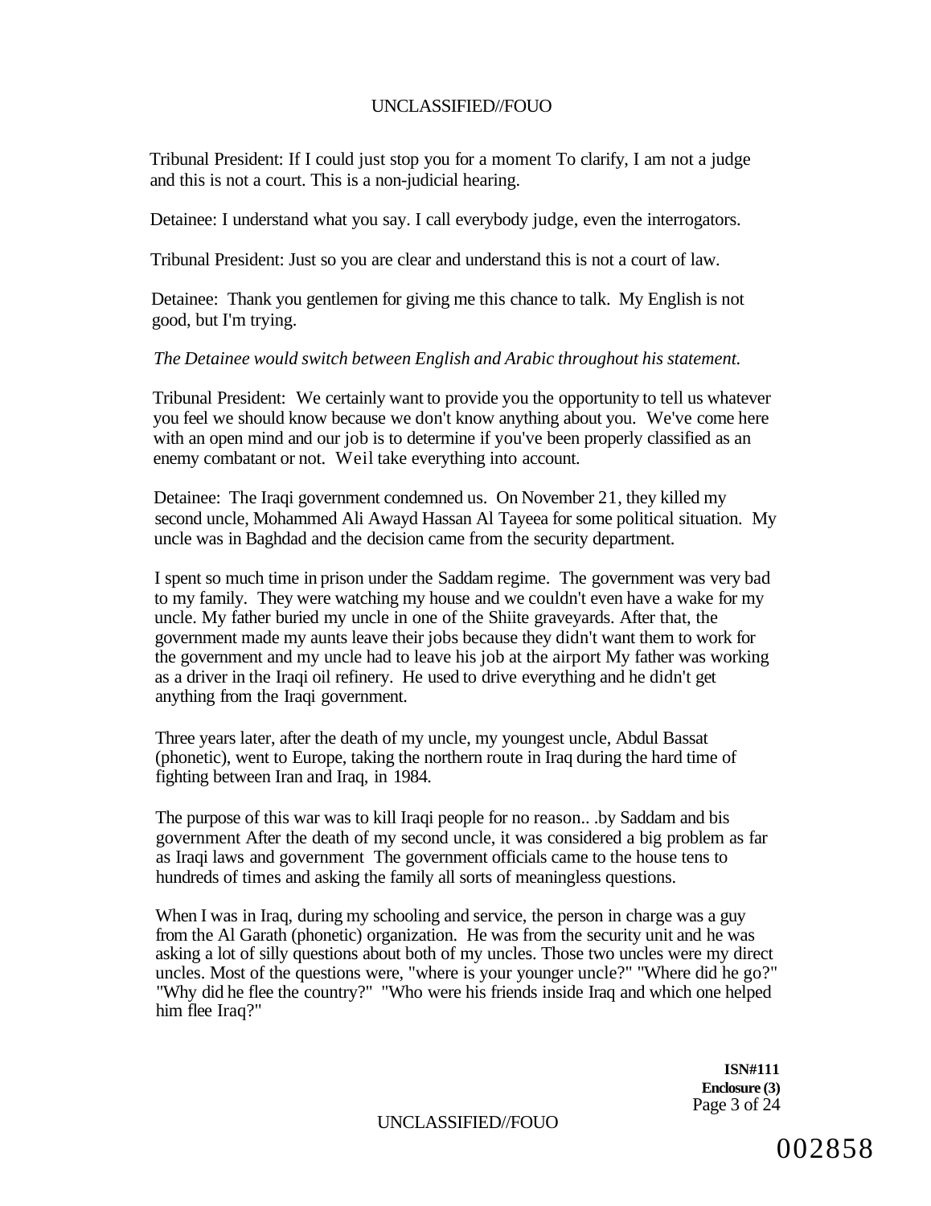Tribunal President: If I could just stop you for a moment To clarify, I am not a judge and this is not a court. This is a non-judicial hearing.

Detainee: I understand what you say. I call everybody judge, even the interrogators.

Tribunal President: Just so you are clear and understand this is not a court of law.

Detainee: Thank you gentlemen for giving me this chance to talk. My English is not good, but I'm trying.

*The Detainee would switch between English and Arabic throughout his statement.*

Tribunal President: We certainly want to provide you the opportunity to tell us whatever you feel we should know because we don't know anything about you. We've come here with an open mind and our job is to determine if you've been properly classified as an enemy combatant or not. Weil take everything into account.

Detainee: The Iraqi government condemned us. On November 21, they killed my second uncle, Mohammed Ali Awayd Hassan Al Tayeea for some political situation. My uncle was in Baghdad and the decision came from the security department.

I spent so much time in prison under the Saddam regime. The government was very bad to my family. They were watching my house and we couldn't even have a wake for my uncle. My father buried my uncle in one of the Shiite graveyards. After that, the government made my aunts leave their jobs because they didn't want them to work for the government and my uncle had to leave his job at the airport My father was working as a driver in the Iraqi oil refinery. He used to drive everything and he didn't get anything from the Iraqi government.

Three years later, after the death of my uncle, my youngest uncle, Abdul Bassat (phonetic), went to Europe, taking the northern route in Iraq during the hard time of fighting between Iran and Iraq, in 1984.

The purpose of this war was to kill Iraqi people for no reason.. .by Saddam and bis government After the death of my second uncle, it was considered a big problem as far as Iraqi laws and government The government officials came to the house tens to hundreds of times and asking the family all sorts of meaningless questions.

When I was in Iraq, during my schooling and service, the person in charge was a guy from the Al Garath (phonetic) organization. He was from the security unit and he was asking a lot of silly questions about both of my uncles. Those two uncles were my direct uncles. Most of the questions were, "where is your younger uncle?" "Where did he go?" "Why did he flee the country?" "Who were his friends inside Iraq and which one helped him flee Iraq?"

**ISN#111**
**Enclosure (3)**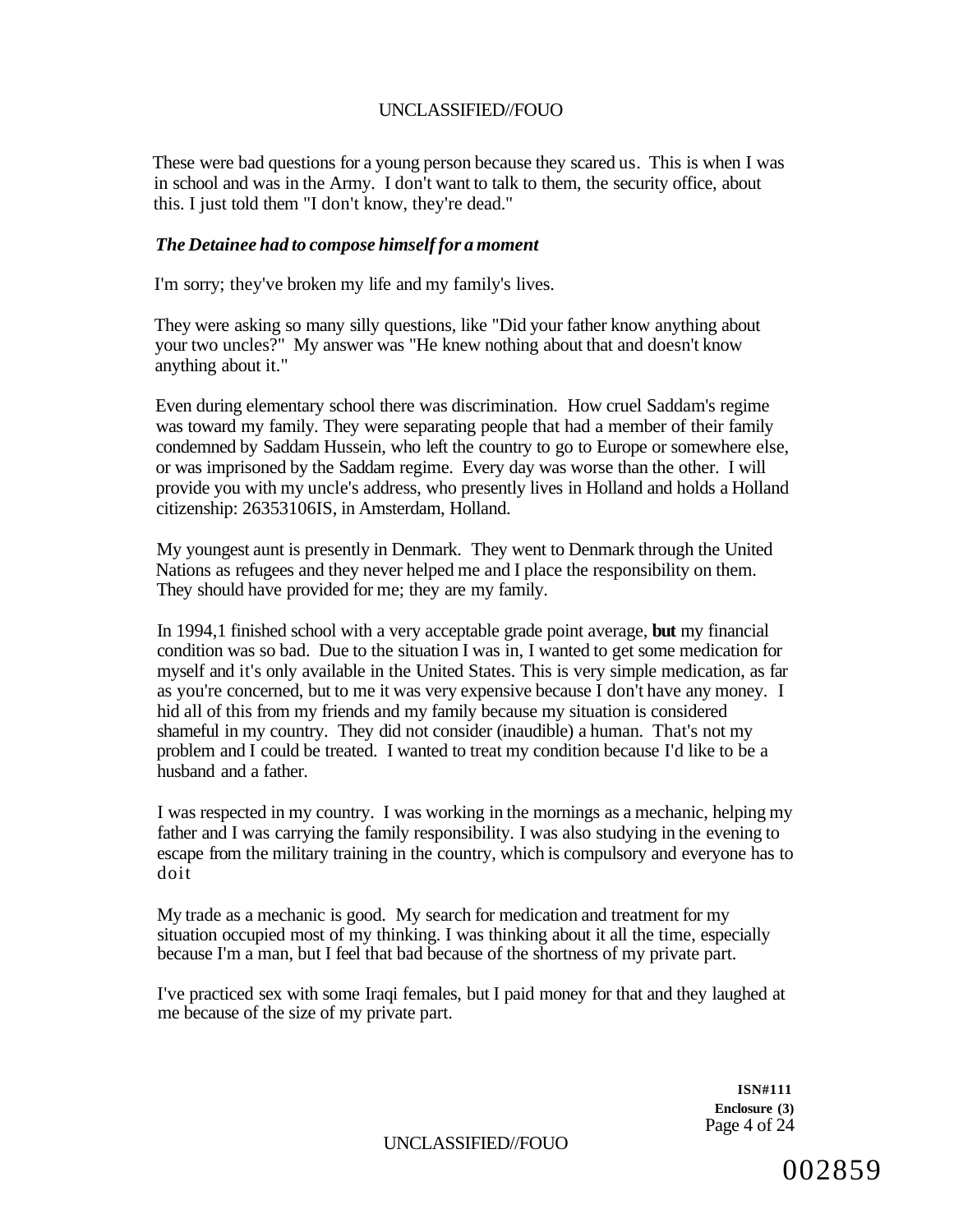These were bad questions for a young person because they scared us. This is when I was in school and was in the Army. I don't want to talk to them, the security office, about this. I just told them "I don't know, they're dead."

***The Detainee had to compose himself for a moment***

I'm sorry; they've broken my life and my family's lives.

They were asking so many silly questions, like "Did your father know anything about your two uncles?" My answer was "He knew nothing about that and doesn't know anything about it."

Even during elementary school there was discrimination. How cruel Saddam's regime was toward my family. They were separating people that had a member of their family condemned by Saddam Hussein, who left the country to go to Europe or somewhere else, or was imprisoned by the Saddam regime. Every day was worse than the other. I will provide you with my uncle's address, who presently lives in Holland and holds a Holland citizenship: 26353106IS, in Amsterdam, Holland.

My youngest aunt is presently in Denmark. They went to Denmark through the United Nations as refugees and they never helped me and I place the responsibility on them. They should have provided for me; they are my family.

In 1994,1 finished school with a very acceptable grade point average, **but** my financial condition was so bad. Due to the situation I was in, I wanted to get some medication for myself and it's only available in the United States. This is very simple medication, as far as you're concerned, but to me it was very expensive because I don't have any money. I hid all of this from my friends and my family because my situation is considered shameful in my country. They did not consider (inaudible) a human. That's not my problem and I could be treated. I wanted to treat my condition because I'd like to be a husband and a father.

I was respected in my country. I was working in the mornings as a mechanic, helping my father and I was carrying the family responsibility. I was also studying in the evening to escape from the military training in the country, which is compulsory and everyone has to doit

My trade as a mechanic is good. My search for medication and treatment for my situation occupied most of my thinking. I was thinking about it all the time, especially because I'm a man, but I feel that bad because of the shortness of my private part.

I've practiced sex with some Iraqi females, but I paid money for that and they laughed at me because of the size of my private part.

ISN#111
Enclosure (3)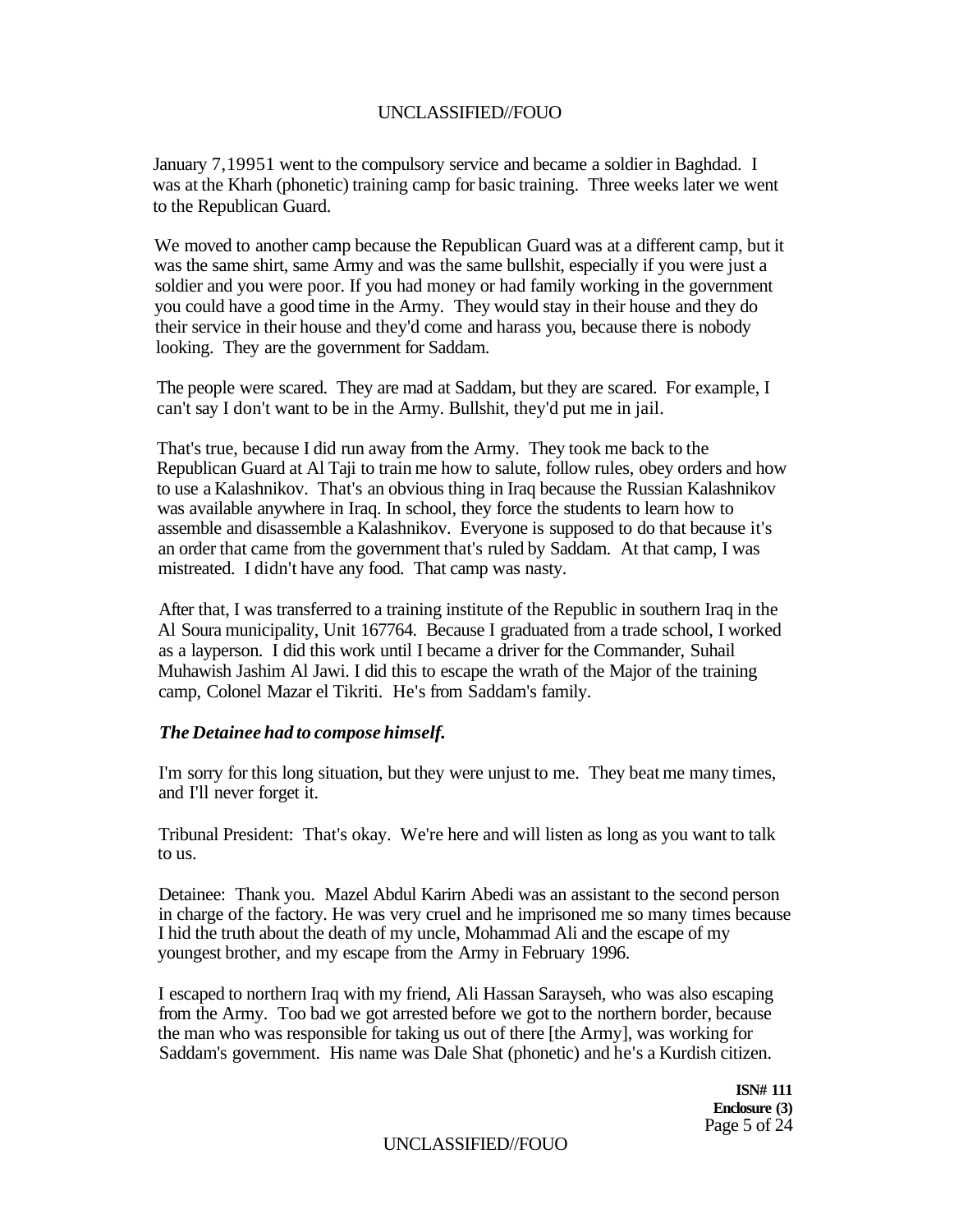January 7,19951 went to the compulsory service and became a soldier in Baghdad. I was at the Kharh (phonetic) training camp for basic training. Three weeks later we went to the Republican Guard.

We moved to another camp because the Republican Guard was at a different camp, but it was the same shirt, same Army and was the same bullshit, especially if you were just a soldier and you were poor. If you had money or had family working in the government you could have a good time in the Army. They would stay in their house and they do their service in their house and they'd come and harass you, because there is nobody looking. They are the government for Saddam.

The people were scared. They are mad at Saddam, but they are scared. For example, I can't say I don't want to be in the Army. Bullshit, they'd put me in jail.

That's true, because I did run away from the Army. They took me back to the Republican Guard at Al Taji to train me how to salute, follow rules, obey orders and how to use a Kalashnikov. That's an obvious thing in Iraq because the Russian Kalashnikov was available anywhere in Iraq. In school, they force the students to learn how to assemble and disassemble a Kalashnikov. Everyone is supposed to do that because it's an order that came from the government that's ruled by Saddam. At that camp, I was mistreated. I didn't have any food. That camp was nasty.

After that, I was transferred to a training institute of the Republic in southern Iraq in the Al Soura municipality, Unit 167764. Because I graduated from a trade school, I worked as a layperson. I did this work until I became a driver for the Commander, Suhail Muhawish Jashim Al Jawi. I did this to escape the wrath of the Major of the training camp, Colonel Mazar el Tikriti. He's from Saddam's family.

***The Detainee had to compose himself.***

I'm sorry for this long situation, but they were unjust to me. They beat me many times, and I'll never forget it.

Tribunal President: That's okay. We're here and will listen as long as you want to talk to us.

Detainee: Thank you. Mazel Abdul Karirn Abedi was an assistant to the second person in charge of the factory. He was very cruel and he imprisoned me so many times because I hid the truth about the death of my uncle, Mohammad Ali and the escape of my youngest brother, and my escape from the Army in February 1996.

I escaped to northern Iraq with my friend, Ali Hassan Sarayseh, who was also escaping from the Army. Too bad we got arrested before we got to the northern border, because the man who was responsible for taking us out of there [the Army], was working for Saddam's government. His name was Dale Shat (phonetic) and he's a Kurdish citizen.

**ISN# 111**
**Enclosure (3)**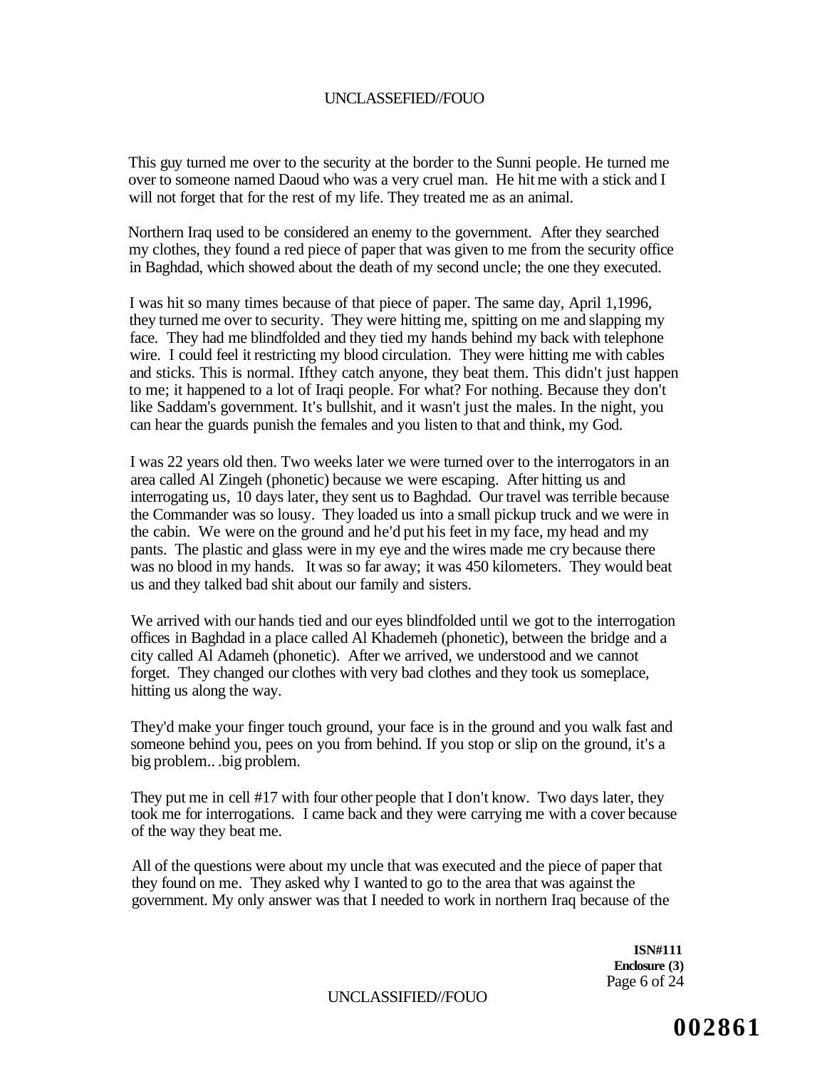This guy turned me over to the security at the border to the Sunni people. He turned me over to someone named Daoud who was a very cruel man. He hit me with a stick and I will not forget that for the rest of my life. They treated me as an animal.

Northern Iraq used to be considered an enemy to the government. After they searched my clothes, they found a red piece of paper that was given to me from the security office in Baghdad, which showed about the death of my second uncle; the one they executed.

I was hit so many times because of that piece of paper. The same day, April 1,1996, they turned me over to security. They were hitting me, spitting on me and slapping my face. They had me blindfolded and they tied my hands behind my back with telephone wire. I could feel it restricting my blood circulation. They were hitting me with cables and sticks. This is normal. Ifthey catch anyone, they beat them. This didn't just happen to me; it happened to a lot of Iraqi people. For what? For nothing. Because they don't like Saddam's government. It's bullshit, and it wasn't just the males. In the night, you can hear the guards punish the females and you listen to that and think, my God.

I was 22 years old then. Two weeks later we were turned over to the interrogators in an area called Al Zingeh (phonetic) because we were escaping. After hitting us and interrogating us, 10 days later, they sent us to Baghdad. Our travel was terrible because the Commander was so lousy. They loaded us into a small pickup truck and we were in the cabin. We were on the ground and he'd put his feet in my face, my head and my pants. The plastic and glass were in my eye and the wires made me cry because there was no blood in my hands. It was so far away; it was 450 kilometers. They would beat us and they talked bad shit about our family and sisters.

We arrived with our hands tied and our eyes blindfolded until we got to the interrogation offices in Baghdad in a place called Al Khademeh (phonetic), between the bridge and a city called Al Adameh (phonetic). After we arrived, we understood and we cannot forget. They changed our clothes with very bad clothes and they took us someplace, hitting us along the way.

They'd make your finger touch ground, your face is in the ground and you walk fast and someone behind you, pees on you from behind. If you stop or slip on the ground, it's a big problem.. .big problem.

They put me in cell #17 with four other people that I don't know. Two days later, they took me for interrogations. I came back and they were carrying me with a cover because of the way they beat me.

All of the questions were about my uncle that was executed and the piece of paper that they found on me. They asked why I wanted to go to the area that was against the government. My only answer was that I needed to work in northern Iraq because of the

**ISN#111**
**Enclosure (3)**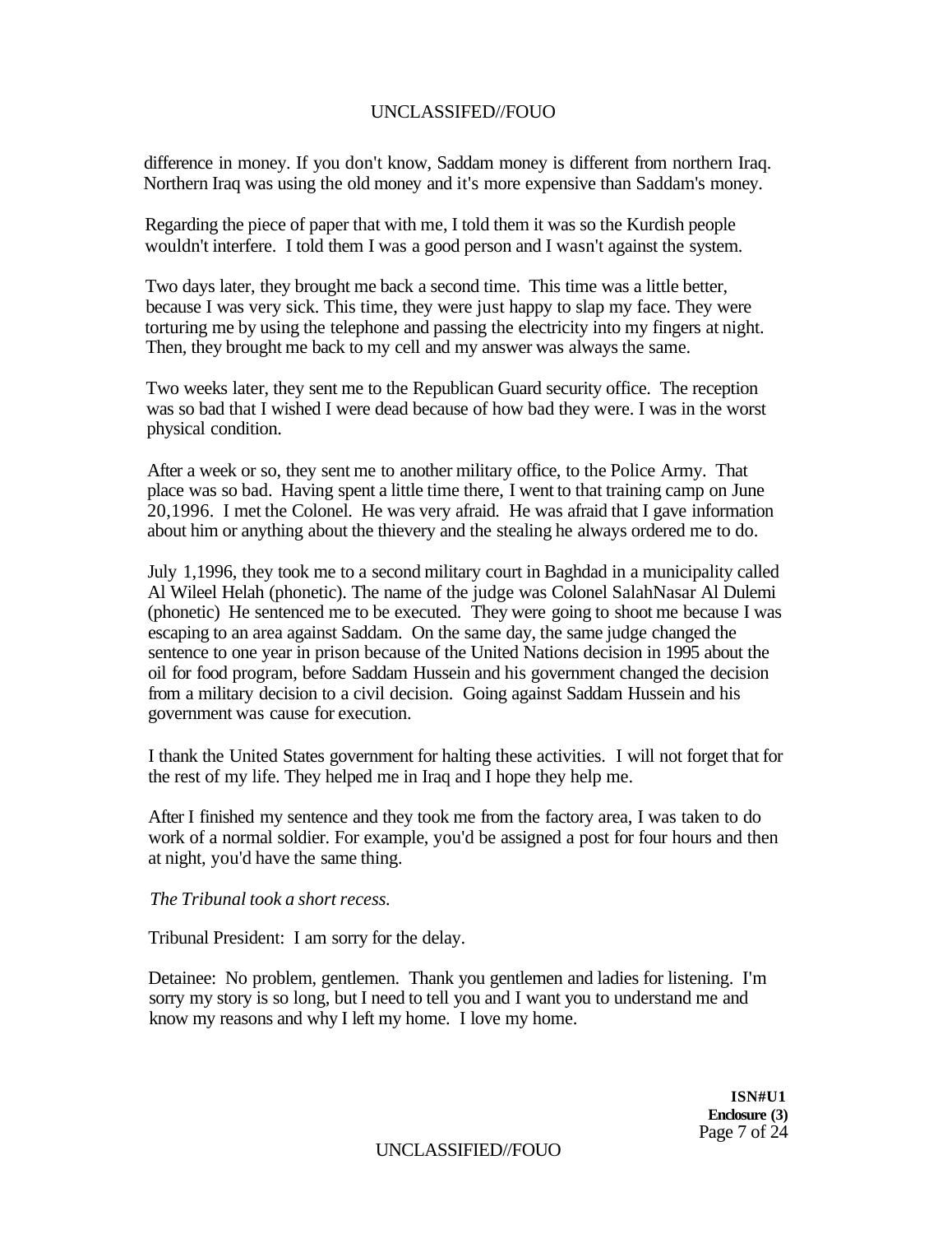difference in money. If you don't know, Saddam money is different from northern Iraq. Northern Iraq was using the old money and it's more expensive than Saddam's money.

Regarding the piece of paper that with me, I told them it was so the Kurdish people wouldn't interfere. I told them I was a good person and I wasn't against the system.

Two days later, they brought me back a second time. This time was a little better, because I was very sick. This time, they were just happy to slap my face. They were torturing me by using the telephone and passing the electricity into my fingers at night. Then, they brought me back to my cell and my answer was always the same.

Two weeks later, they sent me to the Republican Guard security office. The reception was so bad that I wished I were dead because of how bad they were. I was in the worst physical condition.

After a week or so, they sent me to another military office, to the Police Army. That place was so bad. Having spent a little time there, I went to that training camp on June 20,1996. I met the Colonel. He was very afraid. He was afraid that I gave information about him or anything about the thievery and the stealing he always ordered me to do.

July 1,1996, they took me to a second military court in Baghdad in a municipality called Al Wileel Helah (phonetic). The name of the judge was Colonel SalahNasar Al Dulemi (phonetic) He sentenced me to be executed. They were going to shoot me because I was escaping to an area against Saddam. On the same day, the same judge changed the sentence to one year in prison because of the United Nations decision in 1995 about the oil for food program, before Saddam Hussein and his government changed the decision from a military decision to a civil decision. Going against Saddam Hussein and his government was cause for execution.

I thank the United States government for halting these activities. I will not forget that for the rest of my life. They helped me in Iraq and I hope they help me.

After I finished my sentence and they took me from the factory area, I was taken to do work of a normal soldier. For example, you'd be assigned a post for four hours and then at night, you'd have the same thing.

*The Tribunal took a short recess.*

Tribunal President: I am sorry for the delay.

Detainee: No problem, gentlemen. Thank you gentlemen and ladies for listening. I'm sorry my story is so long, but I need to tell you and I want you to understand me and know my reasons and why I left my home. I love my home.

**ISN#U1**
**Enclosure (3)**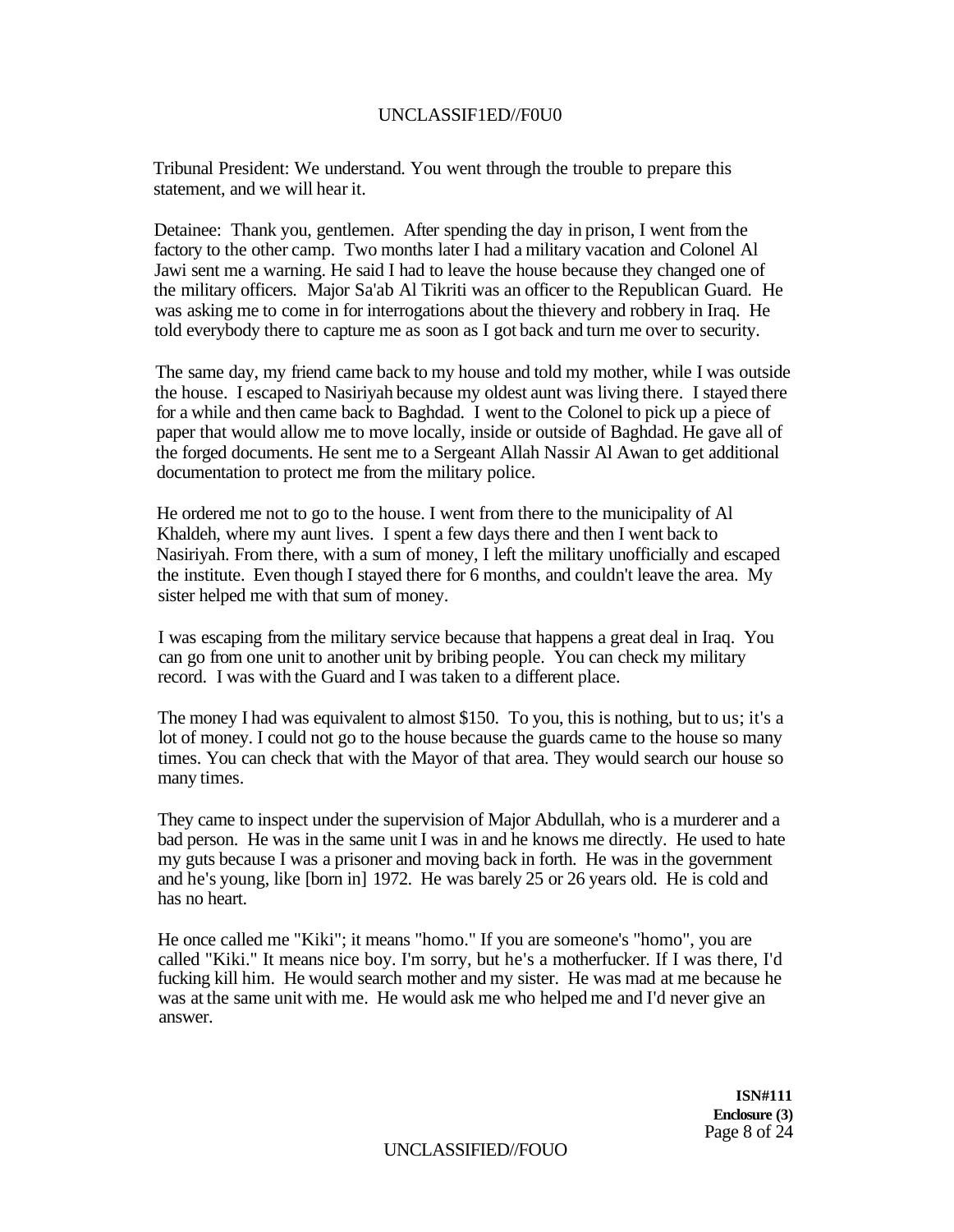Tribunal President: We understand. You went through the trouble to prepare this statement, and we will hear it.

Detainee: Thank you, gentlemen. After spending the day in prison, I went from the factory to the other camp. Two months later I had a military vacation and Colonel Al Jawi sent me a warning. He said I had to leave the house because they changed one of the military officers. Major Sa'ab Al Tikriti was an officer to the Republican Guard. He was asking me to come in for interrogations about the thievery and robbery in Iraq. He told everybody there to capture me as soon as I got back and turn me over to security.

The same day, my friend came back to my house and told my mother, while I was outside the house. I escaped to Nasiriyah because my oldest aunt was living there. I stayed there for a while and then came back to Baghdad. I went to the Colonel to pick up a piece of paper that would allow me to move locally, inside or outside of Baghdad. He gave all of the forged documents. He sent me to a Sergeant Allah Nassir Al Awan to get additional documentation to protect me from the military police.

He ordered me not to go to the house. I went from there to the municipality of Al Khaldeh, where my aunt lives. I spent a few days there and then I went back to Nasiriyah. From there, with a sum of money, I left the military unofficially and escaped the institute. Even though I stayed there for 6 months, and couldn't leave the area. My sister helped me with that sum of money.

I was escaping from the military service because that happens a great deal in Iraq. You can go from one unit to another unit by bribing people. You can check my military record. I was with the Guard and I was taken to a different place.

The money I had was equivalent to almost $150. To you, this is nothing, but to us; it's a lot of money. I could not go to the house because the guards came to the house so many times. You can check that with the Mayor of that area. They would search our house so many times.

They came to inspect under the supervision of Major Abdullah, who is a murderer and a bad person. He was in the same unit I was in and he knows me directly. He used to hate my guts because I was a prisoner and moving back in forth. He was in the government and he's young, like [born in] 1972. He was barely 25 or 26 years old. He is cold and has no heart.

He once called me "Kiki"; it means "homo." If you are someone's "homo", you are called "Kiki." It means nice boy. I'm sorry, but he's a motherfucker. If I was there, I'd fucking kill him. He would search mother and my sister. He was mad at me because he was at the same unit with me. He would ask me who helped me and I'd never give an answer.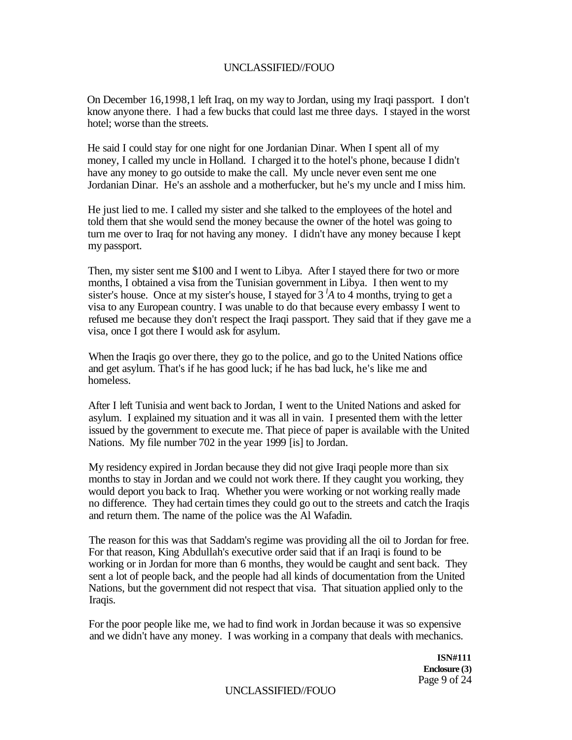On December 16,1998,1 left Iraq, on my way to Jordan, using my Iraqi passport. I don't know anyone there. I had a few bucks that could last me three days. I stayed in the worst hotel; worse than the streets.

He said I could stay for one night for one Jordanian Dinar. When I spent all of my money, I called my uncle in Holland. I charged it to the hotel's phone, because I didn't have any money to go outside to make the call. My uncle never even sent me one Jordanian Dinar. He's an asshole and a motherfucker, but he's my uncle and I miss him.

He just lied to me. I called my sister and she talked to the employees of the hotel and told them that she would send the money because the owner of the hotel was going to turn me over to Iraq for not having any money. I didn't have any money because I kept my passport.

Then, my sister sent me $100 and I went to Libya. After I stayed there for two or more months, I obtained a visa from the Tunisian government in Libya. I then went to my sister's house. Once at my sister's house, I stayed for 3 [l]A to 4 months, trying to get a visa to any European country. I was unable to do that because every embassy I went to refused me because they don't respect the Iraqi passport. They said that if they gave me a visa, once I got there I would ask for asylum.

When the Iraqis go over there, they go to the police, and go to the United Nations office and get asylum. That's if he has good luck; if he has bad luck, he's like me and homeless.

After I left Tunisia and went back to Jordan, I went to the United Nations and asked for asylum. I explained my situation and it was all in vain. I presented them with the letter issued by the government to execute me. That piece of paper is available with the United Nations. My file number 702 in the year 1999 [is] to Jordan.

My residency expired in Jordan because they did not give Iraqi people more than six months to stay in Jordan and we could not work there. If they caught you working, they would deport you back to Iraq. Whether you were working or not working really made no difference. They had certain times they could go out to the streets and catch the Iraqis and return them. The name of the police was the Al Wafadin.

The reason for this was that Saddam's regime was providing all the oil to Jordan for free. For that reason, King Abdullah's executive order said that if an Iraqi is found to be working or in Jordan for more than 6 months, they would be caught and sent back. They sent a lot of people back, and the people had all kinds of documentation from the United Nations, but the government did not respect that visa. That situation applied only to the Iraqis.

For the poor people like me, we had to find work in Jordan because it was so expensive and we didn't have any money. I was working in a company that deals with mechanics.

**ISN#111**
**Enclosure (3)**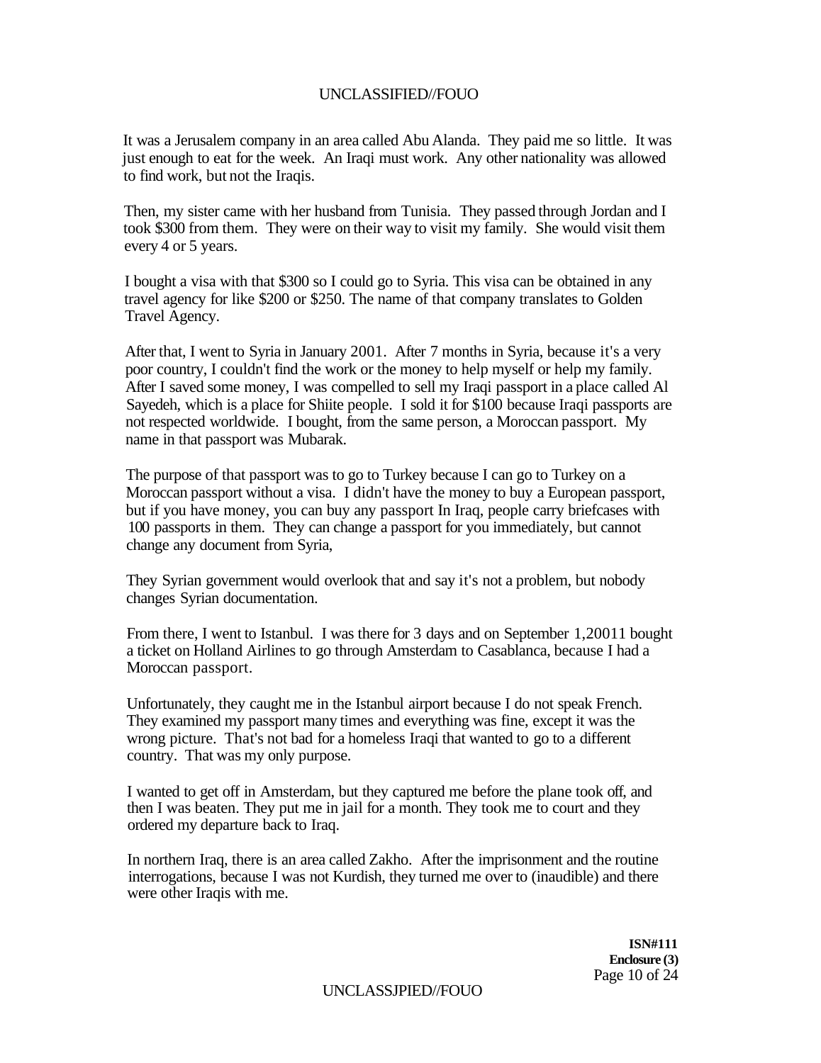It was a Jerusalem company in an area called Abu Alanda. They paid me so little. It was just enough to eat for the week. An Iraqi must work. Any other nationality was allowed to find work, but not the Iraqis.

Then, my sister came with her husband from Tunisia. They passed through Jordan and I took $300 from them. They were on their way to visit my family. She would visit them every 4 or 5 years.

I bought a visa with that $300 so I could go to Syria. This visa can be obtained in any travel agency for like $200 or $250. The name of that company translates to Golden Travel Agency.

After that, I went to Syria in January 2001. After 7 months in Syria, because it's a very poor country, I couldn't find the work or the money to help myself or help my family. After I saved some money, I was compelled to sell my Iraqi passport in a place called Al Sayedeh, which is a place for Shiite people. I sold it for $100 because Iraqi passports are not respected worldwide. I bought, from the same person, a Moroccan passport. My name in that passport was Mubarak.

The purpose of that passport was to go to Turkey because I can go to Turkey on a Moroccan passport without a visa. I didn't have the money to buy a European passport, but if you have money, you can buy any passport In Iraq, people carry briefcases with 100 passports in them. They can change a passport for you immediately, but cannot change any document from Syria,

They Syrian government would overlook that and say it's not a problem, but nobody changes Syrian documentation.

From there, I went to Istanbul. I was there for 3 days and on September 1,20011 bought a ticket on Holland Airlines to go through Amsterdam to Casablanca, because I had a Moroccan passport.

Unfortunately, they caught me in the Istanbul airport because I do not speak French. They examined my passport many times and everything was fine, except it was the wrong picture. That's not bad for a homeless Iraqi that wanted to go to a different country. That was my only purpose.

I wanted to get off in Amsterdam, but they captured me before the plane took off, and then I was beaten. They put me in jail for a month. They took me to court and they ordered my departure back to Iraq.

In northern Iraq, there is an area called Zakho. After the imprisonment and the routine interrogations, because I was not Kurdish, they turned me over to (inaudible) and there were other Iraqis with me.

**ISN#111**
**Enclosure (3)**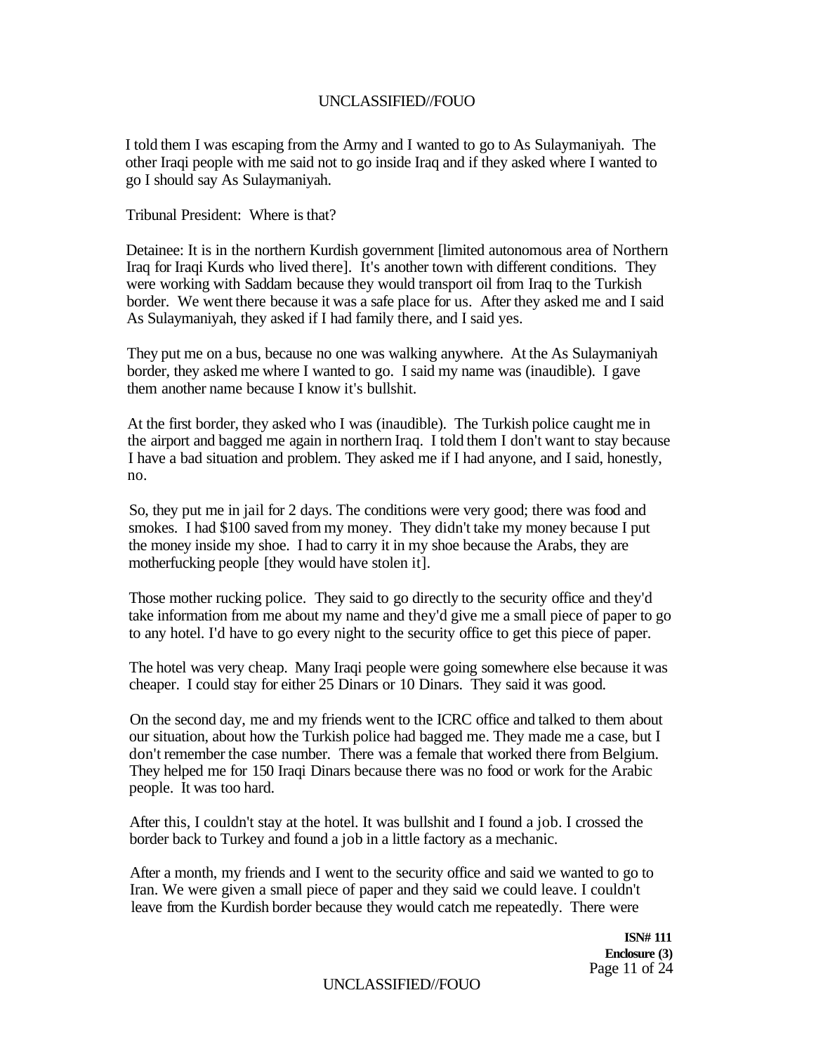I told them I was escaping from the Army and I wanted to go to As Sulaymaniyah. The other Iraqi people with me said not to go inside Iraq and if they asked where I wanted to go I should say As Sulaymaniyah.

Tribunal President: Where is that?

Detainee: It is in the northern Kurdish government [limited autonomous area of Northern Iraq for Iraqi Kurds who lived there]. It's another town with different conditions. They were working with Saddam because they would transport oil from Iraq to the Turkish border. We went there because it was a safe place for us. After they asked me and I said As Sulaymaniyah, they asked if I had family there, and I said yes.

They put me on a bus, because no one was walking anywhere. At the As Sulaymaniyah border, they asked me where I wanted to go. I said my name was (inaudible). I gave them another name because I know it's bullshit.

At the first border, they asked who I was (inaudible). The Turkish police caught me in the airport and bagged me again in northern Iraq. I told them I don't want to stay because I have a bad situation and problem. They asked me if I had anyone, and I said, honestly, no.

So, they put me in jail for 2 days. The conditions were very good; there was food and smokes. I had $100 saved from my money. They didn't take my money because I put the money inside my shoe. I had to carry it in my shoe because the Arabs, they are motherfucking people [they would have stolen it].

Those mother rucking police. They said to go directly to the security office and they'd take information from me about my name and they'd give me a small piece of paper to go to any hotel. I'd have to go every night to the security office to get this piece of paper.

The hotel was very cheap. Many Iraqi people were going somewhere else because it was cheaper. I could stay for either 25 Dinars or 10 Dinars. They said it was good.

On the second day, me and my friends went to the ICRC office and talked to them about our situation, about how the Turkish police had bagged me. They made me a case, but I don't remember the case number. There was a female that worked there from Belgium. They helped me for 150 Iraqi Dinars because there was no food or work for the Arabic people. It was too hard.

After this, I couldn't stay at the hotel. It was bullshit and I found a job. I crossed the border back to Turkey and found a job in a little factory as a mechanic.

After a month, my friends and I went to the security office and said we wanted to go to Iran. We were given a small piece of paper and they said we could leave. I couldn't leave from the Kurdish border because they would catch me repeatedly. There were

**ISN# 111**
**Enclosure (3)**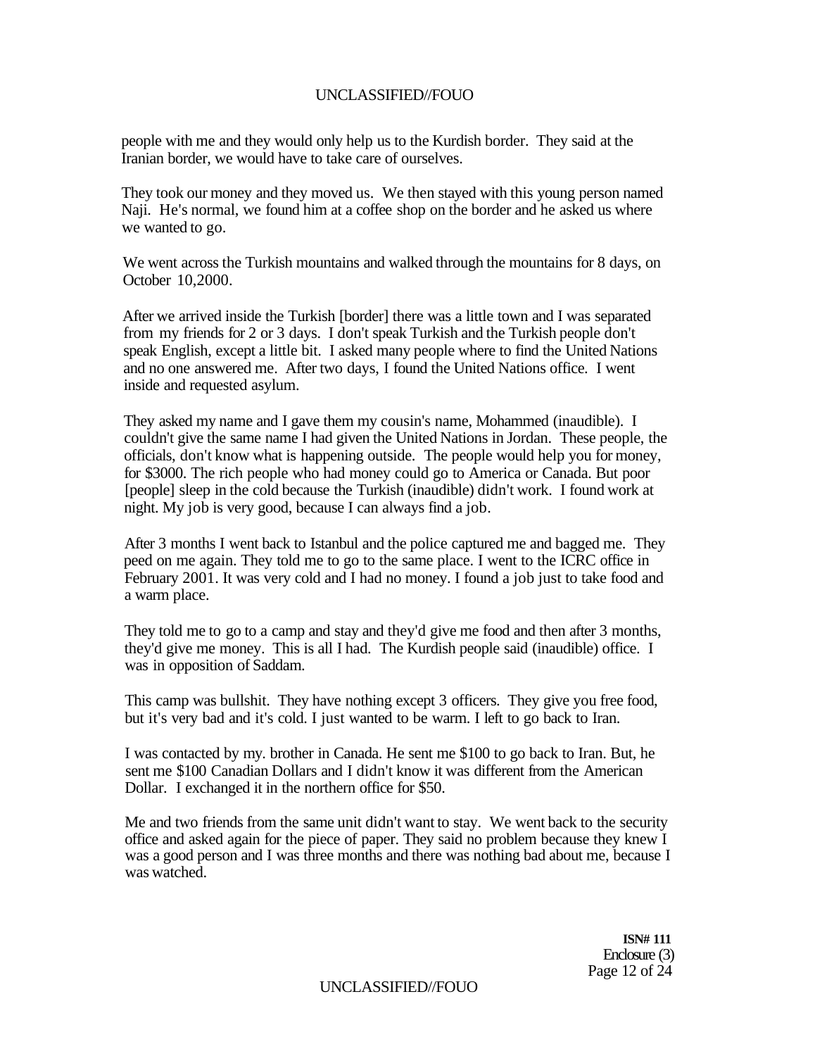people with me and they would only help us to the Kurdish border. They said at the Iranian border, we would have to take care of ourselves.

They took our money and they moved us. We then stayed with this young person named Naji. He's normal, we found him at a coffee shop on the border and he asked us where we wanted to go.

We went across the Turkish mountains and walked through the mountains for 8 days, on October 10,2000.

After we arrived inside the Turkish [border] there was a little town and I was separated from my friends for 2 or 3 days. I don't speak Turkish and the Turkish people don't speak English, except a little bit. I asked many people where to find the United Nations and no one answered me. After two days, I found the United Nations office. I went inside and requested asylum.

They asked my name and I gave them my cousin's name, Mohammed (inaudible). I couldn't give the same name I had given the United Nations in Jordan. These people, the officials, don't know what is happening outside. The people would help you for money, for $3000. The rich people who had money could go to America or Canada. But poor [people] sleep in the cold because the Turkish (inaudible) didn't work. I found work at night. My job is very good, because I can always find a job.

After 3 months I went back to Istanbul and the police captured me and bagged me. They peed on me again. They told me to go to the same place. I went to the ICRC office in February 2001. It was very cold and I had no money. I found a job just to take food and a warm place.

They told me to go to a camp and stay and they'd give me food and then after 3 months, they'd give me money. This is all I had. The Kurdish people said (inaudible) office. I was in opposition of Saddam.

This camp was bullshit. They have nothing except 3 officers. They give you free food, but it's very bad and it's cold. I just wanted to be warm. I left to go back to Iran.

I was contacted by my. brother in Canada. He sent me $100 to go back to Iran. But, he sent me $100 Canadian Dollars and I didn't know it was different from the American Dollar. I exchanged it in the northern office for $50.

Me and two friends from the same unit didn't want to stay. We went back to the security office and asked again for the piece of paper. They said no problem because they knew I was a good person and I was three months and there was nothing bad about me, because I was watched.

**ISN# 111**
Enclosure (3)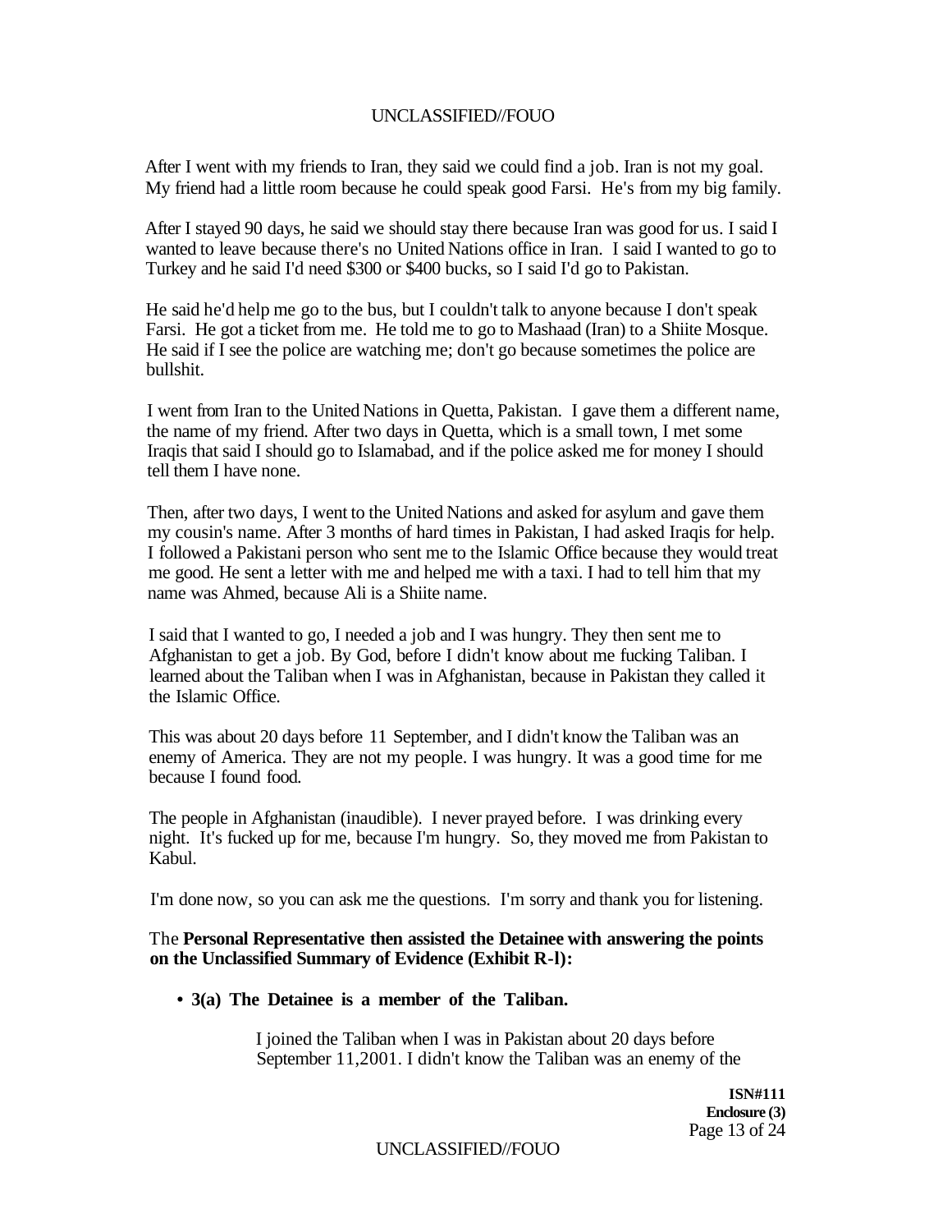After I went with my friends to Iran, they said we could find a job. Iran is not my goal. My friend had a little room because he could speak good Farsi. He's from my big family.

After I stayed 90 days, he said we should stay there because Iran was good for us. I said I wanted to leave because there's no United Nations office in Iran. I said I wanted to go to Turkey and he said I'd need $300 or $400 bucks, so I said I'd go to Pakistan.

He said he'd help me go to the bus, but I couldn't talk to anyone because I don't speak Farsi. He got a ticket from me. He told me to go to Mashaad (Iran) to a Shiite Mosque. He said if I see the police are watching me; don't go because sometimes the police are bullshit.

I went from Iran to the United Nations in Quetta, Pakistan. I gave them a different name, the name of my friend. After two days in Quetta, which is a small town, I met some Iraqis that said I should go to Islamabad, and if the police asked me for money I should tell them I have none.

Then, after two days, I went to the United Nations and asked for asylum and gave them my cousin's name. After 3 months of hard times in Pakistan, I had asked Iraqis for help. I followed a Pakistani person who sent me to the Islamic Office because they would treat me good. He sent a letter with me and helped me with a taxi. I had to tell him that my name was Ahmed, because Ali is a Shiite name.

I said that I wanted to go, I needed a job and I was hungry. They then sent me to Afghanistan to get a job. By God, before I didn't know about me fucking Taliban. I learned about the Taliban when I was in Afghanistan, because in Pakistan they called it the Islamic Office.

This was about 20 days before 11 September, and I didn't know the Taliban was an enemy of America. They are not my people. I was hungry. It was a good time for me because I found food.

The people in Afghanistan (inaudible). I never prayed before. I was drinking every night. It's fucked up for me, because I'm hungry. So, they moved me from Pakistan to Kabul.

I'm done now, so you can ask me the questions. I'm sorry and thank you for listening.

The **Personal Representative then assisted the Detainee with answering the points on the Unclassified Summary of Evidence (Exhibit R-l):**

- **3(a) The Detainee is a member of the Taliban.**

  I joined the Taliban when I was in Pakistan about 20 days before September 11,2001. I didn't know the Taliban was an enemy of the

**ISN#111**
**Enclosure (3)**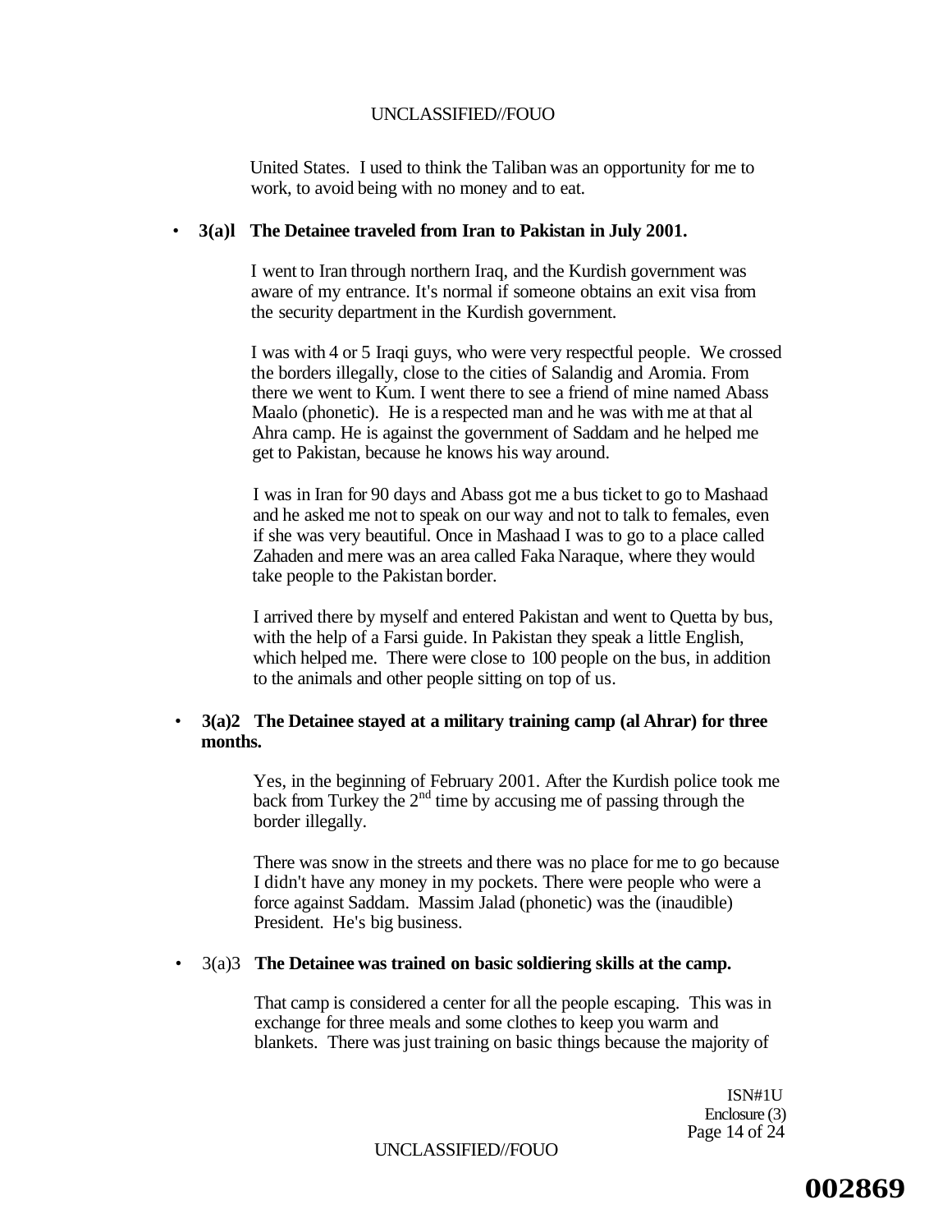United States. I used to think the Taliban was an opportunity for me to work, to avoid being with no money and to eat.

- **3(a)l The Detainee traveled from Iran to Pakistan in July 2001.**

  I went to Iran through northern Iraq, and the Kurdish government was aware of my entrance. It's normal if someone obtains an exit visa from the security department in the Kurdish government.

  I was with 4 or 5 Iraqi guys, who were very respectful people. We crossed the borders illegally, close to the cities of Salandig and Aromia. From there we went to Kum. I went there to see a friend of mine named Abass Maalo (phonetic). He is a respected man and he was with me at that al Ahra camp. He is against the government of Saddam and he helped me get to Pakistan, because he knows his way around.

  I was in Iran for 90 days and Abass got me a bus ticket to go to Mashaad and he asked me not to speak on our way and not to talk to females, even if she was very beautiful. Once in Mashaad I was to go to a place called Zahaden and mere was an area called Faka Naraque, where they would take people to the Pakistan border.

  I arrived there by myself and entered Pakistan and went to Quetta by bus, with the help of a Farsi guide. In Pakistan they speak a little English, which helped me. There were close to 100 people on the bus, in addition to the animals and other people sitting on top of us.

- **3(a)2 The Detainee stayed at a military training camp (al Ahrar) for three months.**

  Yes, in the beginning of February 2001. After the Kurdish police took me back from Turkey the 2nd time by accusing me of passing through the border illegally.

  There was snow in the streets and there was no place for me to go because I didn't have any money in my pockets. There were people who were a force against Saddam. Massim Jalad (phonetic) was the (inaudible) President. He's big business.

- 3(a)3 **The Detainee was trained on basic soldiering skills at the camp.**

  That camp is considered a center for all the people escaping. This was in exchange for three meals and some clothes to keep you warm and blankets. There was just training on basic things because the majority of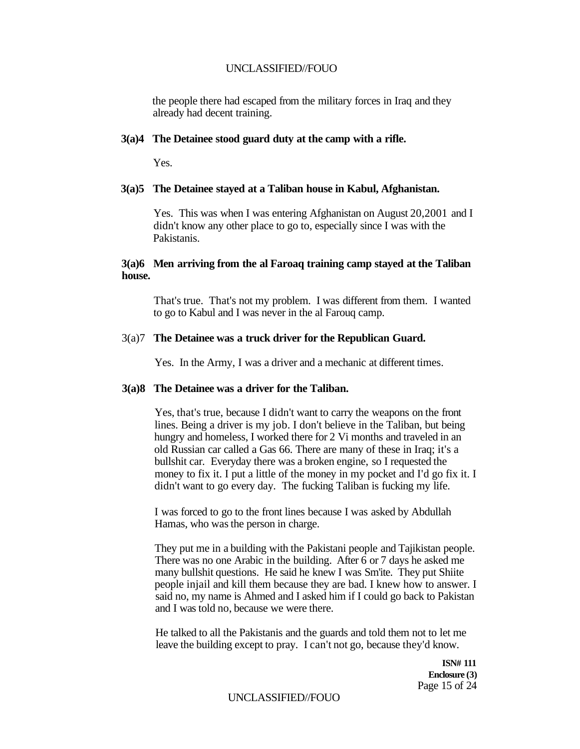the people there had escaped from the military forces in Iraq and they already had decent training.

**3(a)4 The Detainee stood guard duty at the camp with a rifle.**

Yes.

**3(a)5 The Detainee stayed at a Taliban house in Kabul, Afghanistan.**

Yes. This was when I was entering Afghanistan on August 20,2001 and I didn't know any other place to go to, especially since I was with the Pakistanis.

**3(a)6 Men arriving from the al Faroaq training camp stayed at the Taliban house.**

That's true. That's not my problem. I was different from them. I wanted to go to Kabul and I was never in the al Farouq camp.

3(a)7 **The Detainee was a truck driver for the Republican Guard.**

Yes. In the Army, I was a driver and a mechanic at different times.

**3(a)8 The Detainee was a driver for the Taliban.**

Yes, that's true, because I didn't want to carry the weapons on the front lines. Being a driver is my job. I don't believe in the Taliban, but being hungry and homeless, I worked there for 2 Vi months and traveled in an old Russian car called a Gas 66. There are many of these in Iraq; it's a bullshit car. Everyday there was a broken engine, so I requested the money to fix it. I put a little of the money in my pocket and I'd go fix it. I didn't want to go every day. The fucking Taliban is fucking my life.

I was forced to go to the front lines because I was asked by Abdullah Hamas, who was the person in charge.

They put me in a building with the Pakistani people and Tajikistan people. There was no one Arabic in the building. After 6 or 7 days he asked me many bullshit questions. He said he knew I was Sm'ite. They put Shiite people injail and kill them because they are bad. I knew how to answer. I said no, my name is Ahmed and I asked him if I could go back to Pakistan and I was told no, because we were there.

He talked to all the Pakistanis and the guards and told them not to let me leave the building except to pray. I can't not go, because they'd know.

**ISN# 111**
**Enclosure (3)**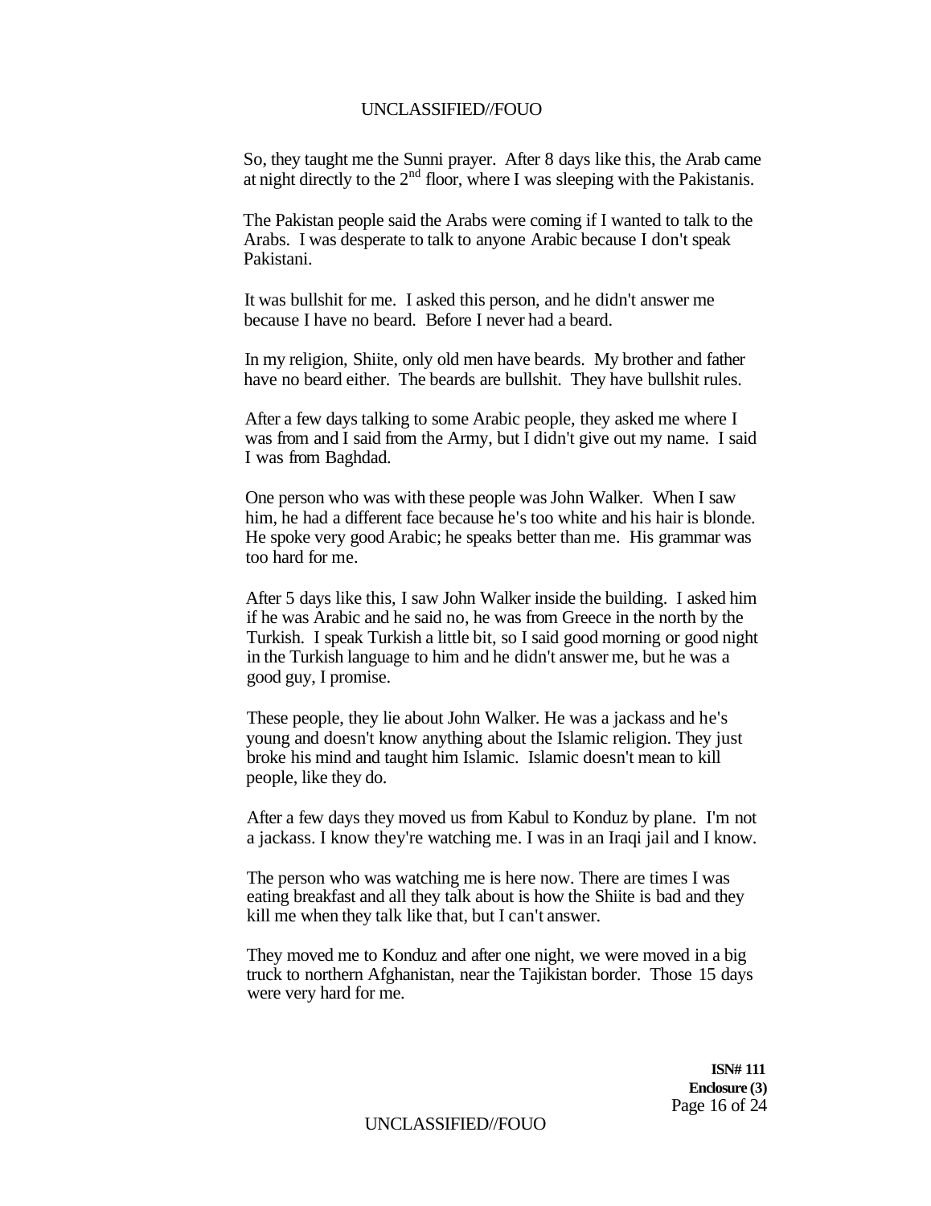So, they taught me the Sunni prayer. After 8 days like this, the Arab came at night directly to the 2nd floor, where I was sleeping with the Pakistanis.

The Pakistan people said the Arabs were coming if I wanted to talk to the Arabs. I was desperate to talk to anyone Arabic because I don't speak Pakistani.

It was bullshit for me. I asked this person, and he didn't answer me because I have no beard. Before I never had a beard.

In my religion, Shiite, only old men have beards. My brother and father have no beard either. The beards are bullshit. They have bullshit rules.

After a few days talking to some Arabic people, they asked me where I was from and I said from the Army, but I didn't give out my name. I said I was from Baghdad.

One person who was with these people was John Walker. When I saw him, he had a different face because he's too white and his hair is blonde. He spoke very good Arabic; he speaks better than me. His grammar was too hard for me.

After 5 days like this, I saw John Walker inside the building. I asked him if he was Arabic and he said no, he was from Greece in the north by the Turkish. I speak Turkish a little bit, so I said good morning or good night in the Turkish language to him and he didn't answer me, but he was a good guy, I promise.

These people, they lie about John Walker. He was a jackass and he's young and doesn't know anything about the Islamic religion. They just broke his mind and taught him Islamic. Islamic doesn't mean to kill people, like they do.

After a few days they moved us from Kabul to Konduz by plane. I'm not a jackass. I know they're watching me. I was in an Iraqi jail and I know.

The person who was watching me is here now. There are times I was eating breakfast and all they talk about is how the Shiite is bad and they kill me when they talk like that, but I can't answer.

They moved me to Konduz and after one night, we were moved in a big truck to northern Afghanistan, near the Tajikistan border. Those 15 days were very hard for me.

**ISN# 111**
**Enclosure (3)**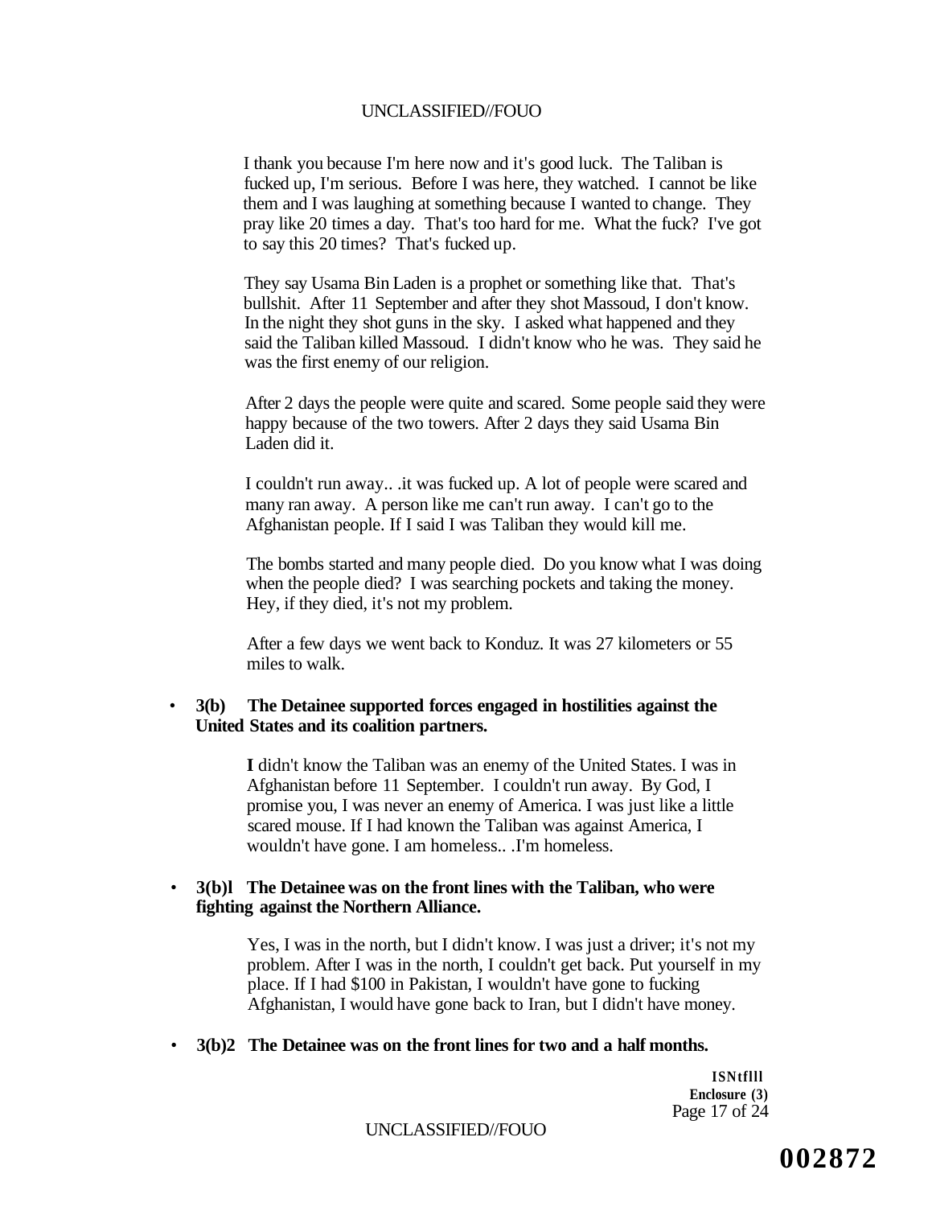I thank you because I'm here now and it's good luck. The Taliban is fucked up, I'm serious. Before I was here, they watched. I cannot be like them and I was laughing at something because I wanted to change. They pray like 20 times a day. That's too hard for me. What the fuck? I've got to say this 20 times? That's fucked up.

They say Usama Bin Laden is a prophet or something like that. That's bullshit. After 11 September and after they shot Massoud, I don't know. In the night they shot guns in the sky. I asked what happened and they said the Taliban killed Massoud. I didn't know who he was. They said he was the first enemy of our religion.

After 2 days the people were quite and scared. Some people said they were happy because of the two towers. After 2 days they said Usama Bin Laden did it.

I couldn't run away.. .it was fucked up. A lot of people were scared and many ran away. A person like me can't run away. I can't go to the Afghanistan people. If I said I was Taliban they would kill me.

The bombs started and many people died. Do you know what I was doing when the people died? I was searching pockets and taking the money. Hey, if they died, it's not my problem.

After a few days we went back to Konduz. It was 27 kilometers or 55 miles to walk.

- **3(b) The Detainee supported forces engaged in hostilities against the United States and its coalition partners.**

  **I** didn't know the Taliban was an enemy of the United States. I was in Afghanistan before 11 September. I couldn't run away. By God, I promise you, I was never an enemy of America. I was just like a little scared mouse. If I had known the Taliban was against America, I wouldn't have gone. I am homeless.. .I'm homeless.

- **3(b)l The Detainee was on the front lines with the Taliban, who were fighting against the Northern Alliance.**

  Yes, I was in the north, but I didn't know. I was just a driver; it's not my problem. After I was in the north, I couldn't get back. Put yourself in my place. If I had $100 in Pakistan, I wouldn't have gone to fucking Afghanistan, I would have gone back to Iran, but I didn't have money.

- **3(b)2 The Detainee was on the front lines for two and a half months.**

**ISNtflll**
**Enclosure (3)**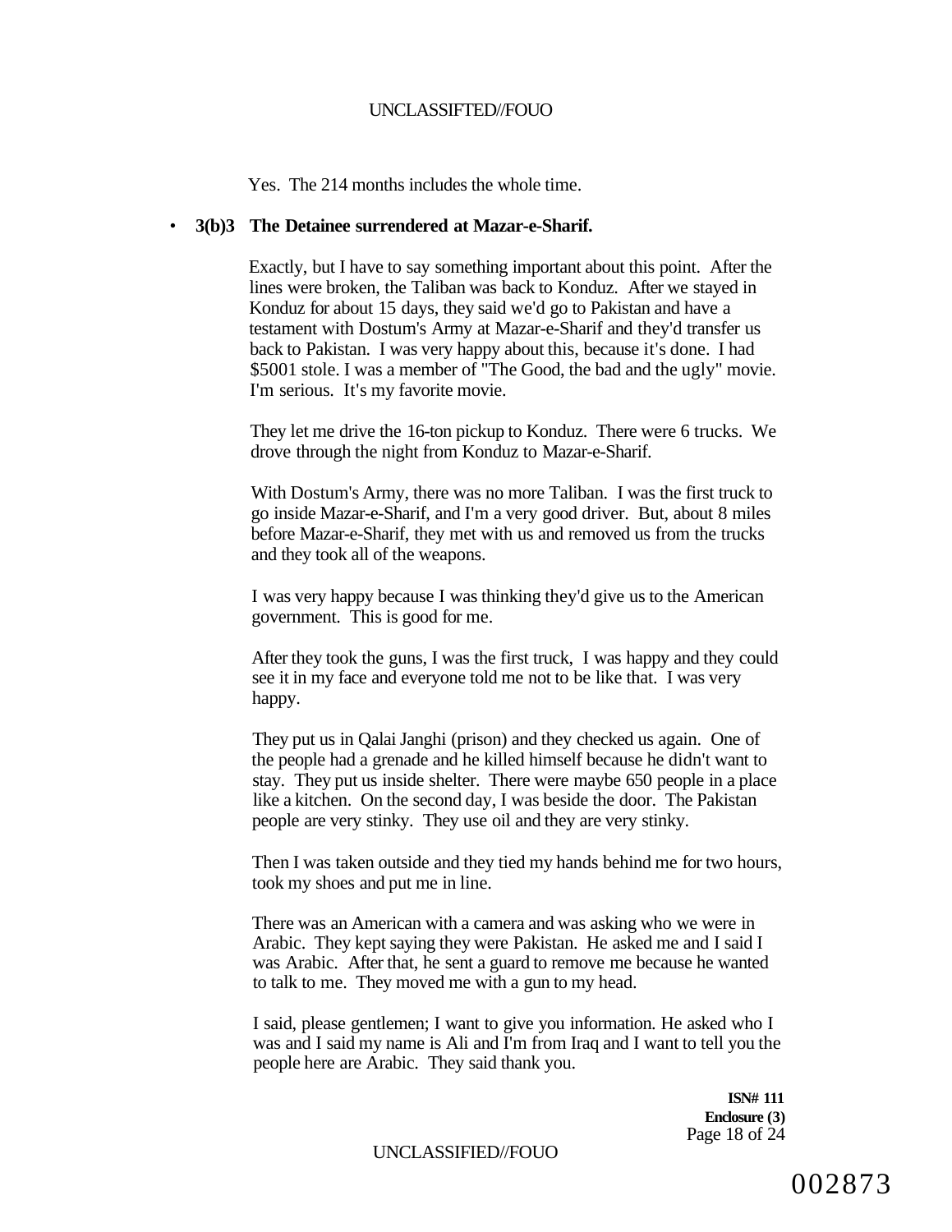Yes. The 214 months includes the whole time.

- **3(b)3 The Detainee surrendered at Mazar-e-Sharif.**

  Exactly, but I have to say something important about this point. After the lines were broken, the Taliban was back to Konduz. After we stayed in Konduz for about 15 days, they said we'd go to Pakistan and have a testament with Dostum's Army at Mazar-e-Sharif and they'd transfer us back to Pakistan. I was very happy about this, because it's done. I had $5001 stole. I was a member of "The Good, the bad and the ugly" movie. I'm serious. It's my favorite movie.

  They let me drive the 16-ton pickup to Konduz. There were 6 trucks. We drove through the night from Konduz to Mazar-e-Sharif.

  With Dostum's Army, there was no more Taliban. I was the first truck to go inside Mazar-e-Sharif, and I'm a very good driver. But, about 8 miles before Mazar-e-Sharif, they met with us and removed us from the trucks and they took all of the weapons.

  I was very happy because I was thinking they'd give us to the American government. This is good for me.

  After they took the guns, I was the first truck, I was happy and they could see it in my face and everyone told me not to be like that. I was very happy.

  They put us in Qalai Janghi (prison) and they checked us again. One of the people had a grenade and he killed himself because he didn't want to stay. They put us inside shelter. There were maybe 650 people in a place like a kitchen. On the second day, I was beside the door. The Pakistan people are very stinky. They use oil and they are very stinky.

  Then I was taken outside and they tied my hands behind me for two hours, took my shoes and put me in line.

  There was an American with a camera and was asking who we were in Arabic. They kept saying they were Pakistan. He asked me and I said I was Arabic. After that, he sent a guard to remove me because he wanted to talk to me. They moved me with a gun to my head.

  I said, please gentlemen; I want to give you information. He asked who I was and I said my name is Ali and I'm from Iraq and I want to tell you the people here are Arabic. They said thank you.

**ISN# 111**
**Enclosure (3)**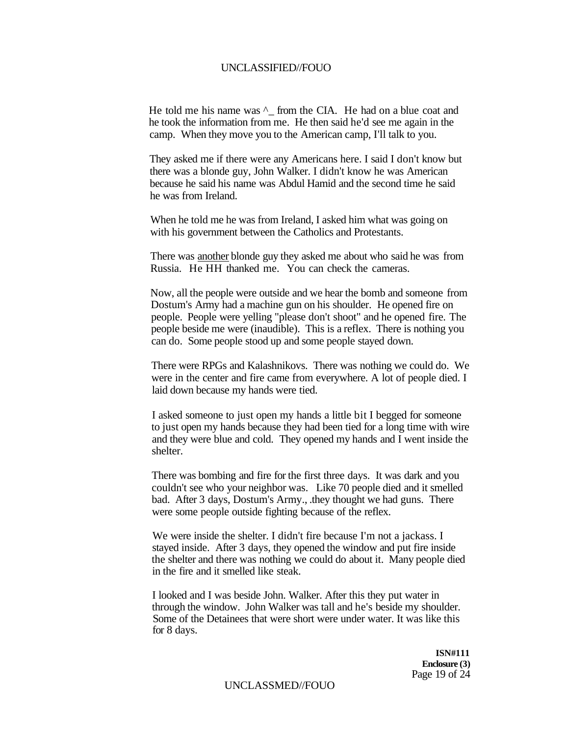He told me his name was ^_ from the CIA. He had on a blue coat and he took the information from me. He then said he'd see me again in the camp. When they move you to the American camp, I'll talk to you.

They asked me if there were any Americans here. I said I don't know but there was a blonde guy, John Walker. I didn't know he was American because he said his name was Abdul Hamid and the second time he said he was from Ireland.

When he told me he was from Ireland, I asked him what was going on with his government between the Catholics and Protestants.

There was another blonde guy they asked me about who said he was from Russia. He HH thanked me. You can check the cameras.

Now, all the people were outside and we hear the bomb and someone from Dostum's Army had a machine gun on his shoulder. He opened fire on people. People were yelling "please don't shoot" and he opened fire. The people beside me were (inaudible). This is a reflex. There is nothing you can do. Some people stood up and some people stayed down.

There were RPGs and Kalashnikovs. There was nothing we could do. We were in the center and fire came from everywhere. A lot of people died. I laid down because my hands were tied.

I asked someone to just open my hands a little bit I begged for someone to just open my hands because they had been tied for a long time with wire and they were blue and cold. They opened my hands and I went inside the shelter.

There was bombing and fire for the first three days. It was dark and you couldn't see who your neighbor was. Like 70 people died and it smelled bad. After 3 days, Dostum's Army., .they thought we had guns. There were some people outside fighting because of the reflex.

We were inside the shelter. I didn't fire because I'm not a jackass. I stayed inside. After 3 days, they opened the window and put fire inside the shelter and there was nothing we could do about it. Many people died in the fire and it smelled like steak.

I looked and I was beside John. Walker. After this they put water in through the window. John Walker was tall and he's beside my shoulder. Some of the Detainees that were short were under water. It was like this for 8 days.

**ISN#111**
**Enclosure (3)**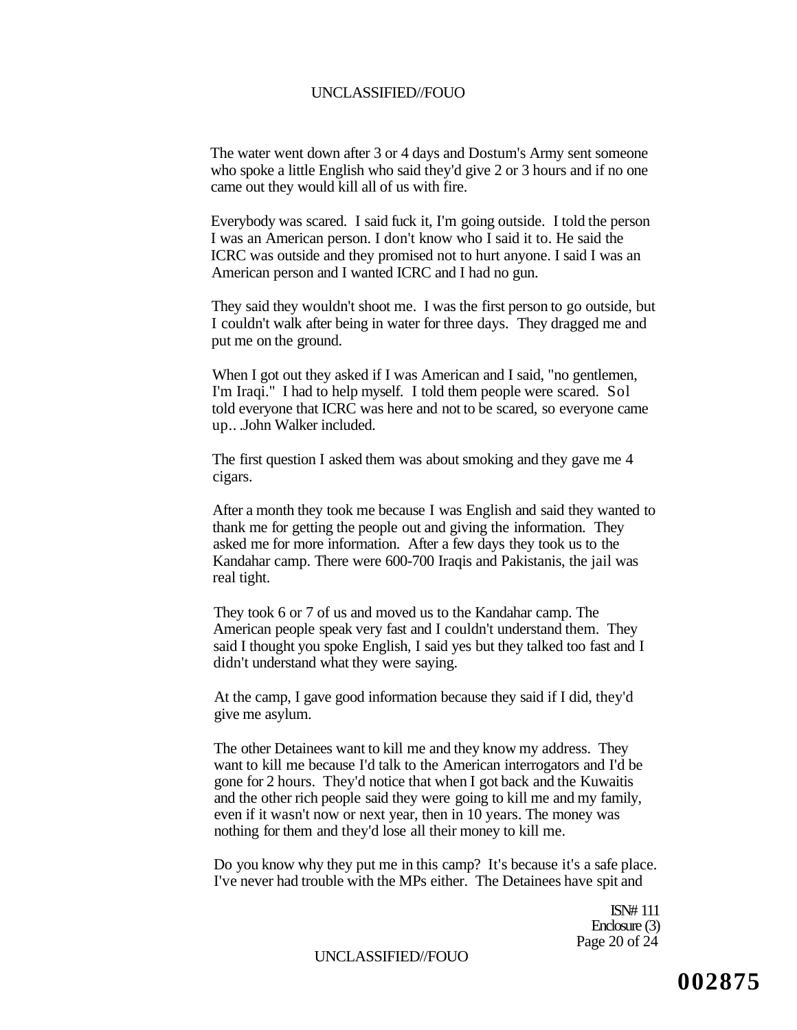The water went down after 3 or 4 days and Dostum's Army sent someone who spoke a little English who said they'd give 2 or 3 hours and if no one came out they would kill all of us with fire.

Everybody was scared. I said fuck it, I'm going outside. I told the person I was an American person. I don't know who I said it to. He said the ICRC was outside and they promised not to hurt anyone. I said I was an American person and I wanted ICRC and I had no gun.

They said they wouldn't shoot me. I was the first person to go outside, but I couldn't walk after being in water for three days. They dragged me and put me on the ground.

When I got out they asked if I was American and I said, "no gentlemen, I'm Iraqi." I had to help myself. I told them people were scared. Sol told everyone that ICRC was here and not to be scared, so everyone came up.. .John Walker included.

The first question I asked them was about smoking and they gave me 4 cigars.

After a month they took me because I was English and said they wanted to thank me for getting the people out and giving the information. They asked me for more information. After a few days they took us to the Kandahar camp. There were 600-700 Iraqis and Pakistanis, the jail was real tight.

They took 6 or 7 of us and moved us to the Kandahar camp. The American people speak very fast and I couldn't understand them. They said I thought you spoke English, I said yes but they talked too fast and I didn't understand what they were saying.

At the camp, I gave good information because they said if I did, they'd give me asylum.

The other Detainees want to kill me and they know my address. They want to kill me because I'd talk to the American interrogators and I'd be gone for 2 hours. They'd notice that when I got back and the Kuwaitis and the other rich people said they were going to kill me and my family, even if it wasn't now or next year, then in 10 years. The money was nothing for them and they'd lose all their money to kill me.

Do you know why they put me in this camp? It's because it's a safe place. I've never had trouble with the MPs either. The Detainees have spit and

ISN# 111
Enclosure (3)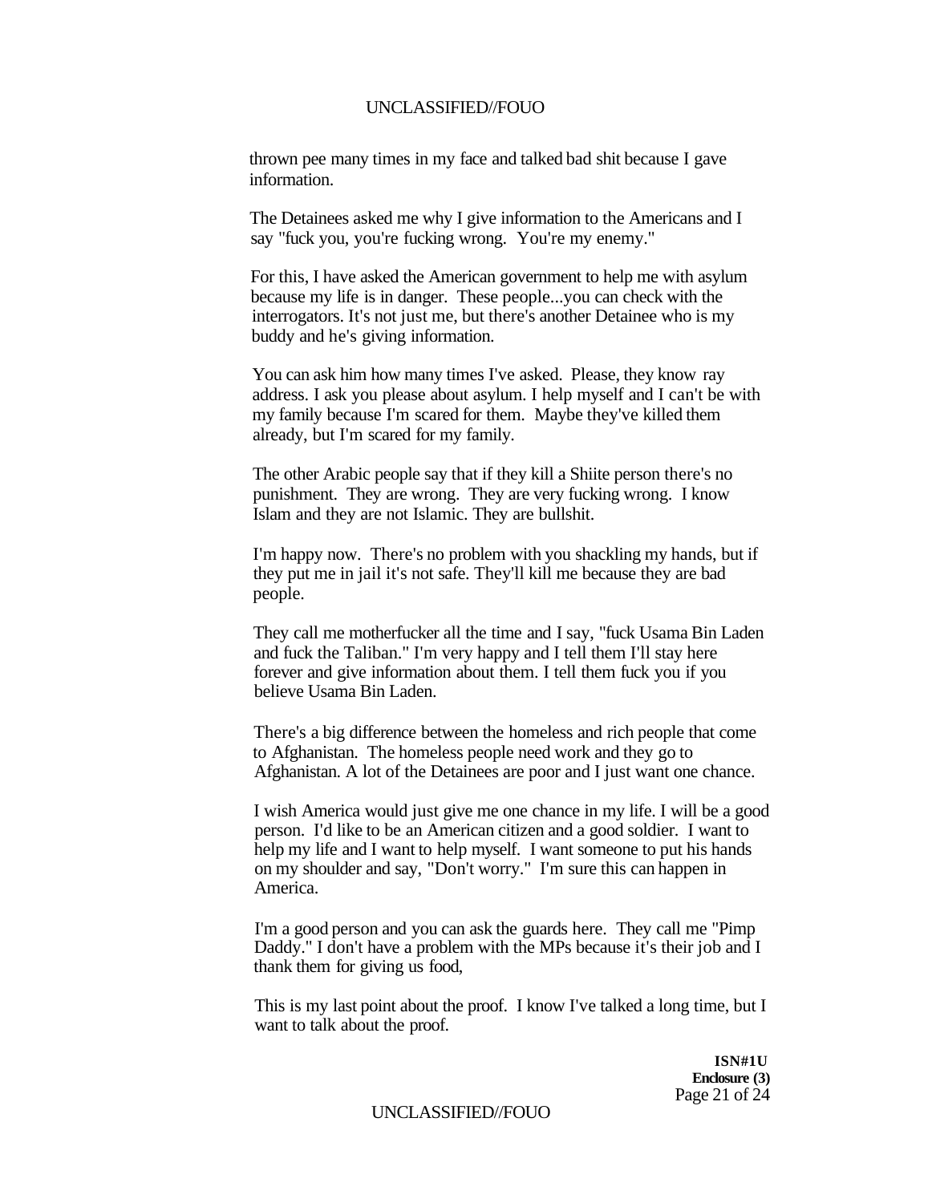thrown pee many times in my face and talked bad shit because I gave information.

The Detainees asked me why I give information to the Americans and I say "fuck you, you're fucking wrong. You're my enemy."

For this, I have asked the American government to help me with asylum because my life is in danger. These people...you can check with the interrogators. It's not just me, but there's another Detainee who is my buddy and he's giving information.

You can ask him how many times I've asked. Please, they know ray address. I ask you please about asylum. I help myself and I can't be with my family because I'm scared for them. Maybe they've killed them already, but I'm scared for my family.

The other Arabic people say that if they kill a Shiite person there's no punishment. They are wrong. They are very fucking wrong. I know Islam and they are not Islamic. They are bullshit.

I'm happy now. There's no problem with you shackling my hands, but if they put me in jail it's not safe. They'll kill me because they are bad people.

They call me motherfucker all the time and I say, "fuck Usama Bin Laden and fuck the Taliban." I'm very happy and I tell them I'll stay here forever and give information about them. I tell them fuck you if you believe Usama Bin Laden.

There's a big difference between the homeless and rich people that come to Afghanistan. The homeless people need work and they go to Afghanistan. A lot of the Detainees are poor and I just want one chance.

I wish America would just give me one chance in my life. I will be a good person. I'd like to be an American citizen and a good soldier. I want to help my life and I want to help myself. I want someone to put his hands on my shoulder and say, "Don't worry." I'm sure this can happen in America.

I'm a good person and you can ask the guards here. They call me "Pimp Daddy." I don't have a problem with the MPs because it's their job and I thank them for giving us food,

This is my last point about the proof. I know I've talked a long time, but I want to talk about the proof.

**ISN#1U**
**Enclosure (3)**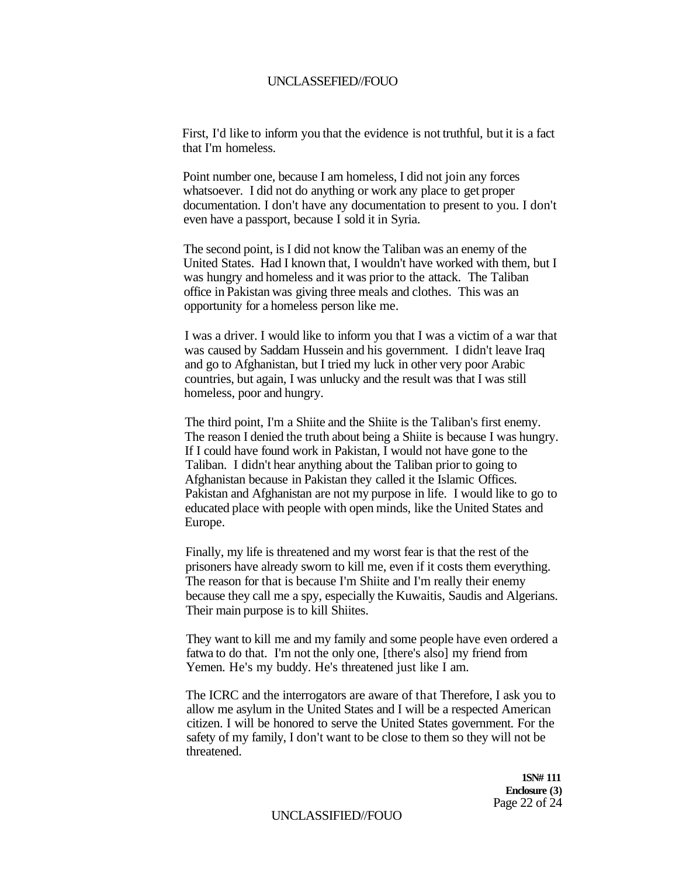First, I'd like to inform you that the evidence is not truthful, but it is a fact that I'm homeless.

Point number one, because I am homeless, I did not join any forces whatsoever. I did not do anything or work any place to get proper documentation. I don't have any documentation to present to you. I don't even have a passport, because I sold it in Syria.

The second point, is I did not know the Taliban was an enemy of the United States. Had I known that, I wouldn't have worked with them, but I was hungry and homeless and it was prior to the attack. The Taliban office in Pakistan was giving three meals and clothes. This was an opportunity for a homeless person like me.

I was a driver. I would like to inform you that I was a victim of a war that was caused by Saddam Hussein and his government. I didn't leave Iraq and go to Afghanistan, but I tried my luck in other very poor Arabic countries, but again, I was unlucky and the result was that I was still homeless, poor and hungry.

The third point, I'm a Shiite and the Shiite is the Taliban's first enemy. The reason I denied the truth about being a Shiite is because I was hungry. If I could have found work in Pakistan, I would not have gone to the Taliban. I didn't hear anything about the Taliban prior to going to Afghanistan because in Pakistan they called it the Islamic Offices. Pakistan and Afghanistan are not my purpose in life. I would like to go to educated place with people with open minds, like the United States and Europe.

Finally, my life is threatened and my worst fear is that the rest of the prisoners have already sworn to kill me, even if it costs them everything. The reason for that is because I'm Shiite and I'm really their enemy because they call me a spy, especially the Kuwaitis, Saudis and Algerians. Their main purpose is to kill Shiites.

They want to kill me and my family and some people have even ordered a fatwa to do that. I'm not the only one, [there's also] my friend from Yemen. He's my buddy. He's threatened just like I am.

The ICRC and the interrogators are aware of that Therefore, I ask you to allow me asylum in the United States and I will be a respected American citizen. I will be honored to serve the United States government. For the safety of my family, I don't want to be close to them so they will not be threatened.

**1SN# 111**
**Enclosure (3)**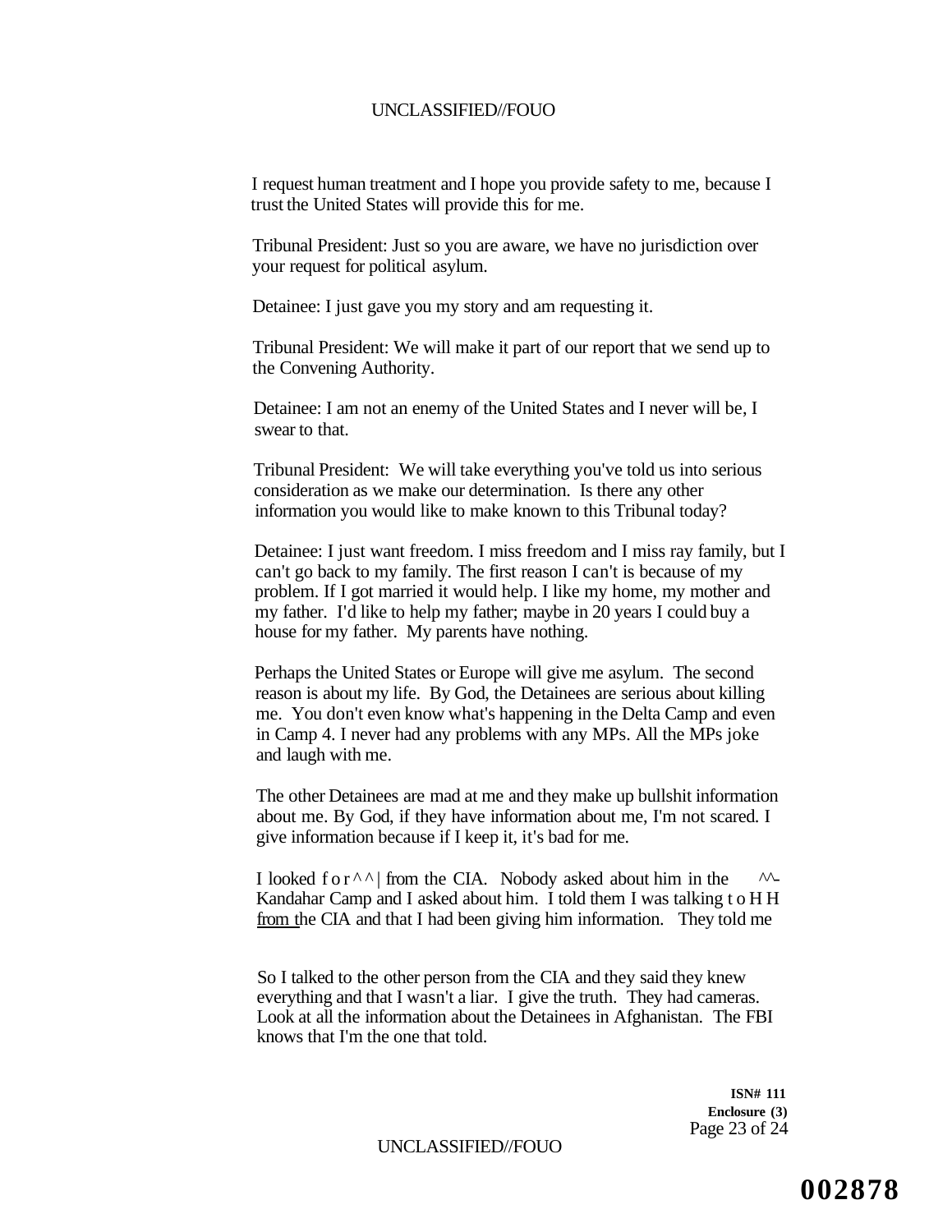I request human treatment and I hope you provide safety to me, because I trust the United States will provide this for me.

Tribunal President: Just so you are aware, we have no jurisdiction over your request for political asylum.

Detainee: I just gave you my story and am requesting it.

Tribunal President: We will make it part of our report that we send up to the Convening Authority.

Detainee: I am not an enemy of the United States and I never will be, I swear to that.

Tribunal President: We will take everything you've told us into serious consideration as we make our determination. Is there any other information you would like to make known to this Tribunal today?

Detainee: I just want freedom. I miss freedom and I miss ray family, but I can't go back to my family. The first reason I can't is because of my problem. If I got married it would help. I like my home, my mother and my father. I'd like to help my father; maybe in 20 years I could buy a house for my father. My parents have nothing.

Perhaps the United States or Europe will give me asylum. The second reason is about my life. By God, the Detainees are serious about killing me. You don't even know what's happening in the Delta Camp and even in Camp 4. I never had any problems with any MPs. All the MPs joke and laugh with me.

The other Detainees are mad at me and they make up bullshit information about me. By God, if they have information about me, I'm not scared. I give information because if I keep it, it's bad for me.

I looked f o r ^ ^ | from the CIA. Nobody asked about him in the ^^- Kandahar Camp and I asked about him. I told them I was talking t o H H from the CIA and that I had been giving him information. They told me

So I talked to the other person from the CIA and they said they knew everything and that I wasn't a liar. I give the truth. They had cameras. Look at all the information about the Detainees in Afghanistan. The FBI knows that I'm the one that told.

**ISN# 111**
**Enclosure (3)**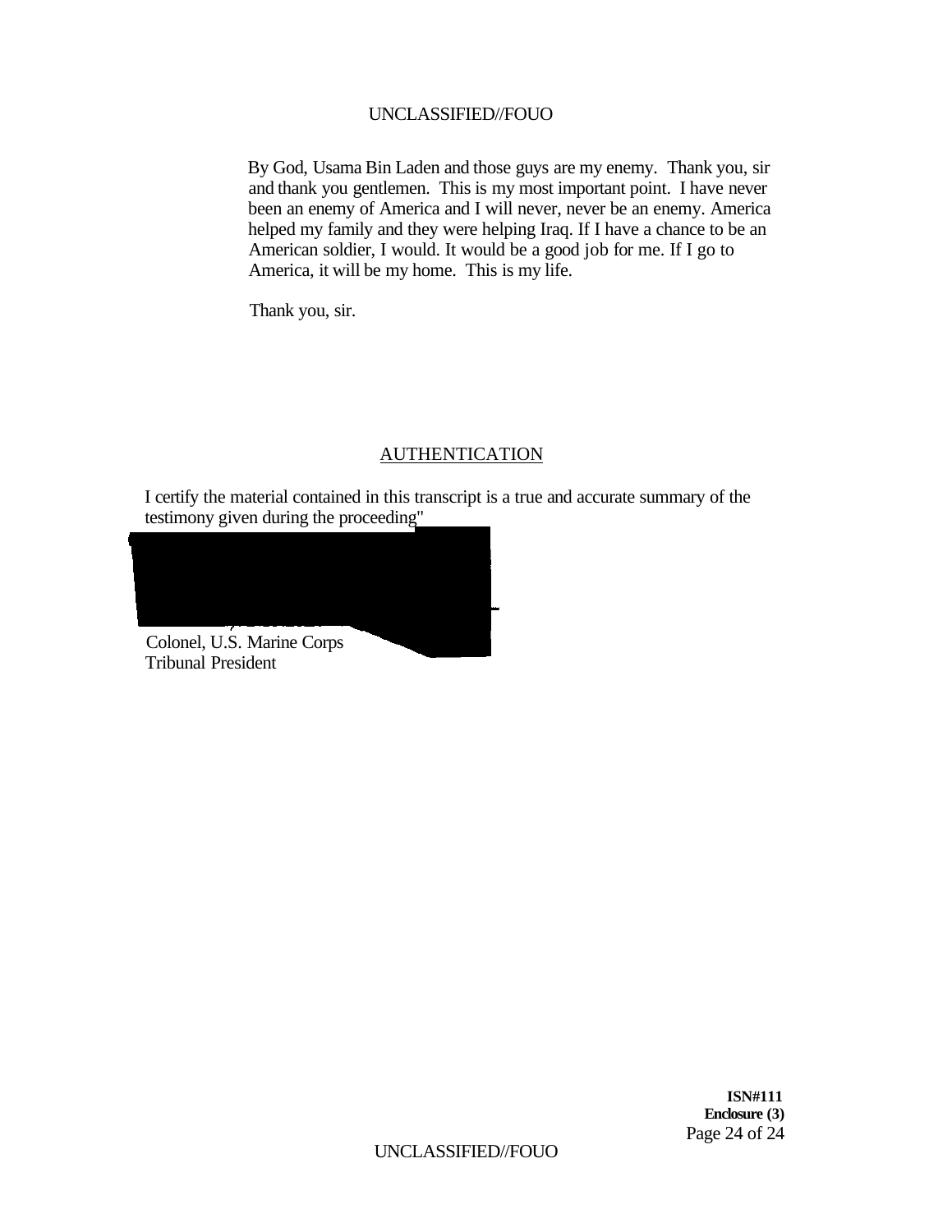By God, Usama Bin Laden and those guys are my enemy. Thank you, sir and thank you gentlemen. This is my most important point. I have never been an enemy of America and I will never, never be an enemy. America helped my family and they were helping Iraq. If I have a chance to be an American soldier, I would. It would be a good job for me. If I go to America, it will be my home. This is my life.

Thank you, sir.

## AUTHENTICATION

I certify the material contained in this transcript is a true and accurate summary of the testimony given during the proceeding"

Colonel, U.S. Marine Corps
Tribunal President

**ISN#111**
**Enclosure (3)**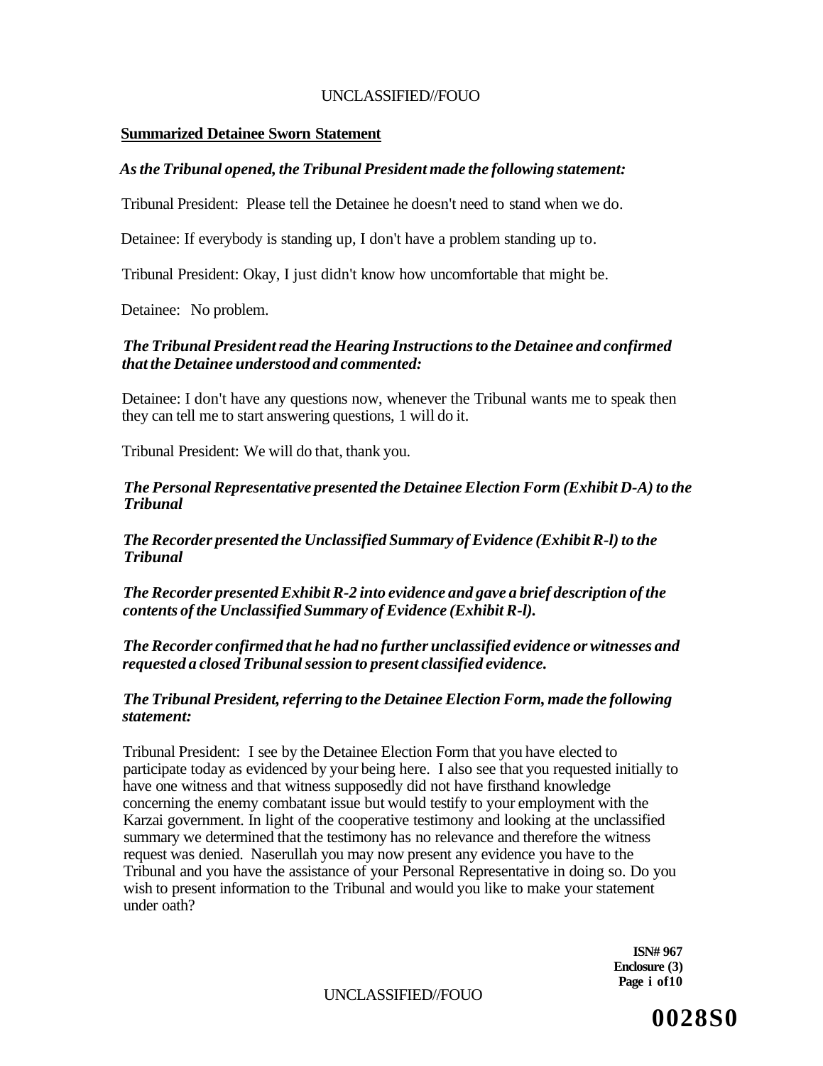**Summarized Detainee Sworn Statement**

*As the Tribunal opened, the Tribunal President made the following statement:*

Tribunal President: Please tell the Detainee he doesn't need to stand when we do.

Detainee: If everybody is standing up, I don't have a problem standing up to.

Tribunal President: Okay, I just didn't know how uncomfortable that might be.

Detainee: No problem.

***The Tribunal President read the Hearing Instructions to the Detainee and confirmed that the Detainee understood and commented:***

Detainee: I don't have any questions now, whenever the Tribunal wants me to speak then they can tell me to start answering questions, 1 will do it.

Tribunal President: We will do that, thank you.

***The Personal Representative presented the Detainee Election Form (Exhibit D-A) to the Tribunal***

***The Recorder presented the Unclassified Summary of Evidence (Exhibit R-l) to the Tribunal***

***The Recorder presented Exhibit R-2 into evidence and gave a brief description of the contents of the Unclassified Summary of Evidence (Exhibit R-l).***

***The Recorder confirmed that he had no further unclassified evidence or witnesses and requested a closed Tribunal session to present classified evidence.***

***The Tribunal President, referring to the Detainee Election Form, made the following statement:***

Tribunal President: I see by the Detainee Election Form that you have elected to participate today as evidenced by your being here. I also see that you requested initially to have one witness and that witness supposedly did not have firsthand knowledge concerning the enemy combatant issue but would testify to your employment with the Karzai government. In light of the cooperative testimony and looking at the unclassified summary we determined that the testimony has no relevance and therefore the witness request was denied. Naserullah you may now present any evidence you have to the Tribunal and you have the assistance of your Personal Representative in doing so. Do you wish to present information to the Tribunal and would you like to make your statement under oath?

**ISN# 967**
**Enclosure (3)**

**0028S0**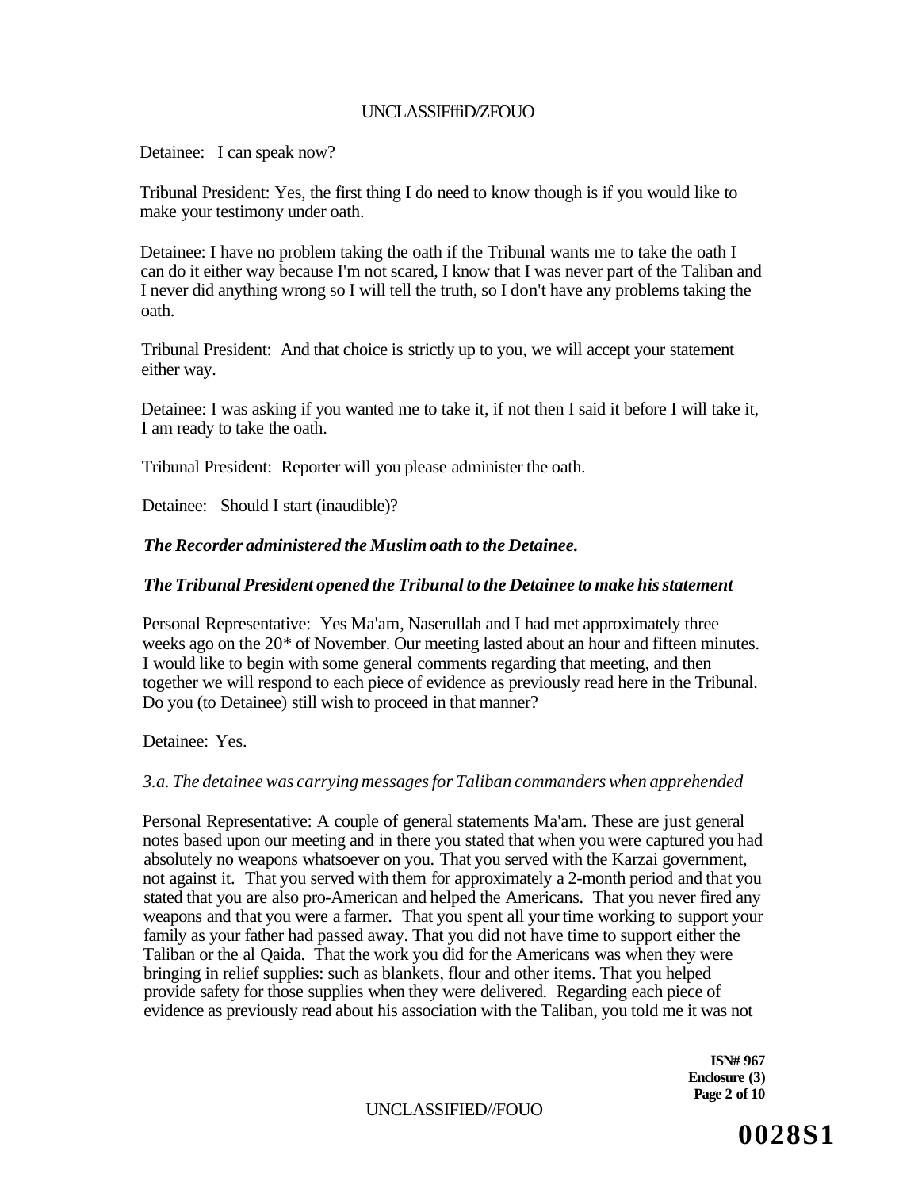Detainee: I can speak now?

Tribunal President: Yes, the first thing I do need to know though is if you would like to make your testimony under oath.

Detainee: I have no problem taking the oath if the Tribunal wants me to take the oath I can do it either way because I'm not scared, I know that I was never part of the Taliban and I never did anything wrong so I will tell the truth, so I don't have any problems taking the oath.

Tribunal President: And that choice is strictly up to you, we will accept your statement either way.

Detainee: I was asking if you wanted me to take it, if not then I said it before I will take it, I am ready to take the oath.

Tribunal President: Reporter will you please administer the oath.

Detainee: Should I start (inaudible)?

***The Recorder administered the Muslim oath to the Detainee.***

***The Tribunal President opened the Tribunal to the Detainee to make his statement***

Personal Representative: Yes Ma'am, Naserullah and I had met approximately three weeks ago on the 20* of November. Our meeting lasted about an hour and fifteen minutes. I would like to begin with some general comments regarding that meeting, and then together we will respond to each piece of evidence as previously read here in the Tribunal. Do you (to Detainee) still wish to proceed in that manner?

Detainee: Yes.

*3.a. The detainee was carrying messages for Taliban commanders when apprehended*

Personal Representative: A couple of general statements Ma'am. These are just general notes based upon our meeting and in there you stated that when you were captured you had absolutely no weapons whatsoever on you. That you served with the Karzai government, not against it. That you served with them for approximately a 2-month period and that you stated that you are also pro-American and helped the Americans. That you never fired any weapons and that you were a farmer. That you spent all your time working to support your family as your father had passed away. That you did not have time to support either the Taliban or the al Qaida. That the work you did for the Americans was when they were bringing in relief supplies: such as blankets, flour and other items. That you helped provide safety for those supplies when they were delivered. Regarding each piece of evidence as previously read about his association with the Taliban, you told me it was not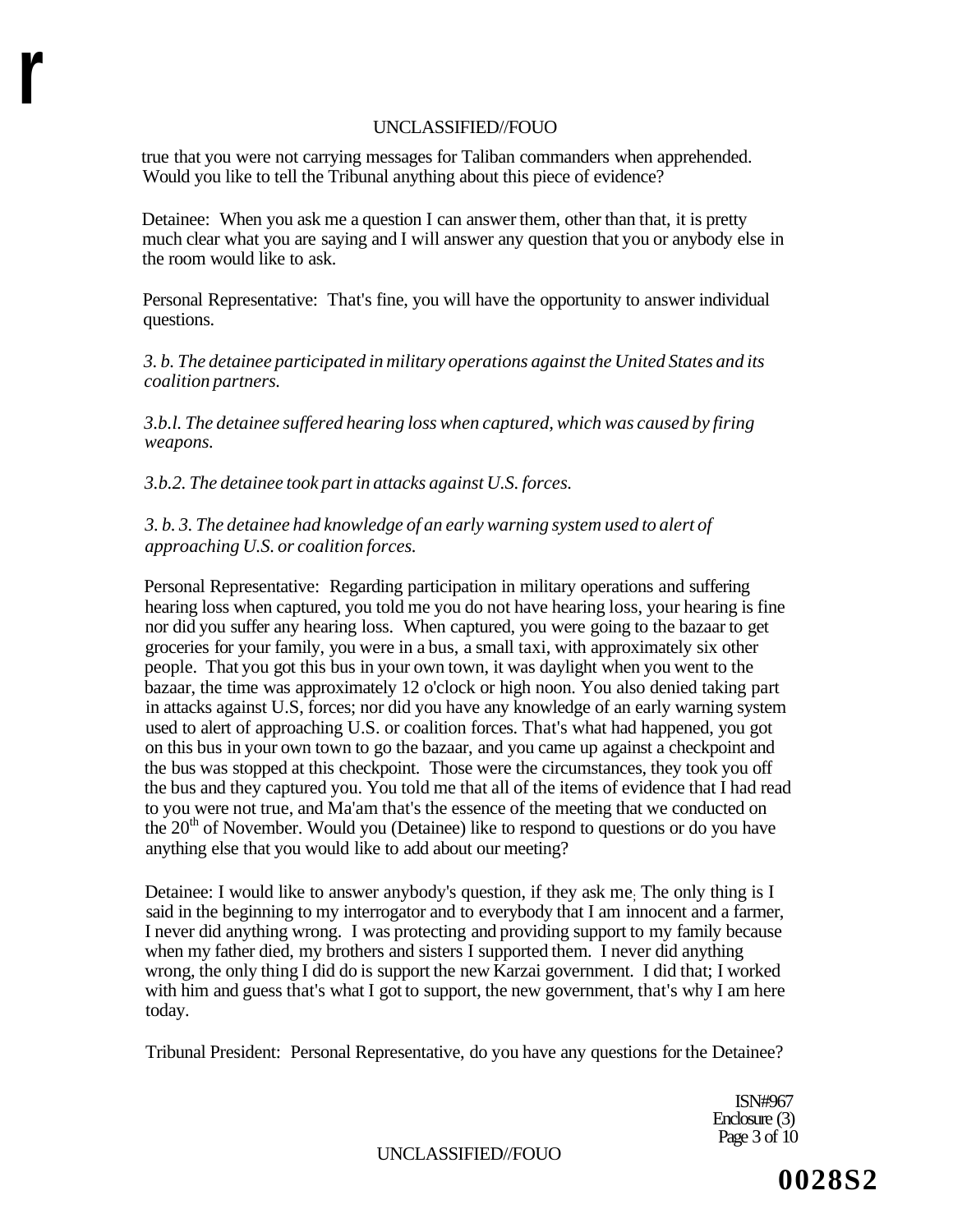true that you were not carrying messages for Taliban commanders when apprehended. Would you like to tell the Tribunal anything about this piece of evidence?

Detainee: When you ask me a question I can answer them, other than that, it is pretty much clear what you are saying and I will answer any question that you or anybody else in the room would like to ask.

Personal Representative: That's fine, you will have the opportunity to answer individual questions.

*3. b. The detainee participated in military operations against the United States and its coalition partners.*

*3.b.l. The detainee suffered hearing loss when captured, which was caused by firing weapons.*

*3.b.2. The detainee took part in attacks against U.S. forces.*

*3. b. 3. The detainee had knowledge of an early warning system used to alert of approaching U.S. or coalition forces.*

Personal Representative: Regarding participation in military operations and suffering hearing loss when captured, you told me you do not have hearing loss, your hearing is fine nor did you suffer any hearing loss. When captured, you were going to the bazaar to get groceries for your family, you were in a bus, a small taxi, with approximately six other people. That you got this bus in your own town, it was daylight when you went to the bazaar, the time was approximately 12 o'clock or high noon. You also denied taking part in attacks against U.S, forces; nor did you have any knowledge of an early warning system used to alert of approaching U.S. or coalition forces. That's what had happened, you got on this bus in your own town to go the bazaar, and you came up against a checkpoint and the bus was stopped at this checkpoint. Those were the circumstances, they took you off the bus and they captured you. You told me that all of the items of evidence that I had read to you were not true, and Ma'am that's the essence of the meeting that we conducted on the 20th of November. Would you (Detainee) like to respond to questions or do you have anything else that you would like to add about our meeting?

Detainee: I would like to answer anybody's question, if they ask me; The only thing is I said in the beginning to my interrogator and to everybody that I am innocent and a farmer, I never did anything wrong. I was protecting and providing support to my family because when my father died, my brothers and sisters I supported them. I never did anything wrong, the only thing I did do is support the new Karzai government. I did that; I worked with him and guess that's what I got to support, the new government, that's why I am here today.

Tribunal President: Personal Representative, do you have any questions for the Detainee?

ISN#967
Enclosure (3)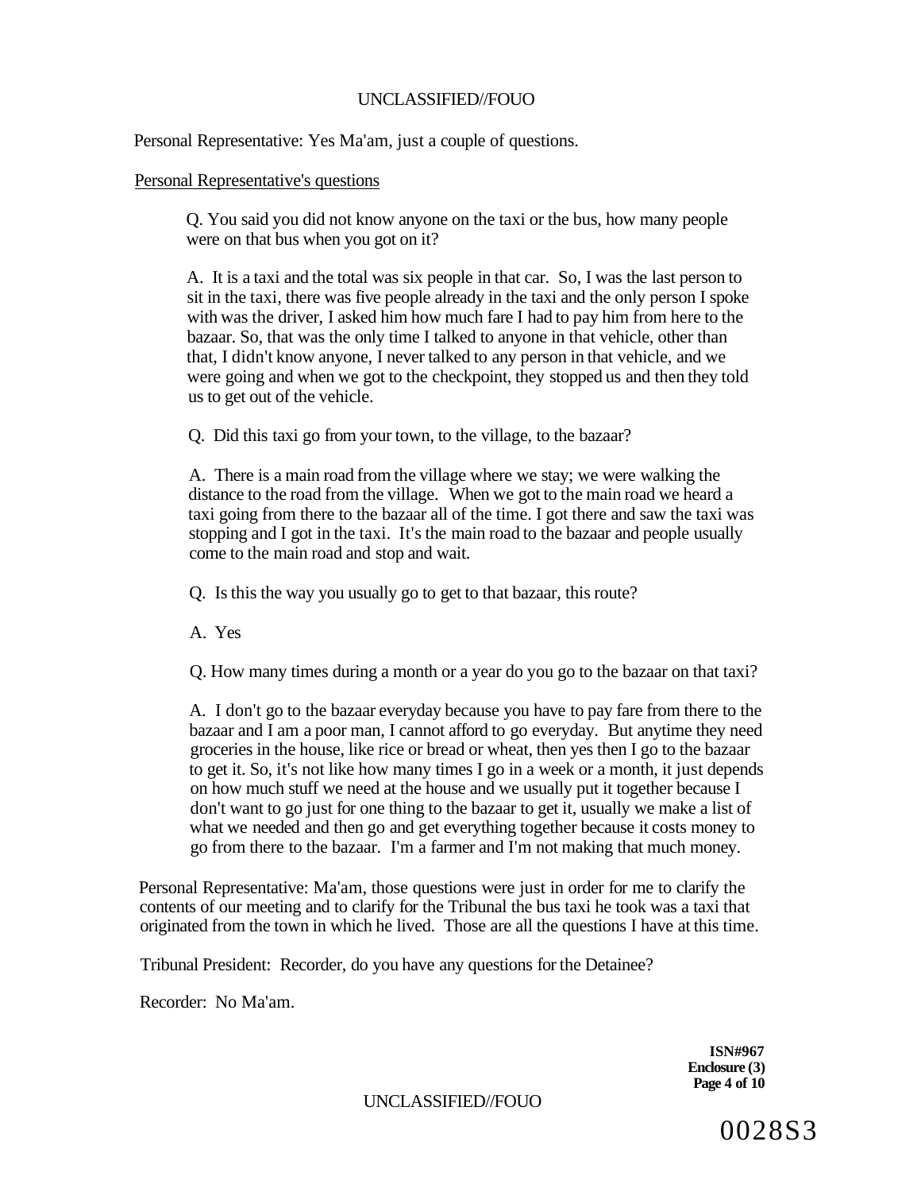Personal Representative: Yes Ma'am, just a couple of questions.

Personal Representative's questions

Q. You said you did not know anyone on the taxi or the bus, how many people were on that bus when you got on it?

A. It is a taxi and the total was six people in that car. So, I was the last person to sit in the taxi, there was five people already in the taxi and the only person I spoke with was the driver, I asked him how much fare I had to pay him from here to the bazaar. So, that was the only time I talked to anyone in that vehicle, other than that, I didn't know anyone, I never talked to any person in that vehicle, and we were going and when we got to the checkpoint, they stopped us and then they told us to get out of the vehicle.

Q. Did this taxi go from your town, to the village, to the bazaar?

A. There is a main road from the village where we stay; we were walking the distance to the road from the village. When we got to the main road we heard a taxi going from there to the bazaar all of the time. I got there and saw the taxi was stopping and I got in the taxi. It's the main road to the bazaar and people usually come to the main road and stop and wait.

Q. Is this the way you usually go to get to that bazaar, this route?

A. Yes

Q. How many times during a month or a year do you go to the bazaar on that taxi?

A. I don't go to the bazaar everyday because you have to pay fare from there to the bazaar and I am a poor man, I cannot afford to go everyday. But anytime they need groceries in the house, like rice or bread or wheat, then yes then I go to the bazaar to get it. So, it's not like how many times I go in a week or a month, it just depends on how much stuff we need at the house and we usually put it together because I don't want to go just for one thing to the bazaar to get it, usually we make a list of what we needed and then go and get everything together because it costs money to go from there to the bazaar. I'm a farmer and I'm not making that much money.

Personal Representative: Ma'am, those questions were just in order for me to clarify the contents of our meeting and to clarify for the Tribunal the bus taxi he took was a taxi that originated from the town in which he lived. Those are all the questions I have at this time.

Tribunal President: Recorder, do you have any questions for the Detainee?

Recorder: No Ma'am.

**ISN#967**
**Enclosure (3)**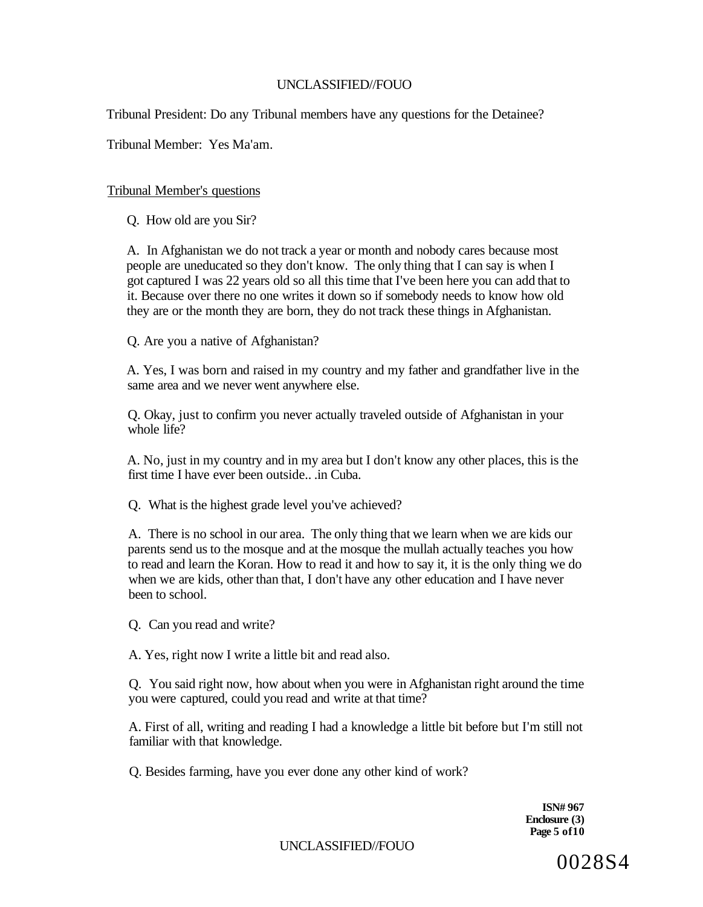Tribunal President: Do any Tribunal members have any questions for the Detainee?

Tribunal Member: Yes Ma'am.

Tribunal Member's questions

Q. How old are you Sir?

A. In Afghanistan we do not track a year or month and nobody cares because most people are uneducated so they don't know. The only thing that I can say is when I got captured I was 22 years old so all this time that I've been here you can add that to it. Because over there no one writes it down so if somebody needs to know how old they are or the month they are born, they do not track these things in Afghanistan.

Q. Are you a native of Afghanistan?

A. Yes, I was born and raised in my country and my father and grandfather live in the same area and we never went anywhere else.

Q. Okay, just to confirm you never actually traveled outside of Afghanistan in your whole life?

A. No, just in my country and in my area but I don't know any other places, this is the first time I have ever been outside.. .in Cuba.

Q. What is the highest grade level you've achieved?

A. There is no school in our area. The only thing that we learn when we are kids our parents send us to the mosque and at the mosque the mullah actually teaches you how to read and learn the Koran. How to read it and how to say it, it is the only thing we do when we are kids, other than that, I don't have any other education and I have never been to school.

Q. Can you read and write?

A. Yes, right now I write a little bit and read also.

Q. You said right now, how about when you were in Afghanistan right around the time you were captured, could you read and write at that time?

A. First of all, writing and reading I had a knowledge a little bit before but I'm still not familiar with that knowledge.

Q. Besides farming, have you ever done any other kind of work?

**ISN# 967**
**Enclosure (3)**

0028S4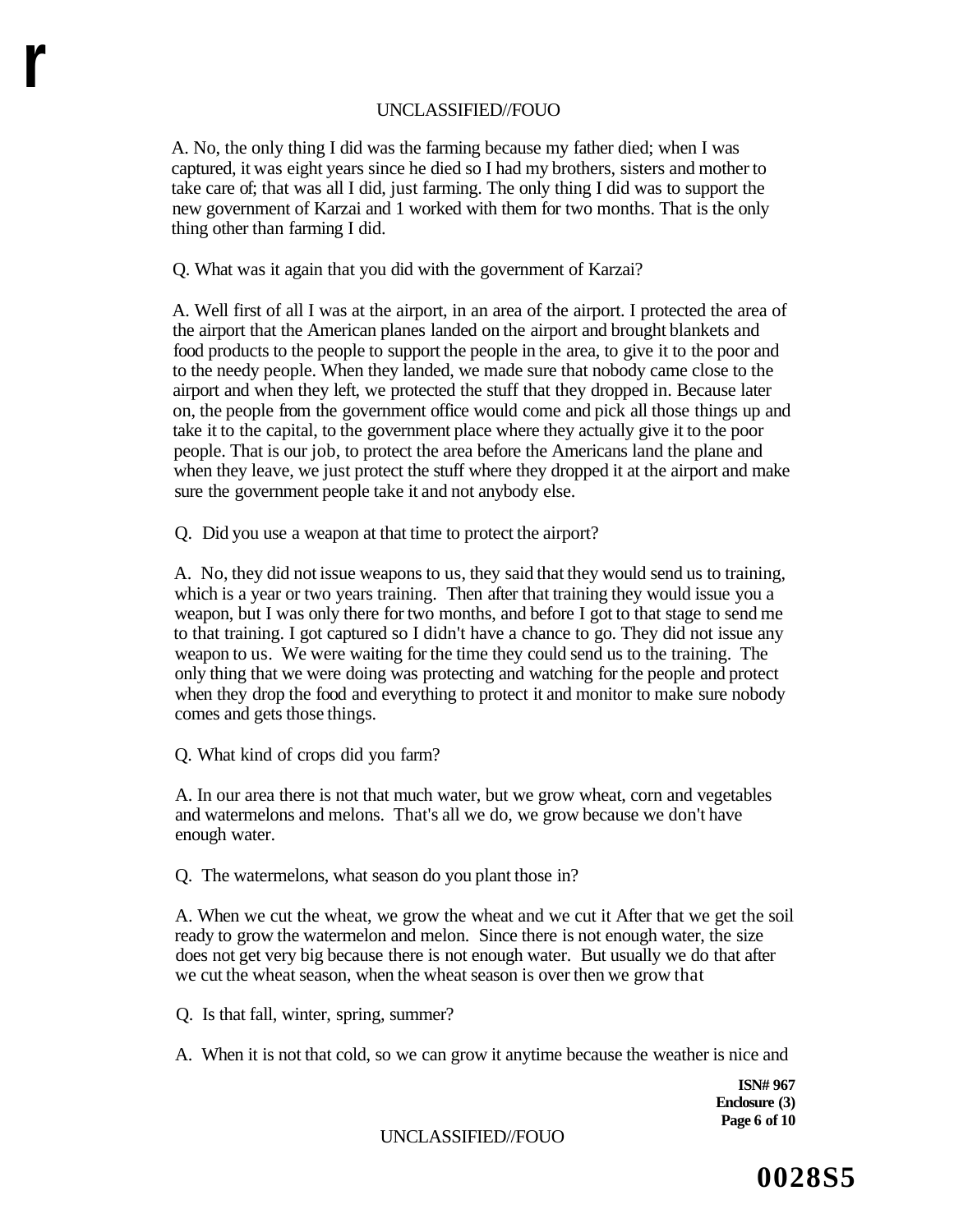A. No, the only thing I did was the farming because my father died; when I was captured, it was eight years since he died so I had my brothers, sisters and mother to take care of; that was all I did, just farming. The only thing I did was to support the new government of Karzai and 1 worked with them for two months. That is the only thing other than farming I did.

Q. What was it again that you did with the government of Karzai?

A. Well first of all I was at the airport, in an area of the airport. I protected the area of the airport that the American planes landed on the airport and brought blankets and food products to the people to support the people in the area, to give it to the poor and to the needy people. When they landed, we made sure that nobody came close to the airport and when they left, we protected the stuff that they dropped in. Because later on, the people from the government office would come and pick all those things up and take it to the capital, to the government place where they actually give it to the poor people. That is our job, to protect the area before the Americans land the plane and when they leave, we just protect the stuff where they dropped it at the airport and make sure the government people take it and not anybody else.

Q. Did you use a weapon at that time to protect the airport?

A. No, they did not issue weapons to us, they said that they would send us to training, which is a year or two years training. Then after that training they would issue you a weapon, but I was only there for two months, and before I got to that stage to send me to that training. I got captured so I didn't have a chance to go. They did not issue any weapon to us. We were waiting for the time they could send us to the training. The only thing that we were doing was protecting and watching for the people and protect when they drop the food and everything to protect it and monitor to make sure nobody comes and gets those things.

Q. What kind of crops did you farm?

A. In our area there is not that much water, but we grow wheat, corn and vegetables and watermelons and melons. That's all we do, we grow because we don't have enough water.

Q. The watermelons, what season do you plant those in?

A. When we cut the wheat, we grow the wheat and we cut it After that we get the soil ready to grow the watermelon and melon. Since there is not enough water, the size does not get very big because there is not enough water. But usually we do that after we cut the wheat season, when the wheat season is over then we grow that

Q. Is that fall, winter, spring, summer?

A. When it is not that cold, so we can grow it anytime because the weather is nice and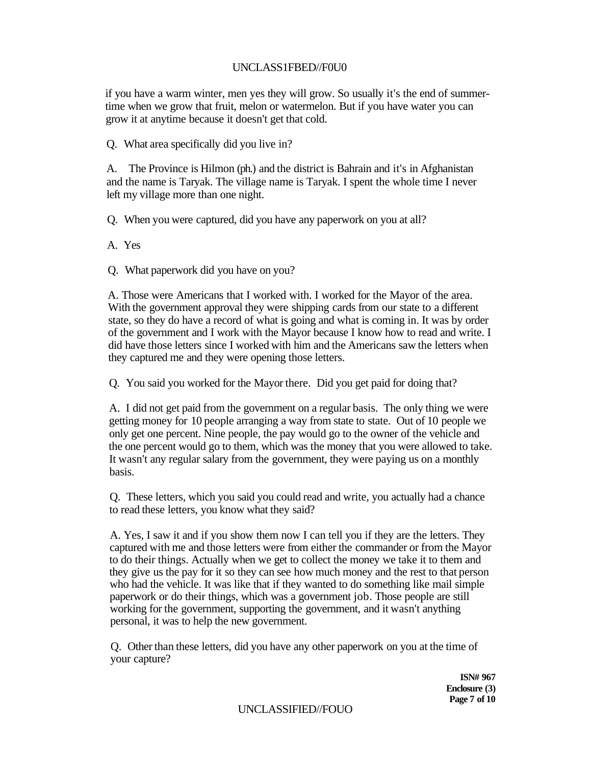if you have a warm winter, men yes they will grow. So usually it's the end of summer-time when we grow that fruit, melon or watermelon. But if you have water you can grow it at anytime because it doesn't get that cold.

Q. What area specifically did you live in?

A. The Province is Hilmon (ph.) and the district is Bahrain and it's in Afghanistan and the name is Taryak. The village name is Taryak. I spent the whole time I never left my village more than one night.

Q. When you were captured, did you have any paperwork on you at all?

A. Yes

Q. What paperwork did you have on you?

A. Those were Americans that I worked with. I worked for the Mayor of the area. With the government approval they were shipping cards from our state to a different state, so they do have a record of what is going and what is coming in. It was by order of the government and I work with the Mayor because I know how to read and write. I did have those letters since I worked with him and the Americans saw the letters when they captured me and they were opening those letters.

Q. You said you worked for the Mayor there. Did you get paid for doing that?

A. I did not get paid from the government on a regular basis. The only thing we were getting money for 10 people arranging a way from state to state. Out of 10 people we only get one percent. Nine people, the pay would go to the owner of the vehicle and the one percent would go to them, which was the money that you were allowed to take. It wasn't any regular salary from the government, they were paying us on a monthly basis.

Q. These letters, which you said you could read and write, you actually had a chance to read these letters, you know what they said?

A. Yes, I saw it and if you show them now I can tell you if they are the letters. They captured with me and those letters were from either the commander or from the Mayor to do their things. Actually when we get to collect the money we take it to them and they give us the pay for it so they can see how much money and the rest to that person who had the vehicle. It was like that if they wanted to do something like mail simple paperwork or do their things, which was a government job. Those people are still working for the government, supporting the government, and it wasn't anything personal, it was to help the new government.

Q. Other than these letters, did you have any other paperwork on you at the time of your capture?

**ISN# 967**
**Enclosure (3)**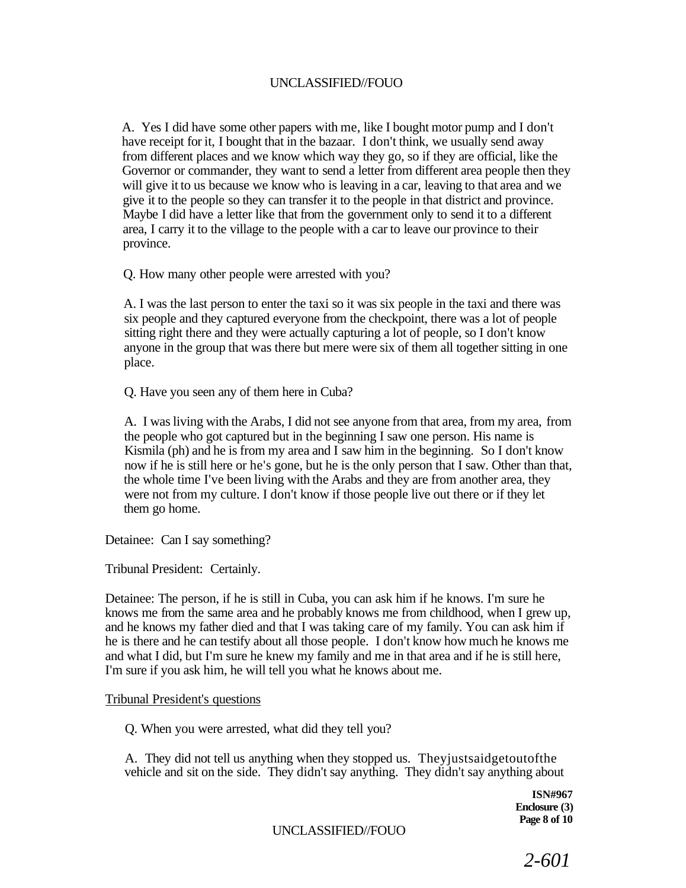A. Yes I did have some other papers with me, like I bought motor pump and I don't have receipt for it, I bought that in the bazaar. I don't think, we usually send away from different places and we know which way they go, so if they are official, like the Governor or commander, they want to send a letter from different area people then they will give it to us because we know who is leaving in a car, leaving to that area and we give it to the people so they can transfer it to the people in that district and province. Maybe I did have a letter like that from the government only to send it to a different area, I carry it to the village to the people with a car to leave our province to their province.

Q. How many other people were arrested with you?

A. I was the last person to enter the taxi so it was six people in the taxi and there was six people and they captured everyone from the checkpoint, there was a lot of people sitting right there and they were actually capturing a lot of people, so I don't know anyone in the group that was there but mere were six of them all together sitting in one place.

Q. Have you seen any of them here in Cuba?

A. I was living with the Arabs, I did not see anyone from that area, from my area, from the people who got captured but in the beginning I saw one person. His name is Kismila (ph) and he is from my area and I saw him in the beginning. So I don't know now if he is still here or he's gone, but he is the only person that I saw. Other than that, the whole time I've been living with the Arabs and they are from another area, they were not from my culture. I don't know if those people live out there or if they let them go home.

Detainee: Can I say something?

Tribunal President: Certainly.

Detainee: The person, if he is still in Cuba, you can ask him if he knows. I'm sure he knows me from the same area and he probably knows me from childhood, when I grew up, and he knows my father died and that I was taking care of my family. You can ask him if he is there and he can testify about all those people. I don't know how much he knows me and what I did, but I'm sure he knew my family and me in that area and if he is still here, I'm sure if you ask him, he will tell you what he knows about me.

Tribunal President's questions

Q. When you were arrested, what did they tell you?

A. They did not tell us anything when they stopped us. Theyjustsaidgetoutofthe vehicle and sit on the side. They didn't say anything. They didn't say anything about

**ISN#967**
**Enclosure (3)**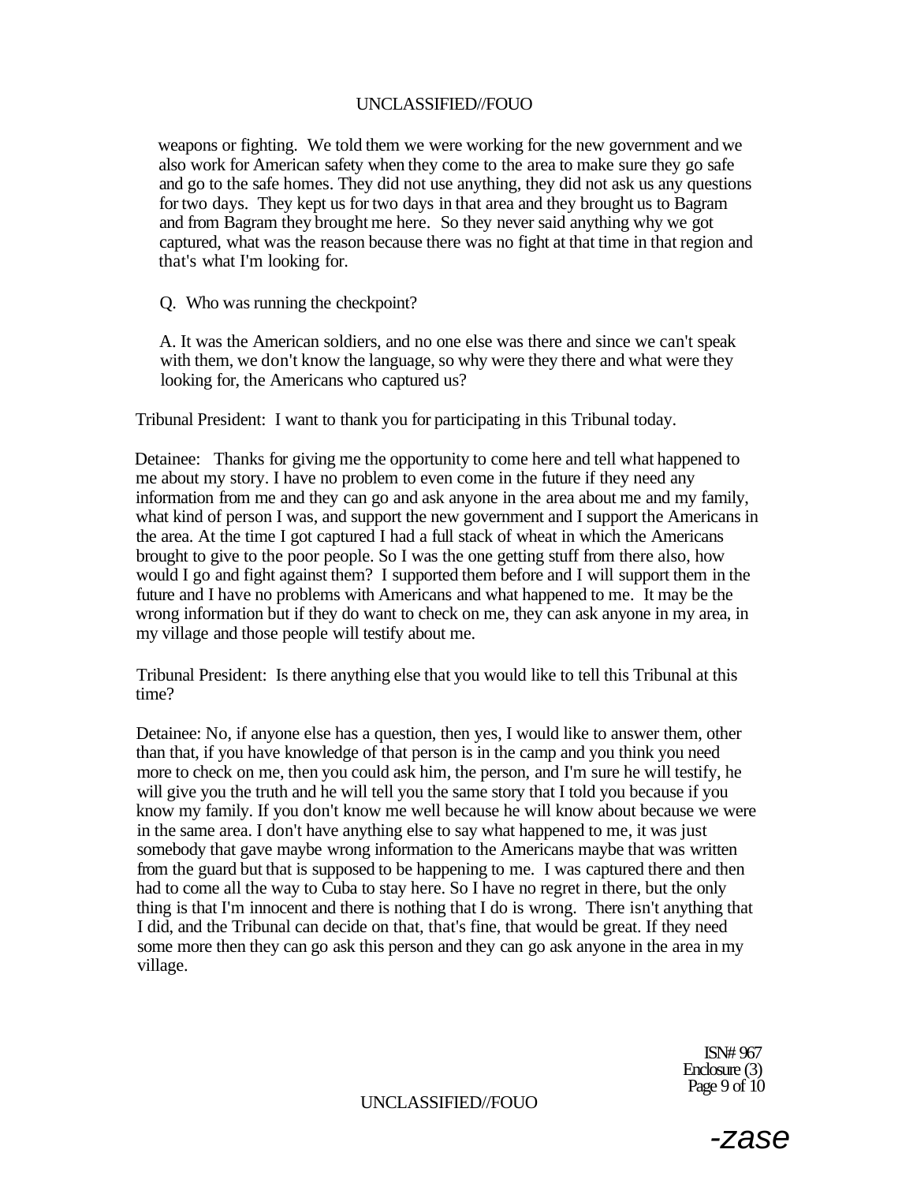weapons or fighting. We told them we were working for the new government and we also work for American safety when they come to the area to make sure they go safe and go to the safe homes. They did not use anything, they did not ask us any questions for two days. They kept us for two days in that area and they brought us to Bagram and from Bagram they brought me here. So they never said anything why we got captured, what was the reason because there was no fight at that time in that region and that's what I'm looking for.

Q. Who was running the checkpoint?

A. It was the American soldiers, and no one else was there and since we can't speak with them, we don't know the language, so why were they there and what were they looking for, the Americans who captured us?

Tribunal President: I want to thank you for participating in this Tribunal today.

Detainee: Thanks for giving me the opportunity to come here and tell what happened to me about my story. I have no problem to even come in the future if they need any information from me and they can go and ask anyone in the area about me and my family, what kind of person I was, and support the new government and I support the Americans in the area. At the time I got captured I had a full stack of wheat in which the Americans brought to give to the poor people. So I was the one getting stuff from there also, how would I go and fight against them? I supported them before and I will support them in the future and I have no problems with Americans and what happened to me. It may be the wrong information but if they do want to check on me, they can ask anyone in my area, in my village and those people will testify about me.

Tribunal President: Is there anything else that you would like to tell this Tribunal at this time?

Detainee: No, if anyone else has a question, then yes, I would like to answer them, other than that, if you have knowledge of that person is in the camp and you think you need more to check on me, then you could ask him, the person, and I'm sure he will testify, he will give you the truth and he will tell you the same story that I told you because if you know my family. If you don't know me well because he will know about because we were in the same area. I don't have anything else to say what happened to me, it was just somebody that gave maybe wrong information to the Americans maybe that was written from the guard but that is supposed to be happening to me. I was captured there and then had to come all the way to Cuba to stay here. So I have no regret in there, but the only thing is that I'm innocent and there is nothing that I do is wrong. There isn't anything that I did, and the Tribunal can decide on that, that's fine, that would be great. If they need some more then they can go ask this person and they can go ask anyone in the area in my village.

ISN# 967
Enclosure (3)

-zase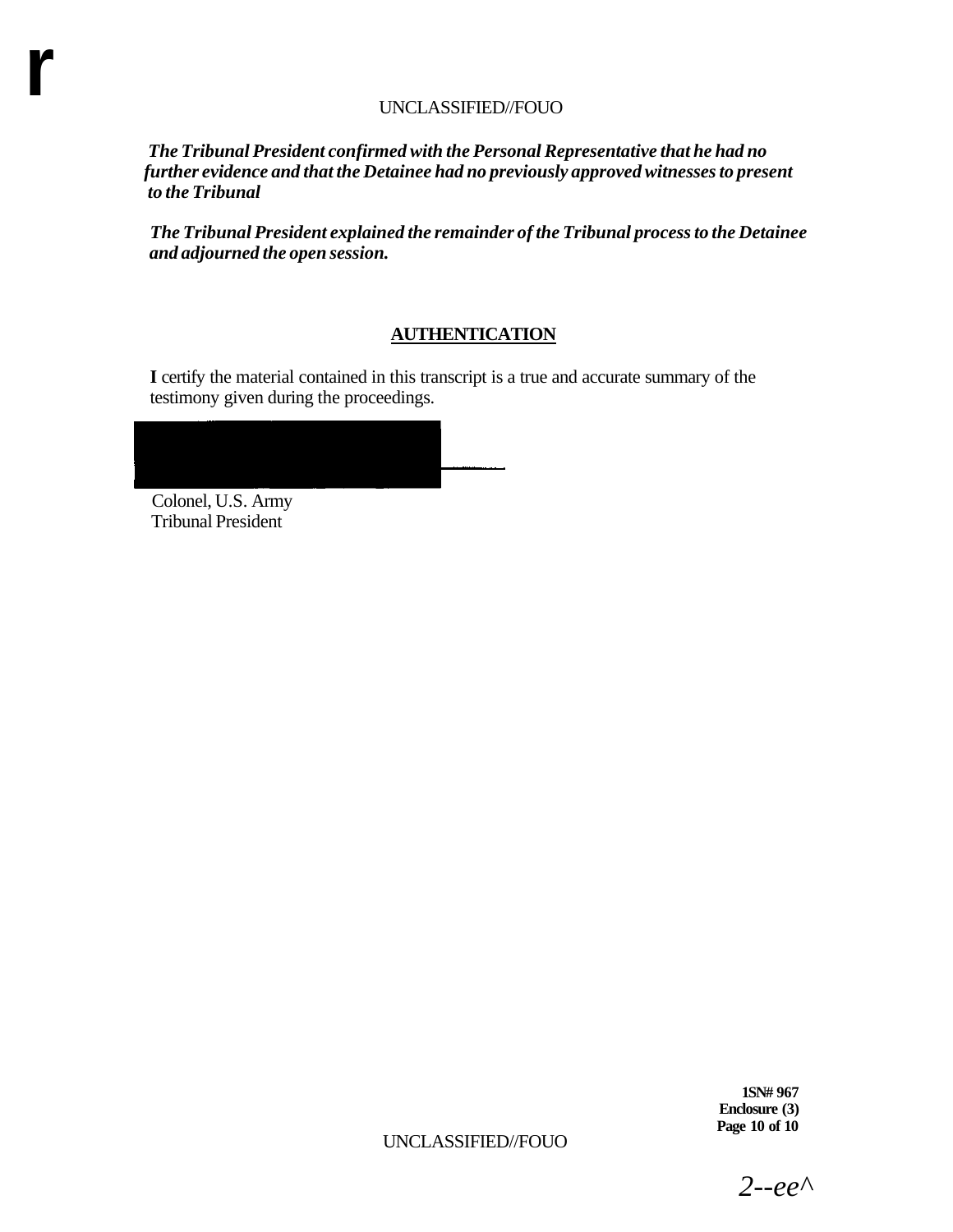*The Tribunal President confirmed with the Personal Representative that he had no further evidence and that the Detainee had no previously approved witnesses to present to the Tribunal*

*The Tribunal President explained the remainder of the Tribunal process to the Detainee and adjourned the open session.*

## AUTHENTICATION

**I** certify the material contained in this transcript is a true and accurate summary of the testimony given during the proceedings.

Colonel, U.S. Army
Tribunal President

**ISN# 967**
**Enclosure (3)**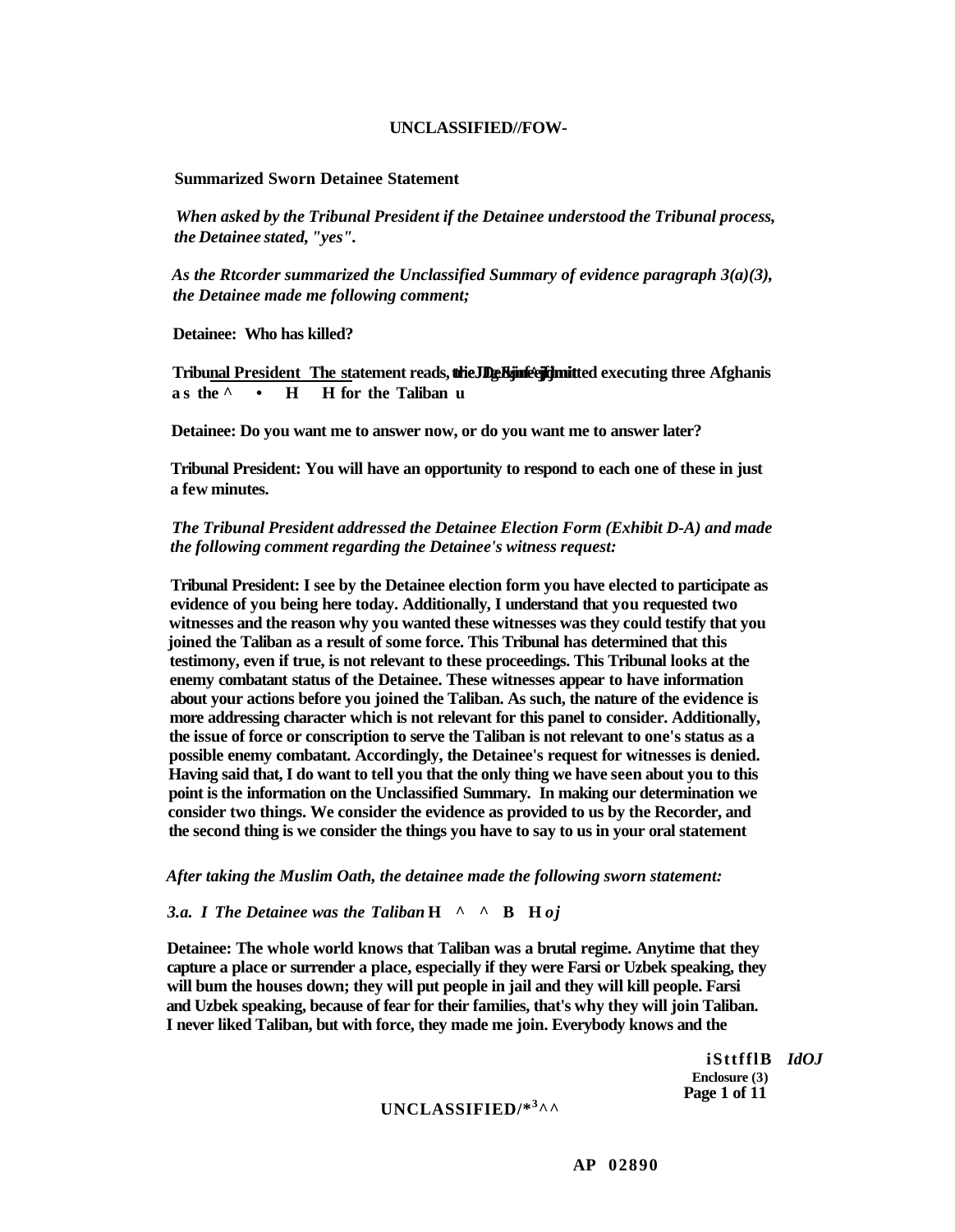UNCLASSIFIED//FOW-

**Summarized Sworn Detainee Statement**

***When asked by the Tribunal President if the Detainee understood the Tribunal process, the Detainee stated, "yes".***

***As the Rtcorder summarized the Unclassified Summary of evidence paragraph 3(a)(3), the Detainee made me following comment;***

**Detainee: Who has killed?**

**Tribunal President The statement reads, the Detainee admitted executing three Afghanis as the ^ • H H for the Taliban u**

**Detainee: Do you want me to answer now, or do you want me to answer later?**

**Tribunal President: You will have an opportunity to respond to each one of these in just a few minutes.**

***The Tribunal President addressed the Detainee Election Form (Exhibit D-A) and made the following comment regarding the Detainee's witness request:***

**Tribunal President: I see by the Detainee election form you have elected to participate as evidence of you being here today. Additionally, I understand that you requested two witnesses and the reason why you wanted these witnesses was they could testify that you joined the Taliban as a result of some force. This Tribunal has determined that this testimony, even if true, is not relevant to these proceedings. This Tribunal looks at the enemy combatant status of the Detainee. These witnesses appear to have information about your actions before you joined the Taliban. As such, the nature of the evidence is more addressing character which is not relevant for this panel to consider. Additionally, the issue of force or conscription to serve the Taliban is not relevant to one's status as a possible enemy combatant. Accordingly, the Detainee's request for witnesses is denied. Having said that, I do want to tell you that the only thing we have seen about you to this point is the information on the Unclassified Summary. In making our determination we consider two things. We consider the evidence as provided to us by the Recorder, and the second thing is we consider the things you have to say to us in your oral statement**

***After taking the Muslim Oath, the detainee made the following sworn statement:***

***3.a. I The Detainee was the Taliban* H ^ ^ B H *oj***

**Detainee: The whole world knows that Taliban was a brutal regime. Anytime that they capture a place or surrender a place, especially if they were Farsi or Uzbek speaking, they will bum the houses down; they will put people in jail and they will kill people. Farsi and Uzbek speaking, because of fear for their families, that's why they will join Taliban. I never liked Taliban, but with force, they made me join. Everybody knows and the**

iSttfflB *IdOJ*
Enclosure (3)

UNCLASSIFIED/*^3^^

AP 02890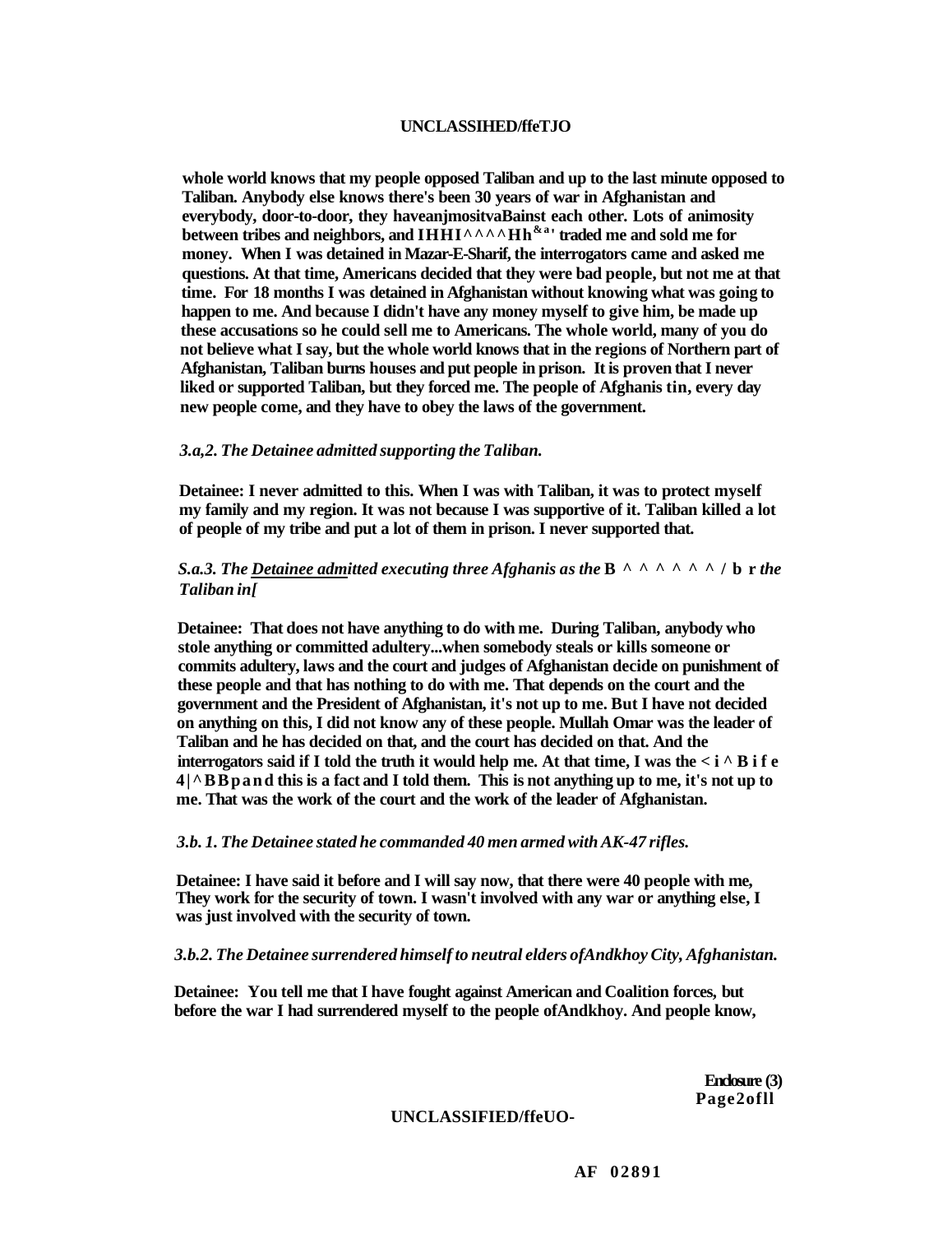**whole world knows that my people opposed Taliban and up to the last minute opposed to Taliban. Anybody else knows there's been 30 years of war in Afghanistan and everybody, door-to-door, they haveanjmositvaBainst each other. Lots of animosity between tribes and neighbors, and IHHI^^^^Hh&a' traded me and sold me for money. When I was detained in Mazar-E-Sharif, the interrogators came and asked me questions. At that time, Americans decided that they were bad people, but not me at that time. For 18 months I was detained in Afghanistan without knowing what was going to happen to me. And because I didn't have any money myself to give him, be made up these accusations so he could sell me to Americans. The whole world, many of you do not believe what I say, but the whole world knows that in the regions of Northern part of Afghanistan, Taliban burns houses and put people in prison. It is proven that I never liked or supported Taliban, but they forced me. The people of Afghanis tin, every day new people come, and they have to obey the laws of the government.**

*3.a,2. The Detainee admitted supporting the Taliban.*

**Detainee: I never admitted to this. When I was with Taliban, it was to protect myself my family and my region. It was not because I was supportive of it. Taliban killed a lot of people of my tribe and put a lot of them in prison. I never supported that.**

*S.a.3. The Detainee admitted executing three Afghanis as the* **B ^ ^ ^ ^ ^ ^ / b r** *the Taliban in[*

**Detainee: That does not have anything to do with me. During Taliban, anybody who stole anything or committed adultery...when somebody steals or kills someone or commits adultery, laws and the court and judges of Afghanistan decide on punishment of these people and that has nothing to do with me. That depends on the court and the government and the President of Afghanistan, it's not up to me. But I have not decided on anything on this, I did not know any of these people. Mullah Omar was the leader of Taliban and he has decided on that, and the court has decided on that. And the interrogators said if I told the truth it would help me. At that time, I was the < i ^ B i f e 4|^BBpand this is a fact and I told them. This is not anything up to me, it's not up to me. That was the work of the court and the work of the leader of Afghanistan.**

*3.b. 1. The Detainee stated he commanded 40 men armed with AK-47 rifles.*

**Detainee: I have said it before and I will say now, that there were 40 people with me, They work for the security of town. I wasn't involved with any war or anything else, I was just involved with the security of town.**

*3.b.2. The Detainee surrendered himself to neutral elders ofAndkhoy City, Afghanistan.*

**Detainee: You tell me that I have fought against American and Coalition forces, but before the war I had surrendered myself to the people ofAndkhoy. And people know,**

**Enclosure (3)**
**Page2ofll**

**AF 02891**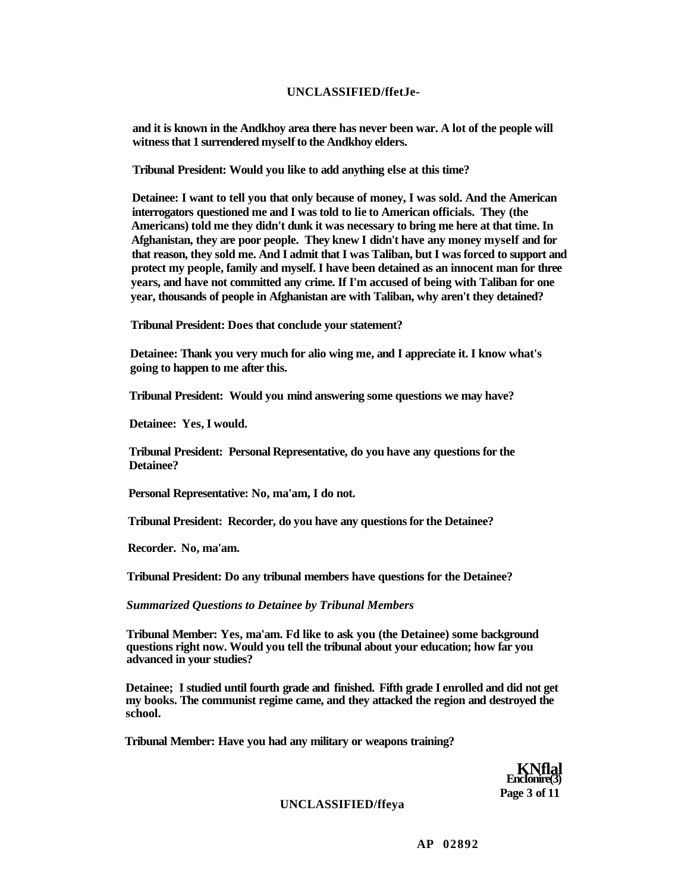**and it is known in the Andkhoy area there has never been war. A lot of the people will witness that 1 surrendered myself to the Andkhoy elders.**

**Tribunal President: Would you like to add anything else at this time?**

**Detainee: I want to tell you that only because of money, I was sold. And the American interrogators questioned me and I was told to lie to American officials. They (the Americans) told me they didn't dunk it was necessary to bring me here at that time. In Afghanistan, they are poor people. They knew I didn't have any money myself and for that reason, they sold me. And I admit that I was Taliban, but I was forced to support and protect my people, family and myself. I have been detained as an innocent man for three years, and have not committed any crime. If I'm accused of being with Taliban for one year, thousands of people in Afghanistan are with Taliban, why aren't they detained?**

**Tribunal President: Does that conclude your statement?**

**Detainee: Thank you very much for alio wing me, and I appreciate it. I know what's going to happen to me after this.**

**Tribunal President: Would you mind answering some questions we may have?**

**Detainee: Yes, I would.**

**Tribunal President: Personal Representative, do you have any questions for the Detainee?**

**Personal Representative: No, ma'am, I do not.**

**Tribunal President: Recorder, do you have any questions for the Detainee?**

**Recorder. No, ma'am.**

**Tribunal President: Do any tribunal members have questions for the Detainee?**

***Summarized Questions to Detainee by Tribunal Members***

**Tribunal Member: Yes, ma'am. Fd like to ask you (the Detainee) some background questions right now. Would you tell the tribunal about your education; how far you advanced in your studies?**

**Detainee; I studied until fourth grade and finished. Fifth grade I enrolled and did not get my books. The communist regime came, and they attacked the region and destroyed the school.**

**Tribunal Member: Have you had any military or weapons training?**

**KNflal**
**Enclonire(3)**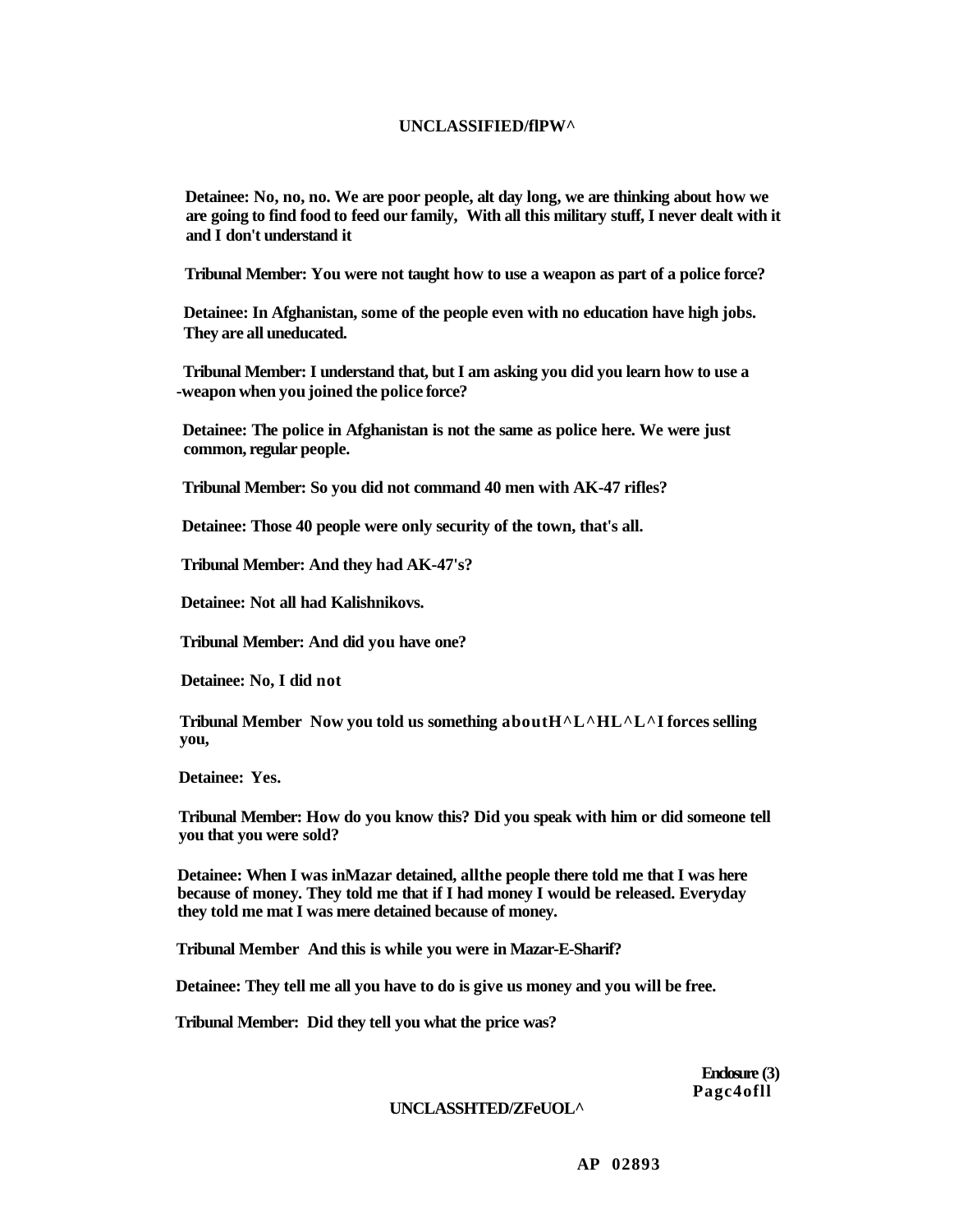**Detainee: No, no, no. We are poor people, alt day long, we are thinking about how we are going to find food to feed our family, With all this military stuff, I never dealt with it and I don't understand it**

**Tribunal Member: You were not taught how to use a weapon as part of a police force?**

**Detainee: In Afghanistan, some of the people even with no education have high jobs. They are all uneducated.**

**Tribunal Member: I understand that, but I am asking you did you learn how to use a -weapon when you joined the police force?**

**Detainee: The police in Afghanistan is not the same as police here. We were just common, regular people.**

**Tribunal Member: So you did not command 40 men with AK-47 rifles?**

**Detainee: Those 40 people were only security of the town, that's all.**

**Tribunal Member: And they had AK-47's?**

**Detainee: Not all had Kalishnikovs.**

**Tribunal Member: And did you have one?**

**Detainee: No, I did not**

**Tribunal Member Now you told us something aboutH^L^HL^L^I forces selling you,**

**Detainee: Yes.**

**Tribunal Member: How do you know this? Did you speak with him or did someone tell you that you were sold?**

**Detainee: When I was inMazar detained, allthe people there told me that I was here because of money. They told me that if I had money I would be released. Everyday they told me mat I was mere detained because of money.**

**Tribunal Member And this is while you were in Mazar-E-Sharif?**

**Detainee: They tell me all you have to do is give us money and you will be free.**

**Tribunal Member: Did they tell you what the price was?**

**Enclosure (3)**
**Pagc4ofll**

**AP 02893**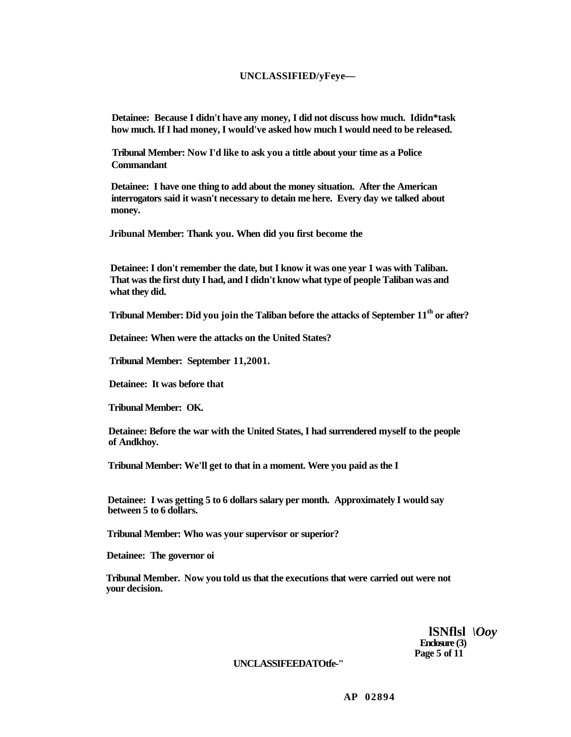**Detainee: Because I didn't have any money, I did not discuss how much. Ididn*task how much. If I had money, I would've asked how much I would need to be released.**

**Tribunal Member: Now I'd like to ask you a tittle about your time as a Police Commandant**

**Detainee: I have one thing to add about the money situation. After the American interrogators said it wasn't necessary to detain me here. Every day we talked about money.**

**Jribunal Member: Thank you. When did you first become the**

**Detainee: I don't remember the date, but I know it was one year 1 was with Taliban. That was the first duty I had, and I didn't know what type of people Taliban was and what they did.**

**Tribunal Member: Did you join the Taliban before the attacks of September 11th or after?**

**Detainee: When were the attacks on the United States?**

**Tribunal Member: September 11,2001.**

**Detainee: It was before that**

**Tribunal Member: OK.**

**Detainee: Before the war with the United States, I had surrendered myself to the people of Andkhoy.**

**Tribunal Member: We'll get to that in a moment. Were you paid as the I**

**Detainee: I was getting 5 to 6 dollars salary per month. Approximately I would say between 5 to 6 dollars.**

**Tribunal Member: Who was your supervisor or superior?**

**Detainee: The governor oi**

**Tribunal Member. Now you told us that the executions that were carried out were not your decision.**

**lSNflsl** *\Ooy*
**Enclosure (3)**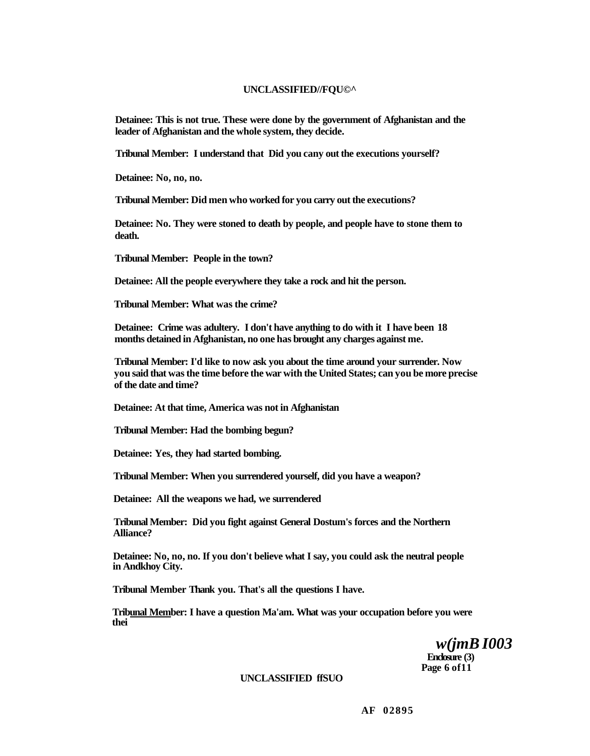**Detainee: This is not true. These were done by the government of Afghanistan and the leader of Afghanistan and the whole system, they decide.**

**Tribunal Member: I understand that Did you cany out the executions yourself?**

**Detainee: No, no, no.**

**Tribunal Member: Did men who worked for you carry out the executions?**

**Detainee: No. They were stoned to death by people, and people have to stone them to death.**

**Tribunal Member: People in the town?**

**Detainee: All the people everywhere they take a rock and hit the person.**

**Tribunal Member: What was the crime?**

**Detainee: Crime was adultery. I don't have anything to do with it I have been 18 months detained in Afghanistan, no one has brought any charges against me.**

**Tribunal Member: I'd like to now ask you about the time around your surrender. Now you said that was the time before the war with the United States; can you be more precise of the date and time?**

**Detainee: At that time, America was not in Afghanistan**

**Tribunal Member: Had the bombing begun?**

**Detainee: Yes, they had started bombing.**

**Tribunal Member: When you surrendered yourself, did you have a weapon?**

**Detainee: All the weapons we had, we surrendered**

**Tribunal Member: Did you fight against General Dostum's forces and the Northern Alliance?**

**Detainee: No, no, no. If you don't believe what I say, you could ask the neutral people in Andkhoy City.**

**Tribunal Member Thank you. That's all the questions I have.**

**Tribunal Member: I have a question Ma'am. What was your occupation before you were thei**

*w(jmB I003*

**Enclosure (3)**
**Page 6 of11**

**AF 02895**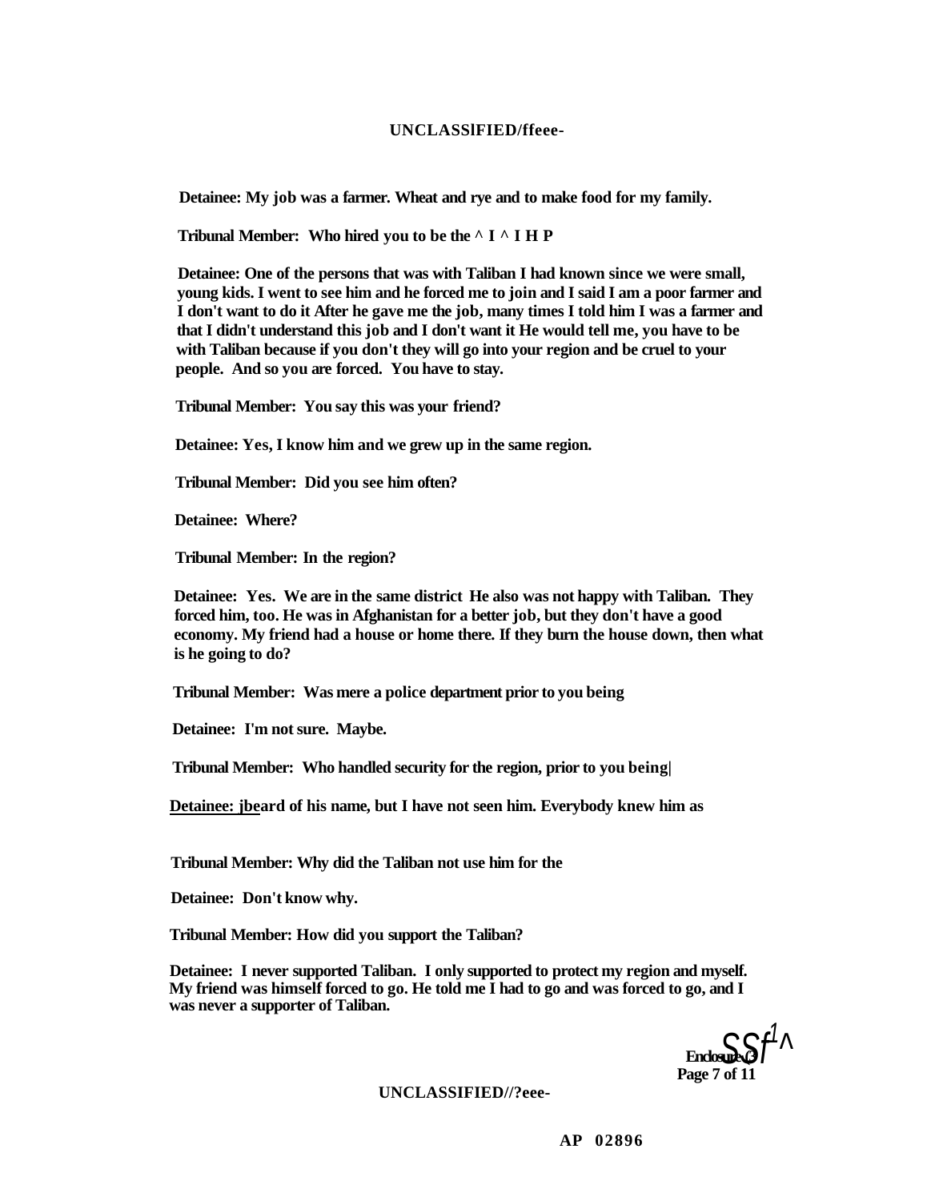**Detainee: My job was a farmer. Wheat and rye and to make food for my family.**

**Tribunal Member: Who hired you to be the ^ I ^ I H P**

**Detainee: One of the persons that was with Taliban I had known since we were small, young kids. I went to see him and he forced me to join and I said I am a poor farmer and I don't want to do it After he gave me the job, many times I told him I was a farmer and that I didn't understand this job and I don't want it He would tell me, you have to be with Taliban because if you don't they will go into your region and be cruel to your people. And so you are forced. You have to stay.**

**Tribunal Member: You say this was your friend?**

**Detainee: Yes, I know him and we grew up in the same region.**

**Tribunal Member: Did you see him often?**

**Detainee: Where?**

**Tribunal Member: In the region?**

**Detainee: Yes. We are in the same district He also was not happy with Taliban. They forced him, too. He was in Afghanistan for a better job, but they don't have a good economy. My friend had a house or home there. If they burn the house down, then what is he going to do?**

**Tribunal Member: Was mere a police department prior to you being**

**Detainee: I'm not sure. Maybe.**

**Tribunal Member: Who handled security for the region, prior to you being|**

**Detainee: jbeard of his name, but I have not seen him. Everybody knew him as**

**Tribunal Member: Why did the Taliban not use him for the**

**Detainee: Don't know why.**

**Tribunal Member: How did you support the Taliban?**

**Detainee: I never supported Taliban. I only supported to protect my region and myself. My friend was himself forced to go. He told me I had to go and was forced to go, and I was never a supporter of Taliban.**

**Enclosure (3)**

**AP 02896**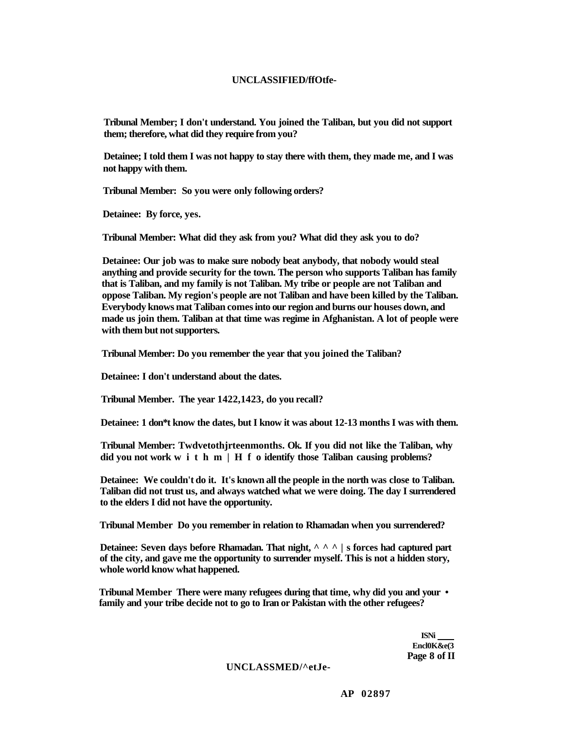**Tribunal Member; I don't understand. You joined the Taliban, but you did not support them; therefore, what did they require from you?**

**Detainee; I told them I was not happy to stay there with them, they made me, and I was not happy with them.**

**Tribunal Member: So you were only following orders?**

**Detainee: By force, yes.**

**Tribunal Member: What did they ask from you? What did they ask you to do?**

**Detainee: Our job was to make sure nobody beat anybody, that nobody would steal anything and provide security for the town. The person who supports Taliban has family that is Taliban, and my family is not Taliban. My tribe or people are not Taliban and oppose Taliban. My region's people are not Taliban and have been killed by the Taliban. Everybody knows mat Taliban comes into our region and burns our houses down, and made us join them. Taliban at that time was regime in Afghanistan. A lot of people were with them but not supporters.**

**Tribunal Member: Do you remember the year that you joined the Taliban?**

**Detainee: I don't understand about the dates.**

**Tribunal Member. The year 1422,1423, do you recall?**

**Detainee: 1 don*t know the dates, but I know it was about 12-13 months I was with them.**

**Tribunal Member: Twdvetothjrteenmonths. Ok. If you did not like the Taliban, why did you not work w i t h m | H f o identify those Taliban causing problems?**

**Detainee: We couldn't do it. It's known all the people in the north was close to Taliban. Taliban did not trust us, and always watched what we were doing. The day I surrendered to the elders I did not have the opportunity.**

**Tribunal Member Do you remember in relation to Rhamadan when you surrendered?**

**Detainee: Seven days before Rhamadan. That night, ^ ^ ^ | s forces had captured part of the city, and gave me the opportunity to surrender myself. This is not a hidden story, whole world know what happened.**

**Tribunal Member There were many refugees during that time, why did you and your • family and your tribe decide not to go to Iran or Pakistan with the other refugees?**

**ISNi ____**
**Encl0K&e(3**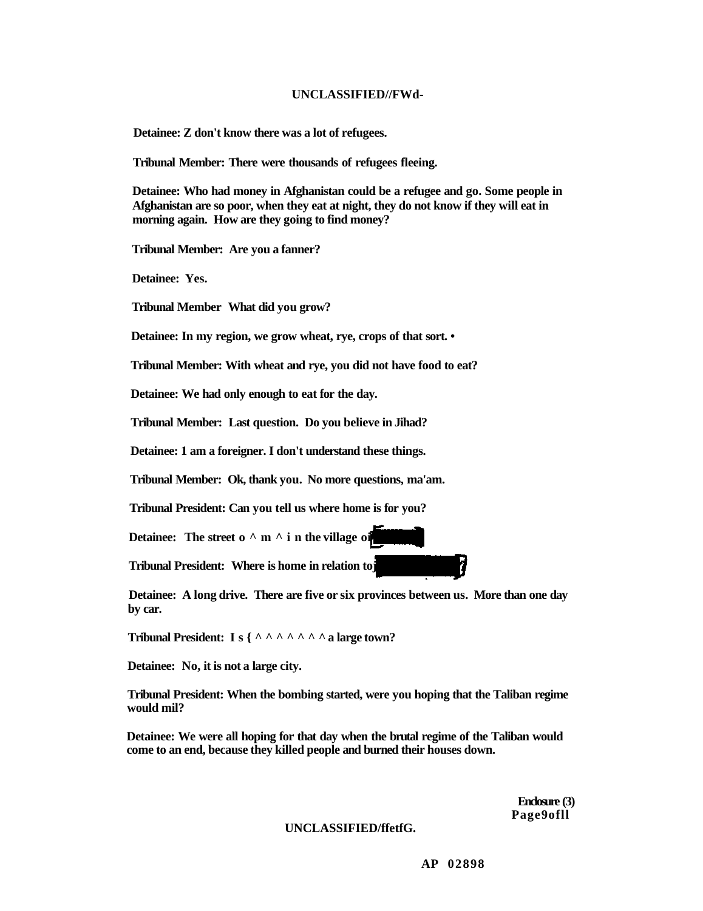Detainee: Z don't know there was a lot of refugees.

Tribunal Member: There were thousands of refugees fleeing.

Detainee: Who had money in Afghanistan could be a refugee and go. Some people in Afghanistan are so poor, when they eat at night, they do not know if they will eat in morning again. How are they going to find money?

Tribunal Member: Are you a fanner?

Detainee: Yes.

Tribunal Member What did you grow?

Detainee: In my region, we grow wheat, rye, crops of that sort. •

Tribunal Member: With wheat and rye, you did not have food to eat?

Detainee: We had only enough to eat for the day.

Tribunal Member: Last question. Do you believe in Jihad?

Detainee: 1 am a foreigner. I don't understand these things.

Tribunal Member: Ok, thank you. No more questions, ma'am.

Tribunal President: Can you tell us where home is for you?

Detainee: The street o ^ m ^ i n the village o

Tribunal President: Where is home in relation to

Detainee: A long drive. There are five or six provinces between us. More than one day by car.

Tribunal President: I s { ^ ^ ^ ^ ^ ^ ^ a large town?

Detainee: No, it is not a large city.

Tribunal President: When the bombing started, were you hoping that the Taliban regime would mil?

Detainee: We were all hoping for that day when the brutal regime of the Taliban would come to an end, because they killed people and burned their houses down.

Enclosure (3)
Page9ofll

AP 02898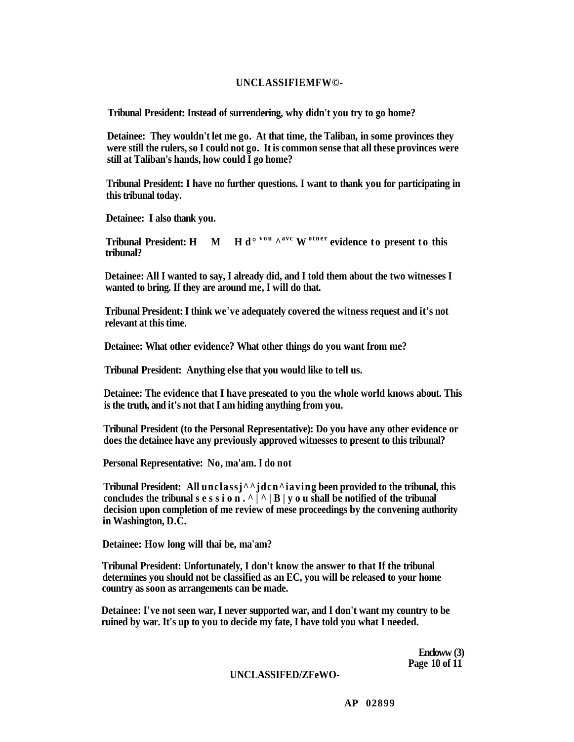**Tribunal President: Instead of surrendering, why didn't you try to go home?**

**Detainee: They wouldn't let me go. At that time, the Taliban, in some provinces they were still the rulers, so I could not go. It is common sense that all these provinces were still at Taliban's hands, how could I go home?**

**Tribunal President: I have no further questions. I want to thank you for participating in this tribunal today.**

**Detainee: I also thank you.**

**Tribunal President: H M H d° vou ^avc W otner evidence to present to this tribunal?**

**Detainee: All I wanted to say, I already did, and I told them about the two witnesses I wanted to bring. If they are around me, I will do that.**

**Tribunal President: I think we've adequately covered the witness request and it's not relevant at this time.**

**Detainee: What other evidence? What other things do you want from me?**

**Tribunal President: Anything else that you would like to tell us.**

**Detainee: The evidence that I have preseated to you the whole world knows about. This is the truth, and it's not that I am hiding anything from you.**

**Tribunal President (to the Personal Representative): Do you have any other evidence or does the detainee have any previously approved witnesses to present to this tribunal?**

**Personal Representative: No, ma'am. I do not**

**Tribunal President: All unclassj^^jdcn^iaving been provided to the tribunal, this concludes the tribunal session. ^|^|B|you shall be notified of the tribunal decision upon completion of me review of mese proceedings by the convening authority in Washington, D.C.**

**Detainee: How long will thai be, ma'am?**

**Tribunal President: Unfortunately, I don't know the answer to that If the tribunal determines you should not be classified as an EC, you will be released to your home country as soon as arrangements can be made.**

**Detainee: I've not seen war, I never supported war, and I don't want my country to be ruined by war. It's up to you to decide my fate, I have told you what I needed.**

**Encloww (3)**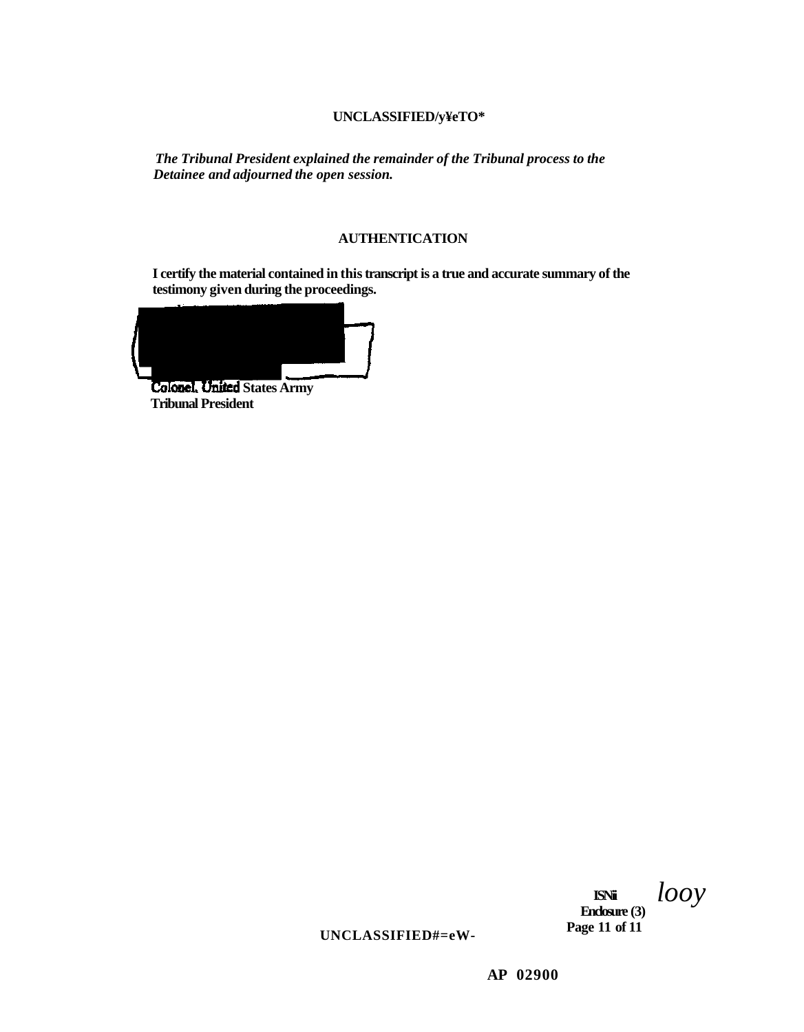UNCLASSIFIED/y¥eTO*

*The Tribunal President explained the remainder of the Tribunal process to the Detainee and adjourned the open session.*

## AUTHENTICATION

**I certify the material contained in this transcript is a true and accurate summary of the testimony given during the proceedings.**

**Colonel, United States Army**
**Tribunal President**

**ISN# looy**
**Enclosure (3)**

UNCLASSIFIED#=eW-

**AP 02900**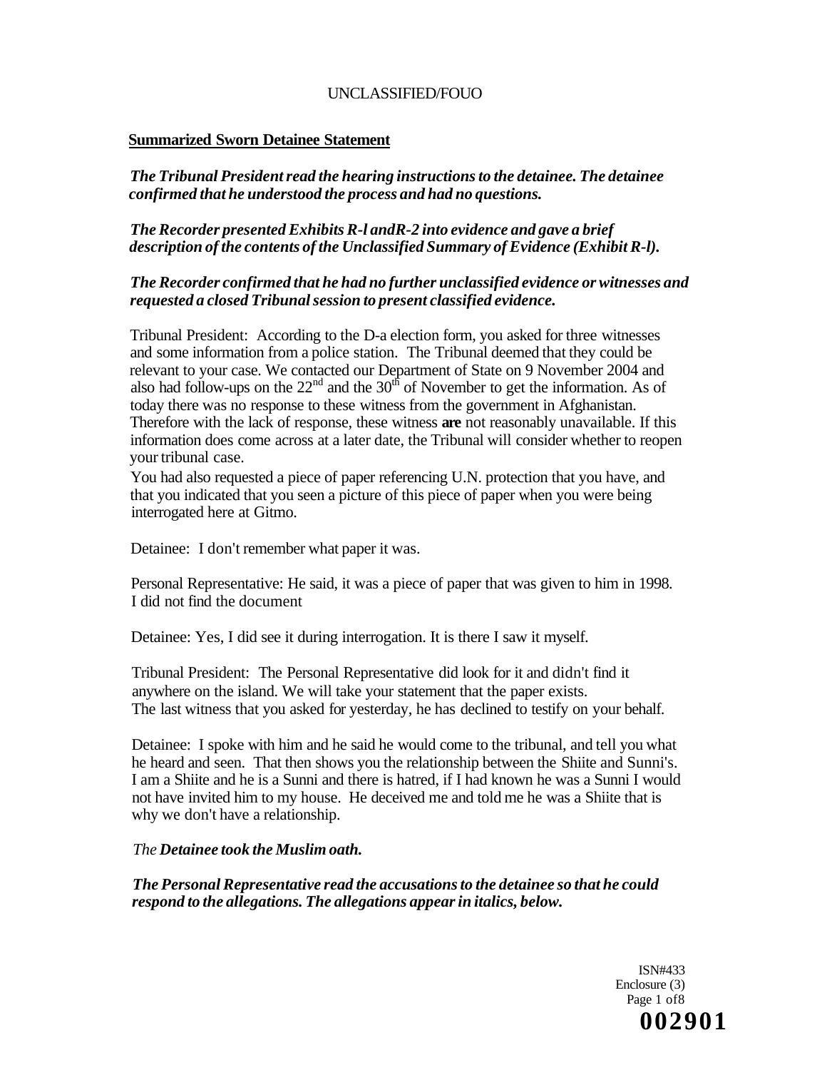UNCLASSIFIED/FOUO

**Summarized Sworn Detainee Statement**

***The Tribunal President read the hearing instructions to the detainee. The detainee confirmed that he understood the process and had no questions.***

***The Recorder presented Exhibits R-l andR-2 into evidence and gave a brief description of the contents of the Unclassified Summary of Evidence (Exhibit R-l).***

***The Recorder confirmed that he had no further unclassified evidence or witnesses and requested a closed Tribunal session to present classified evidence.***

Tribunal President: According to the D-a election form, you asked for three witnesses and some information from a police station. The Tribunal deemed that they could be relevant to your case. We contacted our Department of State on 9 November 2004 and also had follow-ups on the 22nd and the 30th of November to get the information. As of today there was no response to these witness from the government in Afghanistan. Therefore with the lack of response, these witness **are** not reasonably unavailable. If this information does come across at a later date, the Tribunal will consider whether to reopen your tribunal case.

You had also requested a piece of paper referencing U.N. protection that you have, and that you indicated that you seen a picture of this piece of paper when you were being interrogated here at Gitmo.

Detainee: I don't remember what paper it was.

Personal Representative: He said, it was a piece of paper that was given to him in 1998. I did not find the document

Detainee: Yes, I did see it during interrogation. It is there I saw it myself.

Tribunal President: The Personal Representative did look for it and didn't find it anywhere on the island. We will take your statement that the paper exists. The last witness that you asked for yesterday, he has declined to testify on your behalf.

Detainee: I spoke with him and he said he would come to the tribunal, and tell you what he heard and seen. That then shows you the relationship between the Shiite and Sunni's. I am a Shiite and he is a Sunni and there is hatred, if I had known he was a Sunni I would not have invited him to my house. He deceived me and told me he was a Shiite that is why we don't have a relationship.

*The* ***Detainee took the Muslim oath.***

***The Personal Representative read the accusations to the detainee so that he could respond to the allegations. The allegations appear in italics, below.***

ISN#433
Enclosure (3)

002901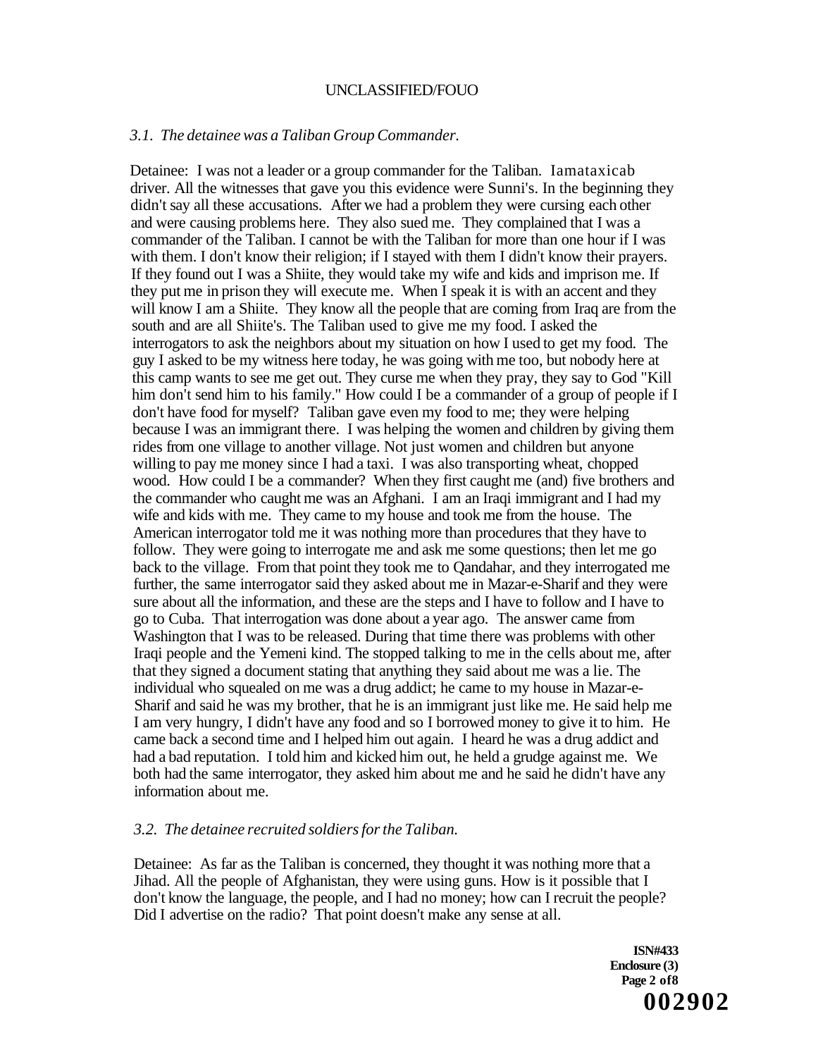*3.1. The detainee was a Taliban Group Commander.*

Detainee: I was not a leader or a group commander for the Taliban. Iamataxicab driver. All the witnesses that gave you this evidence were Sunni's. In the beginning they didn't say all these accusations. After we had a problem they were cursing each other and were causing problems here. They also sued me. They complained that I was a commander of the Taliban. I cannot be with the Taliban for more than one hour if I was with them. I don't know their religion; if I stayed with them I didn't know their prayers. If they found out I was a Shiite, they would take my wife and kids and imprison me. If they put me in prison they will execute me. When I speak it is with an accent and they will know I am a Shiite. They know all the people that are coming from Iraq are from the south and are all Shiite's. The Taliban used to give me my food. I asked the interrogators to ask the neighbors about my situation on how I used to get my food. The guy I asked to be my witness here today, he was going with me too, but nobody here at this camp wants to see me get out. They curse me when they pray, they say to God "Kill him don't send him to his family." How could I be a commander of a group of people if I don't have food for myself? Taliban gave even my food to me; they were helping because I was an immigrant there. I was helping the women and children by giving them rides from one village to another village. Not just women and children but anyone willing to pay me money since I had a taxi. I was also transporting wheat, chopped wood. How could I be a commander? When they first caught me (and) five brothers and the commander who caught me was an Afghani. I am an Iraqi immigrant and I had my wife and kids with me. They came to my house and took me from the house. The American interrogator told me it was nothing more than procedures that they have to follow. They were going to interrogate me and ask me some questions; then let me go back to the village. From that point they took me to Qandahar, and they interrogated me further, the same interrogator said they asked about me in Mazar-e-Sharif and they were sure about all the information, and these are the steps and I have to follow and I have to go to Cuba. That interrogation was done about a year ago. The answer came from Washington that I was to be released. During that time there was problems with other Iraqi people and the Yemeni kind. The stopped talking to me in the cells about me, after that they signed a document stating that anything they said about me was a lie. The individual who squealed on me was a drug addict; he came to my house in Mazar-e-Sharif and said he was my brother, that he is an immigrant just like me. He said help me I am very hungry, I didn't have any food and so I borrowed money to give it to him. He came back a second time and I helped him out again. I heard he was a drug addict and had a bad reputation. I told him and kicked him out, he held a grudge against me. We both had the same interrogator, they asked him about me and he said he didn't have any information about me.

*3.2. The detainee recruited soldiers for the Taliban.*

Detainee: As far as the Taliban is concerned, they thought it was nothing more that a Jihad. All the people of Afghanistan, they were using guns. How is it possible that I don't know the language, the people, and I had no money; how can I recruit the people? Did I advertise on the radio? That point doesn't make any sense at all.

**ISN#433**
**Enclosure (3)**
**Page 2 of8**
**002902**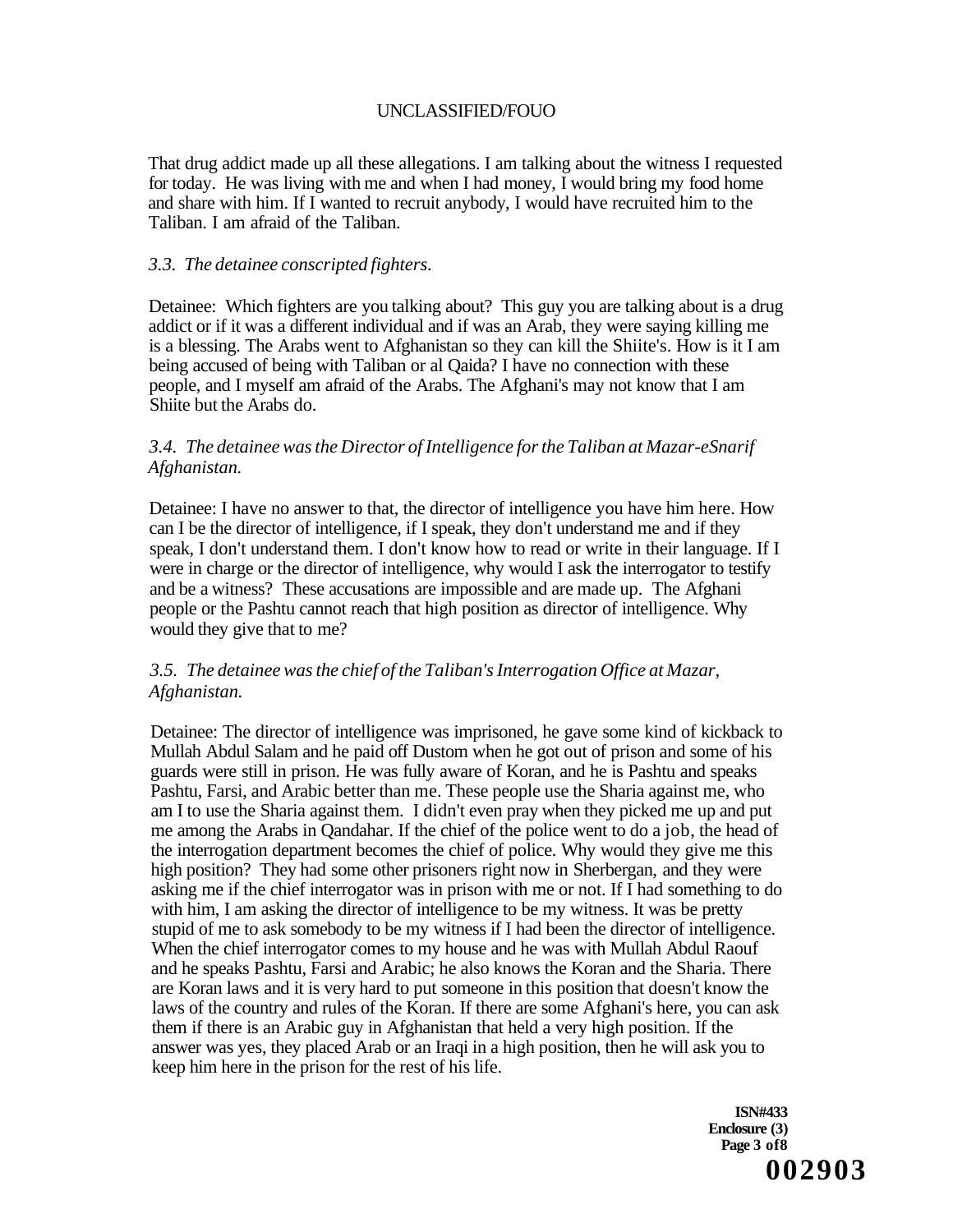That drug addict made up all these allegations. I am talking about the witness I requested for today. He was living with me and when I had money, I would bring my food home and share with him. If I wanted to recruit anybody, I would have recruited him to the Taliban. I am afraid of the Taliban.

*3.3. The detainee conscripted fighters.*

Detainee: Which fighters are you talking about? This guy you are talking about is a drug addict or if it was a different individual and if was an Arab, they were saying killing me is a blessing. The Arabs went to Afghanistan so they can kill the Shiite's. How is it I am being accused of being with Taliban or al Qaida? I have no connection with these people, and I myself am afraid of the Arabs. The Afghani's may not know that I am Shiite but the Arabs do.

*3.4. The detainee was the Director of Intelligence for the Taliban at Mazar-eSnarif Afghanistan.*

Detainee: I have no answer to that, the director of intelligence you have him here. How can I be the director of intelligence, if I speak, they don't understand me and if they speak, I don't understand them. I don't know how to read or write in their language. If I were in charge or the director of intelligence, why would I ask the interrogator to testify and be a witness? These accusations are impossible and are made up. The Afghani people or the Pashtu cannot reach that high position as director of intelligence. Why would they give that to me?

*3.5. The detainee was the chief of the Taliban's Interrogation Office at Mazar, Afghanistan.*

Detainee: The director of intelligence was imprisoned, he gave some kind of kickback to Mullah Abdul Salam and he paid off Dustom when he got out of prison and some of his guards were still in prison. He was fully aware of Koran, and he is Pashtu and speaks Pashtu, Farsi, and Arabic better than me. These people use the Sharia against me, who am I to use the Sharia against them. I didn't even pray when they picked me up and put me among the Arabs in Qandahar. If the chief of the police went to do a job, the head of the interrogation department becomes the chief of police. Why would they give me this high position? They had some other prisoners right now in Sherbergan, and they were asking me if the chief interrogator was in prison with me or not. If I had something to do with him, I am asking the director of intelligence to be my witness. It was be pretty stupid of me to ask somebody to be my witness if I had been the director of intelligence. When the chief interrogator comes to my house and he was with Mullah Abdul Raouf and he speaks Pashtu, Farsi and Arabic; he also knows the Koran and the Sharia. There are Koran laws and it is very hard to put someone in this position that doesn't know the laws of the country and rules of the Koran. If there are some Afghani's here, you can ask them if there is an Arabic guy in Afghanistan that held a very high position. If the answer was yes, they placed Arab or an Iraqi in a high position, then he will ask you to keep him here in the prison for the rest of his life.

ISN#433
Enclosure (3)
Page 3 of 8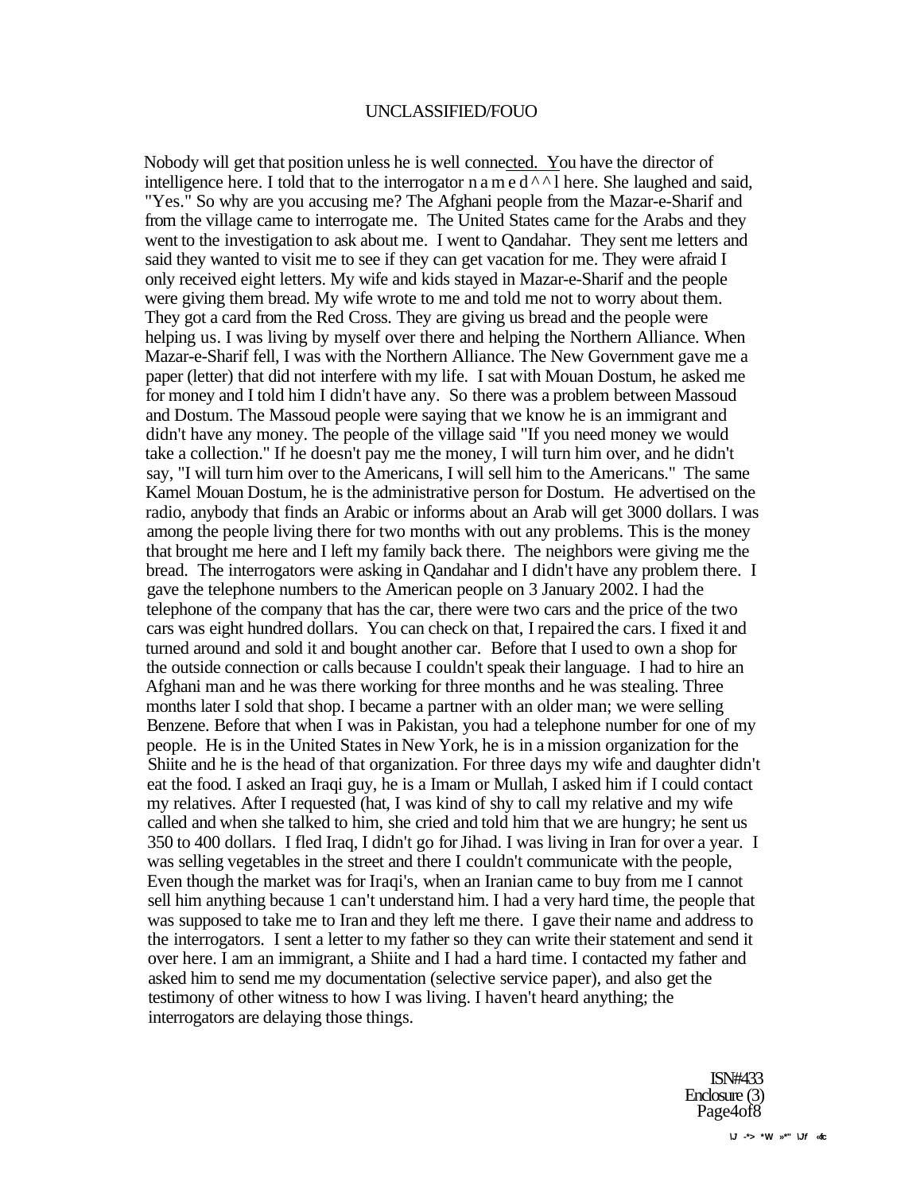Nobody will get that position unless he is well connected. You have the director of intelligence here. I told that to the interrogator n a m e d ^^ l here. She laughed and said, "Yes." So why are you accusing me? The Afghani people from the Mazar-e-Sharif and from the village came to interrogate me. The United States came for the Arabs and they went to the investigation to ask about me. I went to Qandahar. They sent me letters and said they wanted to visit me to see if they can get vacation for me. They were afraid I only received eight letters. My wife and kids stayed in Mazar-e-Sharif and the people were giving them bread. My wife wrote to me and told me not to worry about them. They got a card from the Red Cross. They are giving us bread and the people were helping us. I was living by myself over there and helping the Northern Alliance. When Mazar-e-Sharif fell, I was with the Northern Alliance. The New Government gave me a paper (letter) that did not interfere with my life. I sat with Mouan Dostum, he asked me for money and I told him I didn't have any. So there was a problem between Massoud and Dostum. The Massoud people were saying that we know he is an immigrant and didn't have any money. The people of the village said "If you need money we would take a collection." If he doesn't pay me the money, I will turn him over, and he didn't say, "I will turn him over to the Americans, I will sell him to the Americans." The same Kamel Mouan Dostum, he is the administrative person for Dostum. He advertised on the radio, anybody that finds an Arabic or informs about an Arab will get 3000 dollars. I was among the people living there for two months with out any problems. This is the money that brought me here and I left my family back there. The neighbors were giving me the bread. The interrogators were asking in Qandahar and I didn't have any problem there. I gave the telephone numbers to the American people on 3 January 2002. I had the telephone of the company that has the car, there were two cars and the price of the two cars was eight hundred dollars. You can check on that, I repaired the cars. I fixed it and turned around and sold it and bought another car. Before that I used to own a shop for the outside connection or calls because I couldn't speak their language. I had to hire an Afghani man and he was there working for three months and he was stealing. Three months later I sold that shop. I became a partner with an older man; we were selling Benzene. Before that when I was in Pakistan, you had a telephone number for one of my people. He is in the United States in New York, he is in a mission organization for the Shiite and he is the head of that organization. For three days my wife and daughter didn't eat the food. I asked an Iraqi guy, he is a Imam or Mullah, I asked him if I could contact my relatives. After I requested (hat, I was kind of shy to call my relative and my wife called and when she talked to him, she cried and told him that we are hungry; he sent us 350 to 400 dollars. I fled Iraq, I didn't go for Jihad. I was living in Iran for over a year. I was selling vegetables in the street and there I couldn't communicate with the people, Even though the market was for Iraqi's, when an Iranian came to buy from me I cannot sell him anything because 1 can't understand him. I had a very hard time, the people that was supposed to take me to Iran and they left me there. I gave their name and address to the interrogators. I sent a letter to my father so they can write their statement and send it over here. I am an immigrant, a Shiite and I had a hard time. I contacted my father and asked him to send me my documentation (selective service paper), and also get the testimony of other witness to how I was living. I haven't heard anything; the interrogators are delaying those things.

ISN#433
Enclosure (3)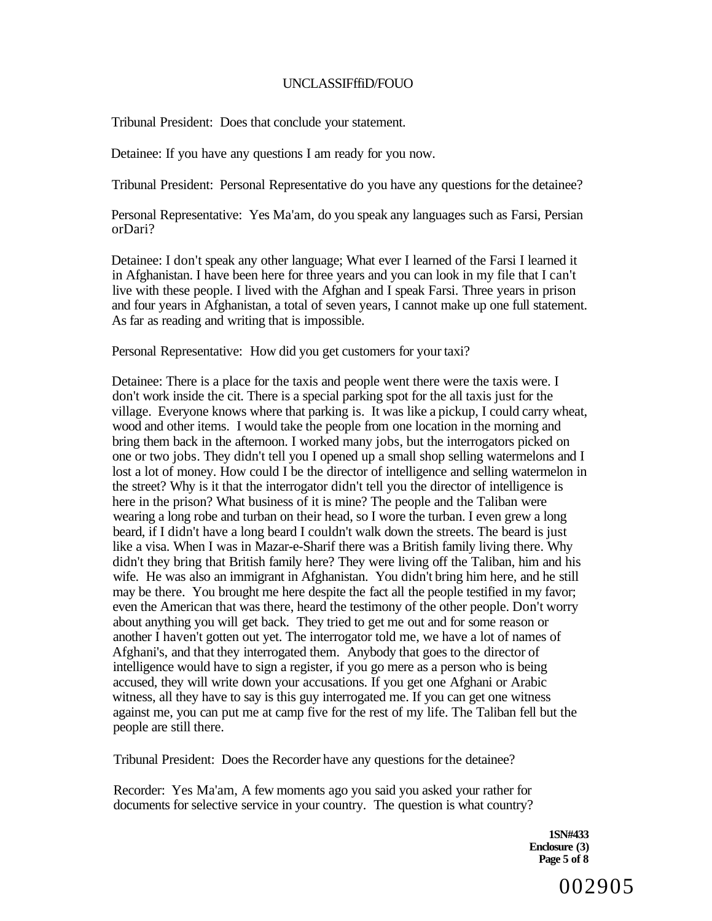Tribunal President: Does that conclude your statement.

Detainee: If you have any questions I am ready for you now.

Tribunal President: Personal Representative do you have any questions for the detainee?

Personal Representative: Yes Ma'am, do you speak any languages such as Farsi, Persian orDari?

Detainee: I don't speak any other language; What ever I learned of the Farsi I learned it in Afghanistan. I have been here for three years and you can look in my file that I can't live with these people. I lived with the Afghan and I speak Farsi. Three years in prison and four years in Afghanistan, a total of seven years, I cannot make up one full statement. As far as reading and writing that is impossible.

Personal Representative: How did you get customers for your taxi?

Detainee: There is a place for the taxis and people went there were the taxis were. I don't work inside the cit. There is a special parking spot for the all taxis just for the village. Everyone knows where that parking is. It was like a pickup, I could carry wheat, wood and other items. I would take the people from one location in the morning and bring them back in the afternoon. I worked many jobs, but the interrogators picked on one or two jobs. They didn't tell you I opened up a small shop selling watermelons and I lost a lot of money. How could I be the director of intelligence and selling watermelon in the street? Why is it that the interrogator didn't tell you the director of intelligence is here in the prison? What business of it is mine? The people and the Taliban were wearing a long robe and turban on their head, so I wore the turban. I even grew a long beard, if I didn't have a long beard I couldn't walk down the streets. The beard is just like a visa. When I was in Mazar-e-Sharif there was a British family living there. Why didn't they bring that British family here? They were living off the Taliban, him and his wife. He was also an immigrant in Afghanistan. You didn't bring him here, and he still may be there. You brought me here despite the fact all the people testified in my favor; even the American that was there, heard the testimony of the other people. Don't worry about anything you will get back. They tried to get me out and for some reason or another I haven't gotten out yet. The interrogator told me, we have a lot of names of Afghani's, and that they interrogated them. Anybody that goes to the director of intelligence would have to sign a register, if you go mere as a person who is being accused, they will write down your accusations. If you get one Afghani or Arabic witness, all they have to say is this guy interrogated me. If you can get one witness against me, you can put me at camp five for the rest of my life. The Taliban fell but the people are still there.

Tribunal President: Does the Recorder have any questions for the detainee?

Recorder: Yes Ma'am, A few moments ago you said you asked your rather for documents for selective service in your country. The question is what country?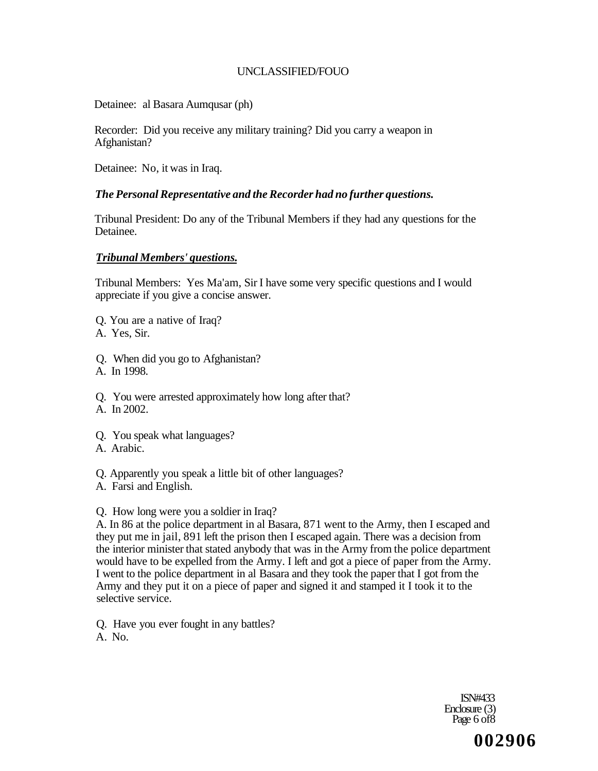Detainee: al Basara Aumqusar (ph)

Recorder: Did you receive any military training? Did you carry a weapon in Afghanistan?

Detainee: No, it was in Iraq.

***The Personal Representative and the Recorder had no further questions.***

Tribunal President: Do any of the Tribunal Members if they had any questions for the Detainee.

***Tribunal Members' questions.***

Tribunal Members: Yes Ma'am, Sir I have some very specific questions and I would appreciate if you give a concise answer.

Q. You are a native of Iraq?
A. Yes, Sir.

Q. When did you go to Afghanistan?
A. In 1998.

Q. You were arrested approximately how long after that?
A. In 2002.

Q. You speak what languages?
A. Arabic.

Q. Apparently you speak a little bit of other languages?
A. Farsi and English.

Q. How long were you a soldier in Iraq?
A. In 86 at the police department in al Basara, 871 went to the Army, then I escaped and they put me in jail, 891 left the prison then I escaped again. There was a decision from the interior minister that stated anybody that was in the Army from the police department would have to be expelled from the Army. I left and got a piece of paper from the Army. I went to the police department in al Basara and they took the paper that I got from the Army and they put it on a piece of paper and signed it and stamped it I took it to the selective service.

Q. Have you ever fought in any battles?
A. No.

ISN#433
Enclosure (3)

002906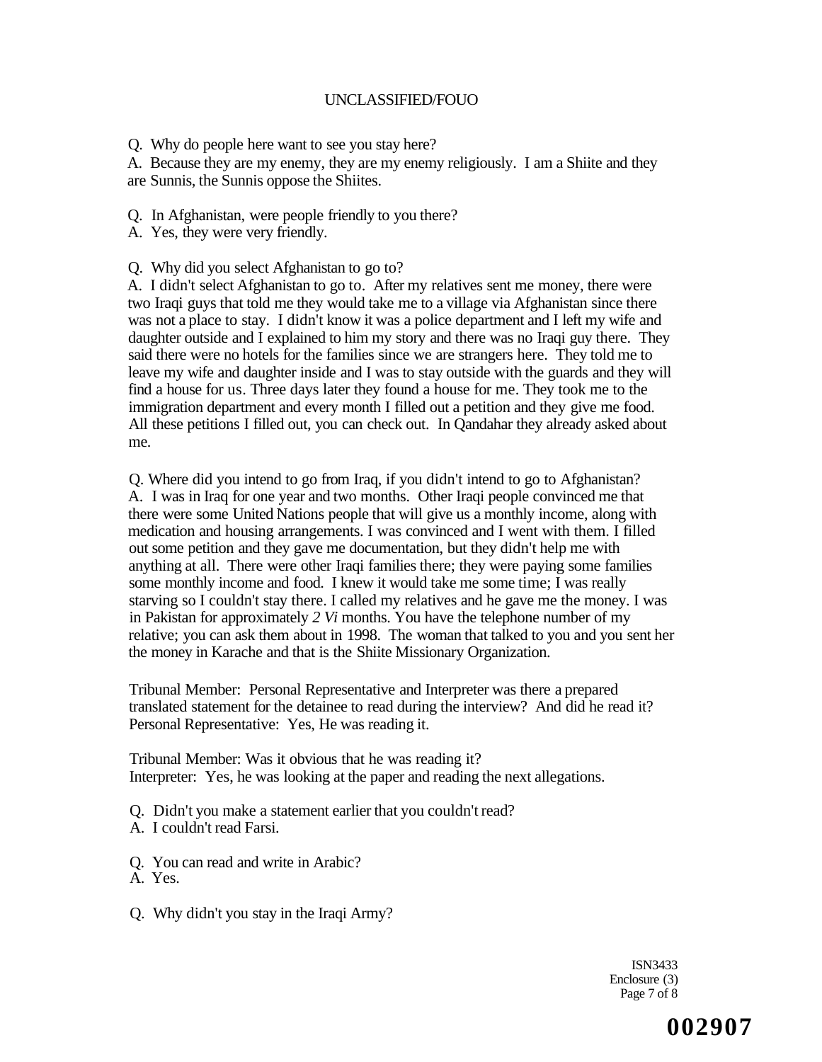Q. Why do people here want to see you stay here?

A. Because they are my enemy, they are my enemy religiously. I am a Shiite and they are Sunnis, the Sunnis oppose the Shiites.

Q. In Afghanistan, were people friendly to you there?

A. Yes, they were very friendly.

Q. Why did you select Afghanistan to go to?

A. I didn't select Afghanistan to go to. After my relatives sent me money, there were two Iraqi guys that told me they would take me to a village via Afghanistan since there was not a place to stay. I didn't know it was a police department and I left my wife and daughter outside and I explained to him my story and there was no Iraqi guy there. They said there were no hotels for the families since we are strangers here. They told me to leave my wife and daughter inside and I was to stay outside with the guards and they will find a house for us. Three days later they found a house for me. They took me to the immigration department and every month I filled out a petition and they give me food. All these petitions I filled out, you can check out. In Qandahar they already asked about me.

Q. Where did you intend to go from Iraq, if you didn't intend to go to Afghanistan?

A. I was in Iraq for one year and two months. Other Iraqi people convinced me that there were some United Nations people that will give us a monthly income, along with medication and housing arrangements. I was convinced and I went with them. I filled out some petition and they gave me documentation, but they didn't help me with anything at all. There were other Iraqi families there; they were paying some families some monthly income and food. I knew it would take me some time; I was really starving so I couldn't stay there. I called my relatives and he gave me the money. I was in Pakistan for approximately *2 Vi* months. You have the telephone number of my relative; you can ask them about in 1998. The woman that talked to you and you sent her the money in Karache and that is the Shiite Missionary Organization.

Tribunal Member: Personal Representative and Interpreter was there a prepared translated statement for the detainee to read during the interview? And did he read it?
Personal Representative: Yes, He was reading it.

Tribunal Member: Was it obvious that he was reading it?
Interpreter: Yes, he was looking at the paper and reading the next allegations.

Q. Didn't you make a statement earlier that you couldn't read?

A. I couldn't read Farsi.

Q. You can read and write in Arabic?

A. Yes.

Q. Why didn't you stay in the Iraqi Army?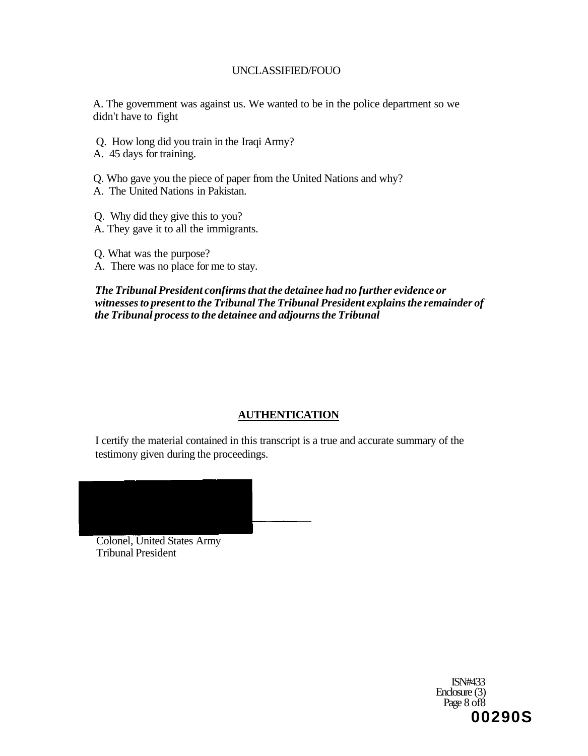A. The government was against us. We wanted to be in the police department so we didn't have to fight

Q. How long did you train in the Iraqi Army?
A. 45 days for training.

Q. Who gave you the piece of paper from the United Nations and why?
A. The United Nations in Pakistan.

Q. Why did they give this to you?
A. They gave it to all the immigrants.

Q. What was the purpose?
A. There was no place for me to stay.

***The Tribunal President confirms that the detainee had no further evidence or witnesses to present to the Tribunal The Tribunal President explains the remainder of the Tribunal process to the detainee and adjourns the Tribunal***

## AUTHENTICATION

I certify the material contained in this transcript is a true and accurate summary of the testimony given during the proceedings.

Colonel, United States Army
Tribunal President

ISN#433
Enclosure (3)
Page 8 of 8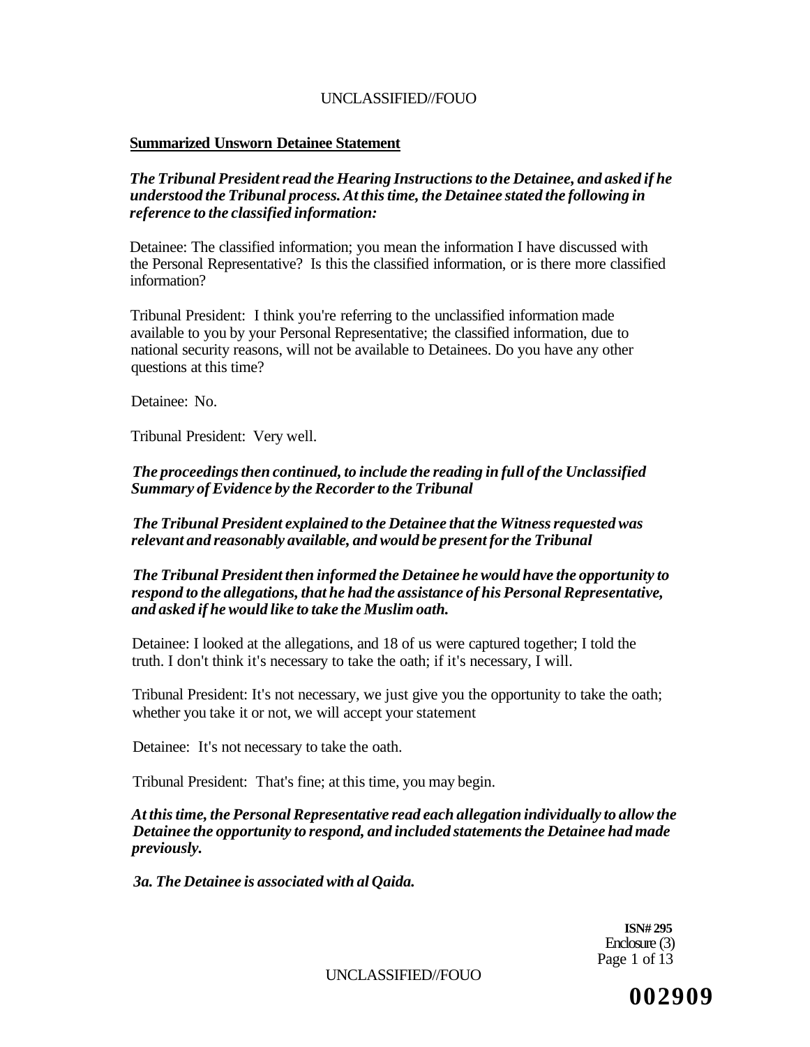**Summarized Unsworn Detainee Statement**

***The Tribunal President read the Hearing Instructions to the Detainee, and asked if he understood the Tribunal process. At this time, the Detainee stated the following in reference to the classified information:***

Detainee: The classified information; you mean the information I have discussed with the Personal Representative? Is this the classified information, or is there more classified information?

Tribunal President: I think you're referring to the unclassified information made available to you by your Personal Representative; the classified information, due to national security reasons, will not be available to Detainees. Do you have any other questions at this time?

Detainee: No.

Tribunal President: Very well.

***The proceedings then continued, to include the reading in full of the Unclassified Summary of Evidence by the Recorder to the Tribunal***

***The Tribunal President explained to the Detainee that the Witness requested was relevant and reasonably available, and would be present for the Tribunal***

***The Tribunal President then informed the Detainee he would have the opportunity to respond to the allegations, that he had the assistance of his Personal Representative, and asked if he would like to take the Muslim oath.***

Detainee: I looked at the allegations, and 18 of us were captured together; I told the truth. I don't think it's necessary to take the oath; if it's necessary, I will.

Tribunal President: It's not necessary, we just give you the opportunity to take the oath; whether you take it or not, we will accept your statement

Detainee: It's not necessary to take the oath.

Tribunal President: That's fine; at this time, you may begin.

***At this time, the Personal Representative read each allegation individually to allow the Detainee the opportunity to respond, and included statements the Detainee had made previously.***

***3a. The Detainee is associated with al Qaida.***

**ISN# 295**
Enclosure (3)

002909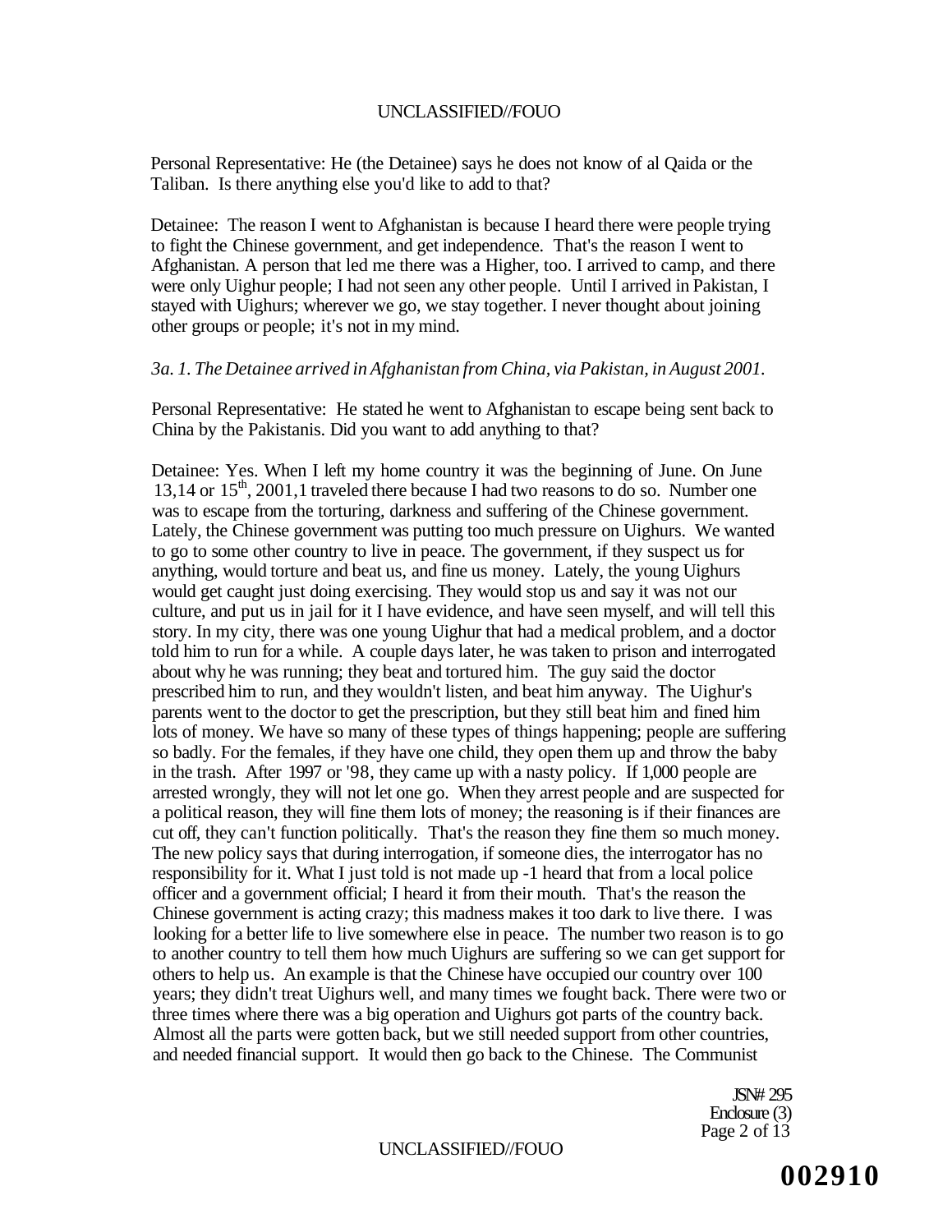Personal Representative: He (the Detainee) says he does not know of al Qaida or the Taliban. Is there anything else you'd like to add to that?

Detainee: The reason I went to Afghanistan is because I heard there were people trying to fight the Chinese government, and get independence. That's the reason I went to Afghanistan. A person that led me there was a Higher, too. I arrived to camp, and there were only Uighur people; I had not seen any other people. Until I arrived in Pakistan, I stayed with Uighurs; wherever we go, we stay together. I never thought about joining other groups or people; it's not in my mind.

*3a. 1. The Detainee arrived in Afghanistan from China, via Pakistan, in August 2001.*

Personal Representative: He stated he went to Afghanistan to escape being sent back to China by the Pakistanis. Did you want to add anything to that?

Detainee: Yes. When I left my home country it was the beginning of June. On June 13,14 or 15th, 2001,1 traveled there because I had two reasons to do so. Number one was to escape from the torturing, darkness and suffering of the Chinese government. Lately, the Chinese government was putting too much pressure on Uighurs. We wanted to go to some other country to live in peace. The government, if they suspect us for anything, would torture and beat us, and fine us money. Lately, the young Uighurs would get caught just doing exercising. They would stop us and say it was not our culture, and put us in jail for it I have evidence, and have seen myself, and will tell this story. In my city, there was one young Uighur that had a medical problem, and a doctor told him to run for a while. A couple days later, he was taken to prison and interrogated about why he was running; they beat and tortured him. The guy said the doctor prescribed him to run, and they wouldn't listen, and beat him anyway. The Uighur's parents went to the doctor to get the prescription, but they still beat him and fined him lots of money. We have so many of these types of things happening; people are suffering so badly. For the females, if they have one child, they open them up and throw the baby in the trash. After 1997 or '98, they came up with a nasty policy. If 1,000 people are arrested wrongly, they will not let one go. When they arrest people and are suspected for a political reason, they will fine them lots of money; the reasoning is if their finances are cut off, they can't function politically. That's the reason they fine them so much money. The new policy says that during interrogation, if someone dies, the interrogator has no responsibility for it. What I just told is not made up -1 heard that from a local police officer and a government official; I heard it from their mouth. That's the reason the Chinese government is acting crazy; this madness makes it too dark to live there. I was looking for a better life to live somewhere else in peace. The number two reason is to go to another country to tell them how much Uighurs are suffering so we can get support for others to help us. An example is that the Chinese have occupied our country over 100 years; they didn't treat Uighurs well, and many times we fought back. There were two or three times where there was a big operation and Uighurs got parts of the country back. Almost all the parts were gotten back, but we still needed support from other countries, and needed financial support. It would then go back to the Chinese. The Communist

JSN# 295
Enclosure (3)

002910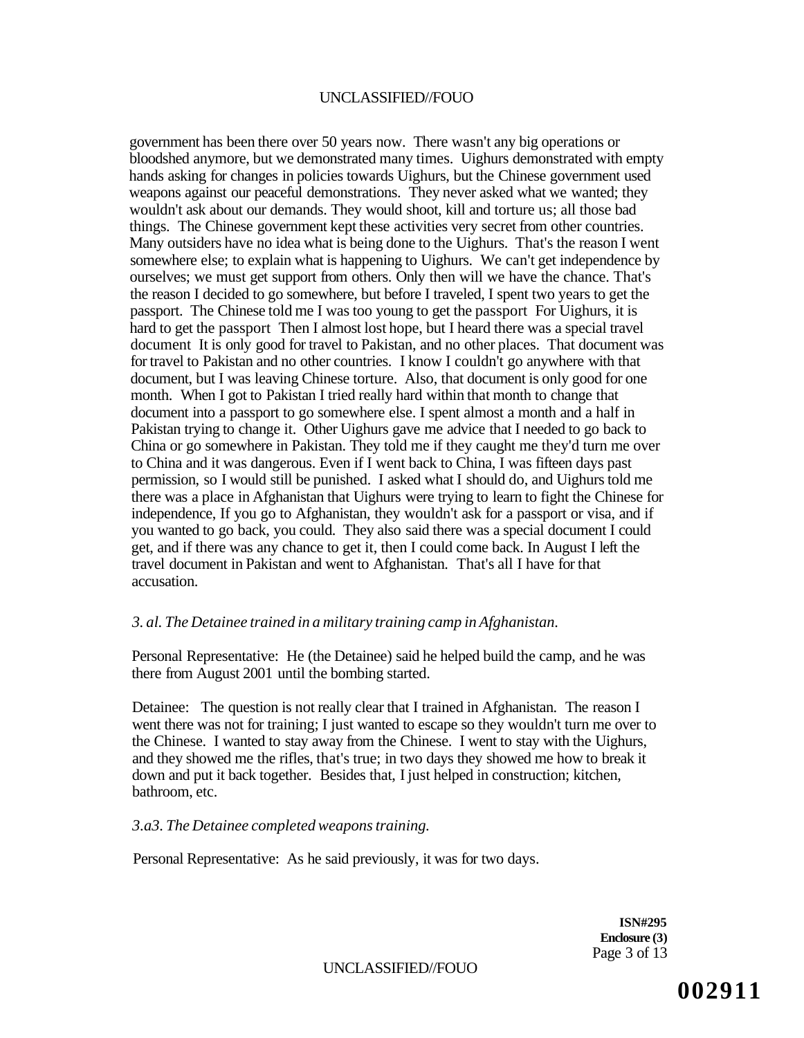government has been there over 50 years now. There wasn't any big operations or bloodshed anymore, but we demonstrated many times. Uighurs demonstrated with empty hands asking for changes in policies towards Uighurs, but the Chinese government used weapons against our peaceful demonstrations. They never asked what we wanted; they wouldn't ask about our demands. They would shoot, kill and torture us; all those bad things. The Chinese government kept these activities very secret from other countries. Many outsiders have no idea what is being done to the Uighurs. That's the reason I went somewhere else; to explain what is happening to Uighurs. We can't get independence by ourselves; we must get support from others. Only then will we have the chance. That's the reason I decided to go somewhere, but before I traveled, I spent two years to get the passport. The Chinese told me I was too young to get the passport For Uighurs, it is hard to get the passport Then I almost lost hope, but I heard there was a special travel document It is only good for travel to Pakistan, and no other places. That document was for travel to Pakistan and no other countries. I know I couldn't go anywhere with that document, but I was leaving Chinese torture. Also, that document is only good for one month. When I got to Pakistan I tried really hard within that month to change that document into a passport to go somewhere else. I spent almost a month and a half in Pakistan trying to change it. Other Uighurs gave me advice that I needed to go back to China or go somewhere in Pakistan. They told me if they caught me they'd turn me over to China and it was dangerous. Even if I went back to China, I was fifteen days past permission, so I would still be punished. I asked what I should do, and Uighurs told me there was a place in Afghanistan that Uighurs were trying to learn to fight the Chinese for independence, If you go to Afghanistan, they wouldn't ask for a passport or visa, and if you wanted to go back, you could. They also said there was a special document I could get, and if there was any chance to get it, then I could come back. In August I left the travel document in Pakistan and went to Afghanistan. That's all I have for that accusation.

*3. al. The Detainee trained in a military training camp in Afghanistan.*

Personal Representative: He (the Detainee) said he helped build the camp, and he was there from August 2001 until the bombing started.

Detainee: The question is not really clear that I trained in Afghanistan. The reason I went there was not for training; I just wanted to escape so they wouldn't turn me over to the Chinese. I wanted to stay away from the Chinese. I went to stay with the Uighurs, and they showed me the rifles, that's true; in two days they showed me how to break it down and put it back together. Besides that, I just helped in construction; kitchen, bathroom, etc.

*3.a3. The Detainee completed weapons training.*

Personal Representative: As he said previously, it was for two days.

**ISN#295**
**Enclosure (3)**

**002911**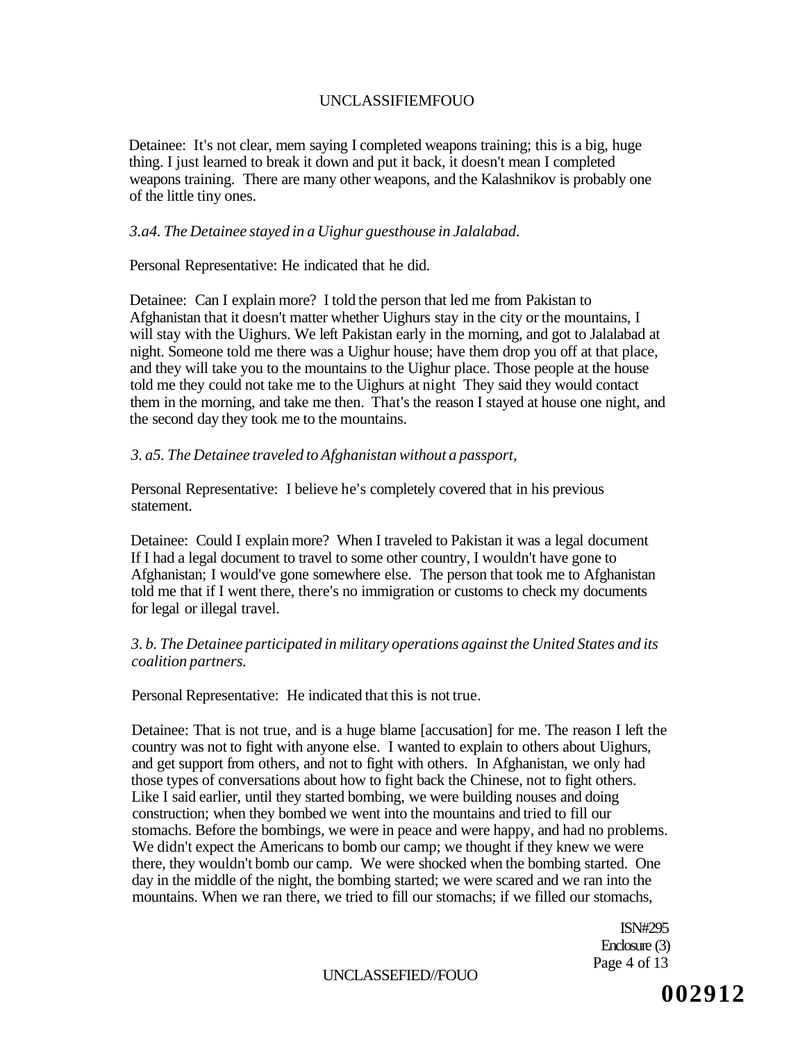Detainee: It's not clear, mem saying I completed weapons training; this is a big, huge thing. I just learned to break it down and put it back, it doesn't mean I completed weapons training. There are many other weapons, and the Kalashnikov is probably one of the little tiny ones.

*3.a4. The Detainee stayed in a Uighur guesthouse in Jalalabad.*

Personal Representative: He indicated that he did.

Detainee: Can I explain more? I told the person that led me from Pakistan to Afghanistan that it doesn't matter whether Uighurs stay in the city or the mountains, I will stay with the Uighurs. We left Pakistan early in the morning, and got to Jalalabad at night. Someone told me there was a Uighur house; have them drop you off at that place, and they will take you to the mountains to the Uighur place. Those people at the house told me they could not take me to the Uighurs at night They said they would contact them in the morning, and take me then. That's the reason I stayed at house one night, and the second day they took me to the mountains.

*3. a5. The Detainee traveled to Afghanistan without a passport,*

Personal Representative: I believe he's completely covered that in his previous statement.

Detainee: Could I explain more? When I traveled to Pakistan it was a legal document If I had a legal document to travel to some other country, I wouldn't have gone to Afghanistan; I would've gone somewhere else. The person that took me to Afghanistan told me that if I went there, there's no immigration or customs to check my documents for legal or illegal travel.

*3. b. The Detainee participated in military operations against the United States and its coalition partners.*

Personal Representative: He indicated that this is not true.

Detainee: That is not true, and is a huge blame [accusation] for me. The reason I left the country was not to fight with anyone else. I wanted to explain to others about Uighurs, and get support from others, and not to fight with others. In Afghanistan, we only had those types of conversations about how to fight back the Chinese, not to fight others. Like I said earlier, until they started bombing, we were building nouses and doing construction; when they bombed we went into the mountains and tried to fill our stomachs. Before the bombings, we were in peace and were happy, and had no problems. We didn't expect the Americans to bomb our camp; we thought if they knew we were there, they wouldn't bomb our camp. We were shocked when the bombing started. One day in the middle of the night, the bombing started; we were scared and we ran into the mountains. When we ran there, we tried to fill our stomachs; if we filled our stomachs,

ISN#295
Enclosure (3)

002912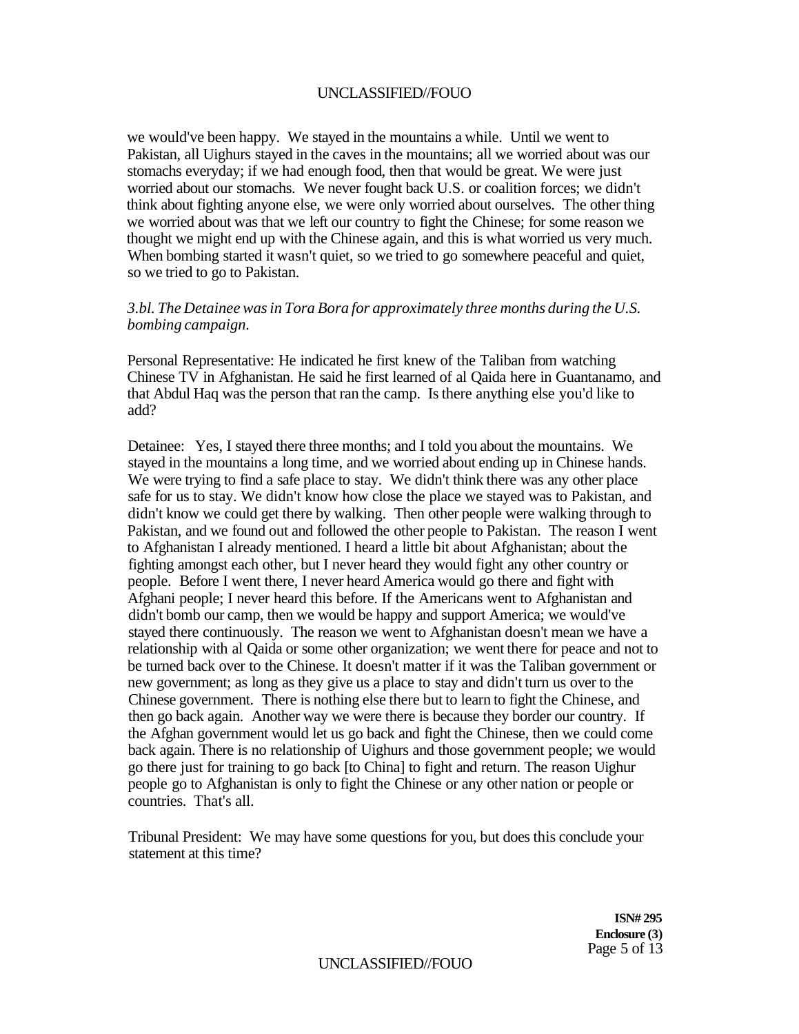we would've been happy. We stayed in the mountains a while. Until we went to Pakistan, all Uighurs stayed in the caves in the mountains; all we worried about was our stomachs everyday; if we had enough food, then that would be great. We were just worried about our stomachs. We never fought back U.S. or coalition forces; we didn't think about fighting anyone else, we were only worried about ourselves. The other thing we worried about was that we left our country to fight the Chinese; for some reason we thought we might end up with the Chinese again, and this is what worried us very much. When bombing started it wasn't quiet, so we tried to go somewhere peaceful and quiet, so we tried to go to Pakistan.

*3.bl. The Detainee was in Tora Bora for approximately three months during the U.S. bombing campaign.*

Personal Representative: He indicated he first knew of the Taliban from watching Chinese TV in Afghanistan. He said he first learned of al Qaida here in Guantanamo, and that Abdul Haq was the person that ran the camp. Is there anything else you'd like to add?

Detainee: Yes, I stayed there three months; and I told you about the mountains. We stayed in the mountains a long time, and we worried about ending up in Chinese hands. We were trying to find a safe place to stay. We didn't think there was any other place safe for us to stay. We didn't know how close the place we stayed was to Pakistan, and didn't know we could get there by walking. Then other people were walking through to Pakistan, and we found out and followed the other people to Pakistan. The reason I went to Afghanistan I already mentioned. I heard a little bit about Afghanistan; about the fighting amongst each other, but I never heard they would fight any other country or people. Before I went there, I never heard America would go there and fight with Afghani people; I never heard this before. If the Americans went to Afghanistan and didn't bomb our camp, then we would be happy and support America; we would've stayed there continuously. The reason we went to Afghanistan doesn't mean we have a relationship with al Qaida or some other organization; we went there for peace and not to be turned back over to the Chinese. It doesn't matter if it was the Taliban government or new government; as long as they give us a place to stay and didn't turn us over to the Chinese government. There is nothing else there but to learn to fight the Chinese, and then go back again. Another way we were there is because they border our country. If the Afghan government would let us go back and fight the Chinese, then we could come back again. There is no relationship of Uighurs and those government people; we would go there just for training to go back [to China] to fight and return. The reason Uighur people go to Afghanistan is only to fight the Chinese or any other nation or people or countries. That's all.

Tribunal President: We may have some questions for you, but does this conclude your statement at this time?

**ISN# 295**
**Enclosure (3)**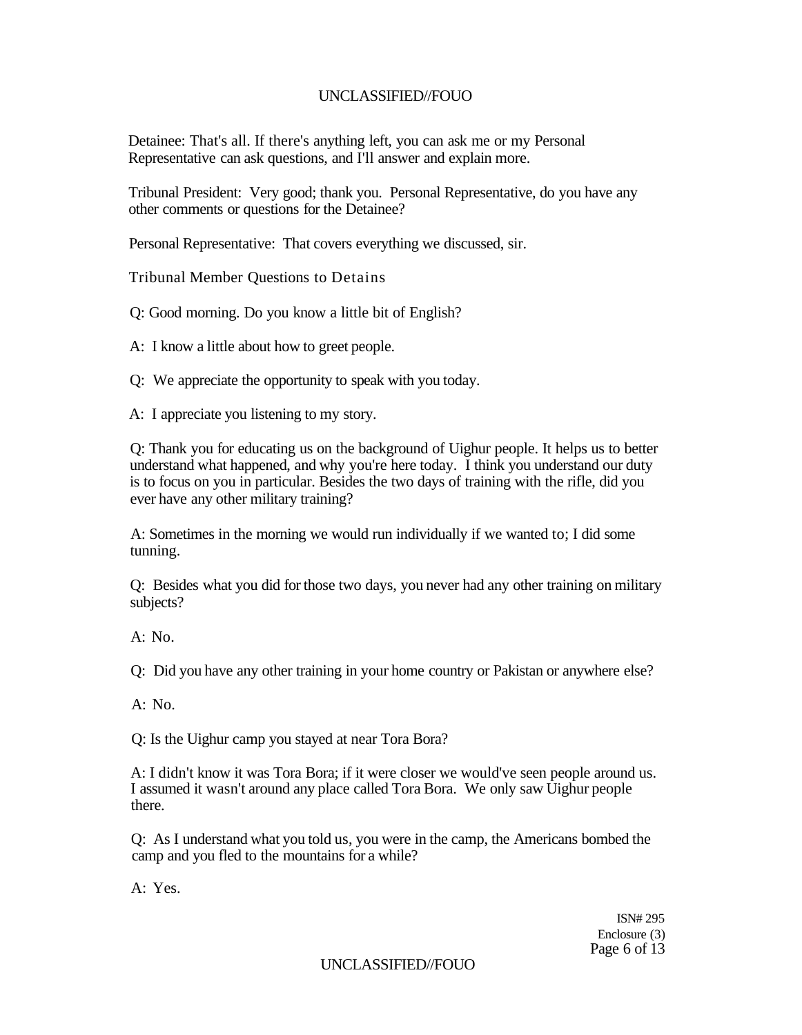Detainee: That's all. If there's anything left, you can ask me or my Personal Representative can ask questions, and I'll answer and explain more.

Tribunal President: Very good; thank you. Personal Representative, do you have any other comments or questions for the Detainee?

Personal Representative: That covers everything we discussed, sir.

Tribunal Member Questions to Detains

Q: Good morning. Do you know a little bit of English?

A: I know a little about how to greet people.

Q: We appreciate the opportunity to speak with you today.

A: I appreciate you listening to my story.

Q: Thank you for educating us on the background of Uighur people. It helps us to better understand what happened, and why you're here today. I think you understand our duty is to focus on you in particular. Besides the two days of training with the rifle, did you ever have any other military training?

A: Sometimes in the morning we would run individually if we wanted to; I did some tunning.

Q: Besides what you did for those two days, you never had any other training on military subjects?

A: No.

Q: Did you have any other training in your home country or Pakistan or anywhere else?

A: No.

Q: Is the Uighur camp you stayed at near Tora Bora?

A: I didn't know it was Tora Bora; if it were closer we would've seen people around us. I assumed it wasn't around any place called Tora Bora. We only saw Uighur people there.

Q: As I understand what you told us, you were in the camp, the Americans bombed the camp and you fled to the mountains for a while?

A: Yes.

ISN# 295
Enclosure (3)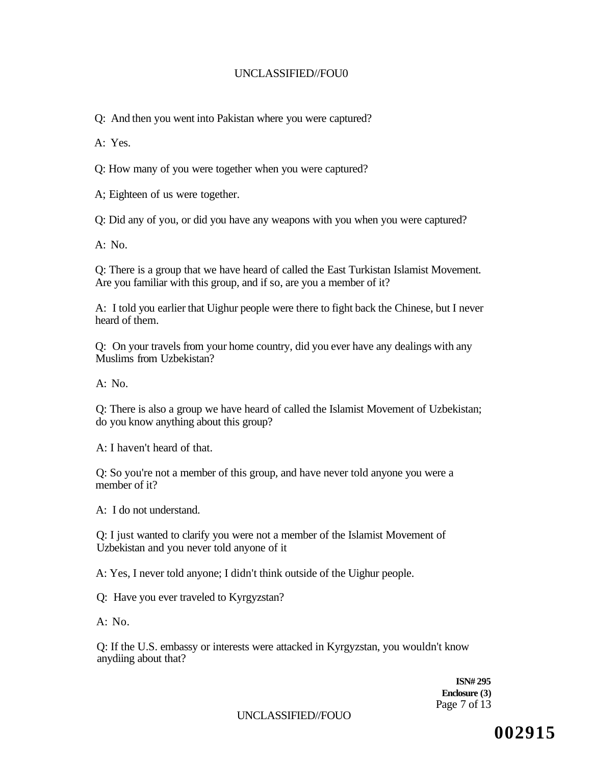Q: And then you went into Pakistan where you were captured?

A: Yes.

Q: How many of you were together when you were captured?

A; Eighteen of us were together.

Q: Did any of you, or did you have any weapons with you when you were captured?

A: No.

Q: There is a group that we have heard of called the East Turkistan Islamist Movement. Are you familiar with this group, and if so, are you a member of it?

A: I told you earlier that Uighur people were there to fight back the Chinese, but I never heard of them.

Q: On your travels from your home country, did you ever have any dealings with any Muslims from Uzbekistan?

A: No.

Q: There is also a group we have heard of called the Islamist Movement of Uzbekistan; do you know anything about this group?

A: I haven't heard of that.

Q: So you're not a member of this group, and have never told anyone you were a member of it?

A: I do not understand.

Q: I just wanted to clarify you were not a member of the Islamist Movement of Uzbekistan and you never told anyone of it

A: Yes, I never told anyone; I didn't think outside of the Uighur people.

Q: Have you ever traveled to Kyrgyzstan?

A: No.

Q: If the U.S. embassy or interests were attacked in Kyrgyzstan, you wouldn't know anydiing about that?

**ISN# 295**
**Enclosure (3)**

**002915**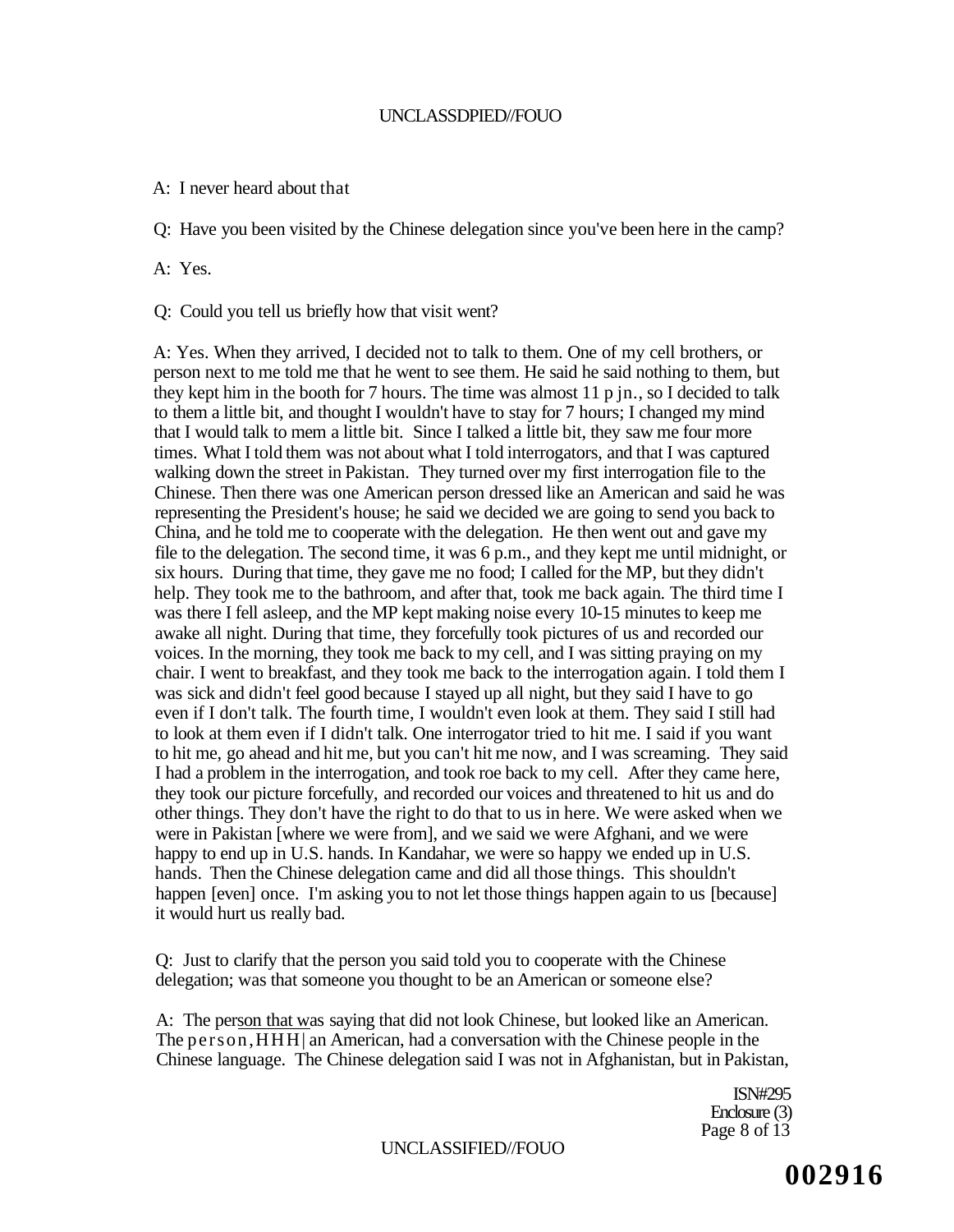A: I never heard about that

Q: Have you been visited by the Chinese delegation since you've been here in the camp?

A: Yes.

Q: Could you tell us briefly how that visit went?

A: Yes. When they arrived, I decided not to talk to them. One of my cell brothers, or person next to me told me that he went to see them. He said he said nothing to them, but they kept him in the booth for 7 hours. The time was almost 11 p jn., so I decided to talk to them a little bit, and thought I wouldn't have to stay for 7 hours; I changed my mind that I would talk to mem a little bit. Since I talked a little bit, they saw me four more times. What I told them was not about what I told interrogators, and that I was captured walking down the street in Pakistan. They turned over my first interrogation file to the Chinese. Then there was one American person dressed like an American and said he was representing the President's house; he said we decided we are going to send you back to China, and he told me to cooperate with the delegation. He then went out and gave my file to the delegation. The second time, it was 6 p.m., and they kept me until midnight, or six hours. During that time, they gave me no food; I called for the MP, but they didn't help. They took me to the bathroom, and after that, took me back again. The third time I was there I fell asleep, and the MP kept making noise every 10-15 minutes to keep me awake all night. During that time, they forcefully took pictures of us and recorded our voices. In the morning, they took me back to my cell, and I was sitting praying on my chair. I went to breakfast, and they took me back to the interrogation again. I told them I was sick and didn't feel good because I stayed up all night, but they said I have to go even if I don't talk. The fourth time, I wouldn't even look at them. They said I still had to look at them even if I didn't talk. One interrogator tried to hit me. I said if you want to hit me, go ahead and hit me, but you can't hit me now, and I was screaming. They said I had a problem in the interrogation, and took roe back to my cell. After they came here, they took our picture forcefully, and recorded our voices and threatened to hit us and do other things. They don't have the right to do that to us in here. We were asked when we were in Pakistan [where we were from], and we said we were Afghani, and we were happy to end up in U.S. hands. In Kandahar, we were so happy we ended up in U.S. hands. Then the Chinese delegation came and did all those things. This shouldn't happen [even] once. I'm asking you to not let those things happen again to us [because] it would hurt us really bad.

Q: Just to clarify that the person you said told you to cooperate with the Chinese delegation; was that someone you thought to be an American or someone else?

A: The person that was saying that did not look Chinese, but looked like an American. The person, HHH| an American, had a conversation with the Chinese people in the Chinese language. The Chinese delegation said I was not in Afghanistan, but in Pakistan,

ISN#295
Enclosure (3)
Page 8 of 13

002916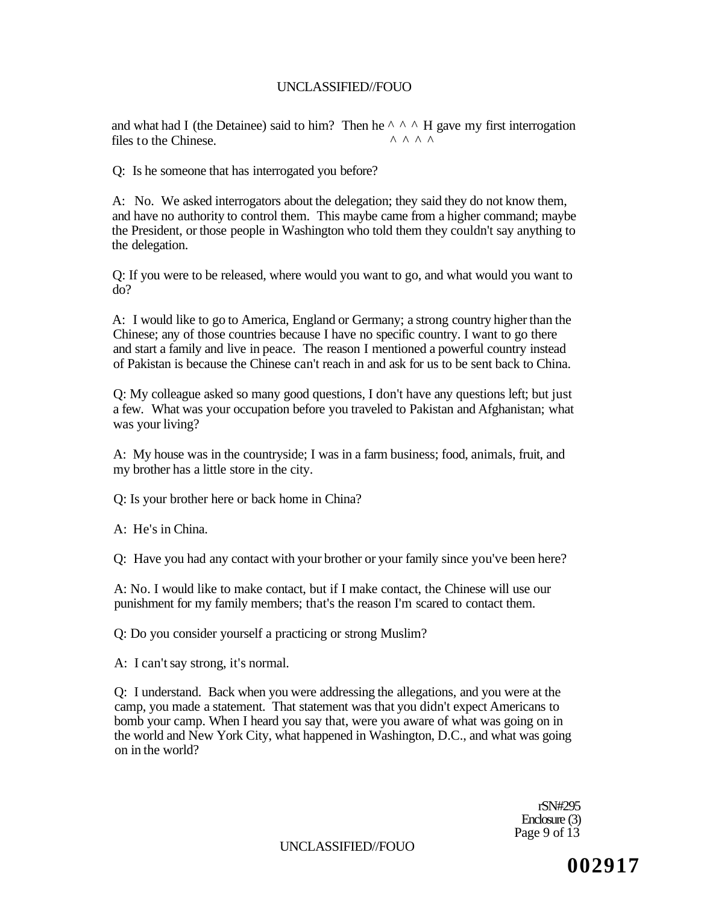and what had I (the Detainee) said to him? Then he ^ ^ ^ H gave my first interrogation files to the Chinese. ^ ^ ^ ^

Q: Is he someone that has interrogated you before?

A: No. We asked interrogators about the delegation; they said they do not know them, and have no authority to control them. This maybe came from a higher command; maybe the President, or those people in Washington who told them they couldn't say anything to the delegation.

Q: If you were to be released, where would you want to go, and what would you want to do?

A: I would like to go to America, England or Germany; a strong country higher than the Chinese; any of those countries because I have no specific country. I want to go there and start a family and live in peace. The reason I mentioned a powerful country instead of Pakistan is because the Chinese can't reach in and ask for us to be sent back to China.

Q: My colleague asked so many good questions, I don't have any questions left; but just a few. What was your occupation before you traveled to Pakistan and Afghanistan; what was your living?

A: My house was in the countryside; I was in a farm business; food, animals, fruit, and my brother has a little store in the city.

Q: Is your brother here or back home in China?

A: He's in China.

Q: Have you had any contact with your brother or your family since you've been here?

A: No. I would like to make contact, but if I make contact, the Chinese will use our punishment for my family members; that's the reason I'm scared to contact them.

Q: Do you consider yourself a practicing or strong Muslim?

A: I can't say strong, it's normal.

Q: I understand. Back when you were addressing the allegations, and you were at the camp, you made a statement. That statement was that you didn't expect Americans to bomb your camp. When I heard you say that, were you aware of what was going on in the world and New York City, what happened in Washington, D.C., and what was going on in the world?

rSN#295
Enclosure (3)

002917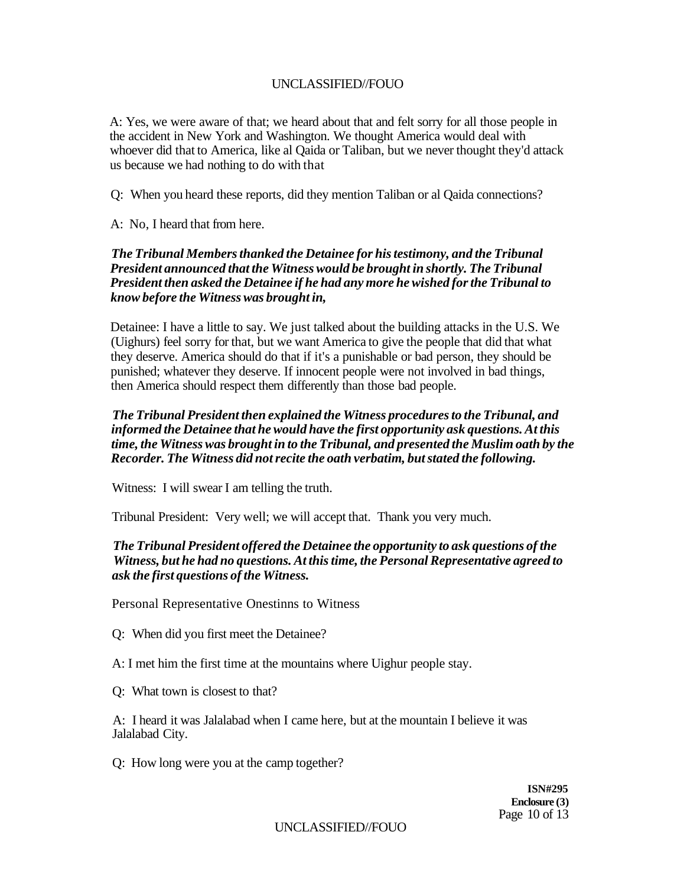A: Yes, we were aware of that; we heard about that and felt sorry for all those people in the accident in New York and Washington. We thought America would deal with whoever did that to America, like al Qaida or Taliban, but we never thought they'd attack us because we had nothing to do with that

Q: When you heard these reports, did they mention Taliban or al Qaida connections?

A: No, I heard that from here.

***The Tribunal Members thanked the Detainee for his testimony, and the Tribunal President announced that the Witness would be brought in shortly. The Tribunal President then asked the Detainee if he had any more he wished for the Tribunal to know before the Witness was brought in,***

Detainee: I have a little to say. We just talked about the building attacks in the U.S. We (Uighurs) feel sorry for that, but we want America to give the people that did that what they deserve. America should do that if it's a punishable or bad person, they should be punished; whatever they deserve. If innocent people were not involved in bad things, then America should respect them differently than those bad people.

***The Tribunal President then explained the Witness procedures to the Tribunal, and informed the Detainee that he would have the first opportunity ask questions. At this time, the Witness was brought in to the Tribunal, and presented the Muslim oath by the Recorder. The Witness did not recite the oath verbatim, but stated the following.***

Witness: I will swear I am telling the truth.

Tribunal President: Very well; we will accept that. Thank you very much.

***The Tribunal President offered the Detainee the opportunity to ask questions of the Witness, but he had no questions. At this time, the Personal Representative agreed to ask the first questions of the Witness.***

Personal Representative Onestinns to Witness

Q: When did you first meet the Detainee?

A: I met him the first time at the mountains where Uighur people stay.

Q: What town is closest to that?

A: I heard it was Jalalabad when I came here, but at the mountain I believe it was Jalalabad City.

Q: How long were you at the camp together?

**ISN#295**
**Enclosure (3)**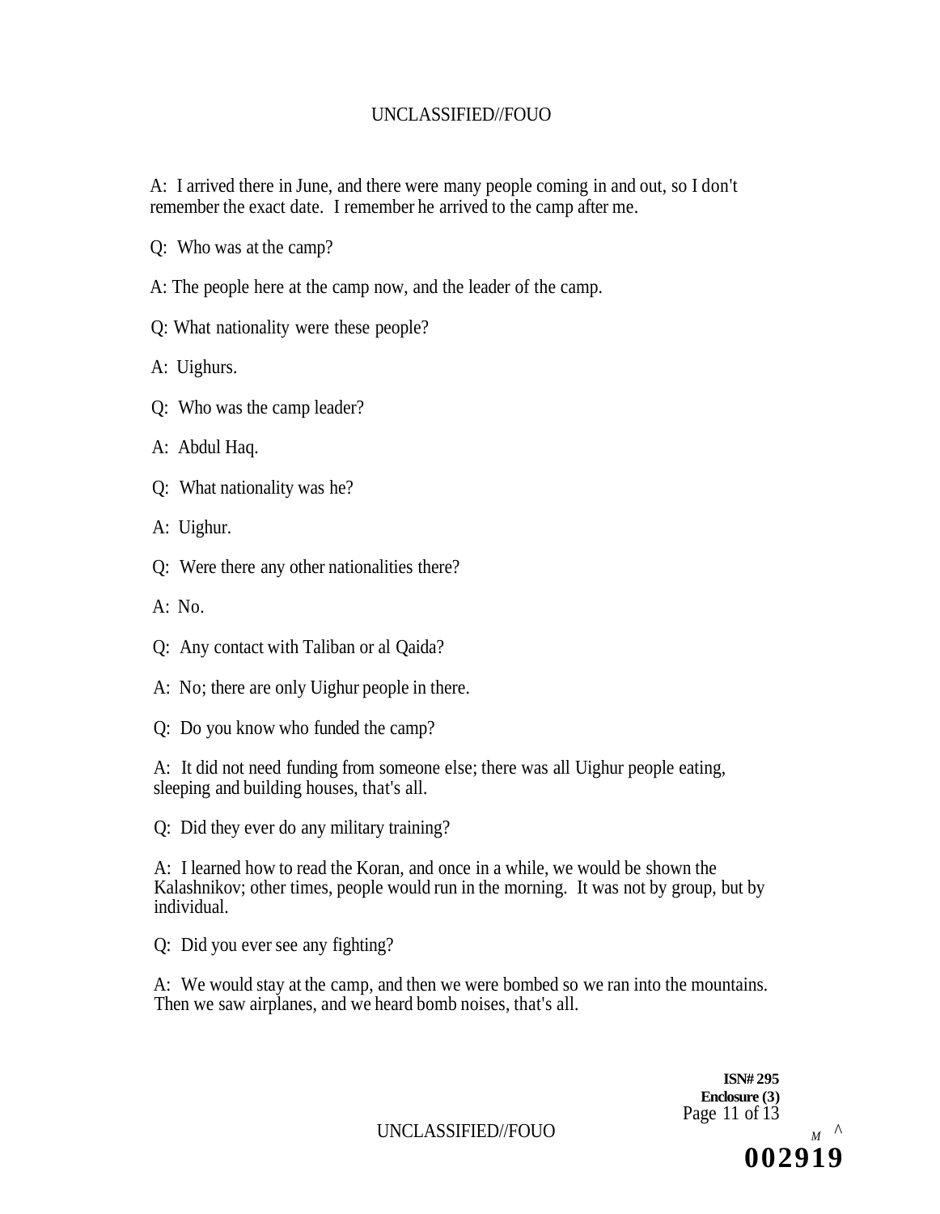A: I arrived there in June, and there were many people coming in and out, so I don't remember the exact date. I remember he arrived to the camp after me.

Q: Who was at the camp?

A: The people here at the camp now, and the leader of the camp.

Q: What nationality were these people?

A: Uighurs.

Q: Who was the camp leader?

A: Abdul Haq.

Q: What nationality was he?

A: Uighur.

Q: Were there any other nationalities there?

A: No.

Q: Any contact with Taliban or al Qaida?

A: No; there are only Uighur people in there.

Q: Do you know who funded the camp?

A: It did not need funding from someone else; there was all Uighur people eating, sleeping and building houses, that's all.

Q: Did they ever do any military training?

A: I learned how to read the Koran, and once in a while, we would be shown the Kalashnikov; other times, people would run in the morning. It was not by group, but by individual.

Q: Did you ever see any fighting?

A: We would stay at the camp, and then we were bombed so we ran into the mountains. Then we saw airplanes, and we heard bomb noises, that's all.

**ISN# 295**
**Enclosure (3)**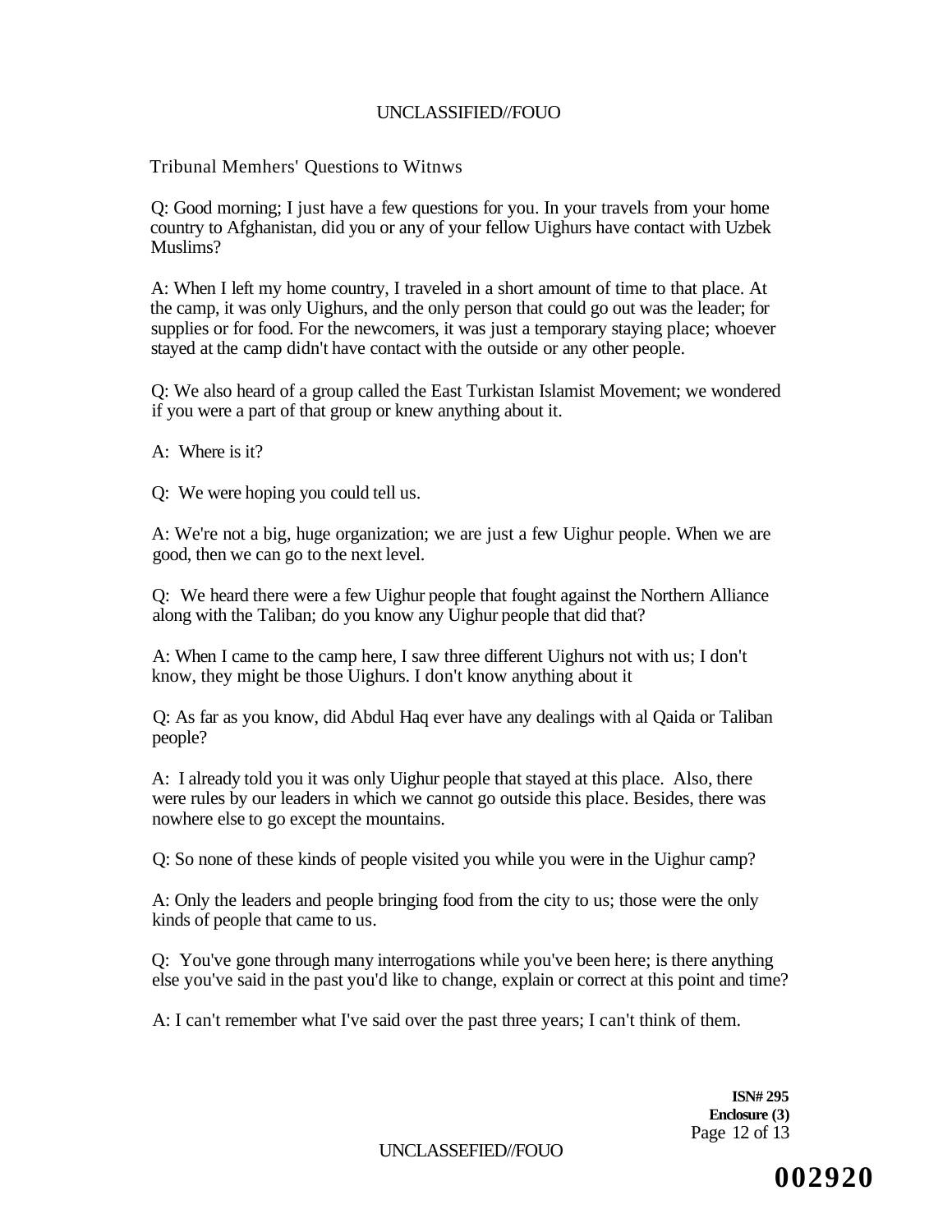Tribunal Memhers' Questions to Witnws

Q: Good morning; I just have a few questions for you. In your travels from your home country to Afghanistan, did you or any of your fellow Uighurs have contact with Uzbek Muslims?

A: When I left my home country, I traveled in a short amount of time to that place. At the camp, it was only Uighurs, and the only person that could go out was the leader; for supplies or for food. For the newcomers, it was just a temporary staying place; whoever stayed at the camp didn't have contact with the outside or any other people.

Q: We also heard of a group called the East Turkistan Islamist Movement; we wondered if you were a part of that group or knew anything about it.

A: Where is it?

Q: We were hoping you could tell us.

A: We're not a big, huge organization; we are just a few Uighur people. When we are good, then we can go to the next level.

Q: We heard there were a few Uighur people that fought against the Northern Alliance along with the Taliban; do you know any Uighur people that did that?

A: When I came to the camp here, I saw three different Uighurs not with us; I don't know, they might be those Uighurs. I don't know anything about it

Q: As far as you know, did Abdul Haq ever have any dealings with al Qaida or Taliban people?

A: I already told you it was only Uighur people that stayed at this place. Also, there were rules by our leaders in which we cannot go outside this place. Besides, there was nowhere else to go except the mountains.

Q: So none of these kinds of people visited you while you were in the Uighur camp?

A: Only the leaders and people bringing food from the city to us; those were the only kinds of people that came to us.

Q: You've gone through many interrogations while you've been here; is there anything else you've said in the past you'd like to change, explain or correct at this point and time?

A: I can't remember what I've said over the past three years; I can't think of them.

**ISN# 295**
**Enclosure (3)**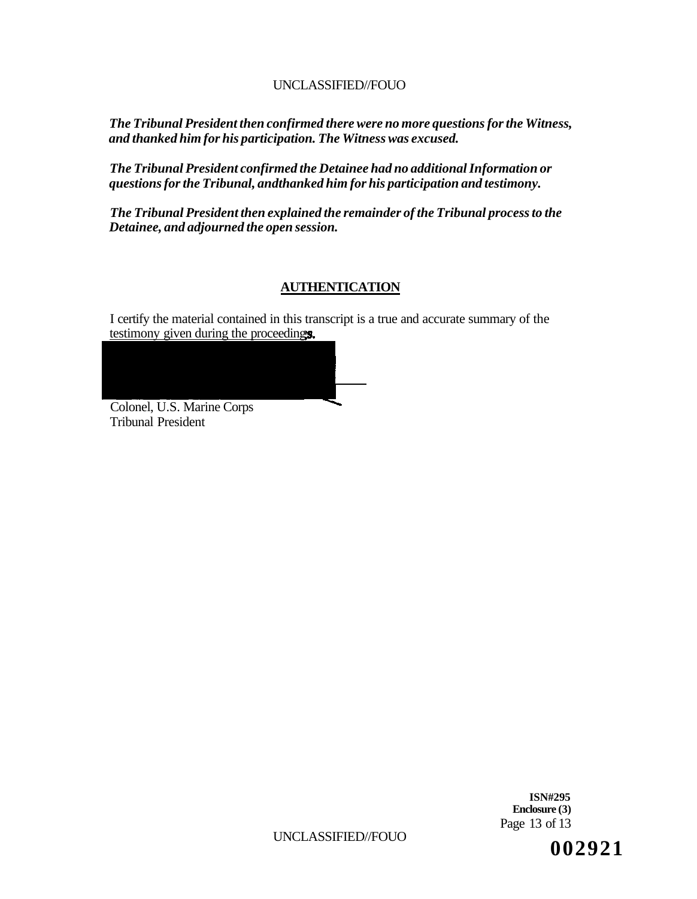***The Tribunal President then confirmed there were no more questions for the Witness, and thanked him for his participation. The Witness was excused.***

***The Tribunal President confirmed the Detainee had no additional Information or questions for the Tribunal, andthanked him for his participation and testimony.***

***The Tribunal President then explained the remainder of the Tribunal process to the Detainee, and adjourned the open session.***

## AUTHENTICATION

I certify the material contained in this transcript is a true and accurate summary of the testimony given during the proceedings.

Colonel, U.S. Marine Corps
Tribunal President

**ISN#295**
**Enclosure (3)**

002921